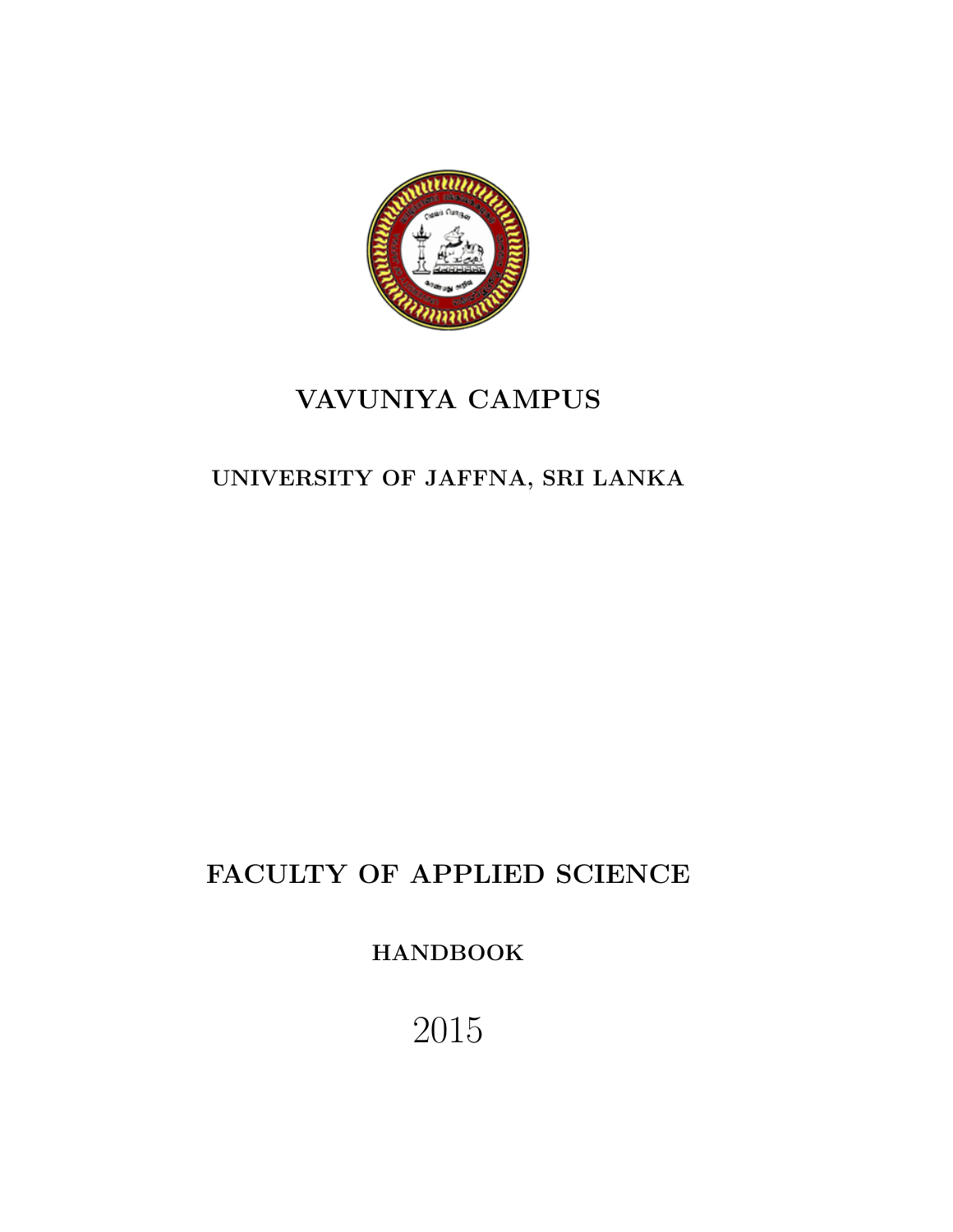# VAVUNIYA CAMPUS

## UNIVERSITY OF JAFFNA, SRI LANKA

# FACULTY OF APPLIED SCIENCE

## HANDBOOK

2015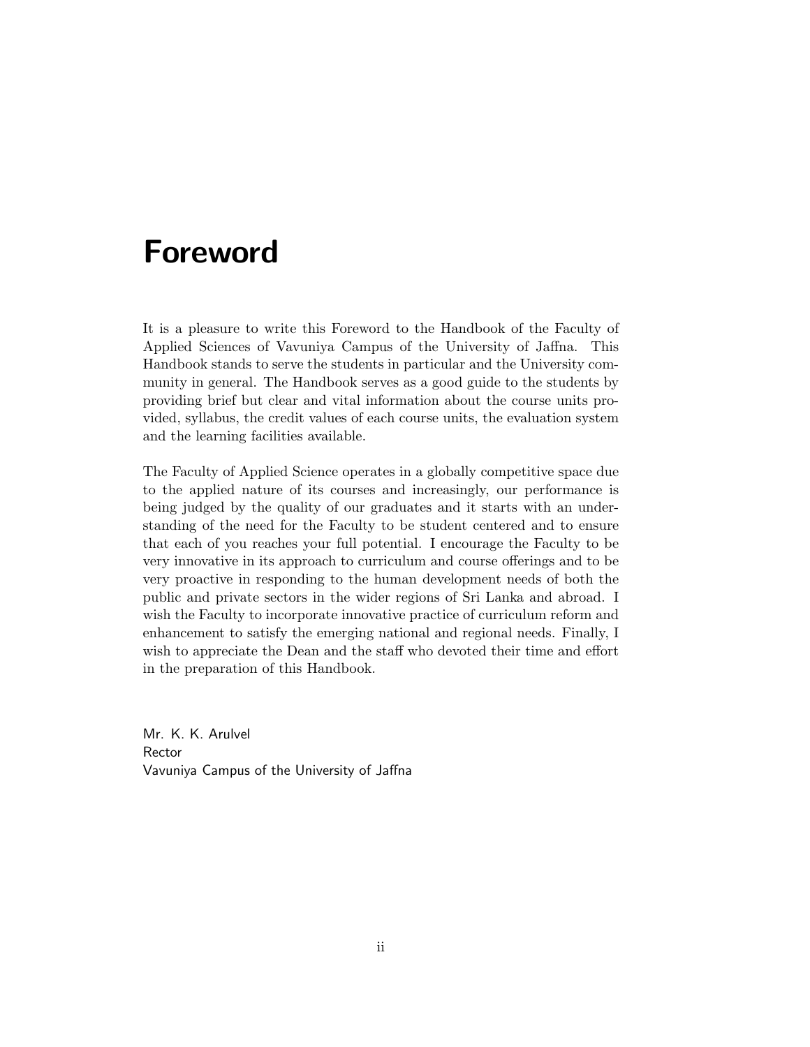# Foreword

It is a pleasure to write this Foreword to the Handbook of the Faculty of Applied Sciences of Vavuniya Campus of the University of Jaffna. This Handbook stands to serve the students in particular and the University community in general. The Handbook serves as a good guide to the students by providing brief but clear and vital information about the course units provided, syllabus, the credit values of each course units, the evaluation system and the learning facilities available.

The Faculty of Applied Science operates in a globally competitive space due to the applied nature of its courses and increasingly, our performance is being judged by the quality of our graduates and it starts with an understanding of the need for the Faculty to be student centered and to ensure that each of you reaches your full potential. I encourage the Faculty to be very innovative in its approach to curriculum and course offerings and to be very proactive in responding to the human development needs of both the public and private sectors in the wider regions of Sri Lanka and abroad. I wish the Faculty to incorporate innovative practice of curriculum reform and enhancement to satisfy the emerging national and regional needs. Finally, I wish to appreciate the Dean and the staff who devoted their time and effort in the preparation of this Handbook.

Mr. K. K. Arulvel  
Rector  
Vavuniya Campus of the University of Jaffna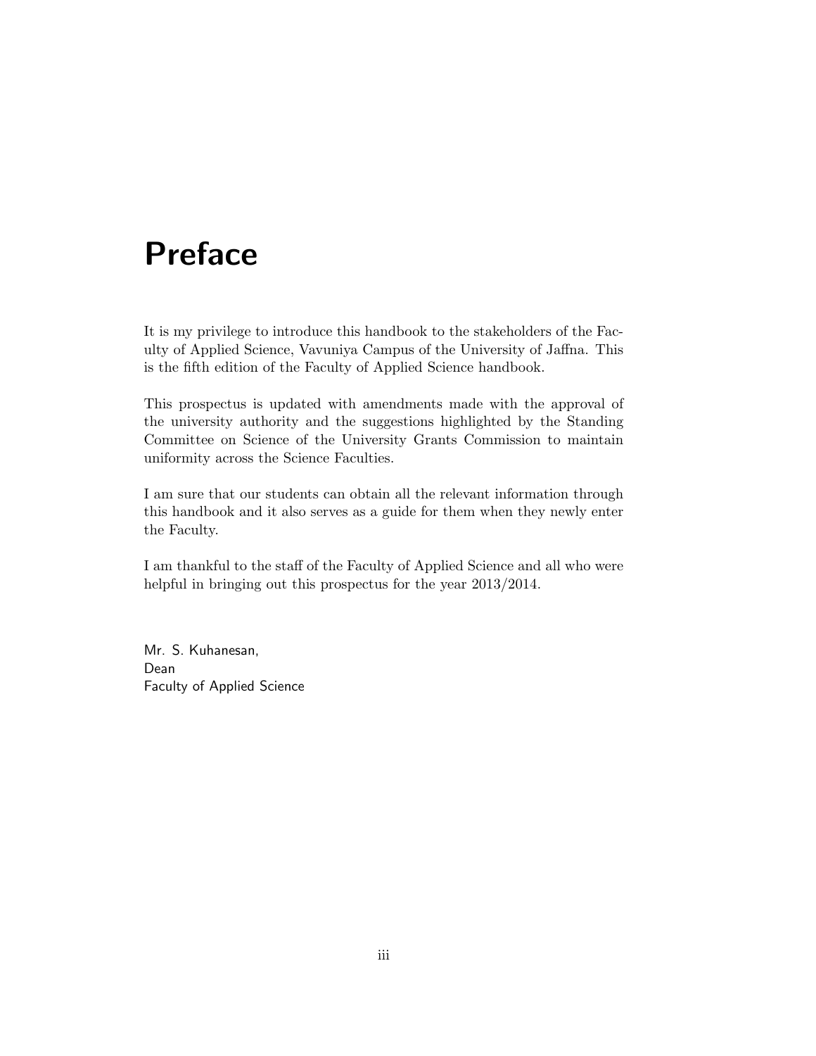# Preface

It is my privilege to introduce this handbook to the stakeholders of the Faculty of Applied Science, Vavuniya Campus of the University of Jaffna. This is the fifth edition of the Faculty of Applied Science handbook.

This prospectus is updated with amendments made with the approval of the university authority and the suggestions highlighted by the Standing Committee on Science of the University Grants Commission to maintain uniformity across the Science Faculties.

I am sure that our students can obtain all the relevant information through this handbook and it also serves as a guide for them when they newly enter the Faculty.

I am thankful to the staff of the Faculty of Applied Science and all who were helpful in bringing out this prospectus for the year 2013/2014.

Mr. S. Kuhanesan,  
Dean  
Faculty of Applied Science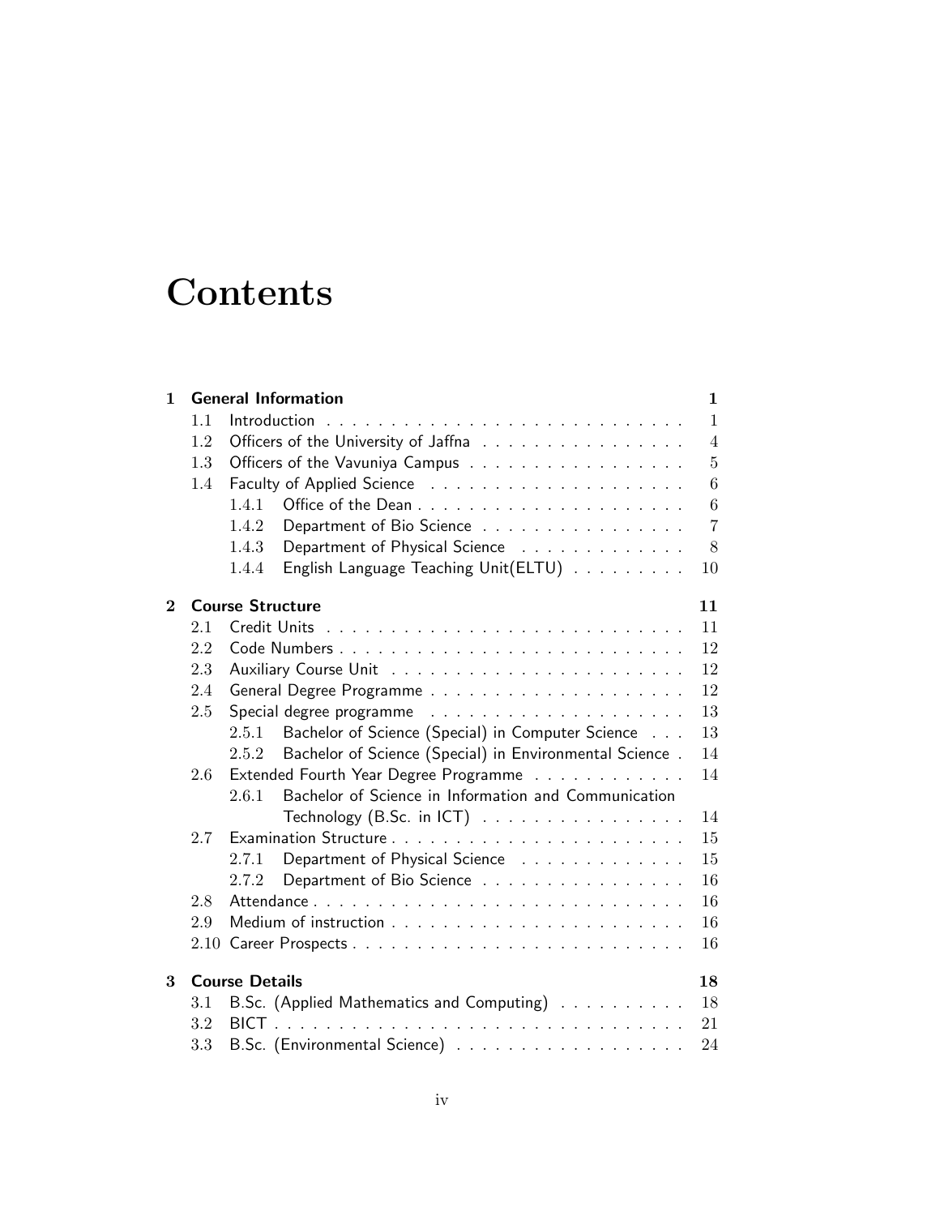# Contents

- **1 General Information** — **1**
  - 1.1 Introduction — 1
  - 1.2 Officers of the University of Jaffna — 4
  - 1.3 Officers of the Vavuniya Campus — 5
  - 1.4 Faculty of Applied Science — 6
    - 1.4.1 Office of the Dean — 6
    - 1.4.2 Department of Bio Science — 7
    - 1.4.3 Department of Physical Science — 8
    - 1.4.4 English Language Teaching Unit(ELTU) — 10
- **2 Course Structure** — **11**
  - 2.1 Credit Units — 11
  - 2.2 Code Numbers — 12
  - 2.3 Auxiliary Course Unit — 12
  - 2.4 General Degree Programme — 12
  - 2.5 Special degree programme — 13
    - 2.5.1 Bachelor of Science (Special) in Computer Science — 13
    - 2.5.2 Bachelor of Science (Special) in Environmental Science — 14
  - 2.6 Extended Fourth Year Degree Programme — 14
    - 2.6.1 Bachelor of Science in Information and Communication Technology (B.Sc. in ICT) — 14
  - 2.7 Examination Structure — 15
    - 2.7.1 Department of Physical Science — 15
    - 2.7.2 Department of Bio Science — 16
  - 2.8 Attendance — 16
  - 2.9 Medium of instruction — 16
  - 2.10 Career Prospects — 16
- **3 Course Details** — **18**
  - 3.1 B.Sc. (Applied Mathematics and Computing) — 18
  - 3.2 BICT — 21
  - 3.3 B.Sc. (Environmental Science) — 24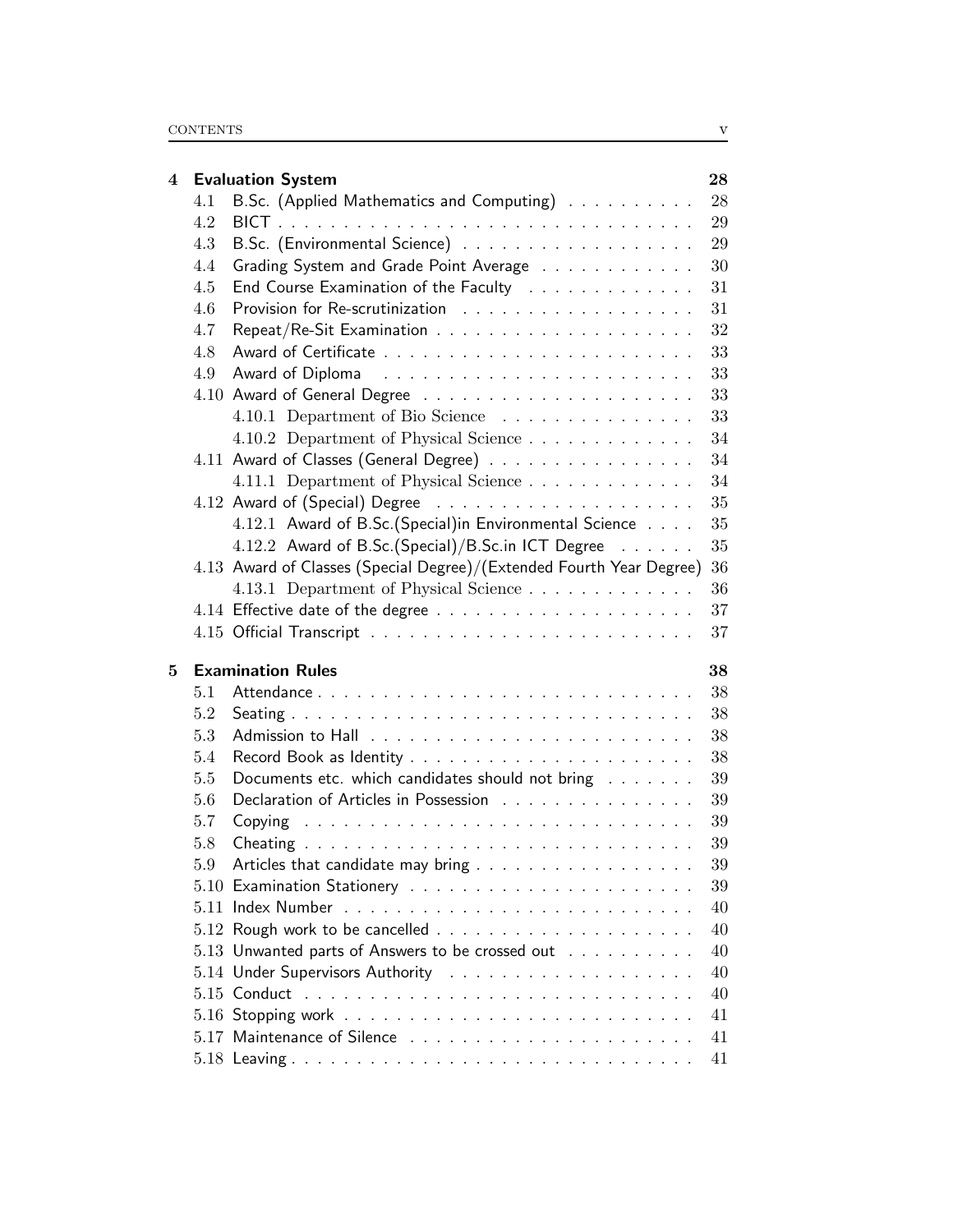**4 Evaluation System** 28

- 4.1 B.Sc. (Applied Mathematics and Computing) 28
- 4.2 BICT 29
- 4.3 B.Sc. (Environmental Science) 29
- 4.4 Grading System and Grade Point Average 30
- 4.5 End Course Examination of the Faculty 31
- 4.6 Provision for Re-scrutinization 31
- 4.7 Repeat/Re-Sit Examination 32
- 4.8 Award of Certificate 33
- 4.9 Award of Diploma 33
- 4.10 Award of General Degree 33
  - 4.10.1 Department of Bio Science 33
  - 4.10.2 Department of Physical Science 34
- 4.11 Award of Classes (General Degree) 34
  - 4.11.1 Department of Physical Science 34
- 4.12 Award of (Special) Degree 35
  - 4.12.1 Award of B.Sc.(Special)in Environmental Science 35
  - 4.12.2 Award of B.Sc.(Special)/B.Sc.in ICT Degree 35
- 4.13 Award of Classes (Special Degree)/(Extended Fourth Year Degree) 36
  - 4.13.1 Department of Physical Science 36
- 4.14 Effective date of the degree 37
- 4.15 Official Transcript 37

**5 Examination Rules** 38

- 5.1 Attendance 38
- 5.2 Seating 38
- 5.3 Admission to Hall 38
- 5.4 Record Book as Identity 38
- 5.5 Documents etc. which candidates should not bring 39
- 5.6 Declaration of Articles in Possession 39
- 5.7 Copying 39
- 5.8 Cheating 39
- 5.9 Articles that candidate may bring 39
- 5.10 Examination Stationery 39
- 5.11 Index Number 40
- 5.12 Rough work to be cancelled 40
- 5.13 Unwanted parts of Answers to be crossed out 40
- 5.14 Under Supervisors Authority 40
- 5.15 Conduct 40
- 5.16 Stopping work 41
- 5.17 Maintenance of Silence 41
- 5.18 Leaving 41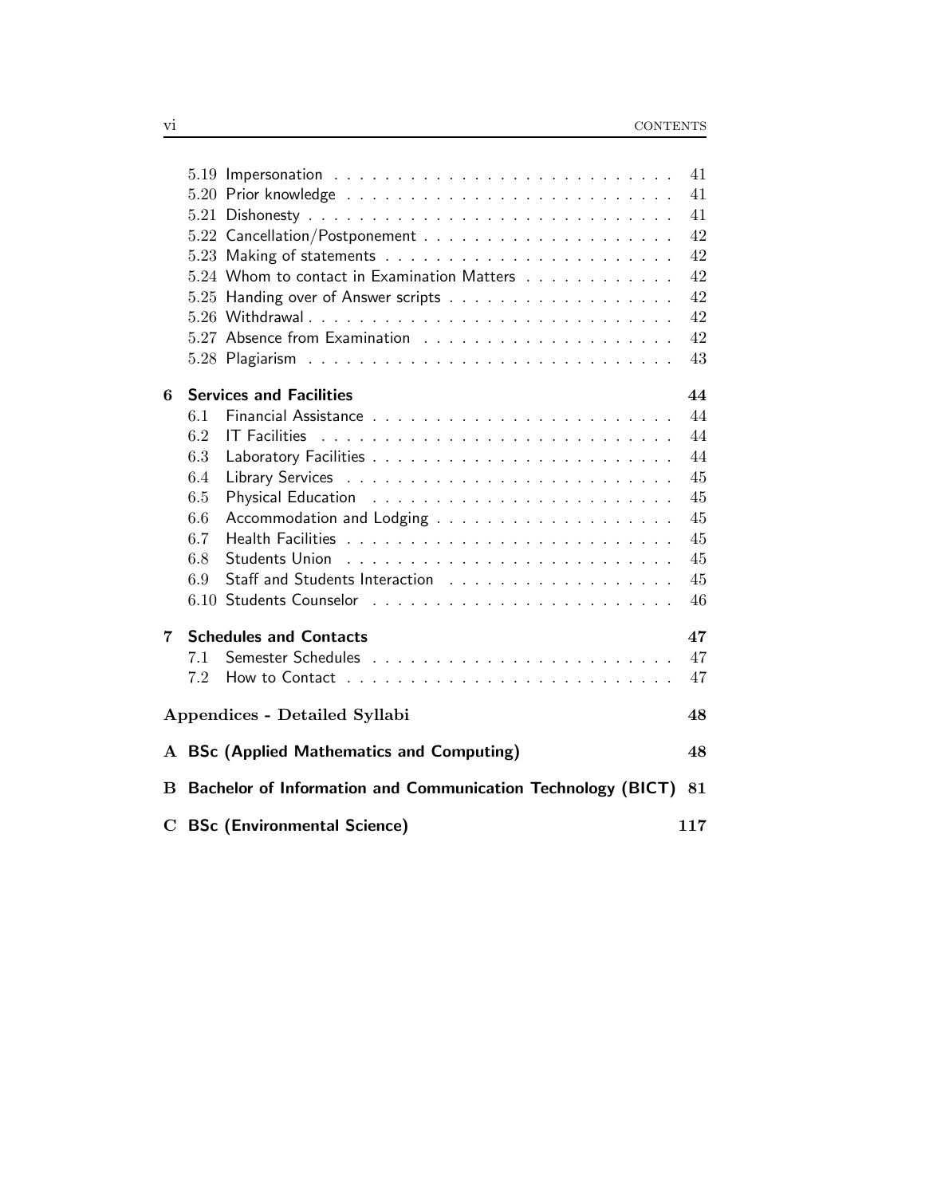- 5.19 Impersonation . . . . . . . . . . . . . . . . . . . . . . . . . . 41
- 5.20 Prior knowledge . . . . . . . . . . . . . . . . . . . . . . . . . 41
- 5.21 Dishonesty . . . . . . . . . . . . . . . . . . . . . . . . . . . . 41
- 5.22 Cancellation/Postponement . . . . . . . . . . . . . . . . . . . 42
- 5.23 Making of statements . . . . . . . . . . . . . . . . . . . . . . 42
- 5.24 Whom to contact in Examination Matters . . . . . . . . . . . . 42
- 5.25 Handing over of Answer scripts . . . . . . . . . . . . . . . . . 42
- 5.26 Withdrawal . . . . . . . . . . . . . . . . . . . . . . . . . . . . 42
- 5.27 Absence from Examination . . . . . . . . . . . . . . . . . . . 42
- 5.28 Plagiarism . . . . . . . . . . . . . . . . . . . . . . . . . . . . 43

**6 Services and Facilities** **44**

- 6.1 Financial Assistance . . . . . . . . . . . . . . . . . . . . . . . 44
- 6.2 IT Facilities . . . . . . . . . . . . . . . . . . . . . . . . . . . 44
- 6.3 Laboratory Facilities . . . . . . . . . . . . . . . . . . . . . . . 44
- 6.4 Library Services . . . . . . . . . . . . . . . . . . . . . . . . . 45
- 6.5 Physical Education . . . . . . . . . . . . . . . . . . . . . . . . 45
- 6.6 Accommodation and Lodging . . . . . . . . . . . . . . . . . . . 45
- 6.7 Health Facilities . . . . . . . . . . . . . . . . . . . . . . . . . 45
- 6.8 Students Union . . . . . . . . . . . . . . . . . . . . . . . . . . 45
- 6.9 Staff and Students Interaction . . . . . . . . . . . . . . . . . . 45
- 6.10 Students Counselor . . . . . . . . . . . . . . . . . . . . . . . . 46

**7 Schedules and Contacts** **47**

- 7.1 Semester Schedules . . . . . . . . . . . . . . . . . . . . . . . . 47
- 7.2 How to Contact . . . . . . . . . . . . . . . . . . . . . . . . . . 47

**Appendices - Detailed Syllabi** **48**

**A BSc (Applied Mathematics and Computing)** **48**

**B Bachelor of Information and Communication Technology (BICT)** **81**

**C BSc (Environmental Science)** **117**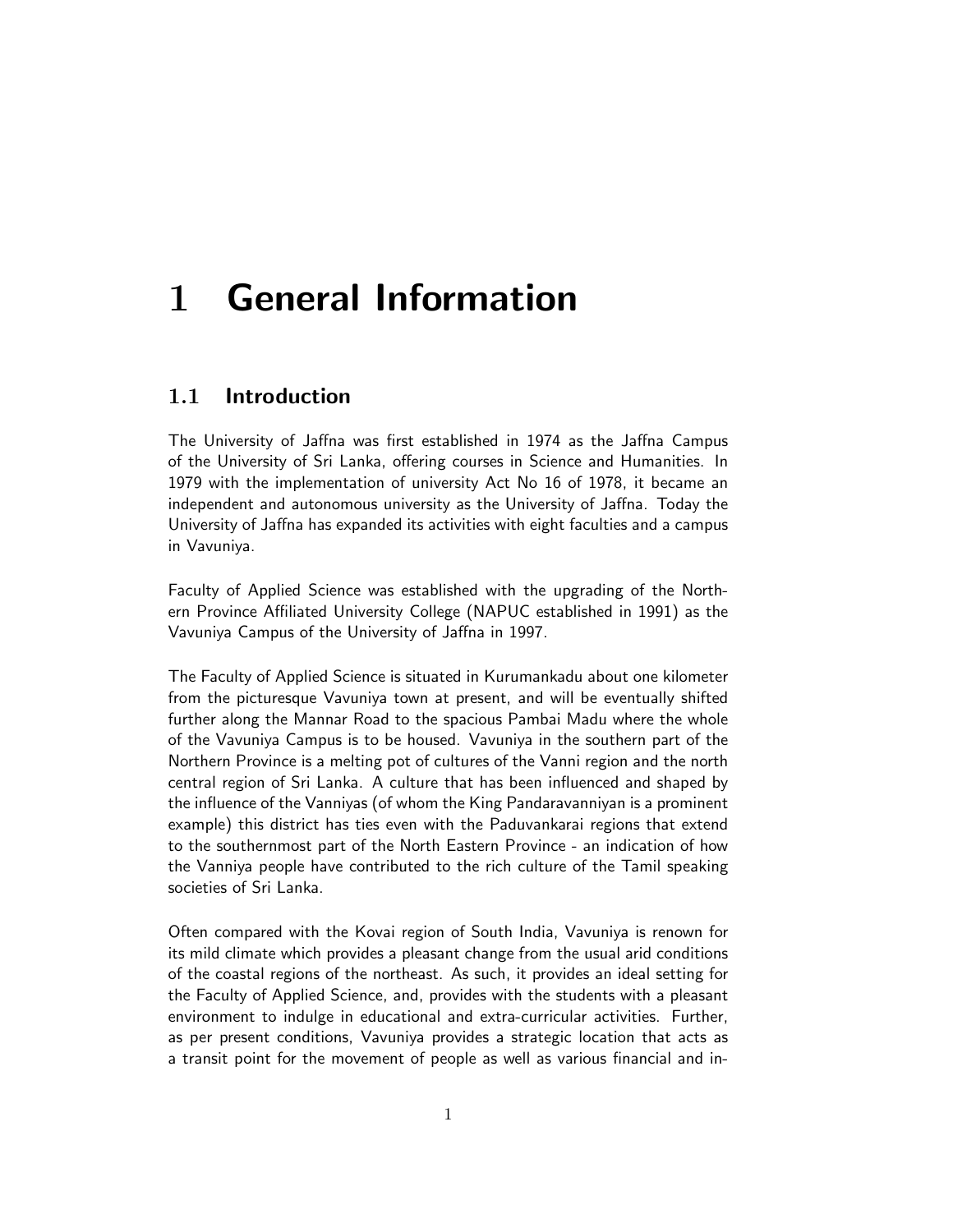# 1 General Information

## 1.1 Introduction

The University of Jaffna was first established in 1974 as the Jaffna Campus of the University of Sri Lanka, offering courses in Science and Humanities. In 1979 with the implementation of university Act No 16 of 1978, it became an independent and autonomous university as the University of Jaffna. Today the University of Jaffna has expanded its activities with eight faculties and a campus in Vavuniya.

Faculty of Applied Science was established with the upgrading of the Northern Province Affiliated University College (NAPUC established in 1991) as the Vavuniya Campus of the University of Jaffna in 1997.

The Faculty of Applied Science is situated in Kurumankadu about one kilometer from the picturesque Vavuniya town at present, and will be eventually shifted further along the Mannar Road to the spacious Pambai Madu where the whole of the Vavuniya Campus is to be housed. Vavuniya in the southern part of the Northern Province is a melting pot of cultures of the Vanni region and the north central region of Sri Lanka. A culture that has been influenced and shaped by the influence of the Vanniyas (of whom the King Pandaravanniyan is a prominent example) this district has ties even with the Paduvankarai regions that extend to the southernmost part of the North Eastern Province - an indication of how the Vanniya people have contributed to the rich culture of the Tamil speaking societies of Sri Lanka.

Often compared with the Kovai region of South India, Vavuniya is renown for its mild climate which provides a pleasant change from the usual arid conditions of the coastal regions of the northeast. As such, it provides an ideal setting for the Faculty of Applied Science, and, provides with the students with a pleasant environment to indulge in educational and extra-curricular activities. Further, as per present conditions, Vavuniya provides a strategic location that acts as a transit point for the movement of people as well as various financial and in-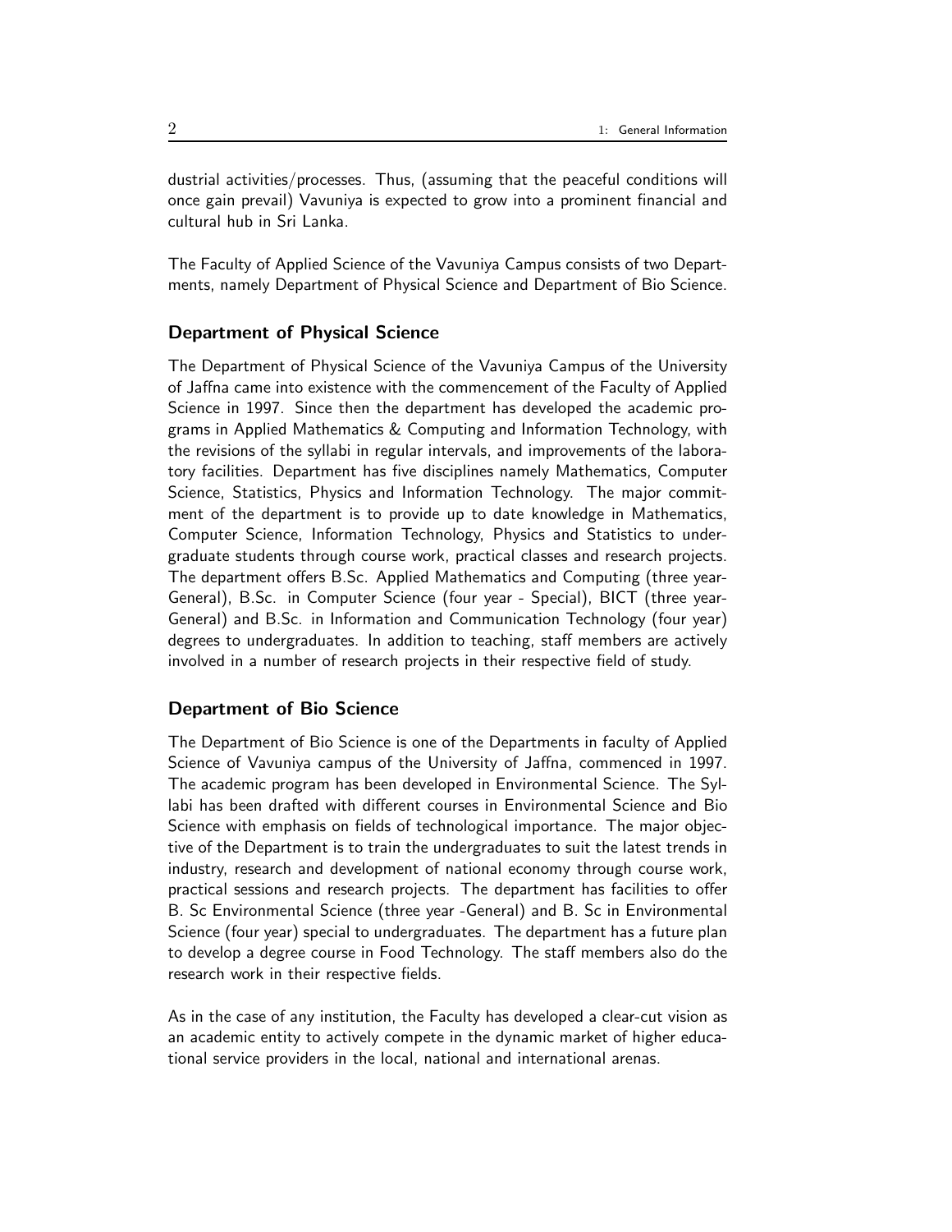dustrial activities/processes. Thus, (assuming that the peaceful conditions will once gain prevail) Vavuniya is expected to grow into a prominent financial and cultural hub in Sri Lanka.

The Faculty of Applied Science of the Vavuniya Campus consists of two Departments, namely Department of Physical Science and Department of Bio Science.

### Department of Physical Science

The Department of Physical Science of the Vavuniya Campus of the University of Jaffna came into existence with the commencement of the Faculty of Applied Science in 1997. Since then the department has developed the academic programs in Applied Mathematics & Computing and Information Technology, with the revisions of the syllabi in regular intervals, and improvements of the laboratory facilities. Department has five disciplines namely Mathematics, Computer Science, Statistics, Physics and Information Technology. The major commitment of the department is to provide up to date knowledge in Mathematics, Computer Science, Information Technology, Physics and Statistics to undergraduate students through course work, practical classes and research projects. The department offers B.Sc. Applied Mathematics and Computing (three year-General), B.Sc. in Computer Science (four year - Special), BICT (three year-General) and B.Sc. in Information and Communication Technology (four year) degrees to undergraduates. In addition to teaching, staff members are actively involved in a number of research projects in their respective field of study.

### Department of Bio Science

The Department of Bio Science is one of the Departments in faculty of Applied Science of Vavuniya campus of the University of Jaffna, commenced in 1997. The academic program has been developed in Environmental Science. The Syllabi has been drafted with different courses in Environmental Science and Bio Science with emphasis on fields of technological importance. The major objective of the Department is to train the undergraduates to suit the latest trends in industry, research and development of national economy through course work, practical sessions and research projects. The department has facilities to offer B. Sc Environmental Science (three year -General) and B. Sc in Environmental Science (four year) special to undergraduates. The department has a future plan to develop a degree course in Food Technology. The staff members also do the research work in their respective fields.

As in the case of any institution, the Faculty has developed a clear-cut vision as an academic entity to actively compete in the dynamic market of higher educational service providers in the local, national and international arenas.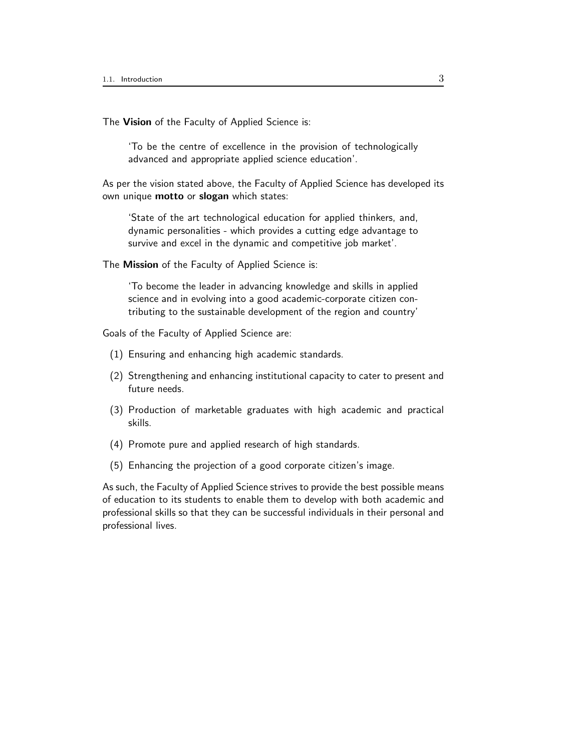The **Vision** of the Faculty of Applied Science is:

> 'To be the centre of excellence in the provision of technologically advanced and appropriate applied science education'.

As per the vision stated above, the Faculty of Applied Science has developed its own unique **motto** or **slogan** which states:

> 'State of the art technological education for applied thinkers, and, dynamic personalities - which provides a cutting edge advantage to survive and excel in the dynamic and competitive job market'.

The **Mission** of the Faculty of Applied Science is:

> 'To become the leader in advancing knowledge and skills in applied science and in evolving into a good academic-corporate citizen contributing to the sustainable development of the region and country'

Goals of the Faculty of Applied Science are:

(1) Ensuring and enhancing high academic standards.

(2) Strengthening and enhancing institutional capacity to cater to present and future needs.

(3) Production of marketable graduates with high academic and practical skills.

(4) Promote pure and applied research of high standards.

(5) Enhancing the projection of a good corporate citizen's image.

As such, the Faculty of Applied Science strives to provide the best possible means of education to its students to enable them to develop with both academic and professional skills so that they can be successful individuals in their personal and professional lives.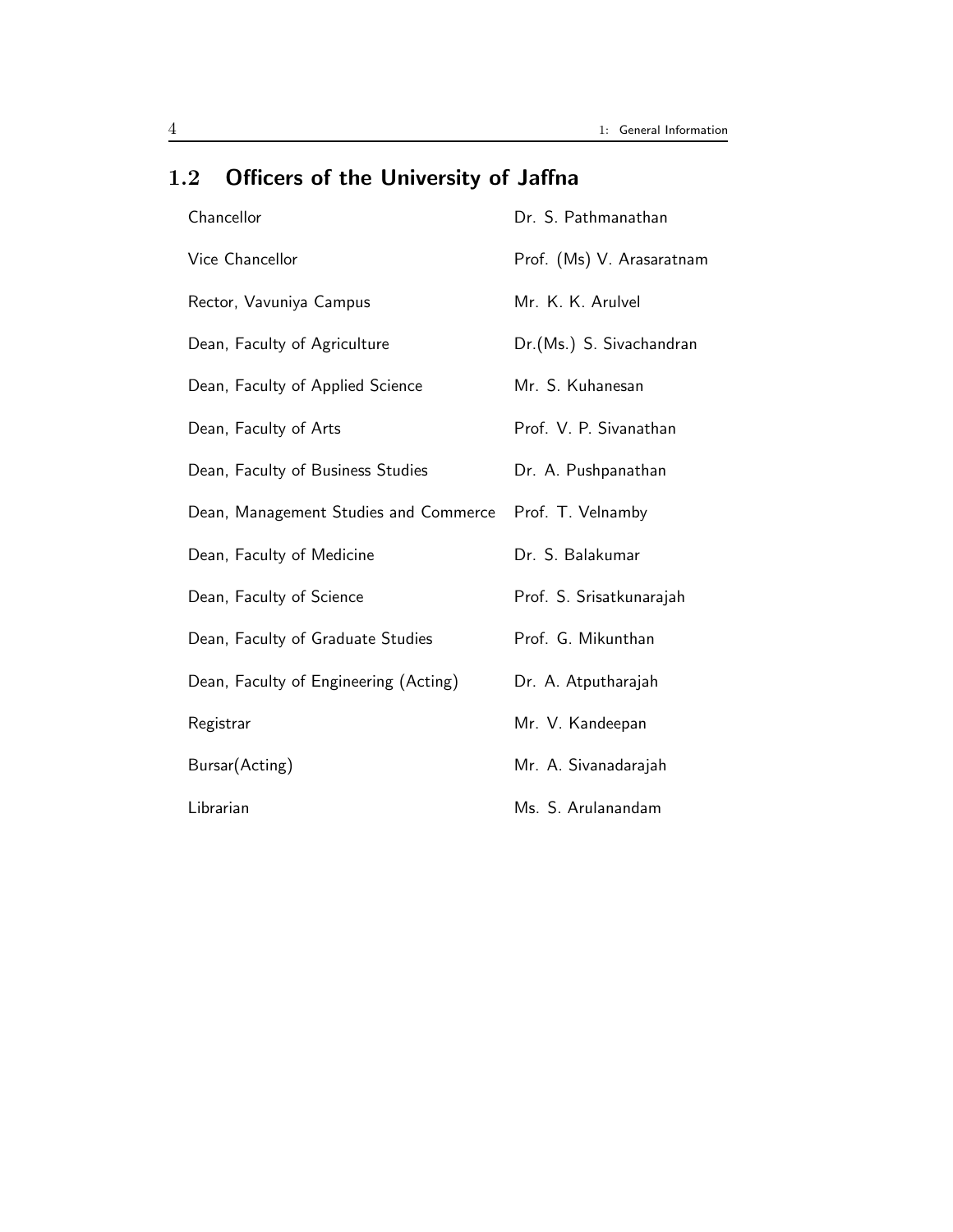## 1.2 Officers of the University of Jaffna

| | |
|---|---|
| Chancellor | Dr. S. Pathmanathan |
| Vice Chancellor | Prof. (Ms) V. Arasaratnam |
| Rector, Vavuniya Campus | Mr. K. K. Arulvel |
| Dean, Faculty of Agriculture | Dr.(Ms.) S. Sivachandran |
| Dean, Faculty of Applied Science | Mr. S. Kuhanesan |
| Dean, Faculty of Arts | Prof. V. P. Sivanathan |
| Dean, Faculty of Business Studies | Dr. A. Pushpanathan |
| Dean, Management Studies and Commerce | Prof. T. Velnamby |
| Dean, Faculty of Medicine | Dr. S. Balakumar |
| Dean, Faculty of Science | Prof. S. Srisatkunarajah |
| Dean, Faculty of Graduate Studies | Prof. G. Mikunthan |
| Dean, Faculty of Engineering (Acting) | Dr. A. Atputharajah |
| Registrar | Mr. V. Kandeepan |
| Bursar(Acting) | Mr. A. Sivanadarajah |
| Librarian | Ms. S. Arulanandam |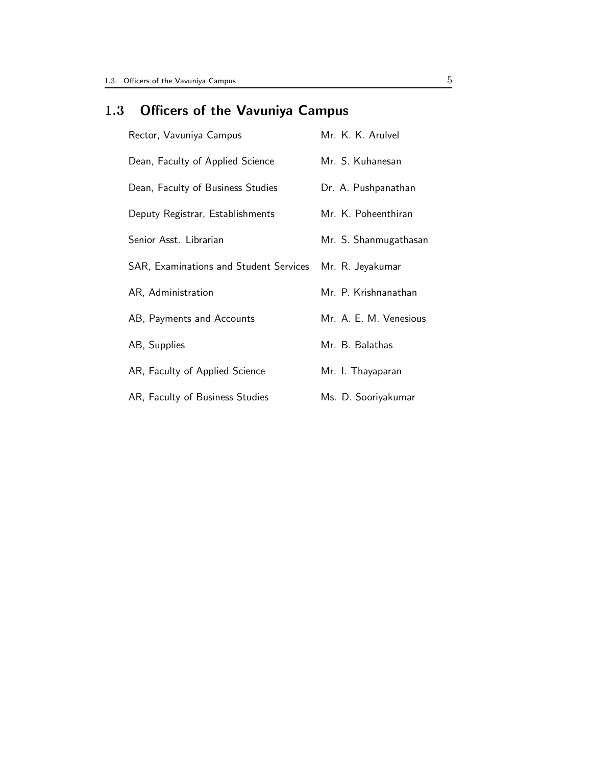## 1.3 Officers of the Vavuniya Campus

| | |
|---|---|
| Rector, Vavuniya Campus | Mr. K. K. Arulvel |
| Dean, Faculty of Applied Science | Mr. S. Kuhanesan |
| Dean, Faculty of Business Studies | Dr. A. Pushpanathan |
| Deputy Registrar, Establishments | Mr. K. Poheenthiran |
| Senior Asst. Librarian | Mr. S. Shanmugathasan |
| SAR, Examinations and Student Services | Mr. R. Jeyakumar |
| AR, Administration | Mr. P. Krishnanathan |
| AB, Payments and Accounts | Mr. A. E. M. Venesious |
| AB, Supplies | Mr. B. Balathas |
| AR, Faculty of Applied Science | Mr. I. Thayaparan |
| AR, Faculty of Business Studies | Ms. D. Sooriyakumar |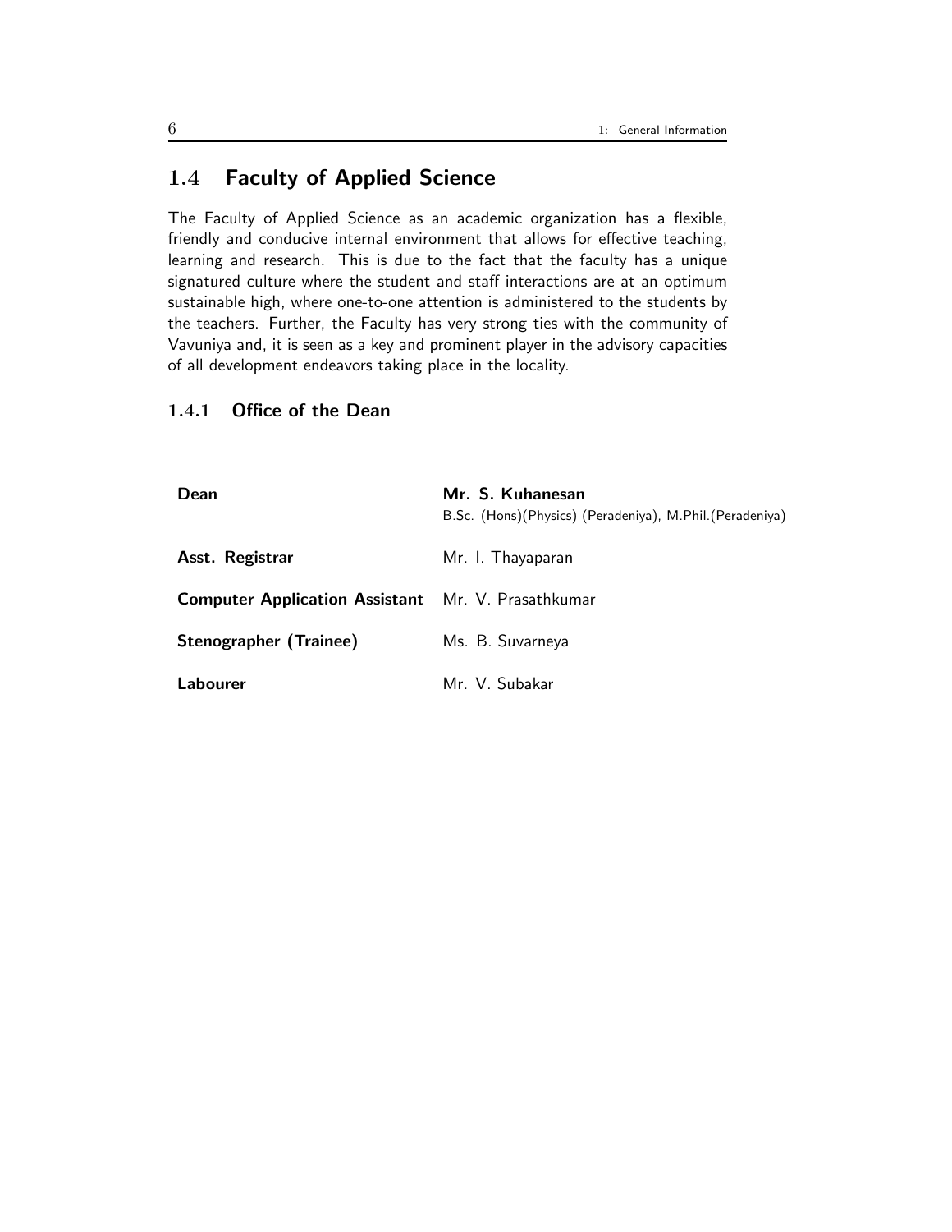## 1.4 Faculty of Applied Science

The Faculty of Applied Science as an academic organization has a flexible, friendly and conducive internal environment that allows for effective teaching, learning and research. This is due to the fact that the faculty has a unique signatured culture where the student and staff interactions are at an optimum sustainable high, where one-to-one attention is administered to the students by the teachers. Further, the Faculty has very strong ties with the community of Vavuniya and, it is seen as a key and prominent player in the advisory capacities of all development endeavors taking place in the locality.

### 1.4.1 Office of the Dean

| | |
|---|---|
| **Dean** | **Mr. S. Kuhanesan**<br>B.Sc. (Hons)(Physics) (Peradeniya), M.Phil.(Peradeniya) |
| **Asst. Registrar** | Mr. I. Thayaparan |
| **Computer Application Assistant** | Mr. V. Prasathkumar |
| **Stenographer (Trainee)** | Ms. B. Suvarneya |
| **Labourer** | Mr. V. Subakar |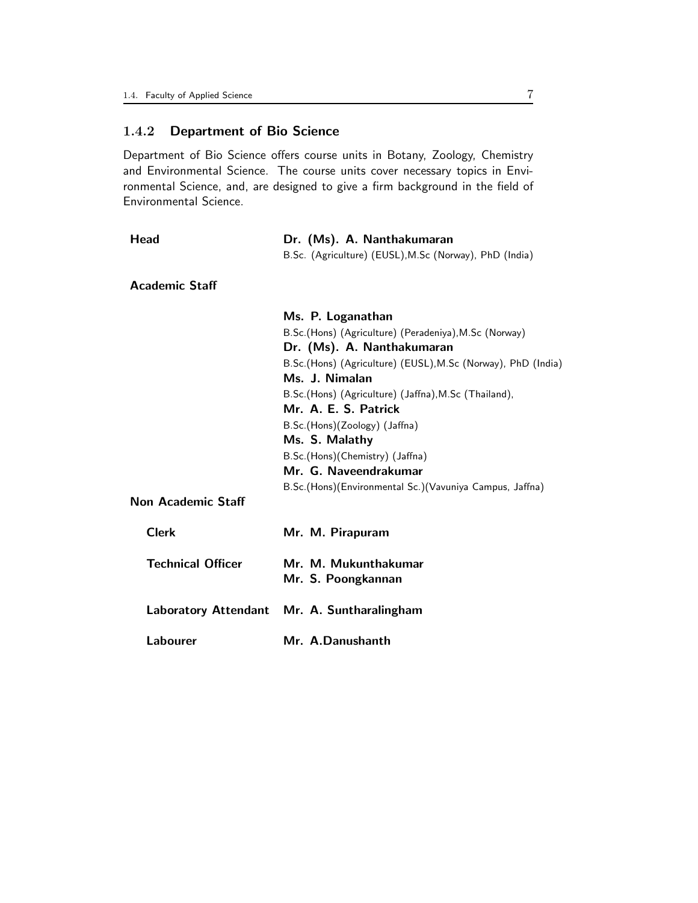### 1.4.2 Department of Bio Science

Department of Bio Science offers course units in Botany, Zoology, Chemistry and Environmental Science. The course units cover necessary topics in Environmental Science, and, are designed to give a firm background in the field of Environmental Science.

**Head**

**Dr. (Ms). A. Nanthakumaran**
B.Sc. (Agriculture) (EUSL),M.Sc (Norway), PhD (India)

**Academic Staff**

**Ms. P. Loganathan**
B.Sc.(Hons) (Agriculture) (Peradeniya),M.Sc (Norway)

**Dr. (Ms). A. Nanthakumaran**
B.Sc.(Hons) (Agriculture) (EUSL),M.Sc (Norway), PhD (India)

**Ms. J. Nimalan**
B.Sc.(Hons) (Agriculture) (Jaffna),M.Sc (Thailand),

**Mr. A. E. S. Patrick**
B.Sc.(Hons)(Zoology) (Jaffna)

**Ms. S. Malathy**
B.Sc.(Hons)(Chemistry) (Jaffna)

**Mr. G. Naveendrakumar**
B.Sc.(Hons)(Environmental Sc.)(Vavuniya Campus, Jaffna)

**Non Academic Staff**

**Clerk** — **Mr. M. Pirapuram**

**Technical Officer** — **Mr. M. Mukunthakumar**
**Mr. S. Poongkannan**

**Laboratory Attendant** — **Mr. A. Suntharalingham**

**Labourer** — **Mr. A.Danushanth**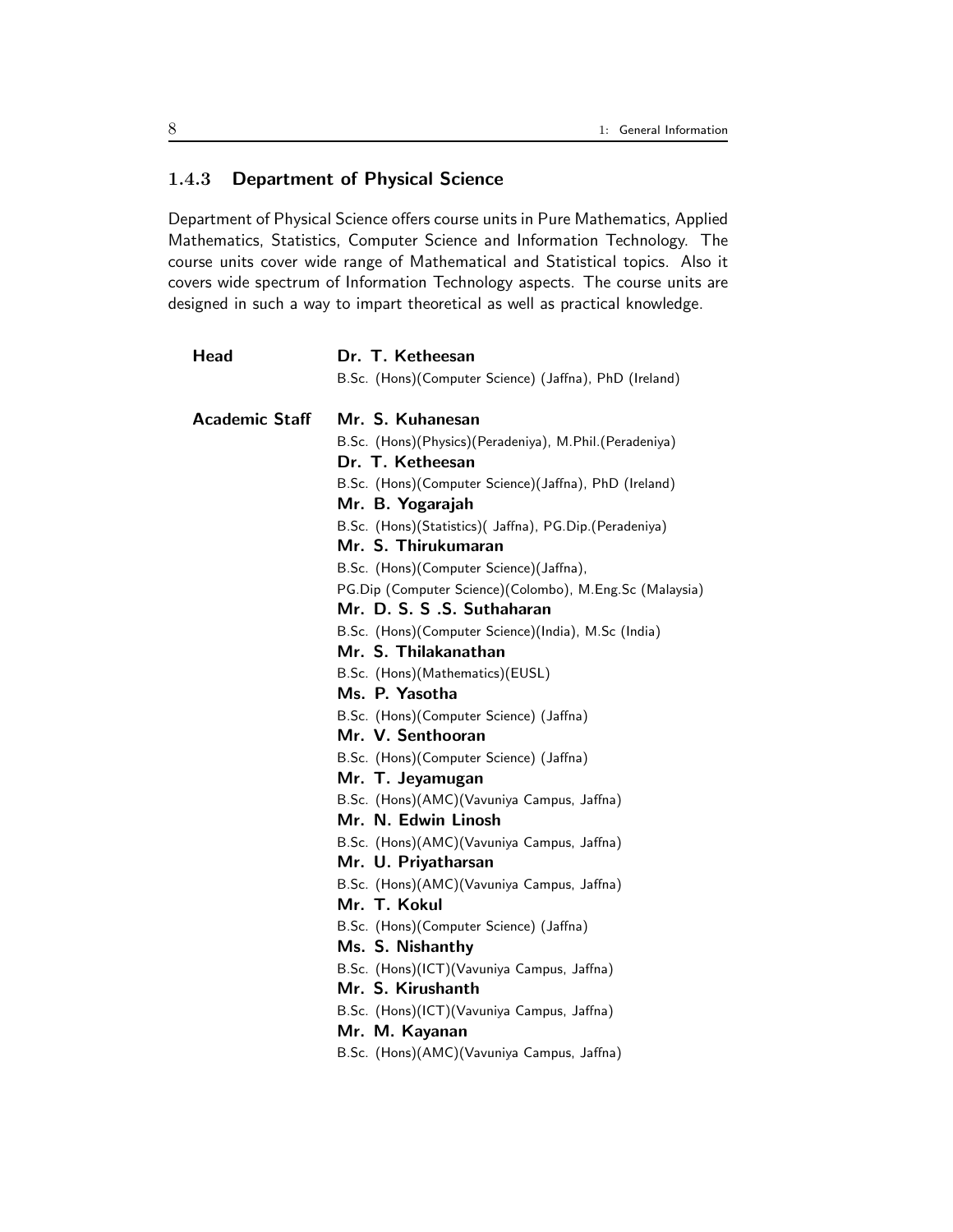### 1.4.3 Department of Physical Science

Department of Physical Science offers course units in Pure Mathematics, Applied Mathematics, Statistics, Computer Science and Information Technology. The course units cover wide range of Mathematical and Statistical topics. Also it covers wide spectrum of Information Technology aspects. The course units are designed in such a way to impart theoretical as well as practical knowledge.

**Head**

**Dr. T. Ketheesan**
B.Sc. (Hons)(Computer Science) (Jaffna), PhD (Ireland)

**Academic Staff**

**Mr. S. Kuhanesan**
B.Sc. (Hons)(Physics)(Peradeniya), M.Phil.(Peradeniya)

**Dr. T. Ketheesan**
B.Sc. (Hons)(Computer Science)(Jaffna), PhD (Ireland)

**Mr. B. Yogarajah**
B.Sc. (Hons)(Statistics)( Jaffna), PG.Dip.(Peradeniya)

**Mr. S. Thirukumaran**
B.Sc. (Hons)(Computer Science)(Jaffna),
PG.Dip (Computer Science)(Colombo), M.Eng.Sc (Malaysia)

**Mr. D. S. S .S. Suthaharan**
B.Sc. (Hons)(Computer Science)(India), M.Sc (India)

**Mr. S. Thilakanathan**
B.Sc. (Hons)(Mathematics)(EUSL)

**Ms. P. Yasotha**
B.Sc. (Hons)(Computer Science) (Jaffna)

**Mr. V. Senthooran**
B.Sc. (Hons)(Computer Science) (Jaffna)

**Mr. T. Jeyamugan**
B.Sc. (Hons)(AMC)(Vavuniya Campus, Jaffna)

**Mr. N. Edwin Linosh**
B.Sc. (Hons)(AMC)(Vavuniya Campus, Jaffna)

**Mr. U. Priyatharsan**
B.Sc. (Hons)(AMC)(Vavuniya Campus, Jaffna)

**Mr. T. Kokul**
B.Sc. (Hons)(Computer Science) (Jaffna)

**Ms. S. Nishanthy**
B.Sc. (Hons)(ICT)(Vavuniya Campus, Jaffna)

**Mr. S. Kirushanth**
B.Sc. (Hons)(ICT)(Vavuniya Campus, Jaffna)

**Mr. M. Kayanan**
B.Sc. (Hons)(AMC)(Vavuniya Campus, Jaffna)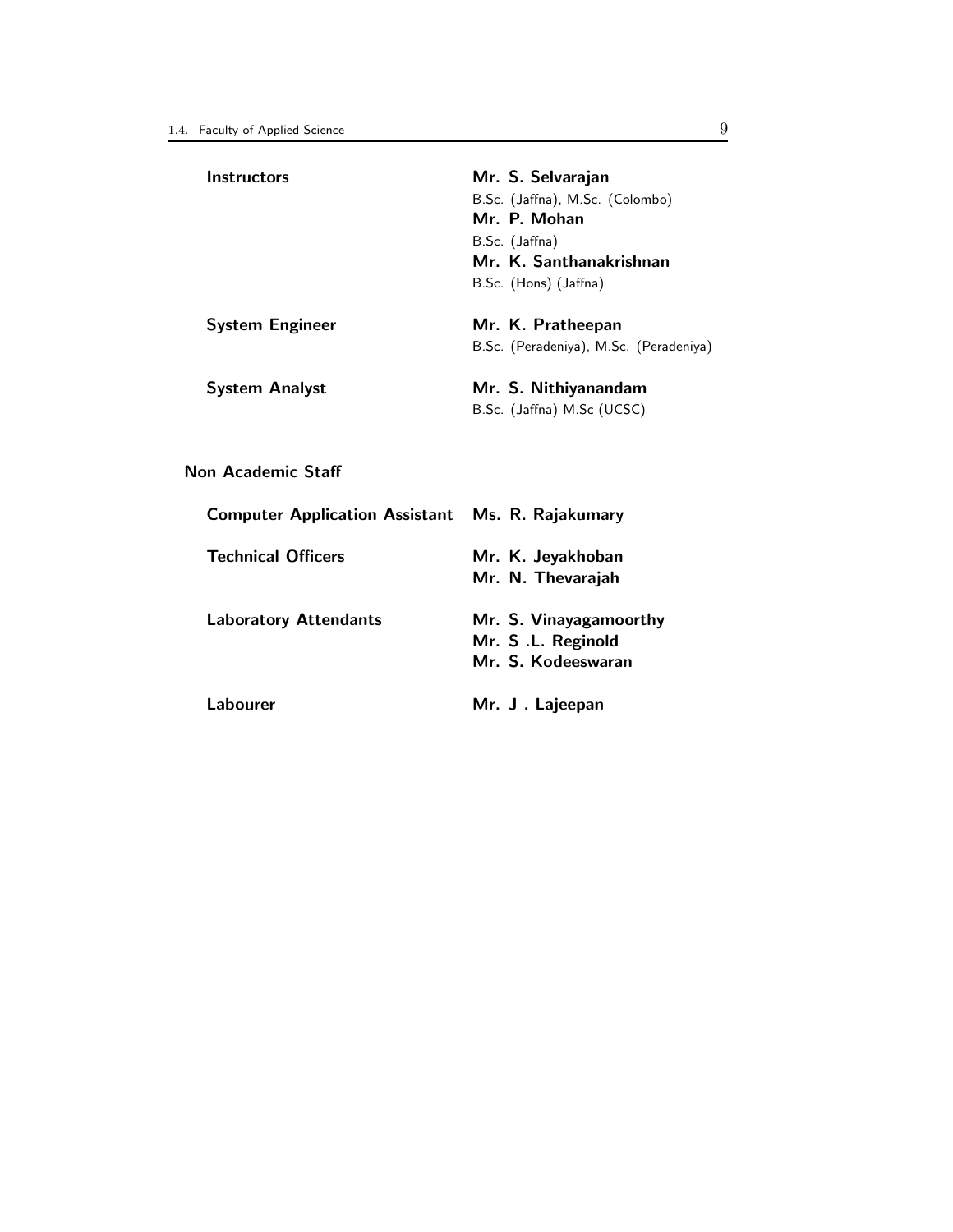**Instructors**

**Mr. S. Selvarajan**
B.Sc. (Jaffna), M.Sc. (Colombo)

**Mr. P. Mohan**
B.Sc. (Jaffna)

**Mr. K. Santhanakrishnan**
B.Sc. (Hons) (Jaffna)

**System Engineer**

**Mr. K. Pratheepan**
B.Sc. (Peradeniya), M.Sc. (Peradeniya)

**System Analyst**

**Mr. S. Nithiyanandam**
B.Sc. (Jaffna) M.Sc (UCSC)

## Non Academic Staff

**Computer Application Assistant**

**Ms. R. Rajakumary**

**Technical Officers**

**Mr. K. Jeyakhoban**
**Mr. N. Thevarajah**

**Laboratory Attendants**

**Mr. S. Vinayagamoorthy**
**Mr. S .L. Reginold**
**Mr. S. Kodeeswaran**

**Labourer**

**Mr. J . Lajeepan**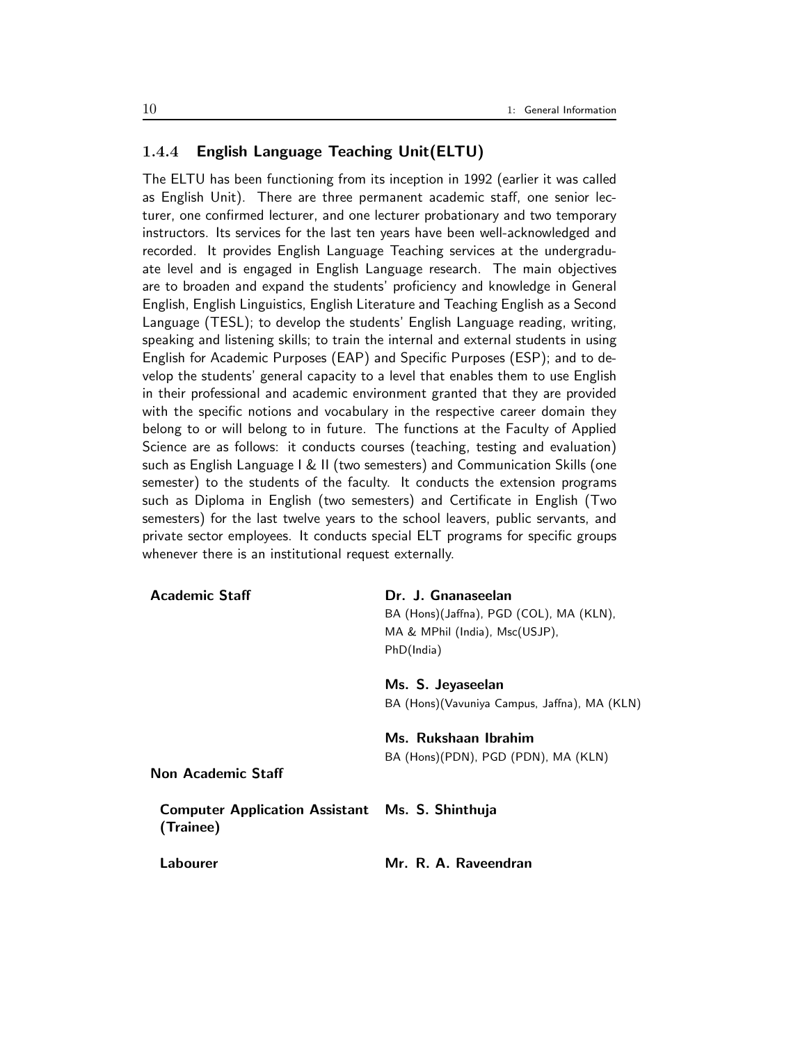### 1.4.4 English Language Teaching Unit(ELTU)

The ELTU has been functioning from its inception in 1992 (earlier it was called as English Unit). There are three permanent academic staff, one senior lecturer, one confirmed lecturer, and one lecturer probationary and two temporary instructors. Its services for the last ten years have been well-acknowledged and recorded. It provides English Language Teaching services at the undergraduate level and is engaged in English Language research. The main objectives are to broaden and expand the students' proficiency and knowledge in General English, English Linguistics, English Literature and Teaching English as a Second Language (TESL); to develop the students' English Language reading, writing, speaking and listening skills; to train the internal and external students in using English for Academic Purposes (EAP) and Specific Purposes (ESP); and to develop the students' general capacity to a level that enables them to use English in their professional and academic environment granted that they are provided with the specific notions and vocabulary in the respective career domain they belong to or will belong to in future. The functions at the Faculty of Applied Science are as follows: it conducts courses (teaching, testing and evaluation) such as English Language I & II (two semesters) and Communication Skills (one semester) to the students of the faculty. It conducts the extension programs such as Diploma in English (two semesters) and Certificate in English (Two semesters) for the last twelve years to the school leavers, public servants, and private sector employees. It conducts special ELT programs for specific groups whenever there is an institutional request externally.

**Academic Staff**

**Dr. J. Gnanaseelan**
BA (Hons)(Jaffna), PGD (COL), MA (KLN), MA & MPhil (India), Msc(USJP), PhD(India)

**Ms. S. Jeyaseelan**
BA (Hons)(Vavuniya Campus, Jaffna), MA (KLN)

**Ms. Rukshaan Ibrahim**
BA (Hons)(PDN), PGD (PDN), MA (KLN)

**Non Academic Staff**

**Computer Application Assistant (Trainee)** — **Ms. S. Shinthuja**

**Labourer** — **Mr. R. A. Raveendran**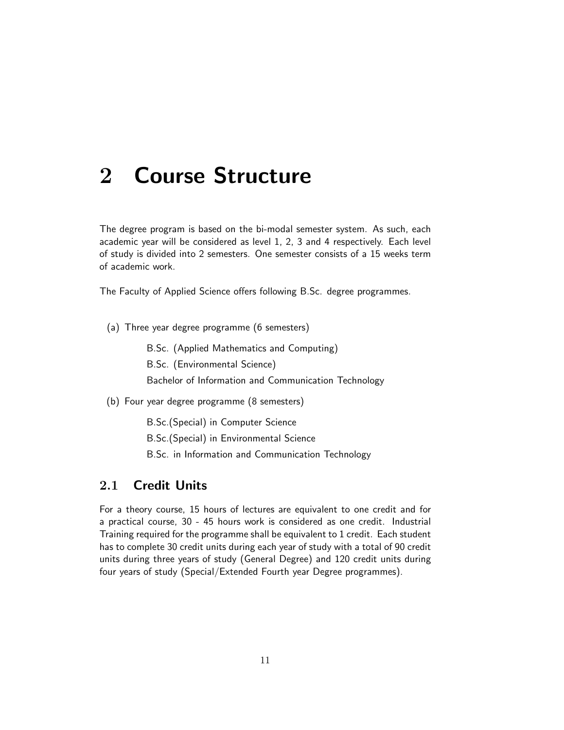# 2 Course Structure

The degree program is based on the bi-modal semester system. As such, each academic year will be considered as level 1, 2, 3 and 4 respectively. Each level of study is divided into 2 semesters. One semester consists of a 15 weeks term of academic work.

The Faculty of Applied Science offers following B.Sc. degree programmes.

(a) Three year degree programme (6 semesters)

   B.Sc. (Applied Mathematics and Computing)
   B.Sc. (Environmental Science)
   Bachelor of Information and Communication Technology

(b) Four year degree programme (8 semesters)

   B.Sc.(Special) in Computer Science
   B.Sc.(Special) in Environmental Science
   B.Sc. in Information and Communication Technology

## 2.1 Credit Units

For a theory course, 15 hours of lectures are equivalent to one credit and for a practical course, 30 - 45 hours work is considered as one credit. Industrial Training required for the programme shall be equivalent to 1 credit. Each student has to complete 30 credit units during each year of study with a total of 90 credit units during three years of study (General Degree) and 120 credit units during four years of study (Special/Extended Fourth year Degree programmes).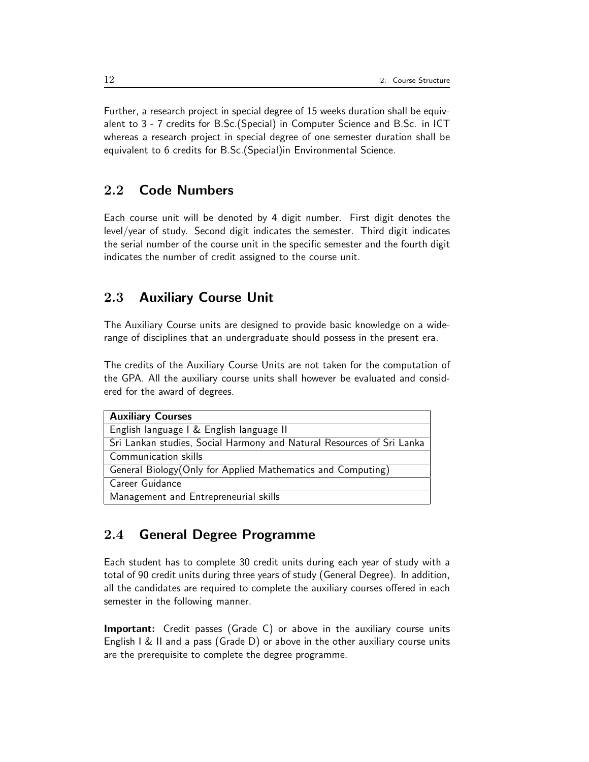Further, a research project in special degree of 15 weeks duration shall be equivalent to 3 - 7 credits for B.Sc.(Special) in Computer Science and B.Sc. in ICT whereas a research project in special degree of one semester duration shall be equivalent to 6 credits for B.Sc.(Special)in Environmental Science.

## 2.2 Code Numbers

Each course unit will be denoted by 4 digit number. First digit denotes the level/year of study. Second digit indicates the semester. Third digit indicates the serial number of the course unit in the specific semester and the fourth digit indicates the number of credit assigned to the course unit.

## 2.3 Auxiliary Course Unit

The Auxiliary Course units are designed to provide basic knowledge on a wide-range of disciplines that an undergraduate should possess in the present era.

The credits of the Auxiliary Course Units are not taken for the computation of the GPA. All the auxiliary course units shall however be evaluated and considered for the award of degrees.

| Auxiliary Courses |
|---|
| English language I & English language II |
| Sri Lankan studies, Social Harmony and Natural Resources of Sri Lanka |
| Communication skills |
| General Biology(Only for Applied Mathematics and Computing) |
| Career Guidance |
| Management and Entrepreneurial skills |

## 2.4 General Degree Programme

Each student has to complete 30 credit units during each year of study with a total of 90 credit units during three years of study (General Degree). In addition, all the candidates are required to complete the auxiliary courses offered in each semester in the following manner.

**Important:** Credit passes (Grade C) or above in the auxiliary course units English I & II and a pass (Grade D) or above in the other auxiliary course units are the prerequisite to complete the degree programme.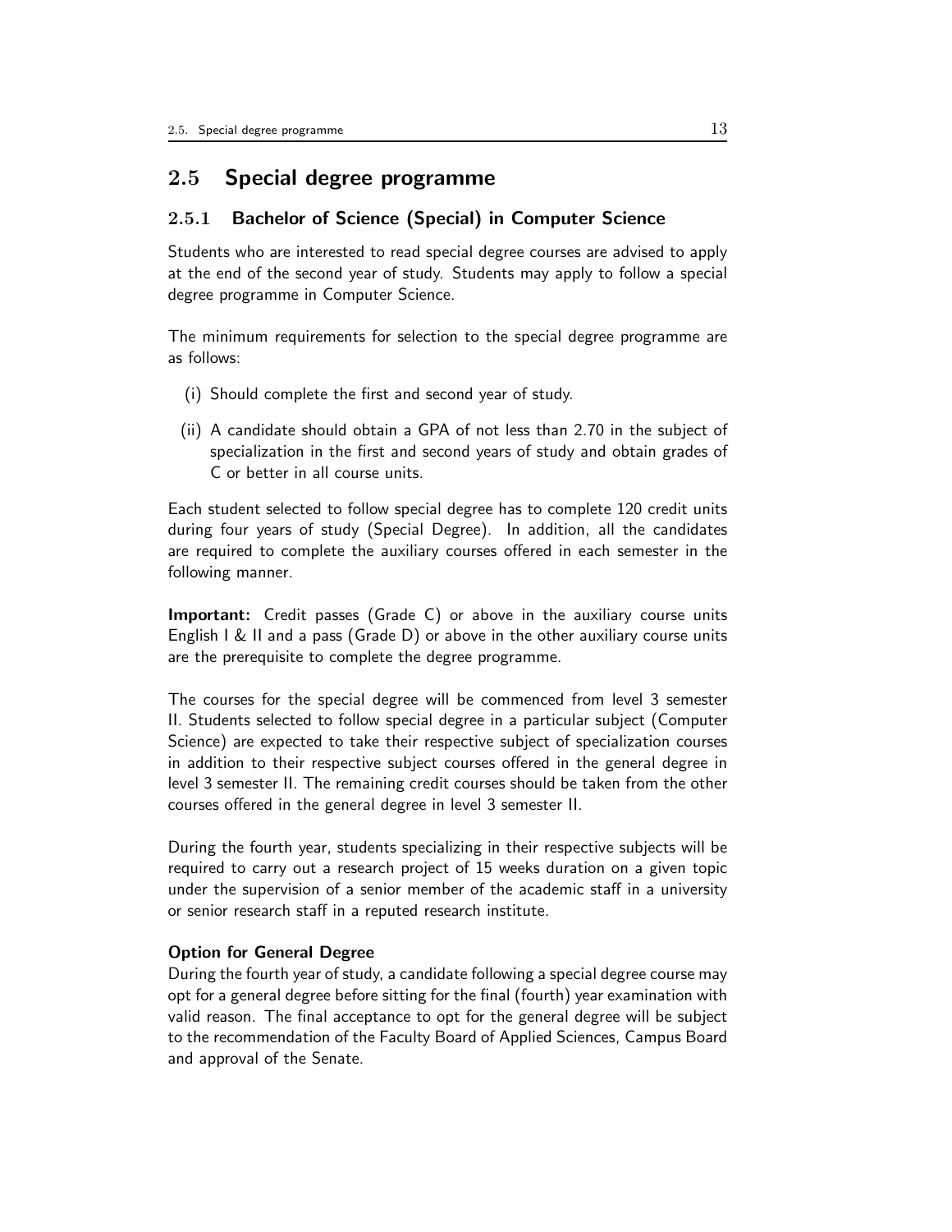## 2.5 Special degree programme

### 2.5.1 Bachelor of Science (Special) in Computer Science

Students who are interested to read special degree courses are advised to apply at the end of the second year of study. Students may apply to follow a special degree programme in Computer Science.

The minimum requirements for selection to the special degree programme are as follows:

(i) Should complete the first and second year of study.

(ii) A candidate should obtain a GPA of not less than 2.70 in the subject of specialization in the first and second years of study and obtain grades of C or better in all course units.

Each student selected to follow special degree has to complete 120 credit units during four years of study (Special Degree). In addition, all the candidates are required to complete the auxiliary courses offered in each semester in the following manner.

**Important:** Credit passes (Grade C) or above in the auxiliary course units English I & II and a pass (Grade D) or above in the other auxiliary course units are the prerequisite to complete the degree programme.

The courses for the special degree will be commenced from level 3 semester II. Students selected to follow special degree in a particular subject (Computer Science) are expected to take their respective subject of specialization courses in addition to their respective subject courses offered in the general degree in level 3 semester II. The remaining credit courses should be taken from the other courses offered in the general degree in level 3 semester II.

During the fourth year, students specializing in their respective subjects will be required to carry out a research project of 15 weeks duration on a given topic under the supervision of a senior member of the academic staff in a university or senior research staff in a reputed research institute.

**Option for General Degree**

During the fourth year of study, a candidate following a special degree course may opt for a general degree before sitting for the final (fourth) year examination with valid reason. The final acceptance to opt for the general degree will be subject to the recommendation of the Faculty Board of Applied Sciences, Campus Board and approval of the Senate.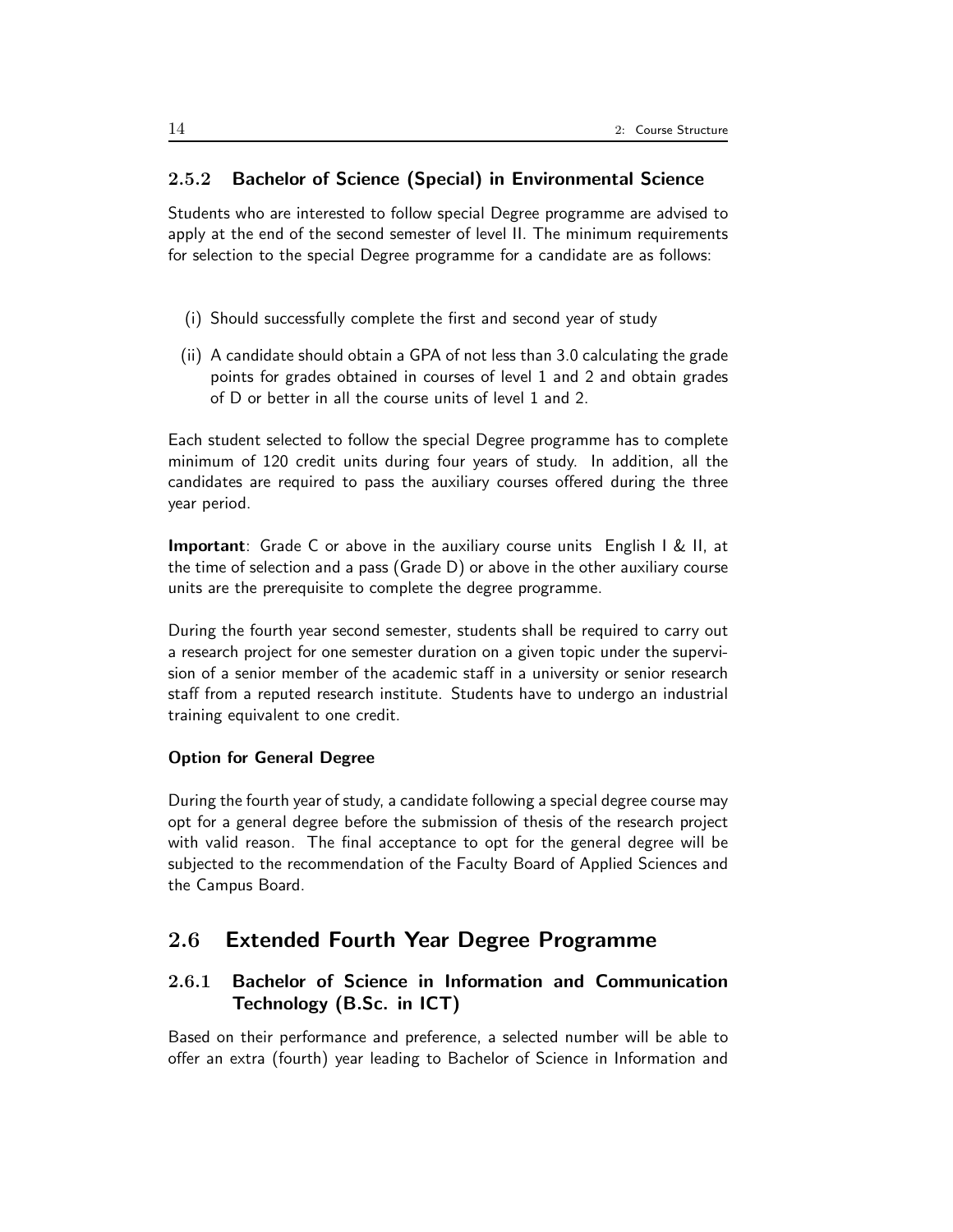### 2.5.2 Bachelor of Science (Special) in Environmental Science

Students who are interested to follow special Degree programme are advised to apply at the end of the second semester of level II. The minimum requirements for selection to the special Degree programme for a candidate are as follows:

(i) Should successfully complete the first and second year of study

(ii) A candidate should obtain a GPA of not less than 3.0 calculating the grade points for grades obtained in courses of level 1 and 2 and obtain grades of D or better in all the course units of level 1 and 2.

Each student selected to follow the special Degree programme has to complete minimum of 120 credit units during four years of study. In addition, all the candidates are required to pass the auxiliary courses offered during the three year period.

**Important**: Grade C or above in the auxiliary course units English I & II, at the time of selection and a pass (Grade D) or above in the other auxiliary course units are the prerequisite to complete the degree programme.

During the fourth year second semester, students shall be required to carry out a research project for one semester duration on a given topic under the supervision of a senior member of the academic staff in a university or senior research staff from a reputed research institute. Students have to undergo an industrial training equivalent to one credit.

#### Option for General Degree

During the fourth year of study, a candidate following a special degree course may opt for a general degree before the submission of thesis of the research project with valid reason. The final acceptance to opt for the general degree will be subjected to the recommendation of the Faculty Board of Applied Sciences and the Campus Board.

## 2.6 Extended Fourth Year Degree Programme

### 2.6.1 Bachelor of Science in Information and Communication Technology (B.Sc. in ICT)

Based on their performance and preference, a selected number will be able to offer an extra (fourth) year leading to Bachelor of Science in Information and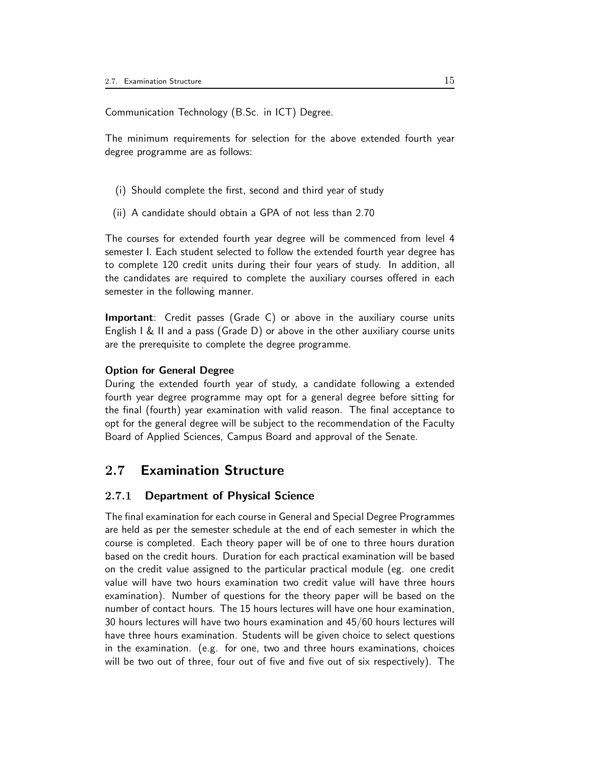Communication Technology (B.Sc. in ICT) Degree.

The minimum requirements for selection for the above extended fourth year degree programme are as follows:

(i) Should complete the first, second and third year of study

(ii) A candidate should obtain a GPA of not less than 2.70

The courses for extended fourth year degree will be commenced from level 4 semester I. Each student selected to follow the extended fourth year degree has to complete 120 credit units during their four years of study. In addition, all the candidates are required to complete the auxiliary courses offered in each semester in the following manner.

**Important**: Credit passes (Grade C) or above in the auxiliary course units English I & II and a pass (Grade D) or above in the other auxiliary course units are the prerequisite to complete the degree programme.

**Option for General Degree**
During the extended fourth year of study, a candidate following a extended fourth year degree programme may opt for a general degree before sitting for the final (fourth) year examination with valid reason. The final acceptance to opt for the general degree will be subject to the recommendation of the Faculty Board of Applied Sciences, Campus Board and approval of the Senate.

## 2.7 Examination Structure

### 2.7.1 Department of Physical Science

The final examination for each course in General and Special Degree Programmes are held as per the semester schedule at the end of each semester in which the course is completed. Each theory paper will be of one to three hours duration based on the credit hours. Duration for each practical examination will be based on the credit value assigned to the particular practical module (eg. one credit value will have two hours examination two credit value will have three hours examination). Number of questions for the theory paper will be based on the number of contact hours. The 15 hours lectures will have one hour examination, 30 hours lectures will have two hours examination and 45/60 hours lectures will have three hours examination. Students will be given choice to select questions in the examination. (e.g. for one, two and three hours examinations, choices will be two out of three, four out of five and five out of six respectively). The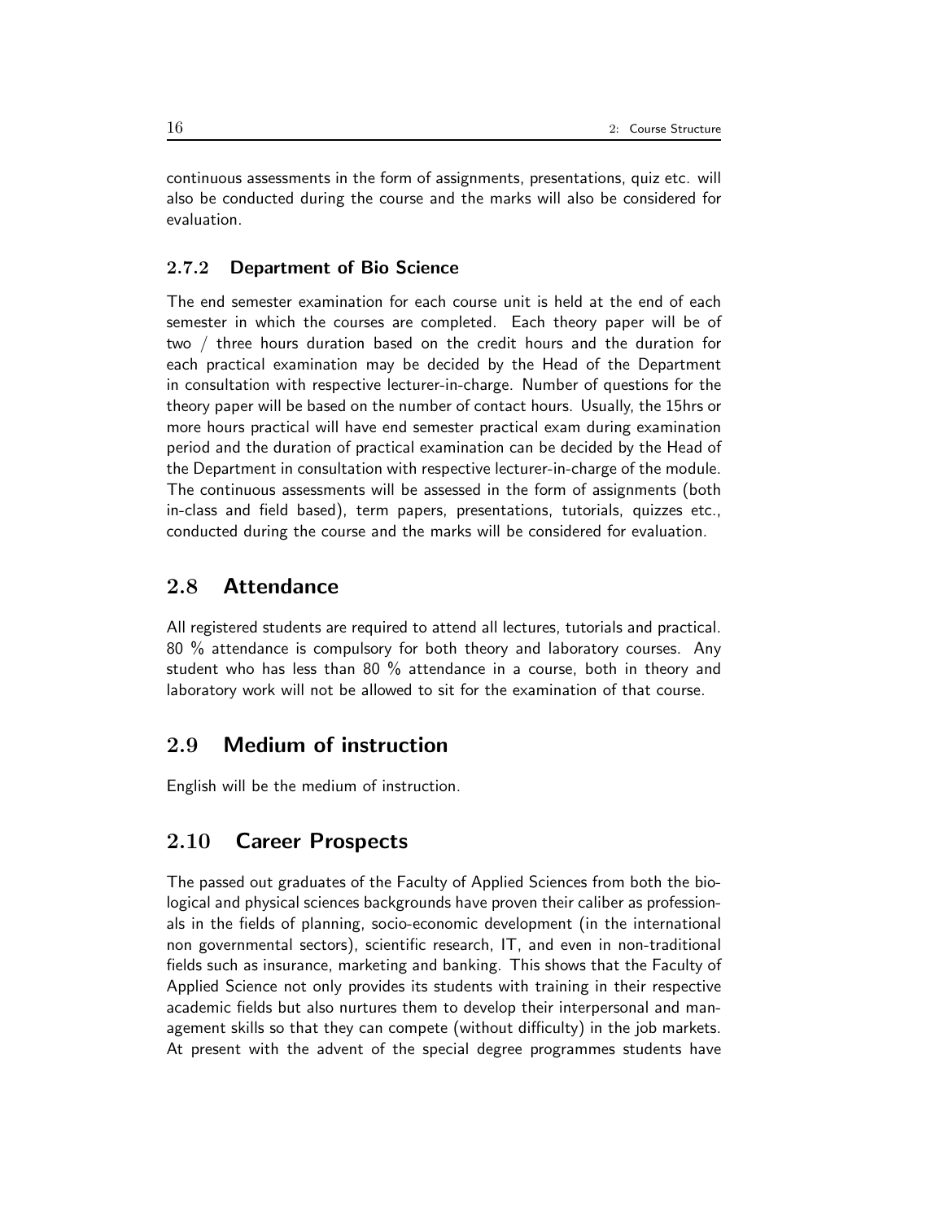continuous assessments in the form of assignments, presentations, quiz etc. will also be conducted during the course and the marks will also be considered for evaluation.

### 2.7.2 Department of Bio Science

The end semester examination for each course unit is held at the end of each semester in which the courses are completed. Each theory paper will be of two / three hours duration based on the credit hours and the duration for each practical examination may be decided by the Head of the Department in consultation with respective lecturer-in-charge. Number of questions for the theory paper will be based on the number of contact hours. Usually, the 15hrs or more hours practical will have end semester practical exam during examination period and the duration of practical examination can be decided by the Head of the Department in consultation with respective lecturer-in-charge of the module. The continuous assessments will be assessed in the form of assignments (both in-class and field based), term papers, presentations, tutorials, quizzes etc., conducted during the course and the marks will be considered for evaluation.

## 2.8 Attendance

All registered students are required to attend all lectures, tutorials and practical. 80 % attendance is compulsory for both theory and laboratory courses. Any student who has less than 80 % attendance in a course, both in theory and laboratory work will not be allowed to sit for the examination of that course.

## 2.9 Medium of instruction

English will be the medium of instruction.

## 2.10 Career Prospects

The passed out graduates of the Faculty of Applied Sciences from both the biological and physical sciences backgrounds have proven their caliber as professionals in the fields of planning, socio-economic development (in the international non governmental sectors), scientific research, IT, and even in non-traditional fields such as insurance, marketing and banking. This shows that the Faculty of Applied Science not only provides its students with training in their respective academic fields but also nurtures them to develop their interpersonal and management skills so that they can compete (without difficulty) in the job markets. At present with the advent of the special degree programmes students have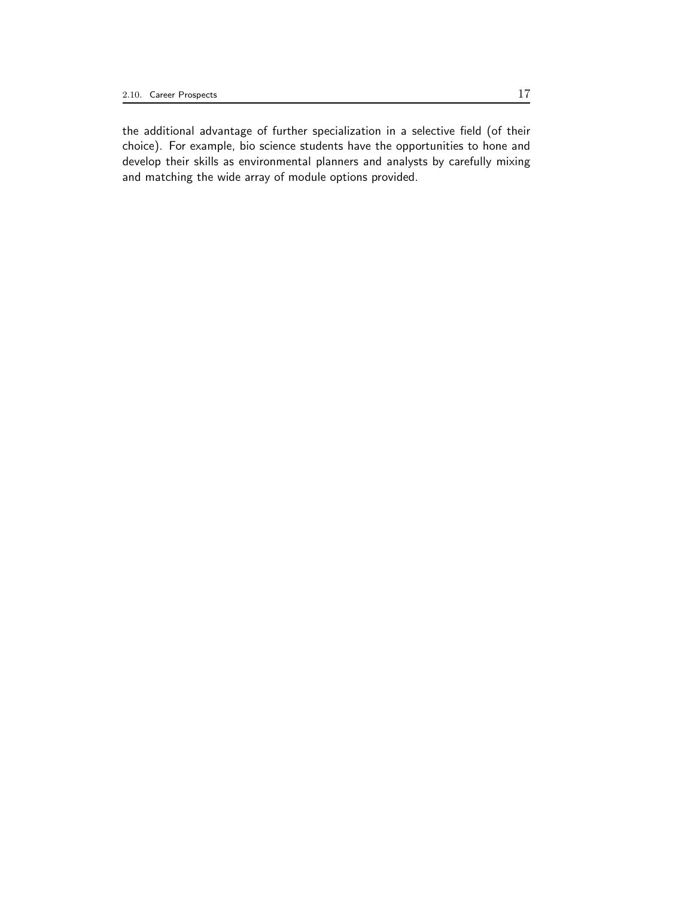the additional advantage of further specialization in a selective field (of their choice). For example, bio science students have the opportunities to hone and develop their skills as environmental planners and analysts by carefully mixing and matching the wide array of module options provided.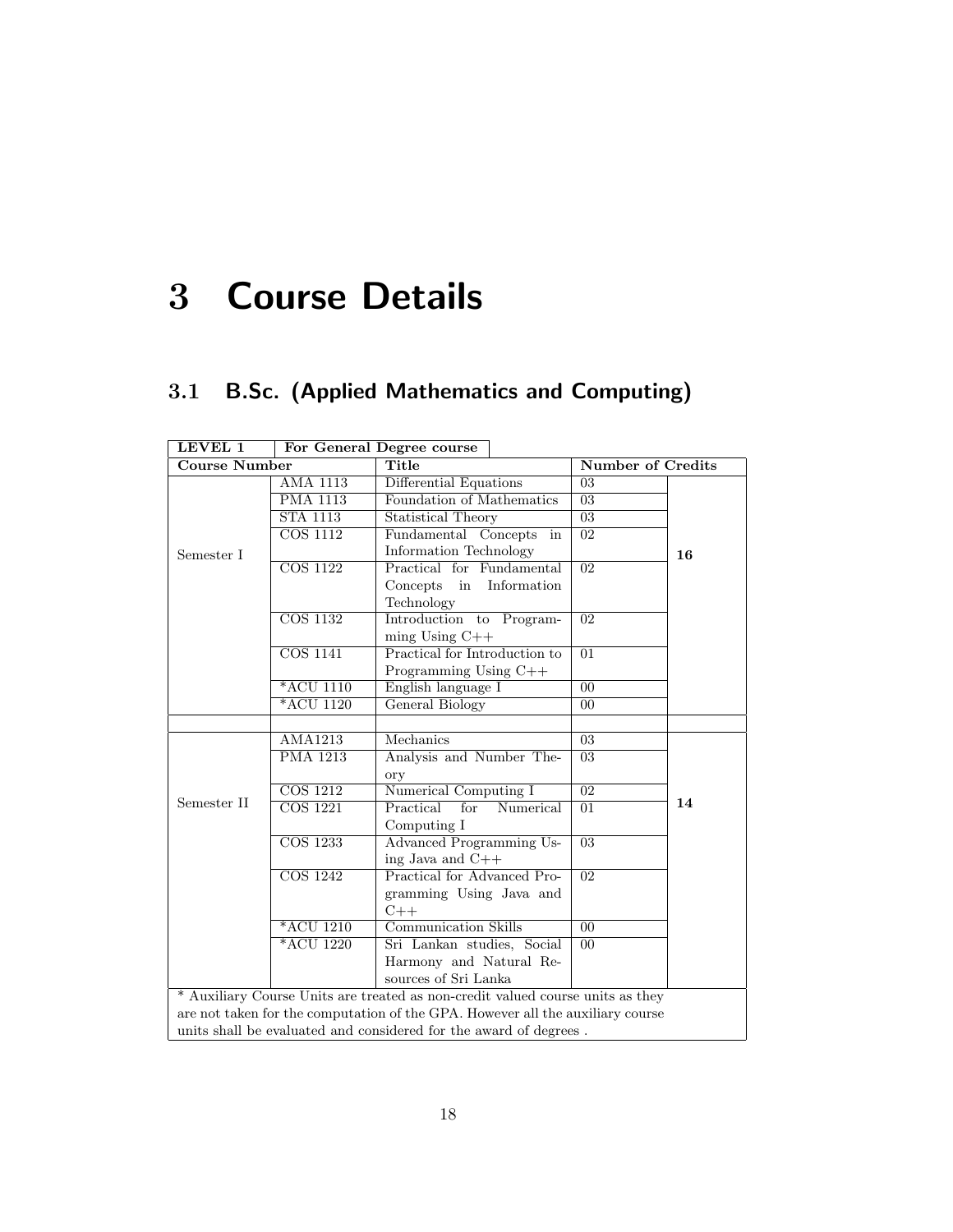# 3 Course Details

## 3.1 B.Sc. (Applied Mathematics and Computing)

| LEVEL 1 | For General Degree course | | | |
|---|---|---|---|---|
| **Course Number** | | **Title** | **Number of Credits** | |
| Semester I | AMA 1113 | Differential Equations | 03 | **16** |
| | PMA 1113 | Foundation of Mathematics | 03 | |
| | STA 1113 | Statistical Theory | 03 | |
| | COS 1112 | Fundamental Concepts in Information Technology | 02 | |
| | COS 1122 | Practical for Fundamental Concepts in Information Technology | 02 | |
| | COS 1132 | Introduction to Programming Using C++ | 02 | |
| | COS 1141 | Practical for Introduction to Programming Using C++ | 01 | |
| | *ACU 1110 | English language I | 00 | |
| | *ACU 1120 | General Biology | 00 | |
| | | | | |
| Semester II | AMA1213 | Mechanics | 03 | **14** |
| | PMA 1213 | Analysis and Number Theory | 03 | |
| | COS 1212 | Numerical Computing I | 02 | |
| | COS 1221 | Practical for Numerical Computing I | 01 | |
| | COS 1233 | Advanced Programming Using Java and C++ | 03 | |
| | COS 1242 | Practical for Advanced Programming Using Java and C++ | 02 | |
| | *ACU 1210 | Communication Skills | 00 | |
| | *ACU 1220 | Sri Lankan studies, Social Harmony and Natural Resources of Sri Lanka | 00 | |

* Auxiliary Course Units are treated as non-credit valued course units as they are not taken for the computation of the GPA. However all the auxiliary course units shall be evaluated and considered for the award of degrees .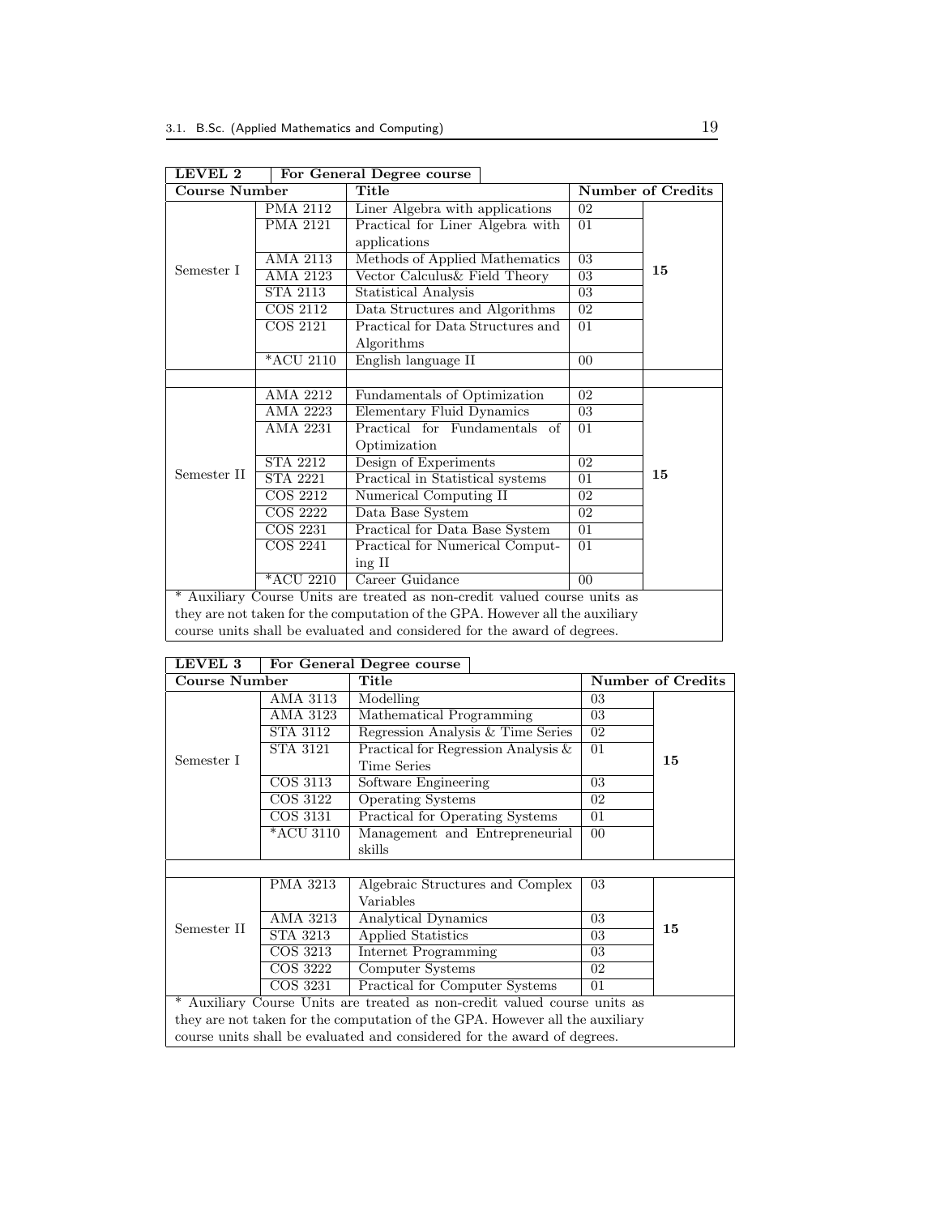| LEVEL 2 | | For General Degree course | | |
|---|---|---|---|---|
| **Course Number** | | **Title** | **Number of Credits** | |
| Semester I | PMA 2112 | Liner Algebra with applications | 02 | 15 |
| | PMA 2121 | Practical for Liner Algebra with applications | 01 | |
| | AMA 2113 | Methods of Applied Mathematics | 03 | |
| | AMA 2123 | Vector Calculus& Field Theory | 03 | |
| | STA 2113 | Statistical Analysis | 03 | |
| | COS 2112 | Data Structures and Algorithms | 02 | |
| | COS 2121 | Practical for Data Structures and Algorithms | 01 | |
| | *ACU 2110 | English language II | 00 | |
| | | | | |
| Semester II | AMA 2212 | Fundamentals of Optimization | 02 | 15 |
| | AMA 2223 | Elementary Fluid Dynamics | 03 | |
| | AMA 2231 | Practical for Fundamentals of Optimization | 01 | |
| | STA 2212 | Design of Experiments | 02 | |
| | STA 2221 | Practical in Statistical systems | 01 | |
| | COS 2212 | Numerical Computing II | 02 | |
| | COS 2222 | Data Base System | 02 | |
| | COS 2231 | Practical for Data Base System | 01 | |
| | COS 2241 | Practical for Numerical Computing II | 01 | |
| | *ACU 2210 | Career Guidance | 00 | |

* Auxiliary Course Units are treated as non-credit valued course units as they are not taken for the computation of the GPA. However all the auxiliary course units shall be evaluated and considered for the award of degrees.

| LEVEL 3 | | For General Degree course | | |
|---|---|---|---|---|
| **Course Number** | | **Title** | **Number of Credits** | |
| Semester I | AMA 3113 | Modelling | 03 | 15 |
| | AMA 3123 | Mathematical Programming | 03 | |
| | STA 3112 | Regression Analysis & Time Series | 02 | |
| | STA 3121 | Practical for Regression Analysis & Time Series | 01 | |
| | COS 3113 | Software Engineering | 03 | |
| | COS 3122 | Operating Systems | 02 | |
| | COS 3131 | Practical for Operating Systems | 01 | |
| | *ACU 3110 | Management and Entrepreneurial skills | 00 | |
| | | | | |
| Semester II | PMA 3213 | Algebraic Structures and Complex Variables | 03 | 15 |
| | AMA 3213 | Analytical Dynamics | 03 | |
| | STA 3213 | Applied Statistics | 03 | |
| | COS 3213 | Internet Programming | 03 | |
| | COS 3222 | Computer Systems | 02 | |
| | COS 3231 | Practical for Computer Systems | 01 | |

* Auxiliary Course Units are treated as non-credit valued course units as they are not taken for the computation of the GPA. However all the auxiliary course units shall be evaluated and considered for the award of degrees.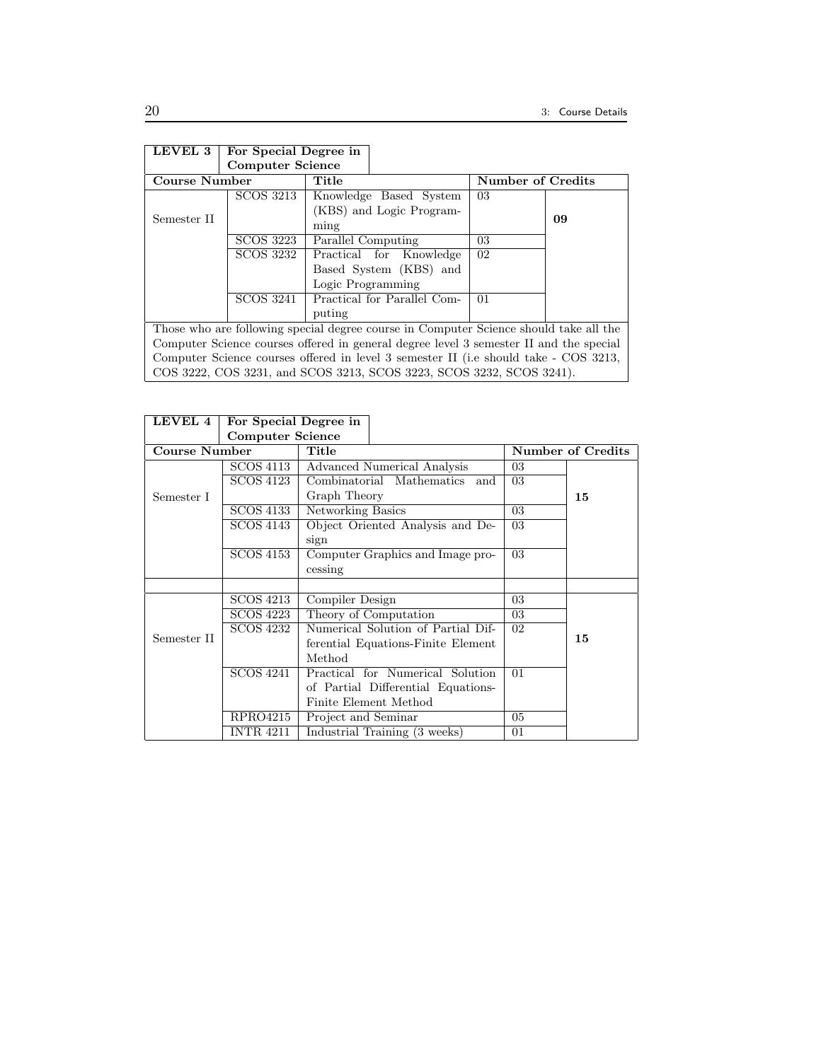| LEVEL 3 | For Special Degree in Computer Science | | | |
|---|---|---|---|---|
| **Course Number** | | **Title** | **Number of Credits** | |
| Semester II | SCOS 3213 | Knowledge Based System (KBS) and Logic Programming | 03 | **09** |
| | SCOS 3223 | Parallel Computing | 03 | |
| | SCOS 3232 | Practical for Knowledge Based System (KBS) and Logic Programming | 02 | |
| | SCOS 3241 | Practical for Parallel Computing | 01 | |

Those who are following special degree course in Computer Science should take all the Computer Science courses offered in general degree level 3 semester II and the special Computer Science courses offered in level 3 semester II (i.e should take - COS 3213, COS 3222, COS 3231, and SCOS 3213, SCOS 3223, SCOS 3232, SCOS 3241).

| LEVEL 4 | For Special Degree in Computer Science | | | |
|---|---|---|---|---|
| **Course Number** | | **Title** | **Number of Credits** | |
| Semester I | SCOS 4113 | Advanced Numerical Analysis | 03 | **15** |
| | SCOS 4123 | Combinatorial Mathematics and Graph Theory | 03 | |
| | SCOS 4133 | Networking Basics | 03 | |
| | SCOS 4143 | Object Oriented Analysis and Design | 03 | |
| | SCOS 4153 | Computer Graphics and Image processing | 03 | |
| | | | | |
| Semester II | SCOS 4213 | Compiler Design | 03 | **15** |
| | SCOS 4223 | Theory of Computation | 03 | |
| | SCOS 4232 | Numerical Solution of Partial Differential Equations-Finite Element Method | 02 | |
| | SCOS 4241 | Practical for Numerical Solution of Partial Differential Equations-Finite Element Method | 01 | |
| | RPRO4215 | Project and Seminar | 05 | |
| | INTR 4211 | Industrial Training (3 weeks) | 01 | |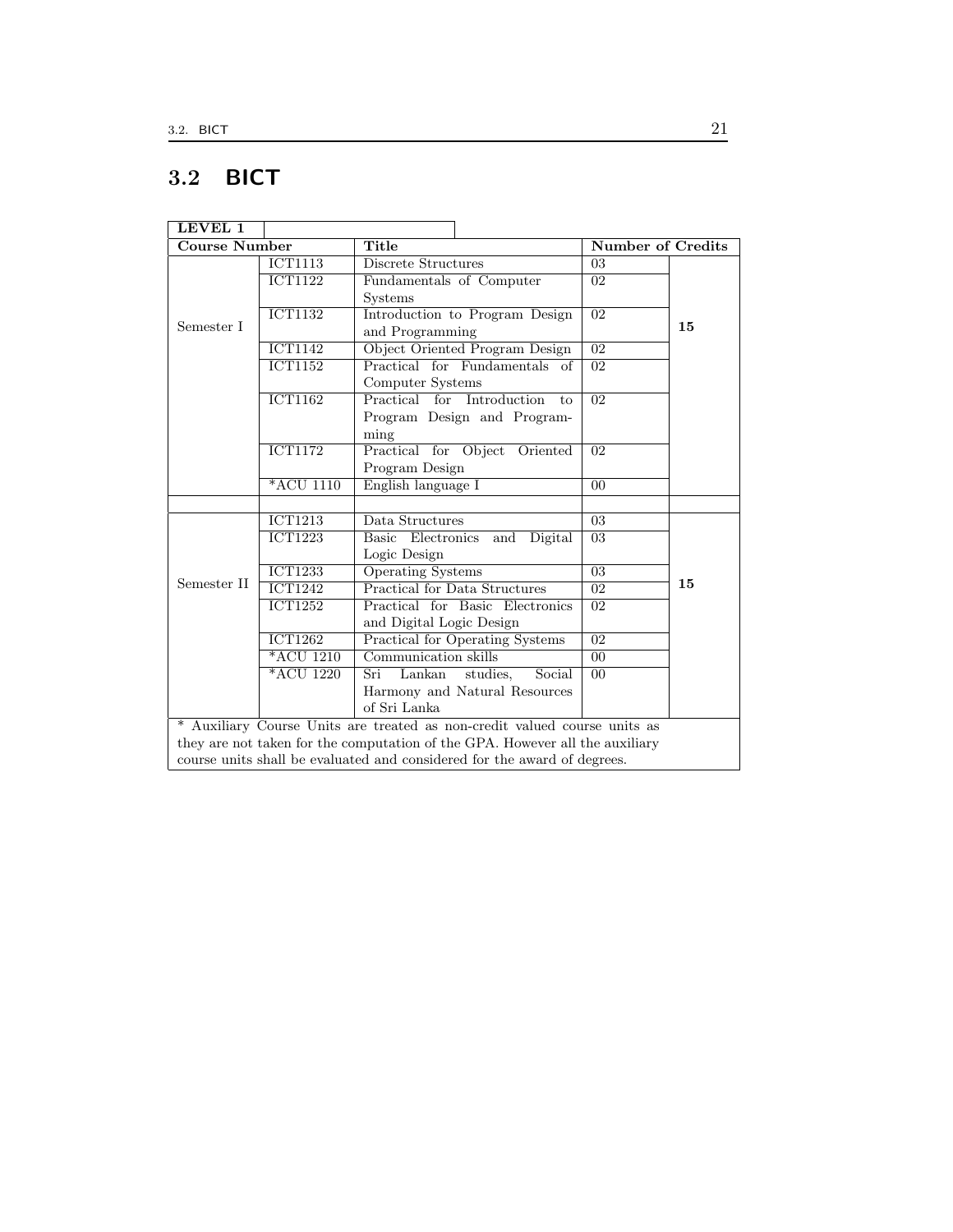## 3.2 BICT

| LEVEL 1 | | | | |
|---|---|---|---|---|
| **Course Number** | | **Title** | **Number of Credits** | |
| Semester I | ICT1113 | Discrete Structures | 03 | 15 |
| | ICT1122 | Fundamentals of Computer Systems | 02 | |
| | ICT1132 | Introduction to Program Design and Programming | 02 | |
| | ICT1142 | Object Oriented Program Design | 02 | |
| | ICT1152 | Practical for Fundamentals of Computer Systems | 02 | |
| | ICT1162 | Practical for Introduction to Program Design and Programming | 02 | |
| | ICT1172 | Practical for Object Oriented Program Design | 02 | |
| | *ACU 1110 | English language I | 00 | |
| | | | | |
| Semester II | ICT1213 | Data Structures | 03 | 15 |
| | ICT1223 | Basic Electronics and Digital Logic Design | 03 | |
| | ICT1233 | Operating Systems | 03 | |
| | ICT1242 | Practical for Data Structures | 02 | |
| | ICT1252 | Practical for Basic Electronics and Digital Logic Design | 02 | |
| | ICT1262 | Practical for Operating Systems | 02 | |
| | *ACU 1210 | Communication skills | 00 | |
| | *ACU 1220 | Sri Lankan studies, Social Harmony and Natural Resources of Sri Lanka | 00 | |

* Auxiliary Course Units are treated as non-credit valued course units as they are not taken for the computation of the GPA. However all the auxiliary course units shall be evaluated and considered for the award of degrees.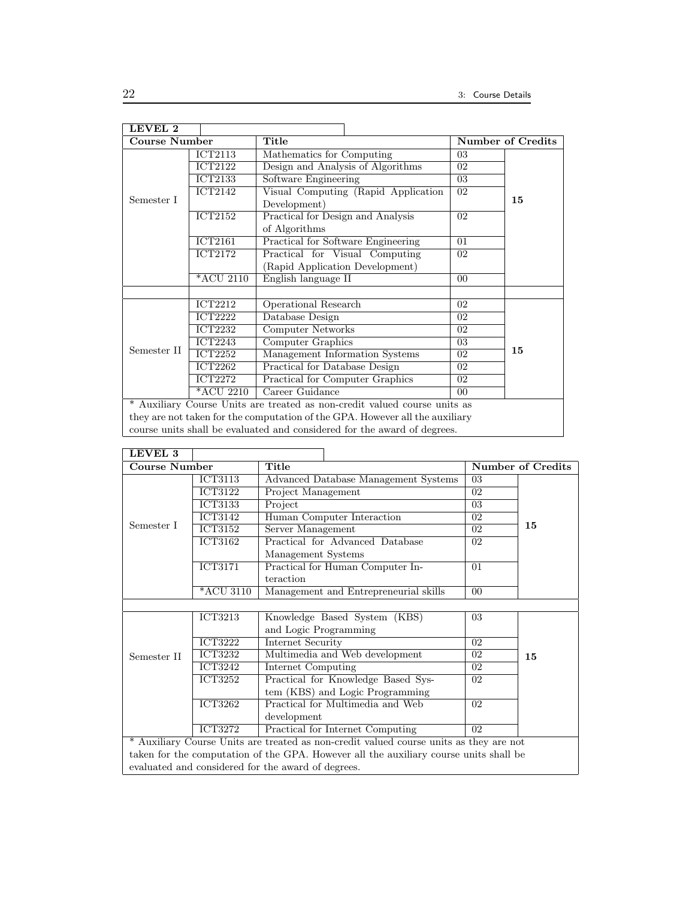**LEVEL 2**

| Course Number | | Title | Number of Credits | |
|---|---|---|---|---|
| Semester I | ICT2113 | Mathematics for Computing | 03 | 15 |
| | ICT2122 | Design and Analysis of Algorithms | 02 | |
| | ICT2133 | Software Engineering | 03 | |
| | ICT2142 | Visual Computing (Rapid Application Development) | 02 | |
| | ICT2152 | Practical for Design and Analysis of Algorithms | 02 | |
| | ICT2161 | Practical for Software Engineering | 01 | |
| | ICT2172 | Practical for Visual Computing (Rapid Application Development) | 02 | |
| | *ACU 2110 | English language II | 00 | |
| | | | | |
| Semester II | ICT2212 | Operational Research | 02 | 15 |
| | ICT2222 | Database Design | 02 | |
| | ICT2232 | Computer Networks | 02 | |
| | ICT2243 | Computer Graphics | 03 | |
| | ICT2252 | Management Information Systems | 02 | |
| | ICT2262 | Practical for Database Design | 02 | |
| | ICT2272 | Practical for Computer Graphics | 02 | |
| | *ACU 2210 | Career Guidance | 00 | |

* Auxiliary Course Units are treated as non-credit valued course units as they are not taken for the computation of the GPA. However all the auxiliary course units shall be evaluated and considered for the award of degrees.

**LEVEL 3**

| Course Number | | Title | Number of Credits | |
|---|---|---|---|---|
| Semester I | ICT3113 | Advanced Database Management Systems | 03 | 15 |
| | ICT3122 | Project Management | 02 | |
| | ICT3133 | Project | 03 | |
| | ICT3142 | Human Computer Interaction | 02 | |
| | ICT3152 | Server Management | 02 | |
| | ICT3162 | Practical for Advanced Database Management Systems | 02 | |
| | ICT3171 | Practical for Human Computer Interaction | 01 | |
| | *ACU 3110 | Management and Entrepreneurial skills | 00 | |
| | | | | |
| Semester II | ICT3213 | Knowledge Based System (KBS) and Logic Programming | 03 | 15 |
| | ICT3222 | Internet Security | 02 | |
| | ICT3232 | Multimedia and Web development | 02 | |
| | ICT3242 | Internet Computing | 02 | |
| | ICT3252 | Practical for Knowledge Based System (KBS) and Logic Programming | 02 | |
| | ICT3262 | Practical for Multimedia and Web development | 02 | |
| | ICT3272 | Practical for Internet Computing | 02 | |

* Auxiliary Course Units are treated as non-credit valued course units as they are not taken for the computation of the GPA. However all the auxiliary course units shall be evaluated and considered for the award of degrees.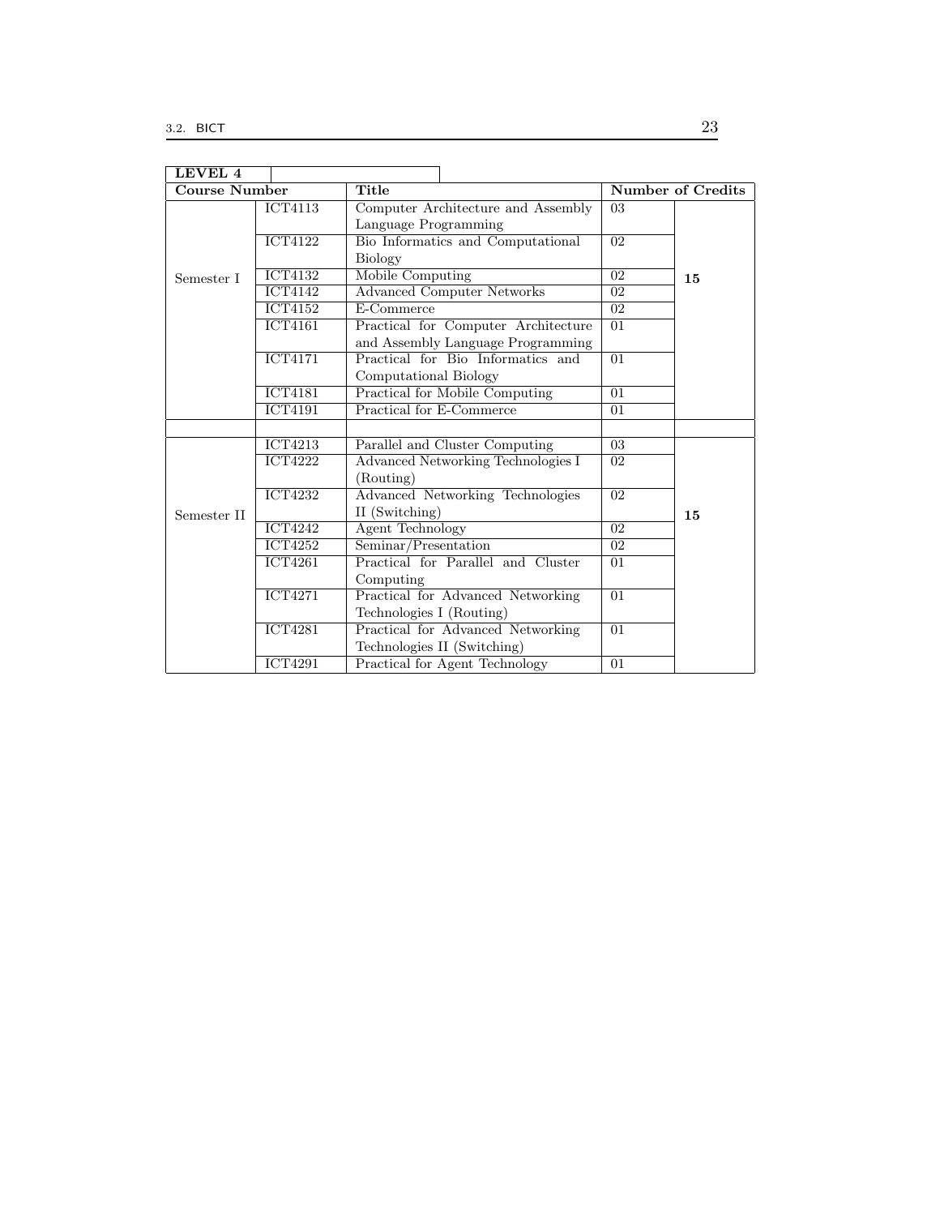| LEVEL 4 | | | | |
|---|---|---|---|---|
| **Course Number** | | **Title** | **Number of Credits** | |
| Semester I | ICT4113 | Computer Architecture and Assembly Language Programming | 03 | **15** |
| | ICT4122 | Bio Informatics and Computational Biology | 02 | |
| | ICT4132 | Mobile Computing | 02 | |
| | ICT4142 | Advanced Computer Networks | 02 | |
| | ICT4152 | E-Commerce | 02 | |
| | ICT4161 | Practical for Computer Architecture and Assembly Language Programming | 01 | |
| | ICT4171 | Practical for Bio Informatics and Computational Biology | 01 | |
| | ICT4181 | Practical for Mobile Computing | 01 | |
| | ICT4191 | Practical for E-Commerce | 01 | |
| | | | | |
| Semester II | ICT4213 | Parallel and Cluster Computing | 03 | **15** |
| | ICT4222 | Advanced Networking Technologies I (Routing) | 02 | |
| | ICT4232 | Advanced Networking Technologies II (Switching) | 02 | |
| | ICT4242 | Agent Technology | 02 | |
| | ICT4252 | Seminar/Presentation | 02 | |
| | ICT4261 | Practical for Parallel and Cluster Computing | 01 | |
| | ICT4271 | Practical for Advanced Networking Technologies I (Routing) | 01 | |
| | ICT4281 | Practical for Advanced Networking Technologies II (Switching) | 01 | |
| | ICT4291 | Practical for Agent Technology | 01 | |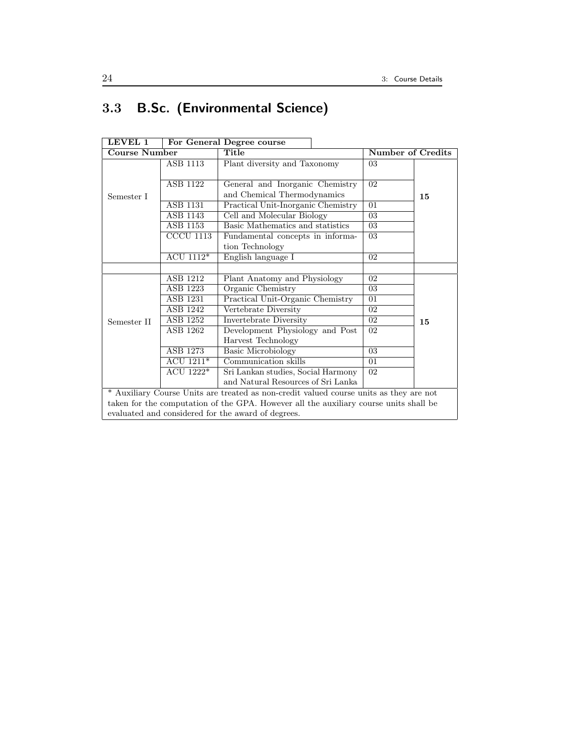## 3.3 B.Sc. (Environmental Science)

| LEVEL 1 | For General Degree course | | | |
|---|---|---|---|---|
| **Course Number** | | **Title** | **Number of Credits** | |
| Semester I | ASB 1113 | Plant diversity and Taxonomy | 03 | 15 |
| | ASB 1122 | General and Inorganic Chemistry and Chemical Thermodynamics | 02 | |
| | ASB 1131 | Practical Unit-Inorganic Chemistry | 01 | |
| | ASB 1143 | Cell and Molecular Biology | 03 | |
| | ASB 1153 | Basic Mathematics and statistics | 03 | |
| | CCCU 1113 | Fundamental concepts in information Technology | 03 | |
| | ACU 1112* | English language I | 02 | |
| | | | | |
| Semester II | ASB 1212 | Plant Anatomy and Physiology | 02 | 15 |
| | ASB 1223 | Organic Chemistry | 03 | |
| | ASB 1231 | Practical Unit-Organic Chemistry | 01 | |
| | ASB 1242 | Vertebrate Diversity | 02 | |
| | ASB 1252 | Invertebrate Diversity | 02 | |
| | ASB 1262 | Development Physiology and Post Harvest Technology | 02 | |
| | ASB 1273 | Basic Microbiology | 03 | |
| | ACU 1211* | Communication skills | 01 | |
| | ACU 1222* | Sri Lankan studies, Social Harmony and Natural Resources of Sri Lanka | 02 | |

\* Auxiliary Course Units are treated as non-credit valued course units as they are not taken for the computation of the GPA. However all the auxiliary course units shall be evaluated and considered for the award of degrees.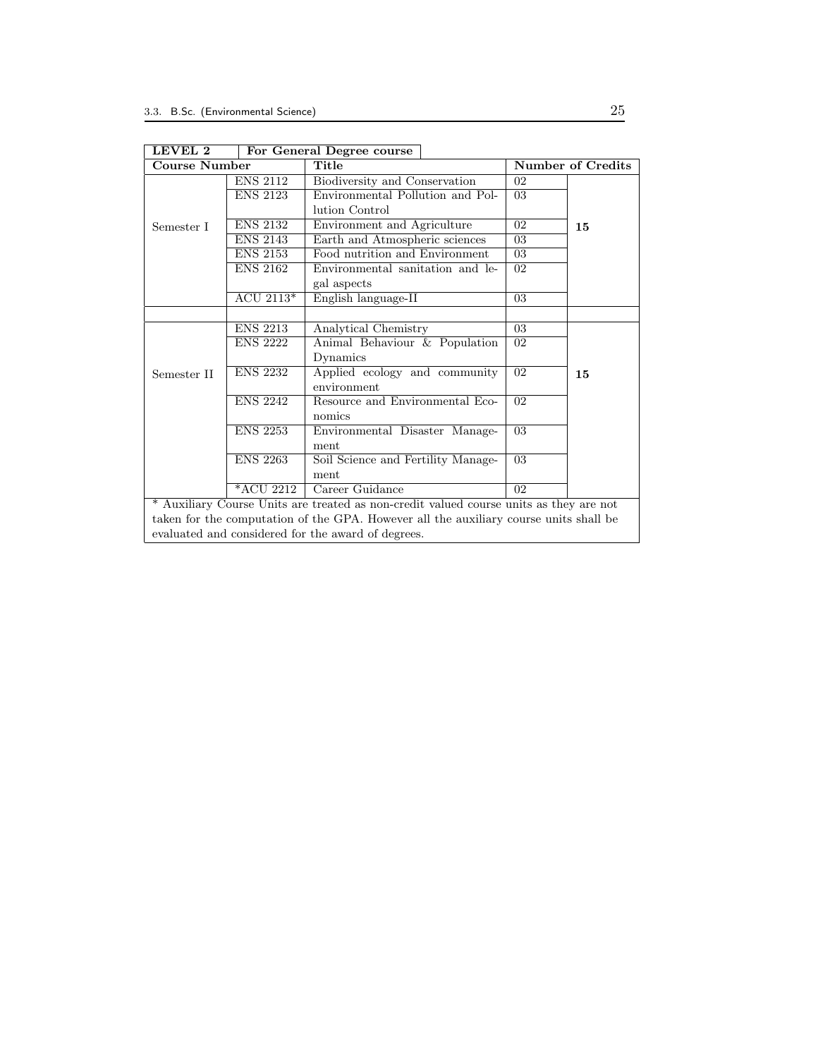| LEVEL 2 | For General Degree course | | | |
|---|---|---|---|---|
| **Course Number** | | **Title** | **Number of Credits** | |
| Semester I | ENS 2112 | Biodiversity and Conservation | 02 | **15** |
| | ENS 2123 | Environmental Pollution and Pollution Control | 03 | |
| | ENS 2132 | Environment and Agriculture | 02 | |
| | ENS 2143 | Earth and Atmospheric sciences | 03 | |
| | ENS 2153 | Food nutrition and Environment | 03 | |
| | ENS 2162 | Environmental sanitation and legal aspects | 02 | |
| | ACU 2113* | English language-II | 03 | |
| | | | | |
| Semester II | ENS 2213 | Analytical Chemistry | 03 | **15** |
| | ENS 2222 | Animal Behaviour & Population Dynamics | 02 | |
| | ENS 2232 | Applied ecology and community environment | 02 | |
| | ENS 2242 | Resource and Environmental Economics | 02 | |
| | ENS 2253 | Environmental Disaster Management | 03 | |
| | ENS 2263 | Soil Science and Fertility Management | 03 | |
| | *ACU 2212 | Career Guidance | 02 | |

* Auxiliary Course Units are treated as non-credit valued course units as they are not taken for the computation of the GPA. However all the auxiliary course units shall be evaluated and considered for the award of degrees.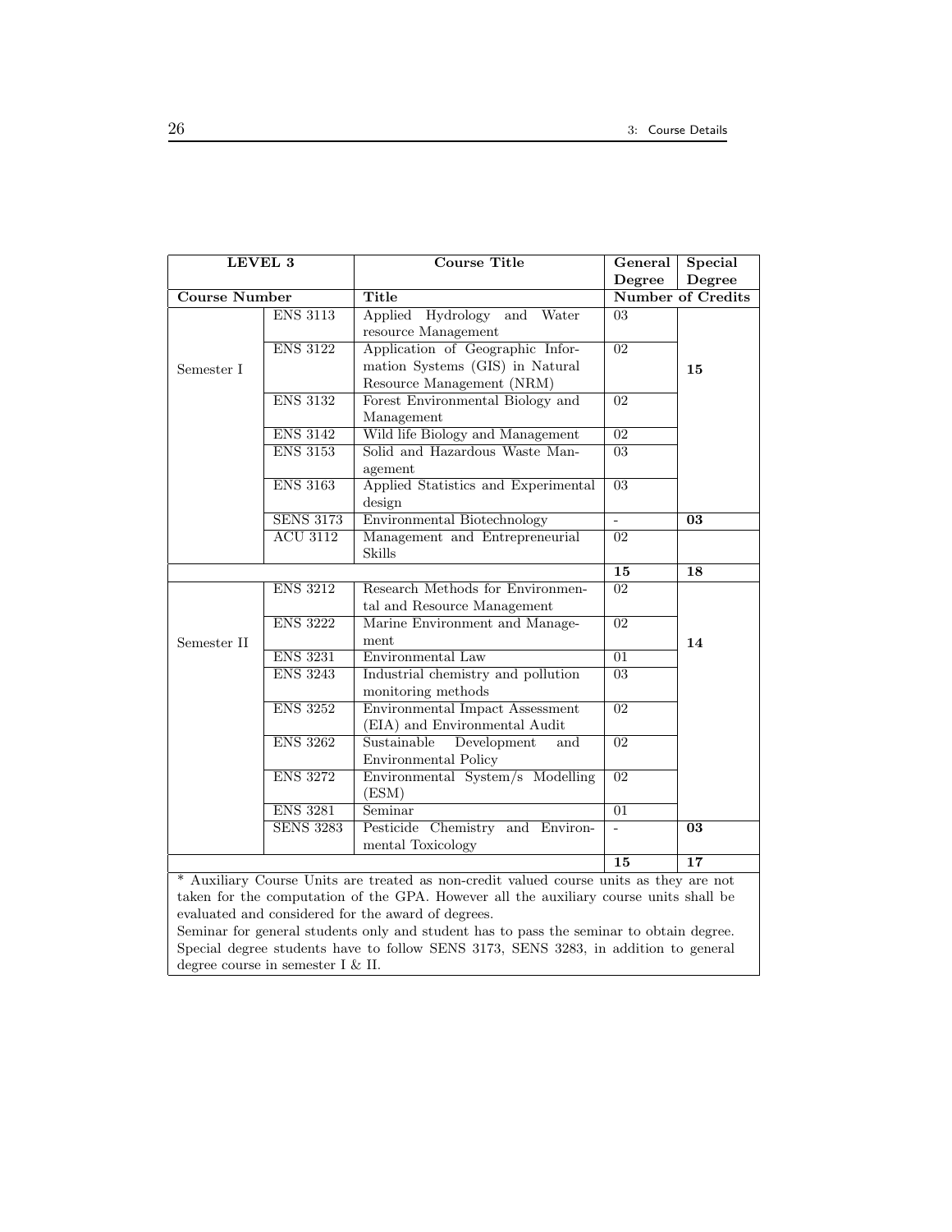| LEVEL 3 | | Course Title | General Degree | Special Degree |
|---|---|---|---|---|
| Course Number | | Title | Number of Credits | |
| Semester I | ENS 3113 | Applied Hydrology and Water resource Management | 03 | 15 |
| | ENS 3122 | Application of Geographic Information Systems (GIS) in Natural Resource Management (NRM) | 02 | |
| | ENS 3132 | Forest Environmental Biology and Management | 02 | |
| | ENS 3142 | Wild life Biology and Management | 02 | |
| | ENS 3153 | Solid and Hazardous Waste Management | 03 | |
| | ENS 3163 | Applied Statistics and Experimental design | 03 | |
| | SENS 3173 | Environmental Biotechnology | - | **03** |
| | ACU 3112 | Management and Entrepreneurial Skills | 02 | |
| | | | **15** | **18** |
| Semester II | ENS 3212 | Research Methods for Environmental and Resource Management | 02 | 14 |
| | ENS 3222 | Marine Environment and Management | 02 | |
| | ENS 3231 | Environmental Law | 01 | |
| | ENS 3243 | Industrial chemistry and pollution monitoring methods | 03 | |
| | ENS 3252 | Environmental Impact Assessment (EIA) and Environmental Audit | 02 | |
| | ENS 3262 | Sustainable Development and Environmental Policy | 02 | |
| | ENS 3272 | Environmental System/s Modelling (ESM) | 02 | |
| | ENS 3281 | Seminar | 01 | |
| | SENS 3283 | Pesticide Chemistry and Environmental Toxicology | - | **03** |
| | | | **15** | **17** |

* Auxiliary Course Units are treated as non-credit valued course units as they are not taken for the computation of the GPA. However all the auxiliary course units shall be evaluated and considered for the award of degrees.

Seminar for general students only and student has to pass the seminar to obtain degree. Special degree students have to follow SENS 3173, SENS 3283, in addition to general degree course in semester I & II.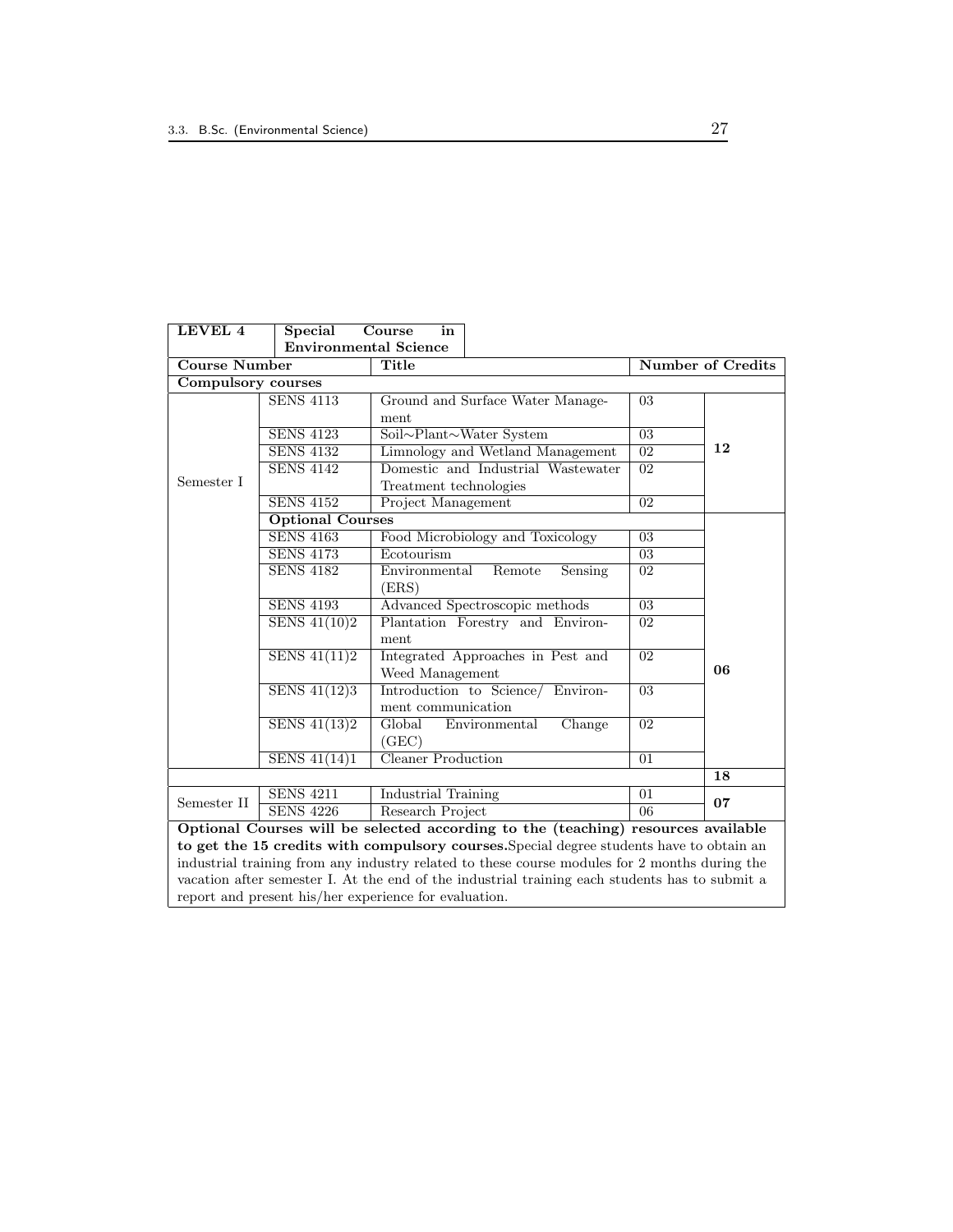| LEVEL 4 | Special Course in Environmental Science | | | |
|---|---|---|---|---|
| **Course Number** | | **Title** | **Number of Credits** | |
| **Compulsory courses** | | | | |
| Semester I | SENS 4113 | Ground and Surface Water Management | 03 | **12** |
| | SENS 4123 | Soil∼Plant∼Water System | 03 | |
| | SENS 4132 | Limnology and Wetland Management | 02 | |
| | SENS 4142 | Domestic and Industrial Wastewater Treatment technologies | 02 | |
| | SENS 4152 | Project Management | 02 | |
| | **Optional Courses** | | | **06** |
| | SENS 4163 | Food Microbiology and Toxicology | 03 | |
| | SENS 4173 | Ecotourism | 03 | |
| | SENS 4182 | Environmental Remote Sensing (ERS) | 02 | |
| | SENS 4193 | Advanced Spectroscopic methods | 03 | |
| | SENS 41(10)2 | Plantation Forestry and Environment | 02 | |
| | SENS 41(11)2 | Integrated Approaches in Pest and Weed Management | 02 | |
| | SENS 41(12)3 | Introduction to Science/ Environment communication | 03 | |
| | SENS 41(13)2 | Global Environmental Change (GEC) | 02 | |
| | SENS 41(14)1 | Cleaner Production | 01 | |
| | | | | **18** |
| Semester II | SENS 4211 | Industrial Training | 01 | **07** |
| | SENS 4226 | Research Project | 06 | |

**Optional Courses will be selected according to the (teaching) resources available to get the 15 credits with compulsory courses.** Special degree students have to obtain an industrial training from any industry related to these course modules for 2 months during the vacation after semester I. At the end of the industrial training each students has to submit a report and present his/her experience for evaluation.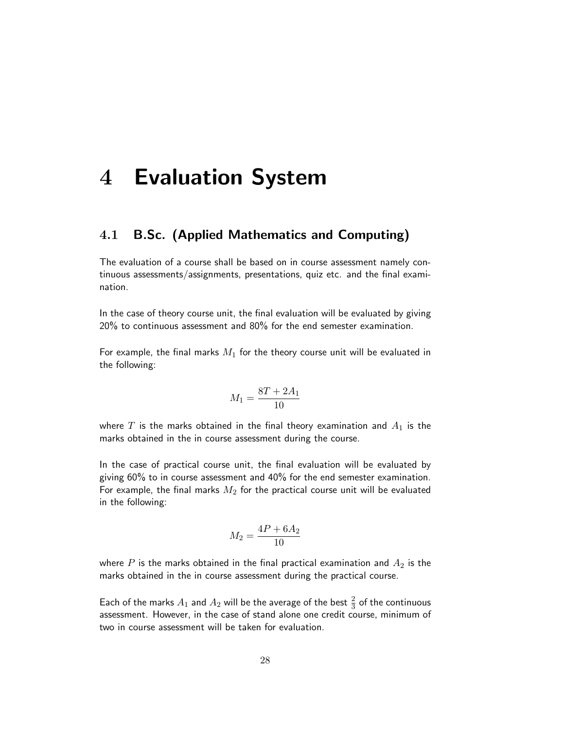# 4 Evaluation System

## 4.1 B.Sc. (Applied Mathematics and Computing)

The evaluation of a course shall be based on in course assessment namely continuous assessments/assignments, presentations, quiz etc. and the final examination.

In the case of theory course unit, the final evaluation will be evaluated by giving 20% to continuous assessment and 80% for the end semester examination.

For example, the final marks $M_1$ for the theory course unit will be evaluated in the following:

$$M_1 = \frac{8T + 2A_1}{10}$$

where $T$ is the marks obtained in the final theory examination and $A_1$ is the marks obtained in the in course assessment during the course.

In the case of practical course unit, the final evaluation will be evaluated by giving 60% to in course assessment and 40% for the end semester examination. For example, the final marks $M_2$ for the practical course unit will be evaluated in the following:

$$M_2 = \frac{4P + 6A_2}{10}$$

where $P$ is the marks obtained in the final practical examination and $A_2$ is the marks obtained in the in course assessment during the practical course.

Each of the marks $A_1$ and $A_2$ will be the average of the best $\frac{2}{3}$ of the continuous assessment. However, in the case of stand alone one credit course, minimum of two in course assessment will be taken for evaluation.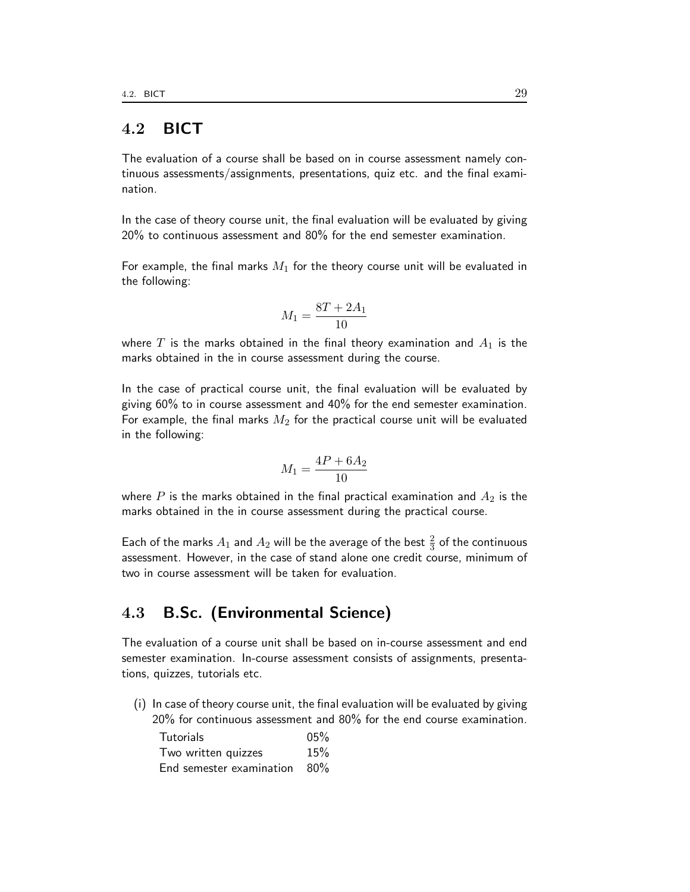## 4.2 BICT

The evaluation of a course shall be based on in course assessment namely continuous assessments/assignments, presentations, quiz etc. and the final examination.

In the case of theory course unit, the final evaluation will be evaluated by giving 20% to continuous assessment and 80% for the end semester examination.

For example, the final marks $M_1$ for the theory course unit will be evaluated in the following:

$$M_1 = \frac{8T + 2A_1}{10}$$

where $T$ is the marks obtained in the final theory examination and $A_1$ is the marks obtained in the in course assessment during the course.

In the case of practical course unit, the final evaluation will be evaluated by giving 60% to in course assessment and 40% for the end semester examination. For example, the final marks $M_2$ for the practical course unit will be evaluated in the following:

$$M_1 = \frac{4P + 6A_2}{10}$$

where $P$ is the marks obtained in the final practical examination and $A_2$ is the marks obtained in the in course assessment during the practical course.

Each of the marks $A_1$ and $A_2$ will be the average of the best $\frac{2}{3}$ of the continuous assessment. However, in the case of stand alone one credit course, minimum of two in course assessment will be taken for evaluation.

## 4.3 B.Sc. (Environmental Science)

The evaluation of a course unit shall be based on in-course assessment and end semester examination. In-course assessment consists of assignments, presentations, quizzes, tutorials etc.

(i) In case of theory course unit, the final evaluation will be evaluated by giving 20% for continuous assessment and 80% for the end course examination.

| | |
|---|---|
| Tutorials | 05% |
| Two written quizzes | 15% |
| End semester examination | 80% |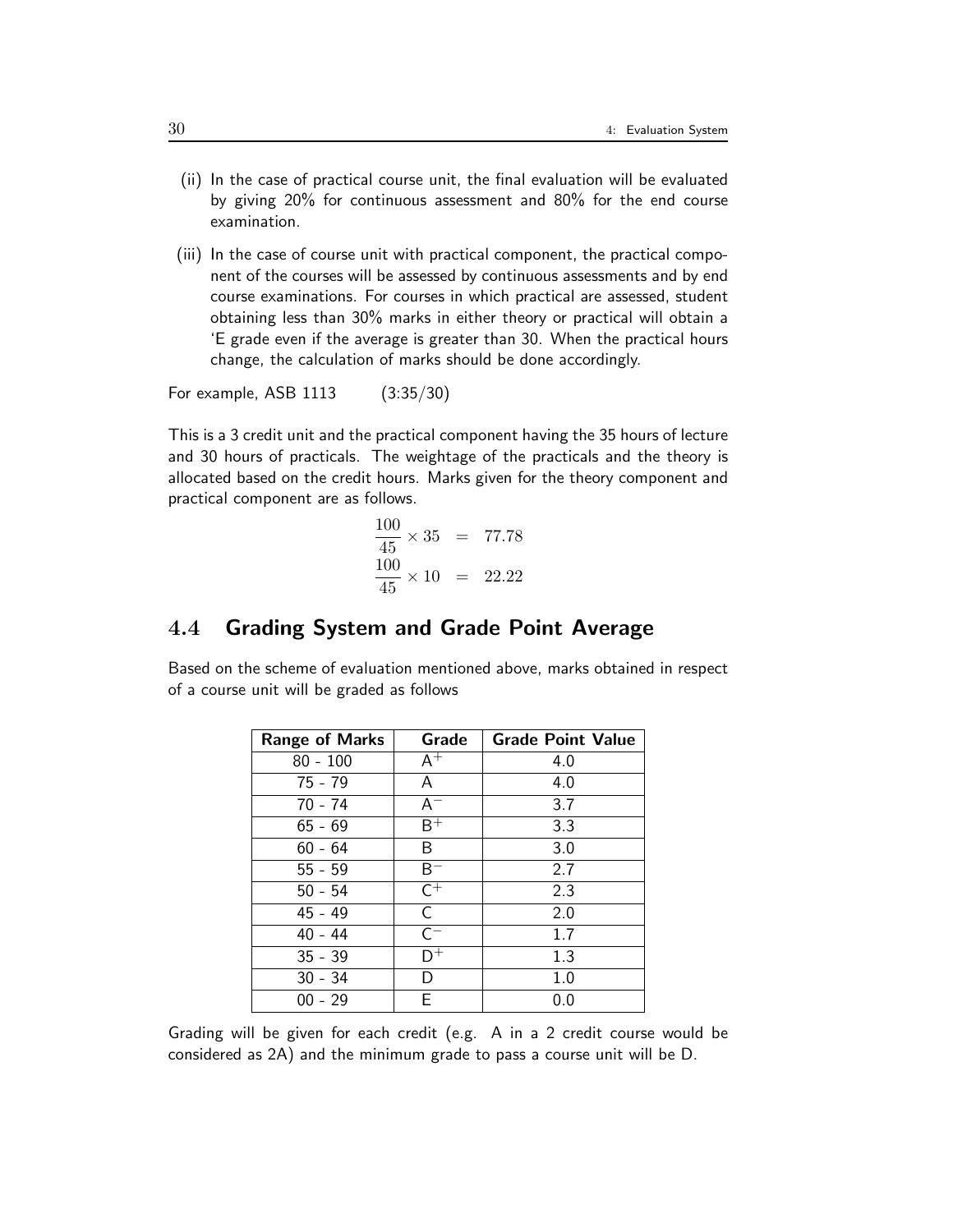(ii) In the case of practical course unit, the final evaluation will be evaluated by giving 20% for continuous assessment and 80% for the end course examination.

(iii) In the case of course unit with practical component, the practical component of the courses will be assessed by continuous assessments and by end course examinations. For courses in which practical are assessed, student obtaining less than 30% marks in either theory or practical will obtain a 'E grade even if the average is greater than 30. When the practical hours change, the calculation of marks should be done accordingly.

For example, ASB 1113 (3:35/30)

This is a 3 credit unit and the practical component having the 35 hours of lecture and 30 hours of practicals. The weightage of the practicals and the theory is allocated based on the credit hours. Marks given for the theory component and practical component are as follows.

$$\frac{100}{45} \times 35 = 77.78$$
$$\frac{100}{45} \times 10 = 22.22$$

## 4.4 Grading System and Grade Point Average

Based on the scheme of evaluation mentioned above, marks obtained in respect of a course unit will be graded as follows

| Range of Marks | Grade | Grade Point Value |
|---|---|---|
| 80 - 100 | $A^+$ | 4.0 |
| 75 - 79 | A | 4.0 |
| 70 - 74 | $A^-$ | 3.7 |
| 65 - 69 | $B^+$ | 3.3 |
| 60 - 64 | B | 3.0 |
| 55 - 59 | $B^-$ | 2.7 |
| 50 - 54 | $C^+$ | 2.3 |
| 45 - 49 | C | 2.0 |
| 40 - 44 | $C^-$ | 1.7 |
| 35 - 39 | $D^+$ | 1.3 |
| 30 - 34 | D | 1.0 |
| 00 - 29 | E | 0.0 |

Grading will be given for each credit (e.g. A in a 2 credit course would be considered as 2A) and the minimum grade to pass a course unit will be D.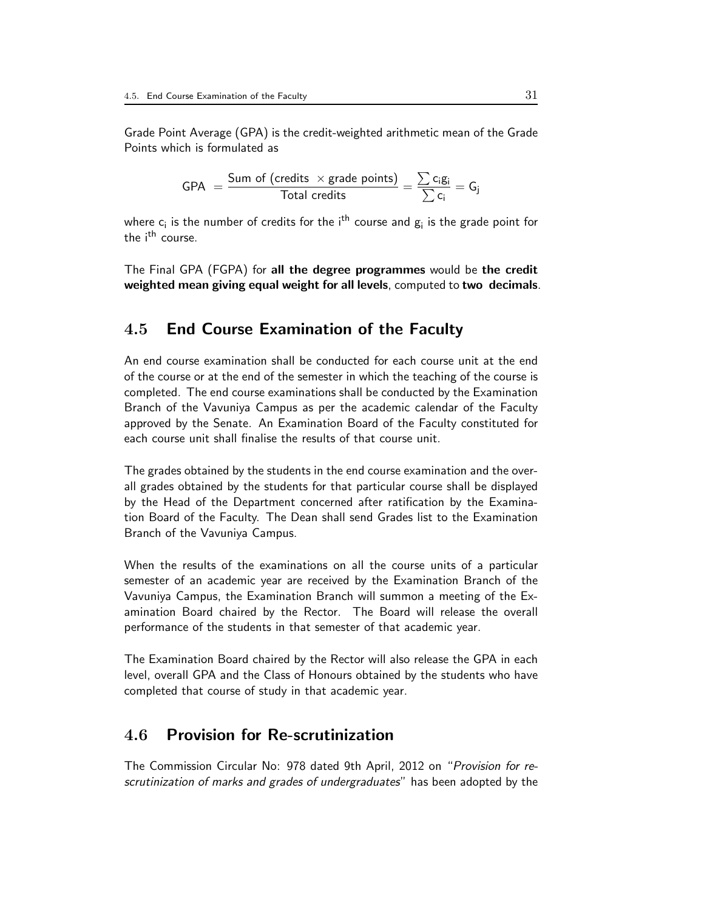Grade Point Average (GPA) is the credit-weighted arithmetic mean of the Grade Points which is formulated as

$$\text{GPA} = \frac{\text{Sum of (credits } \times \text{ grade points)}}{\text{Total credits}} = \frac{\sum c_i g_i}{\sum c_i} = G_j$$

where $c_i$ is the number of credits for the $i^{th}$ course and $g_i$ is the grade point for the $i^{th}$ course.

The Final GPA (FGPA) for **all the degree programmes** would be **the credit weighted mean giving equal weight for all levels**, computed to **two decimals**.

## 4.5 End Course Examination of the Faculty

An end course examination shall be conducted for each course unit at the end of the course or at the end of the semester in which the teaching of the course is completed. The end course examinations shall be conducted by the Examination Branch of the Vavuniya Campus as per the academic calendar of the Faculty approved by the Senate. An Examination Board of the Faculty constituted for each course unit shall finalise the results of that course unit.

The grades obtained by the students in the end course examination and the overall grades obtained by the students for that particular course shall be displayed by the Head of the Department concerned after ratification by the Examination Board of the Faculty. The Dean shall send Grades list to the Examination Branch of the Vavuniya Campus.

When the results of the examinations on all the course units of a particular semester of an academic year are received by the Examination Branch of the Vavuniya Campus, the Examination Branch will summon a meeting of the Examination Board chaired by the Rector. The Board will release the overall performance of the students in that semester of that academic year.

The Examination Board chaired by the Rector will also release the GPA in each level, overall GPA and the Class of Honours obtained by the students who have completed that course of study in that academic year.

## 4.6 Provision for Re-scrutinization

The Commission Circular No: 978 dated 9th April, 2012 on "*Provision for re-scrutinization of marks and grades of undergraduates*" has been adopted by the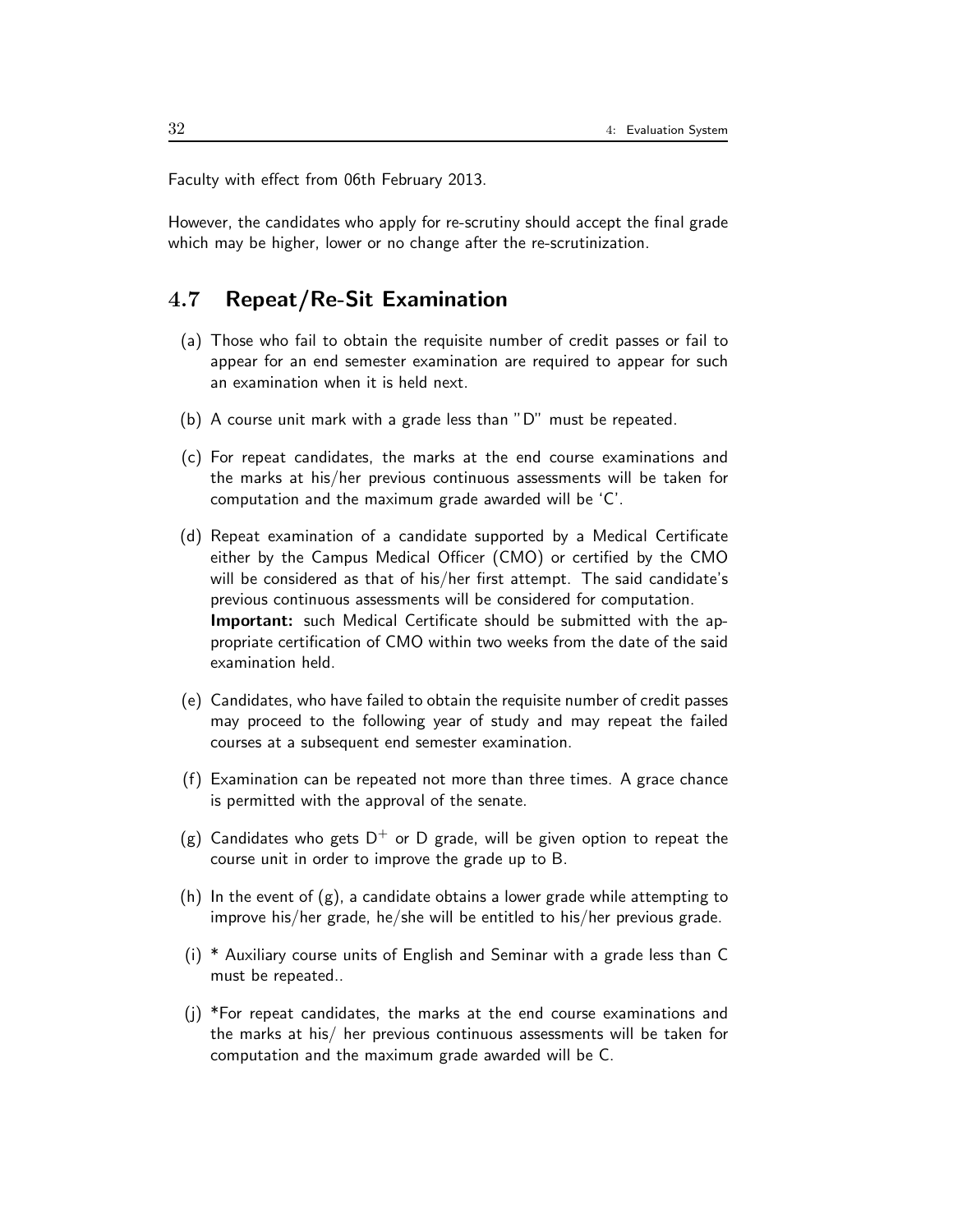Faculty with effect from 06th February 2013.

However, the candidates who apply for re-scrutiny should accept the final grade which may be higher, lower or no change after the re-scrutinization.

## 4.7 Repeat/Re-Sit Examination

(a) Those who fail to obtain the requisite number of credit passes or fail to appear for an end semester examination are required to appear for such an examination when it is held next.

(b) A course unit mark with a grade less than "D" must be repeated.

(c) For repeat candidates, the marks at the end course examinations and the marks at his/her previous continuous assessments will be taken for computation and the maximum grade awarded will be 'C'.

(d) Repeat examination of a candidate supported by a Medical Certificate either by the Campus Medical Officer (CMO) or certified by the CMO will be considered as that of his/her first attempt. The said candidate's previous continuous assessments will be considered for computation.
**Important:** such Medical Certificate should be submitted with the appropriate certification of CMO within two weeks from the date of the said examination held.

(e) Candidates, who have failed to obtain the requisite number of credit passes may proceed to the following year of study and may repeat the failed courses at a subsequent end semester examination.

(f) Examination can be repeated not more than three times. A grace chance is permitted with the approval of the senate.

(g) Candidates who gets $D^+$ or D grade, will be given option to repeat the course unit in order to improve the grade up to B.

(h) In the event of (g), a candidate obtains a lower grade while attempting to improve his/her grade, he/she will be entitled to his/her previous grade.

(i) * Auxiliary course units of English and Seminar with a grade less than C must be repeated..

(j) *For repeat candidates, the marks at the end course examinations and the marks at his/ her previous continuous assessments will be taken for computation and the maximum grade awarded will be C.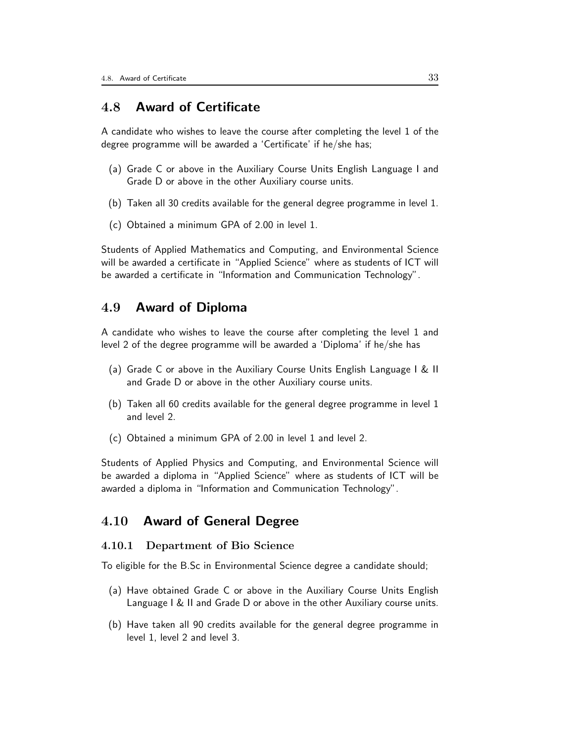## 4.8 Award of Certificate

A candidate who wishes to leave the course after completing the level 1 of the degree programme will be awarded a 'Certificate' if he/she has;

(a) Grade C or above in the Auxiliary Course Units English Language I and Grade D or above in the other Auxiliary course units.

(b) Taken all 30 credits available for the general degree programme in level 1.

(c) Obtained a minimum GPA of 2.00 in level 1.

Students of Applied Mathematics and Computing, and Environmental Science will be awarded a certificate in "Applied Science" where as students of ICT will be awarded a certificate in "Information and Communication Technology".

## 4.9 Award of Diploma

A candidate who wishes to leave the course after completing the level 1 and level 2 of the degree programme will be awarded a 'Diploma' if he/she has

(a) Grade C or above in the Auxiliary Course Units English Language I & II and Grade D or above in the other Auxiliary course units.

(b) Taken all 60 credits available for the general degree programme in level 1 and level 2.

(c) Obtained a minimum GPA of 2.00 in level 1 and level 2.

Students of Applied Physics and Computing, and Environmental Science will be awarded a diploma in "Applied Science" where as students of ICT will be awarded a diploma in "Information and Communication Technology".

## 4.10 Award of General Degree

### 4.10.1 Department of Bio Science

To eligible for the B.Sc in Environmental Science degree a candidate should;

(a) Have obtained Grade C or above in the Auxiliary Course Units English Language I & II and Grade D or above in the other Auxiliary course units.

(b) Have taken all 90 credits available for the general degree programme in level 1, level 2 and level 3.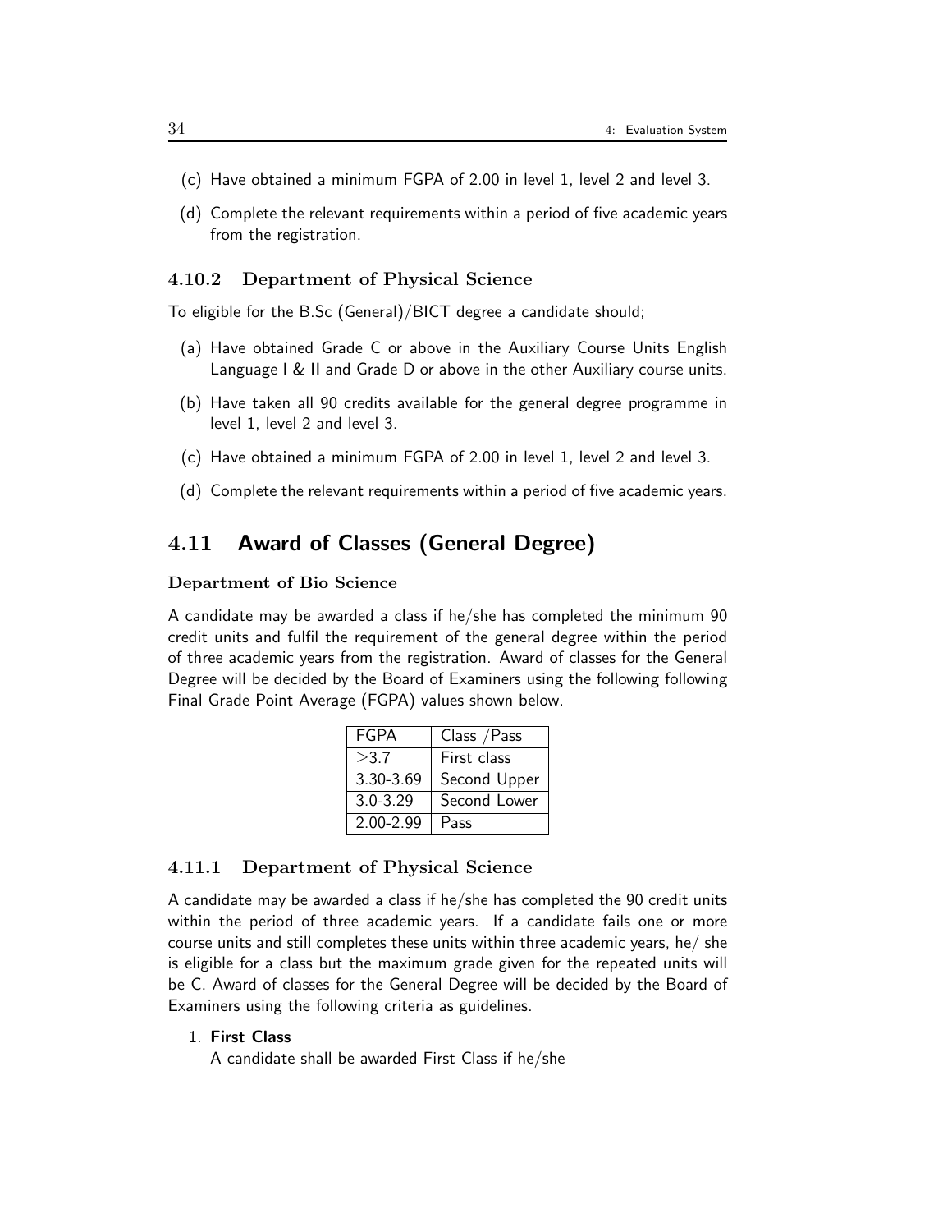(c) Have obtained a minimum FGPA of 2.00 in level 1, level 2 and level 3.

(d) Complete the relevant requirements within a period of five academic years from the registration.

### 4.10.2 Department of Physical Science

To eligible for the B.Sc (General)/BICT degree a candidate should;

(a) Have obtained Grade C or above in the Auxiliary Course Units English Language I & II and Grade D or above in the other Auxiliary course units.

(b) Have taken all 90 credits available for the general degree programme in level 1, level 2 and level 3.

(c) Have obtained a minimum FGPA of 2.00 in level 1, level 2 and level 3.

(d) Complete the relevant requirements within a period of five academic years.

## 4.11 Award of Classes (General Degree)

**Department of Bio Science**

A candidate may be awarded a class if he/she has completed the minimum 90 credit units and fulfil the requirement of the general degree within the period of three academic years from the registration. Award of classes for the General Degree will be decided by the Board of Examiners using the following following Final Grade Point Average (FGPA) values shown below.

| FGPA | Class /Pass |
|---|---|
| $\geq$3.7 | First class |
| 3.30-3.69 | Second Upper |
| 3.0-3.29 | Second Lower |
| 2.00-2.99 | Pass |

### 4.11.1 Department of Physical Science

A candidate may be awarded a class if he/she has completed the 90 credit units within the period of three academic years. If a candidate fails one or more course units and still completes these units within three academic years, he/ she is eligible for a class but the maximum grade given for the repeated units will be C. Award of classes for the General Degree will be decided by the Board of Examiners using the following criteria as guidelines.

1. **First Class**

   A candidate shall be awarded First Class if he/she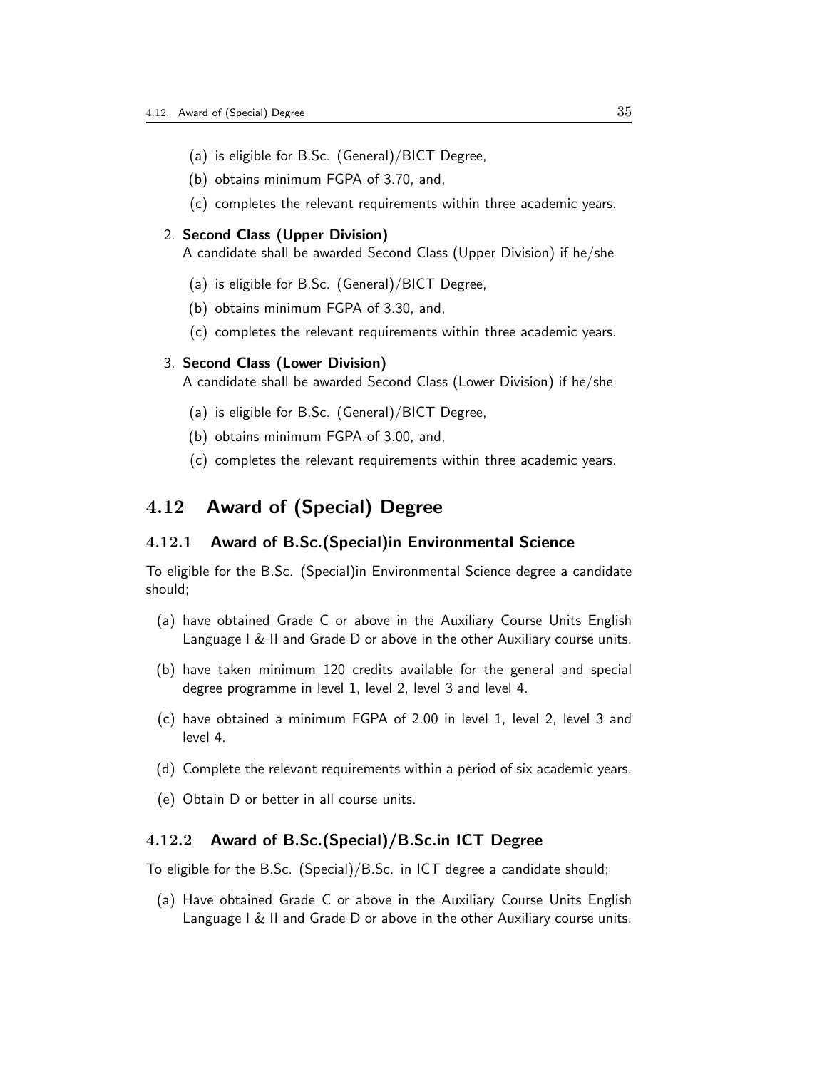(a) is eligible for B.Sc. (General)/BICT Degree,

(b) obtains minimum FGPA of 3.70, and,

(c) completes the relevant requirements within three academic years.

2. **Second Class (Upper Division)**
   A candidate shall be awarded Second Class (Upper Division) if he/she

   (a) is eligible for B.Sc. (General)/BICT Degree,

   (b) obtains minimum FGPA of 3.30, and,

   (c) completes the relevant requirements within three academic years.

3. **Second Class (Lower Division)**
   A candidate shall be awarded Second Class (Lower Division) if he/she

   (a) is eligible for B.Sc. (General)/BICT Degree,

   (b) obtains minimum FGPA of 3.00, and,

   (c) completes the relevant requirements within three academic years.

## 4.12 Award of (Special) Degree

### 4.12.1 Award of B.Sc.(Special)in Environmental Science

To eligible for the B.Sc. (Special)in Environmental Science degree a candidate should;

(a) have obtained Grade C or above in the Auxiliary Course Units English Language I & II and Grade D or above in the other Auxiliary course units.

(b) have taken minimum 120 credits available for the general and special degree programme in level 1, level 2, level 3 and level 4.

(c) have obtained a minimum FGPA of 2.00 in level 1, level 2, level 3 and level 4.

(d) Complete the relevant requirements within a period of six academic years.

(e) Obtain D or better in all course units.

### 4.12.2 Award of B.Sc.(Special)/B.Sc.in ICT Degree

To eligible for the B.Sc. (Special)/B.Sc. in ICT degree a candidate should;

(a) Have obtained Grade C or above in the Auxiliary Course Units English Language I & II and Grade D or above in the other Auxiliary course units.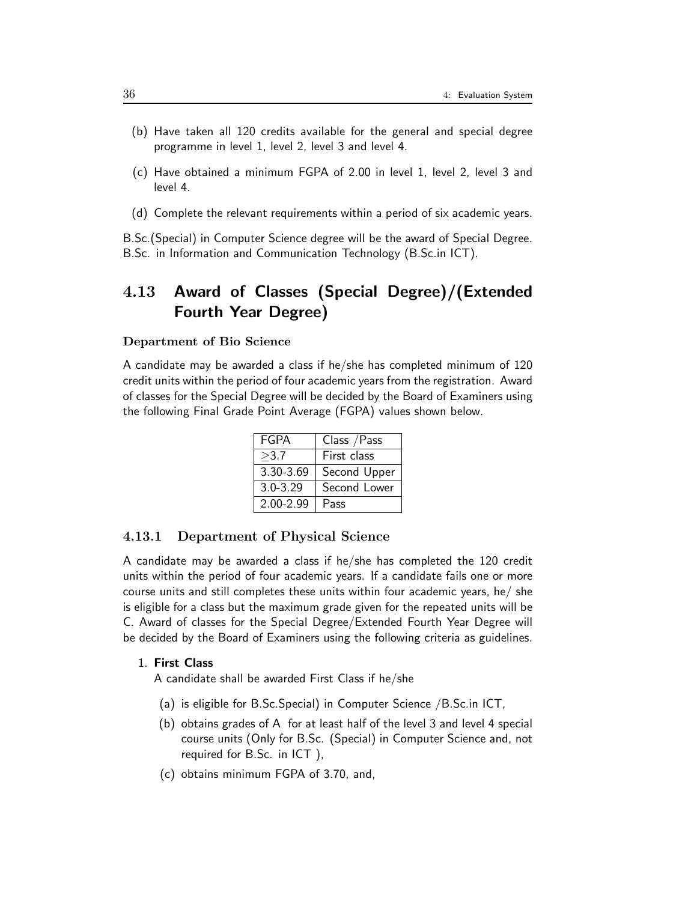(b) Have taken all 120 credits available for the general and special degree programme in level 1, level 2, level 3 and level 4.

(c) Have obtained a minimum FGPA of 2.00 in level 1, level 2, level 3 and level 4.

(d) Complete the relevant requirements within a period of six academic years.

B.Sc.(Special) in Computer Science degree will be the award of Special Degree. B.Sc. in Information and Communication Technology (B.Sc.in ICT).

## 4.13 Award of Classes (Special Degree)/(Extended Fourth Year Degree)

**Department of Bio Science**

A candidate may be awarded a class if he/she has completed minimum of 120 credit units within the period of four academic years from the registration. Award of classes for the Special Degree will be decided by the Board of Examiners using the following Final Grade Point Average (FGPA) values shown below.

| FGPA | Class /Pass |
|---|---|
| ≥3.7 | First class |
| 3.30-3.69 | Second Upper |
| 3.0-3.29 | Second Lower |
| 2.00-2.99 | Pass |

### 4.13.1 Department of Physical Science

A candidate may be awarded a class if he/she has completed the 120 credit units within the period of four academic years. If a candidate fails one or more course units and still completes these units within four academic years, he/ she is eligible for a class but the maximum grade given for the repeated units will be C. Award of classes for the Special Degree/Extended Fourth Year Degree will be decided by the Board of Examiners using the following criteria as guidelines.

1. **First Class**

   A candidate shall be awarded First Class if he/she

   (a) is eligible for B.Sc.Special) in Computer Science /B.Sc.in ICT,

   (b) obtains grades of A for at least half of the level 3 and level 4 special course units (Only for B.Sc. (Special) in Computer Science and, not required for B.Sc. in ICT ),

   (c) obtains minimum FGPA of 3.70, and,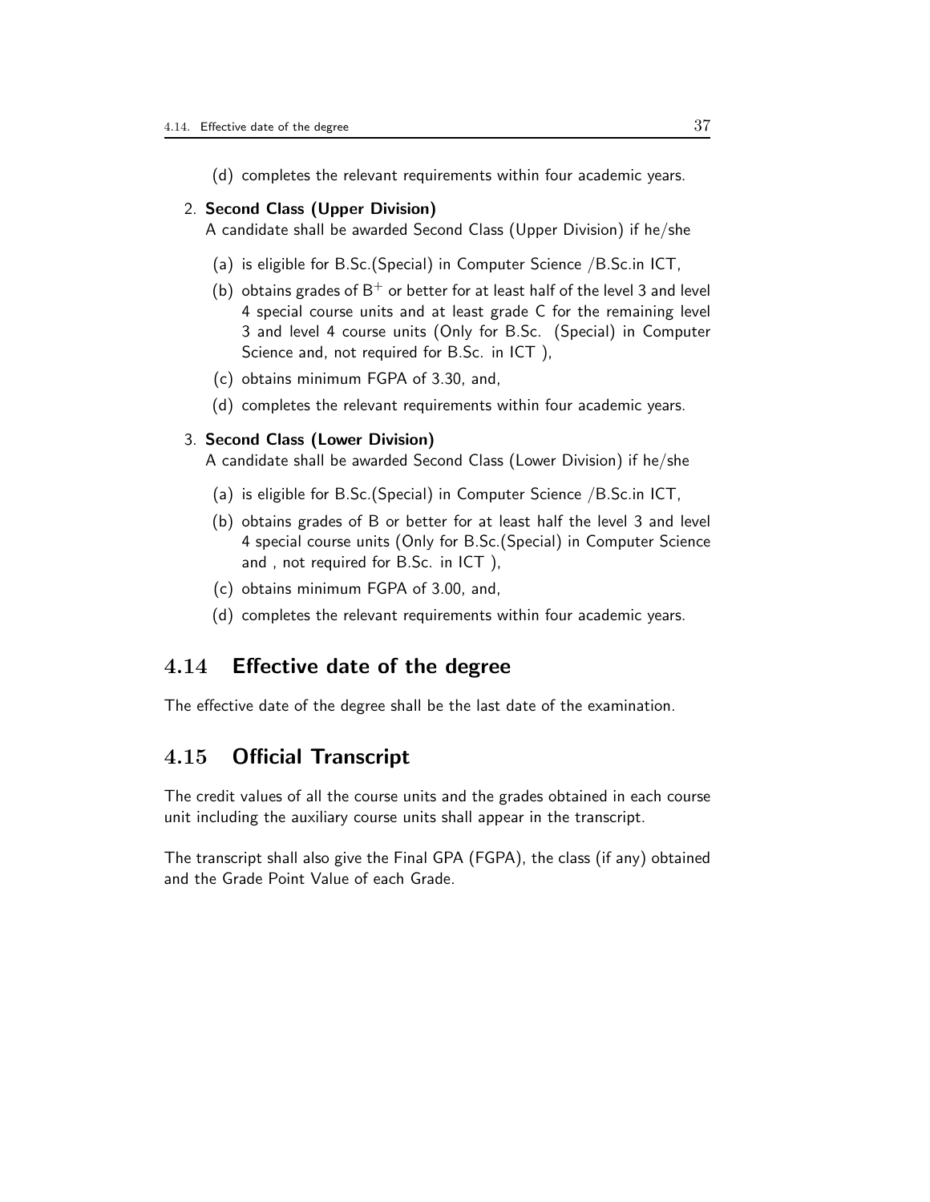(d) completes the relevant requirements within four academic years.

2. **Second Class (Upper Division)**
   A candidate shall be awarded Second Class (Upper Division) if he/she
   (a) is eligible for B.Sc.(Special) in Computer Science /B.Sc.in ICT,
   (b) obtains grades of $B^+$ or better for at least half of the level 3 and level 4 special course units and at least grade C for the remaining level 3 and level 4 course units (Only for B.Sc. (Special) in Computer Science and, not required for B.Sc. in ICT ),
   (c) obtains minimum FGPA of 3.30, and,
   (d) completes the relevant requirements within four academic years.

3. **Second Class (Lower Division)**
   A candidate shall be awarded Second Class (Lower Division) if he/she
   (a) is eligible for B.Sc.(Special) in Computer Science /B.Sc.in ICT,
   (b) obtains grades of B or better for at least half the level 3 and level 4 special course units (Only for B.Sc.(Special) in Computer Science and , not required for B.Sc. in ICT ),
   (c) obtains minimum FGPA of 3.00, and,
   (d) completes the relevant requirements within four academic years.

## 4.14 Effective date of the degree

The effective date of the degree shall be the last date of the examination.

## 4.15 Official Transcript

The credit values of all the course units and the grades obtained in each course unit including the auxiliary course units shall appear in the transcript.

The transcript shall also give the Final GPA (FGPA), the class (if any) obtained and the Grade Point Value of each Grade.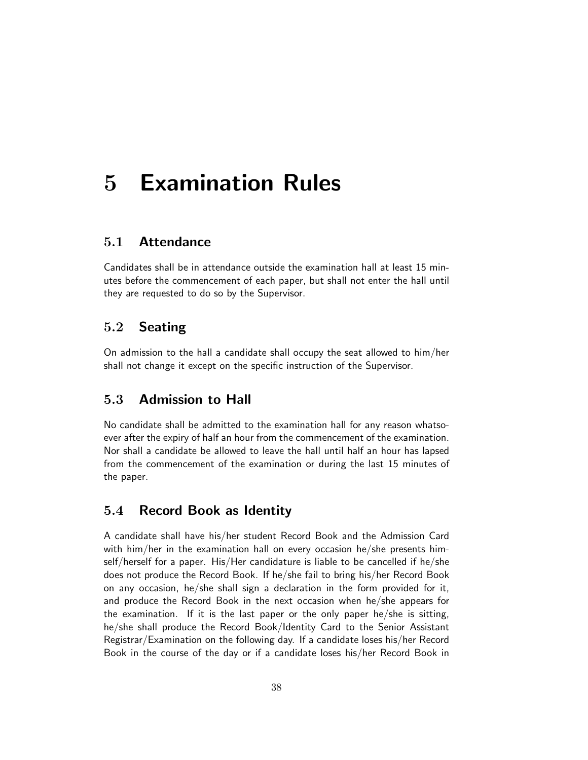# 5 Examination Rules

## 5.1 Attendance

Candidates shall be in attendance outside the examination hall at least 15 minutes before the commencement of each paper, but shall not enter the hall until they are requested to do so by the Supervisor.

## 5.2 Seating

On admission to the hall a candidate shall occupy the seat allowed to him/her shall not change it except on the specific instruction of the Supervisor.

## 5.3 Admission to Hall

No candidate shall be admitted to the examination hall for any reason whatsoever after the expiry of half an hour from the commencement of the examination. Nor shall a candidate be allowed to leave the hall until half an hour has lapsed from the commencement of the examination or during the last 15 minutes of the paper.

## 5.4 Record Book as Identity

A candidate shall have his/her student Record Book and the Admission Card with him/her in the examination hall on every occasion he/she presents himself/herself for a paper. His/Her candidature is liable to be cancelled if he/she does not produce the Record Book. If he/she fail to bring his/her Record Book on any occasion, he/she shall sign a declaration in the form provided for it, and produce the Record Book in the next occasion when he/she appears for the examination. If it is the last paper or the only paper he/she is sitting, he/she shall produce the Record Book/Identity Card to the Senior Assistant Registrar/Examination on the following day. If a candidate loses his/her Record Book in the course of the day or if a candidate loses his/her Record Book in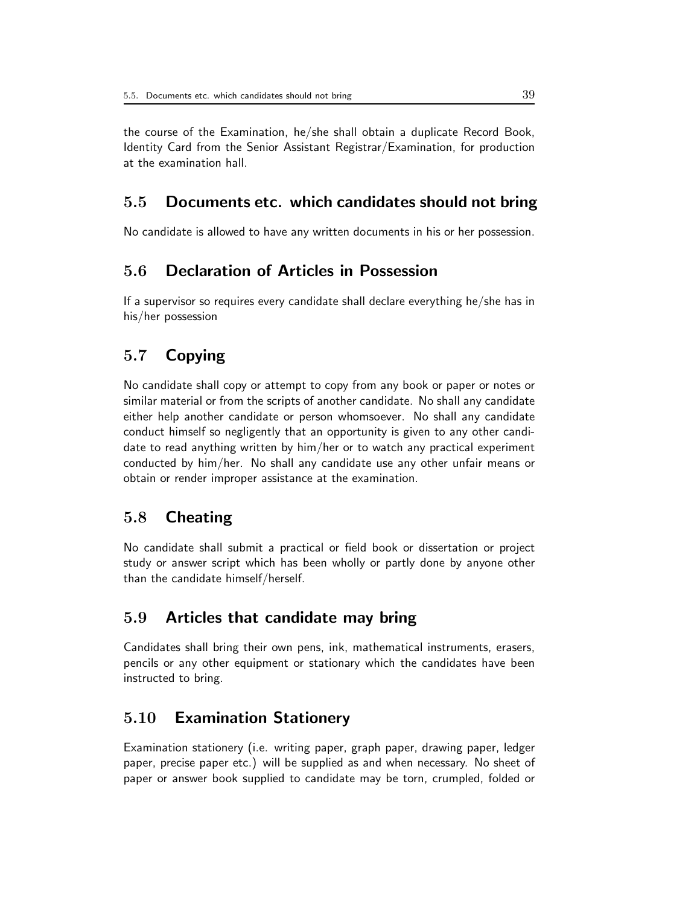the course of the Examination, he/she shall obtain a duplicate Record Book, Identity Card from the Senior Assistant Registrar/Examination, for production at the examination hall.

## 5.5 Documents etc. which candidates should not bring

No candidate is allowed to have any written documents in his or her possession.

## 5.6 Declaration of Articles in Possession

If a supervisor so requires every candidate shall declare everything he/she has in his/her possession

## 5.7 Copying

No candidate shall copy or attempt to copy from any book or paper or notes or similar material or from the scripts of another candidate. No shall any candidate either help another candidate or person whomsoever. No shall any candidate conduct himself so negligently that an opportunity is given to any other candidate to read anything written by him/her or to watch any practical experiment conducted by him/her. No shall any candidate use any other unfair means or obtain or render improper assistance at the examination.

## 5.8 Cheating

No candidate shall submit a practical or field book or dissertation or project study or answer script which has been wholly or partly done by anyone other than the candidate himself/herself.

## 5.9 Articles that candidate may bring

Candidates shall bring their own pens, ink, mathematical instruments, erasers, pencils or any other equipment or stationary which the candidates have been instructed to bring.

## 5.10 Examination Stationery

Examination stationery (i.e. writing paper, graph paper, drawing paper, ledger paper, precise paper etc.) will be supplied as and when necessary. No sheet of paper or answer book supplied to candidate may be torn, crumpled, folded or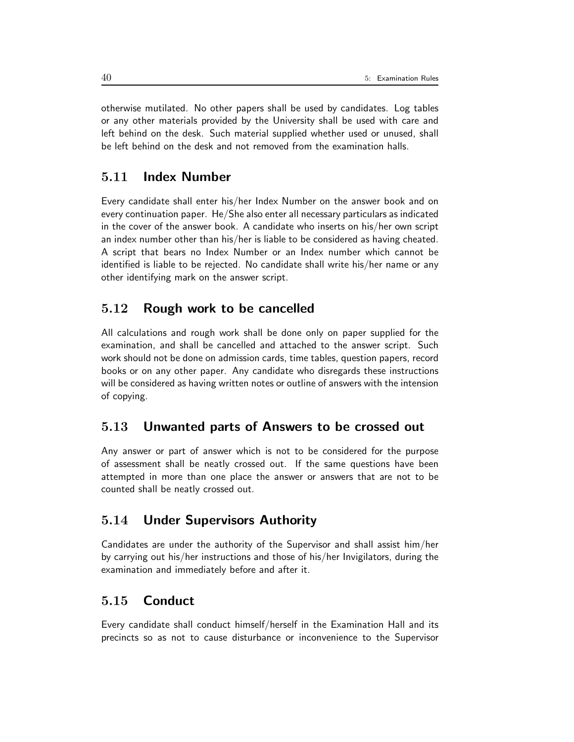otherwise mutilated. No other papers shall be used by candidates. Log tables or any other materials provided by the University shall be used with care and left behind on the desk. Such material supplied whether used or unused, shall be left behind on the desk and not removed from the examination halls.

## 5.11 Index Number

Every candidate shall enter his/her Index Number on the answer book and on every continuation paper. He/She also enter all necessary particulars as indicated in the cover of the answer book. A candidate who inserts on his/her own script an index number other than his/her is liable to be considered as having cheated. A script that bears no Index Number or an Index number which cannot be identified is liable to be rejected. No candidate shall write his/her name or any other identifying mark on the answer script.

## 5.12 Rough work to be cancelled

All calculations and rough work shall be done only on paper supplied for the examination, and shall be cancelled and attached to the answer script. Such work should not be done on admission cards, time tables, question papers, record books or on any other paper. Any candidate who disregards these instructions will be considered as having written notes or outline of answers with the intension of copying.

## 5.13 Unwanted parts of Answers to be crossed out

Any answer or part of answer which is not to be considered for the purpose of assessment shall be neatly crossed out. If the same questions have been attempted in more than one place the answer or answers that are not to be counted shall be neatly crossed out.

## 5.14 Under Supervisors Authority

Candidates are under the authority of the Supervisor and shall assist him/her by carrying out his/her instructions and those of his/her Invigilators, during the examination and immediately before and after it.

## 5.15 Conduct

Every candidate shall conduct himself/herself in the Examination Hall and its precincts so as not to cause disturbance or inconvenience to the Supervisor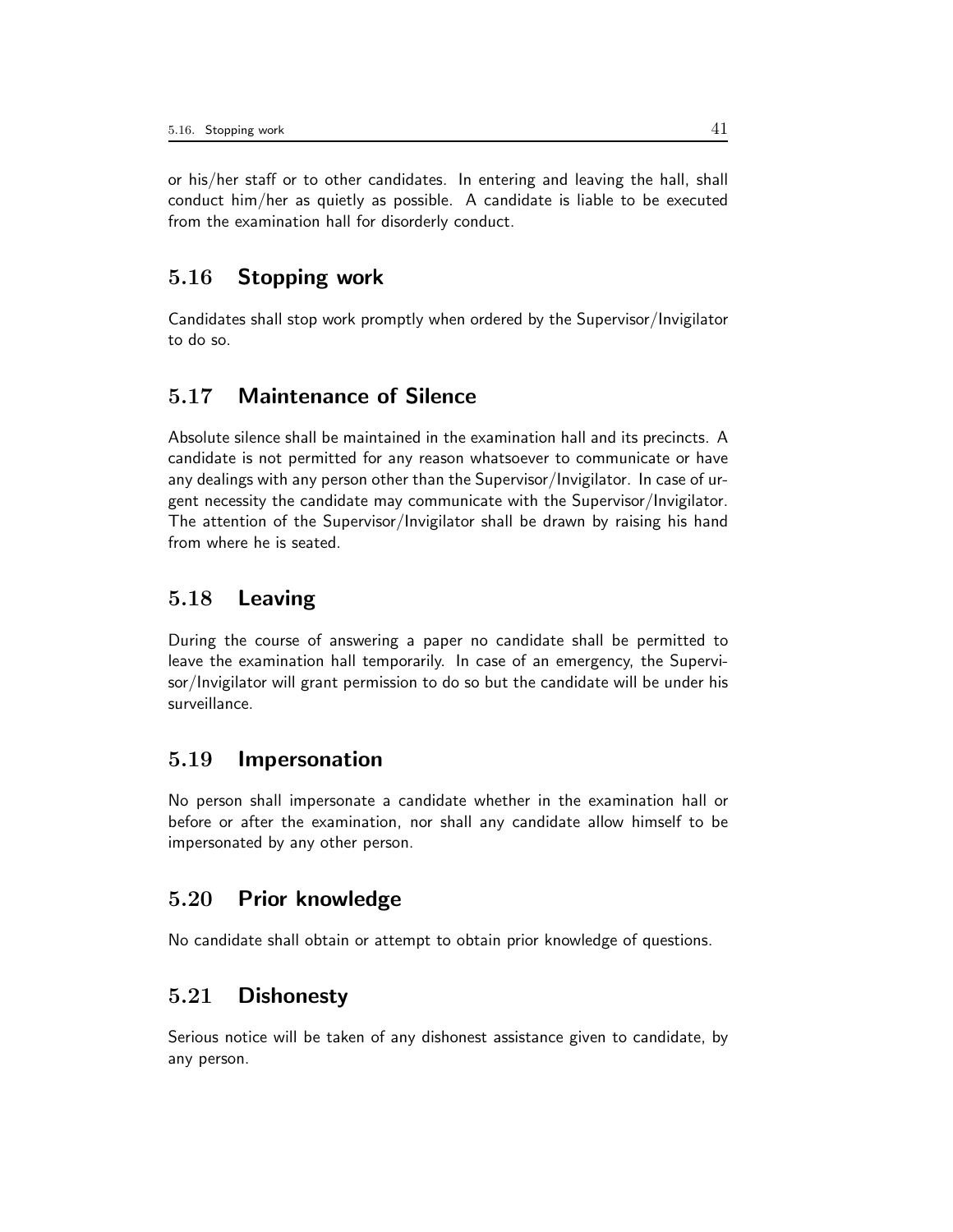or his/her staff or to other candidates. In entering and leaving the hall, shall conduct him/her as quietly as possible. A candidate is liable to be executed from the examination hall for disorderly conduct.

## 5.16 Stopping work

Candidates shall stop work promptly when ordered by the Supervisor/Invigilator to do so.

## 5.17 Maintenance of Silence

Absolute silence shall be maintained in the examination hall and its precincts. A candidate is not permitted for any reason whatsoever to communicate or have any dealings with any person other than the Supervisor/Invigilator. In case of urgent necessity the candidate may communicate with the Supervisor/Invigilator. The attention of the Supervisor/Invigilator shall be drawn by raising his hand from where he is seated.

## 5.18 Leaving

During the course of answering a paper no candidate shall be permitted to leave the examination hall temporarily. In case of an emergency, the Supervisor/Invigilator will grant permission to do so but the candidate will be under his surveillance.

## 5.19 Impersonation

No person shall impersonate a candidate whether in the examination hall or before or after the examination, nor shall any candidate allow himself to be impersonated by any other person.

## 5.20 Prior knowledge

No candidate shall obtain or attempt to obtain prior knowledge of questions.

## 5.21 Dishonesty

Serious notice will be taken of any dishonest assistance given to candidate, by any person.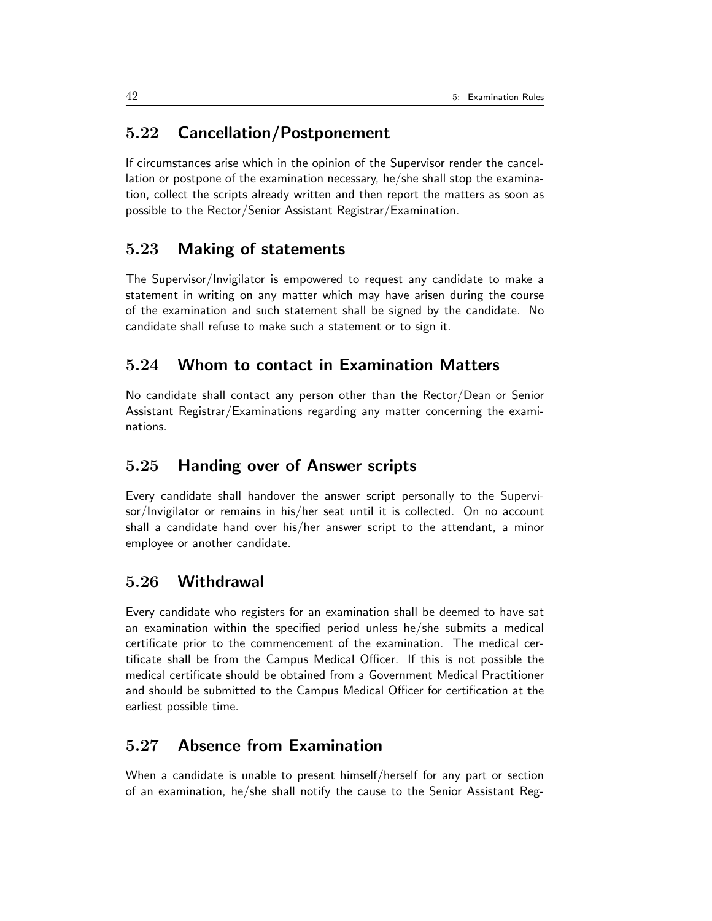## 5.22 Cancellation/Postponement

If circumstances arise which in the opinion of the Supervisor render the cancellation or postpone of the examination necessary, he/she shall stop the examination, collect the scripts already written and then report the matters as soon as possible to the Rector/Senior Assistant Registrar/Examination.

## 5.23 Making of statements

The Supervisor/Invigilator is empowered to request any candidate to make a statement in writing on any matter which may have arisen during the course of the examination and such statement shall be signed by the candidate. No candidate shall refuse to make such a statement or to sign it.

## 5.24 Whom to contact in Examination Matters

No candidate shall contact any person other than the Rector/Dean or Senior Assistant Registrar/Examinations regarding any matter concerning the examinations.

## 5.25 Handing over of Answer scripts

Every candidate shall handover the answer script personally to the Supervisor/Invigilator or remains in his/her seat until it is collected. On no account shall a candidate hand over his/her answer script to the attendant, a minor employee or another candidate.

## 5.26 Withdrawal

Every candidate who registers for an examination shall be deemed to have sat an examination within the specified period unless he/she submits a medical certificate prior to the commencement of the examination. The medical certificate shall be from the Campus Medical Officer. If this is not possible the medical certificate should be obtained from a Government Medical Practitioner and should be submitted to the Campus Medical Officer for certification at the earliest possible time.

## 5.27 Absence from Examination

When a candidate is unable to present himself/herself for any part or section of an examination, he/she shall notify the cause to the Senior Assistant Reg-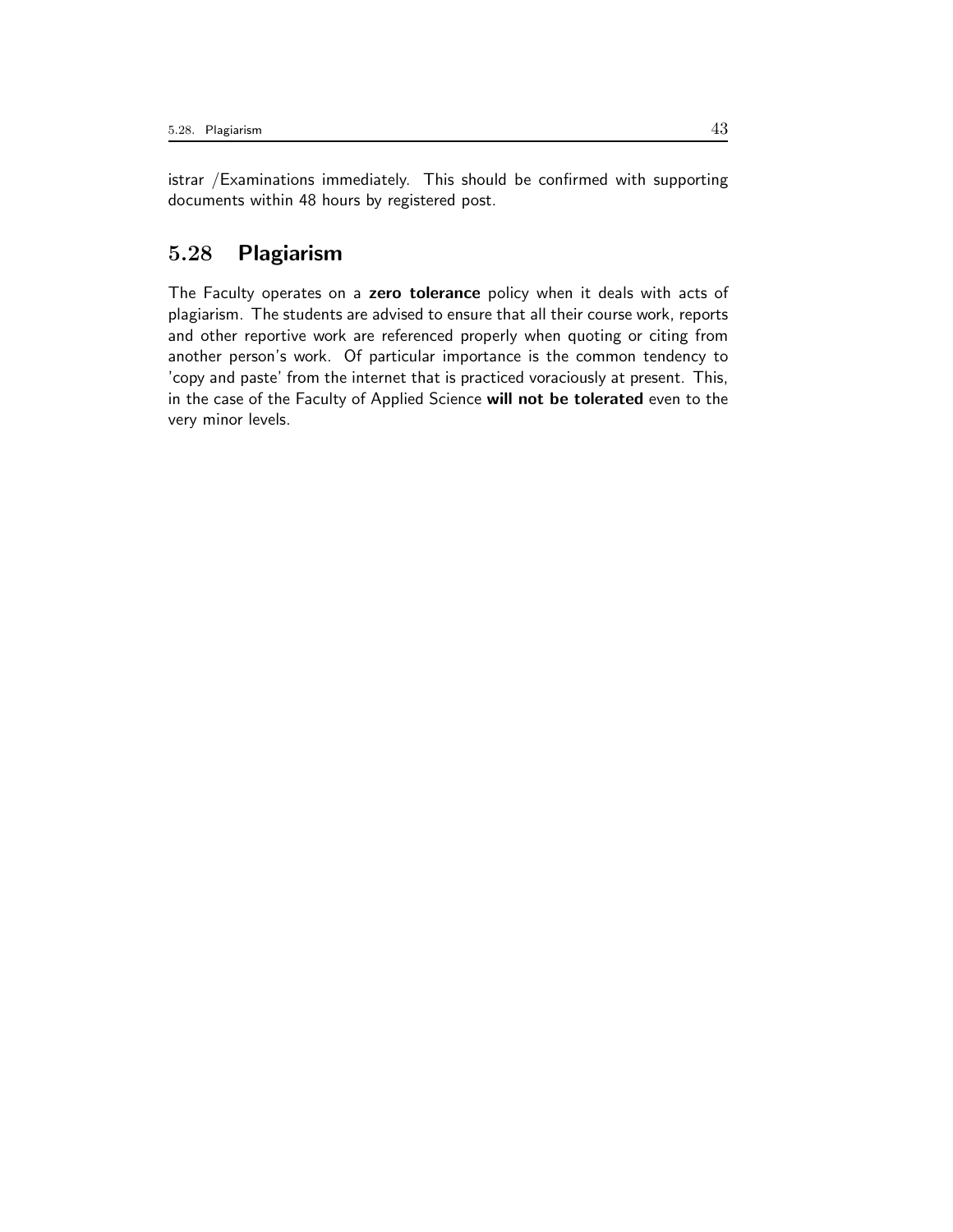istrar /Examinations immediately. This should be confirmed with supporting documents within 48 hours by registered post.

## 5.28 Plagiarism

The Faculty operates on a **zero tolerance** policy when it deals with acts of plagiarism. The students are advised to ensure that all their course work, reports and other reportive work are referenced properly when quoting or citing from another person's work. Of particular importance is the common tendency to 'copy and paste' from the internet that is practiced voraciously at present. This, in the case of the Faculty of Applied Science **will not be tolerated** even to the very minor levels.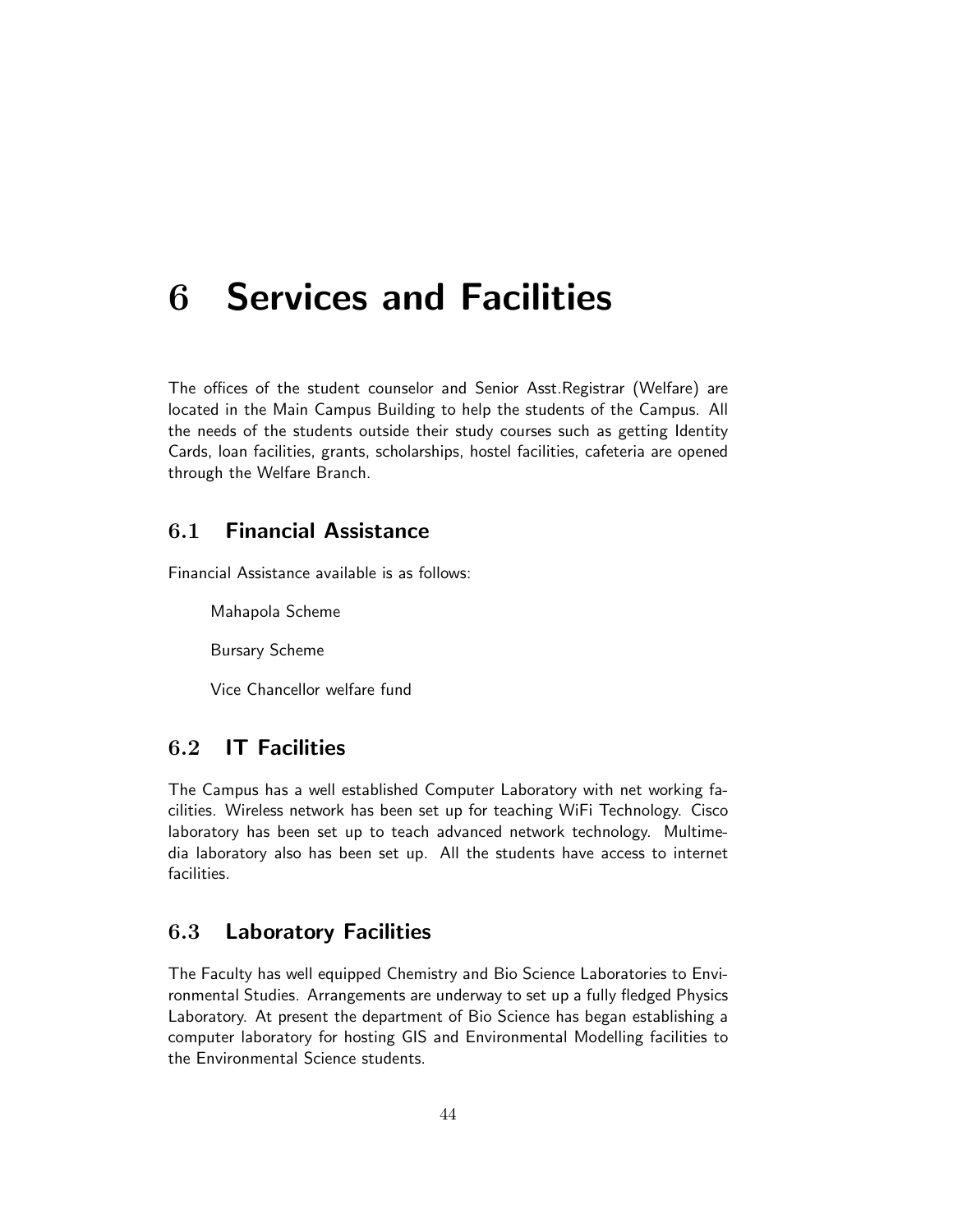# 6 Services and Facilities

The offices of the student counselor and Senior Asst.Registrar (Welfare) are located in the Main Campus Building to help the students of the Campus. All the needs of the students outside their study courses such as getting Identity Cards, loan facilities, grants, scholarships, hostel facilities, cafeteria are opened through the Welfare Branch.

## 6.1 Financial Assistance

Financial Assistance available is as follows:

- Mahapola Scheme
- Bursary Scheme
- Vice Chancellor welfare fund

## 6.2 IT Facilities

The Campus has a well established Computer Laboratory with net working facilities. Wireless network has been set up for teaching WiFi Technology. Cisco laboratory has been set up to teach advanced network technology. Multimedia laboratory also has been set up. All the students have access to internet facilities.

## 6.3 Laboratory Facilities

The Faculty has well equipped Chemistry and Bio Science Laboratories to Environmental Studies. Arrangements are underway to set up a fully fledged Physics Laboratory. At present the department of Bio Science has began establishing a computer laboratory for hosting GIS and Environmental Modelling facilities to the Environmental Science students.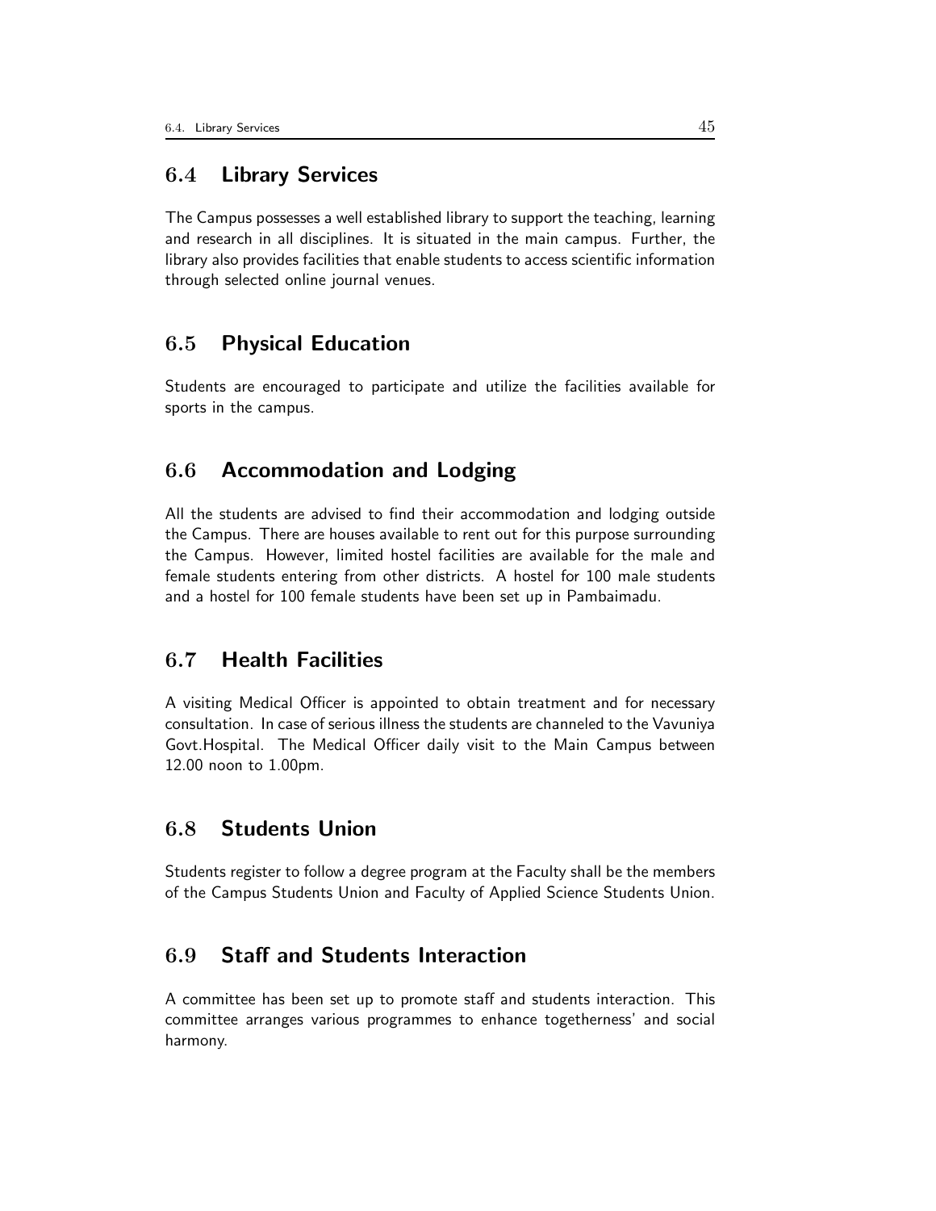## 6.4 Library Services

The Campus possesses a well established library to support the teaching, learning and research in all disciplines. It is situated in the main campus. Further, the library also provides facilities that enable students to access scientific information through selected online journal venues.

## 6.5 Physical Education

Students are encouraged to participate and utilize the facilities available for sports in the campus.

## 6.6 Accommodation and Lodging

All the students are advised to find their accommodation and lodging outside the Campus. There are houses available to rent out for this purpose surrounding the Campus. However, limited hostel facilities are available for the male and female students entering from other districts. A hostel for 100 male students and a hostel for 100 female students have been set up in Pambaimadu.

## 6.7 Health Facilities

A visiting Medical Officer is appointed to obtain treatment and for necessary consultation. In case of serious illness the students are channeled to the Vavuniya Govt.Hospital. The Medical Officer daily visit to the Main Campus between 12.00 noon to 1.00pm.

## 6.8 Students Union

Students register to follow a degree program at the Faculty shall be the members of the Campus Students Union and Faculty of Applied Science Students Union.

## 6.9 Staff and Students Interaction

A committee has been set up to promote staff and students interaction. This committee arranges various programmes to enhance togetherness' and social harmony.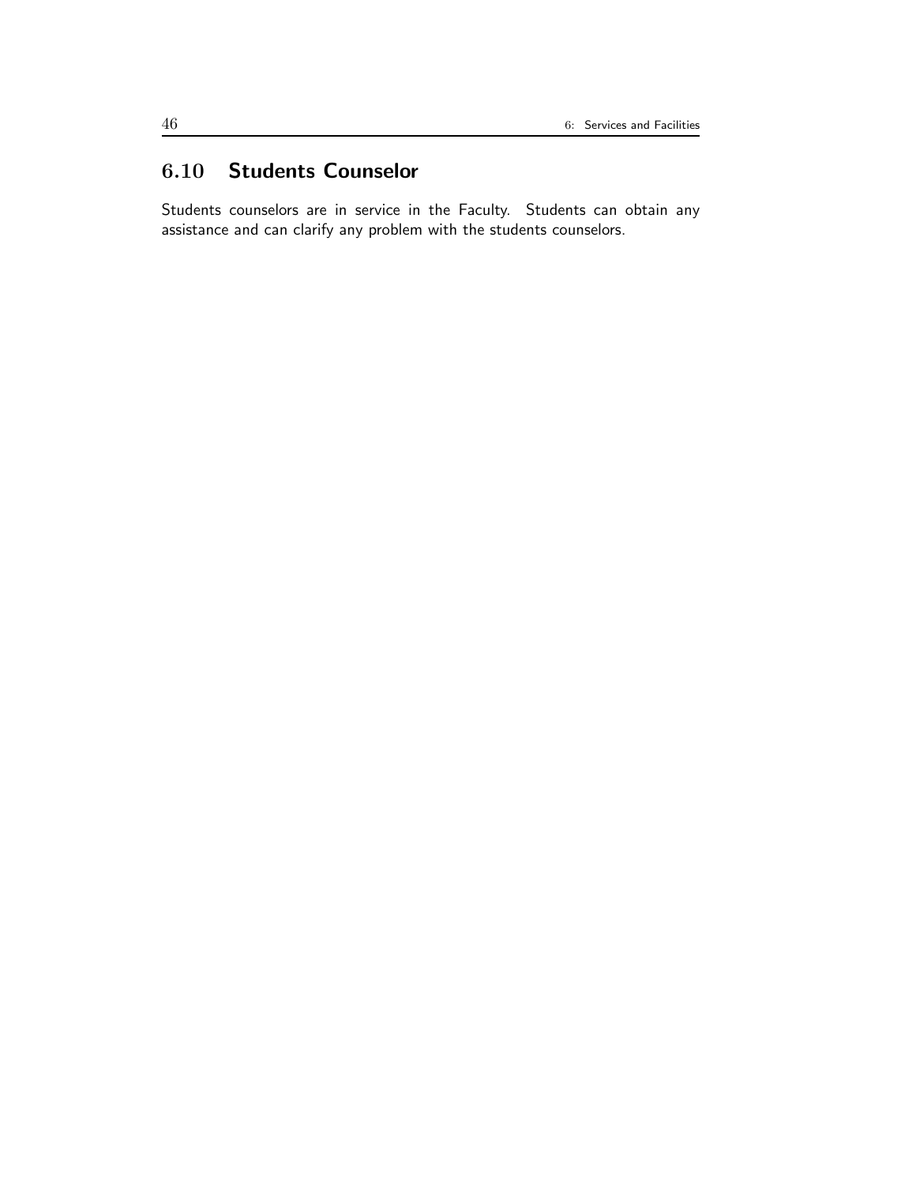## 6.10 Students Counselor

Students counselors are in service in the Faculty. Students can obtain any assistance and can clarify any problem with the students counselors.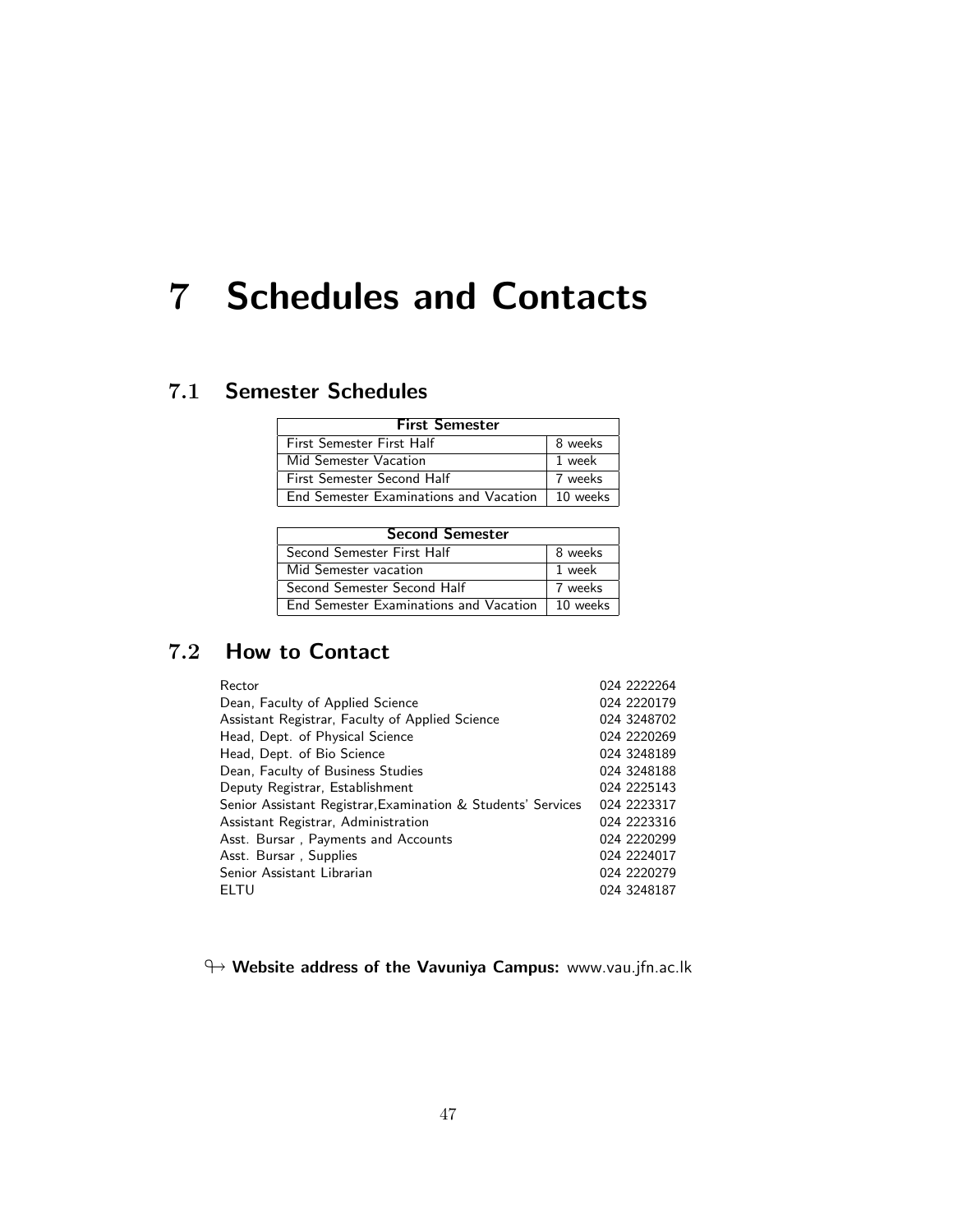# 7 Schedules and Contacts

## 7.1 Semester Schedules

| First Semester | |
|---|---|
| First Semester First Half | 8 weeks |
| Mid Semester Vacation | 1 week |
| First Semester Second Half | 7 weeks |
| End Semester Examinations and Vacation | 10 weeks |

| Second Semester | |
|---|---|
| Second Semester First Half | 8 weeks |
| Mid Semester vacation | 1 week |
| Second Semester Second Half | 7 weeks |
| End Semester Examinations and Vacation | 10 weeks |

## 7.2 How to Contact

| | |
|---|---|
| Rector | 024 2222264 |
| Dean, Faculty of Applied Science | 024 2220179 |
| Assistant Registrar, Faculty of Applied Science | 024 3248702 |
| Head, Dept. of Physical Science | 024 2220269 |
| Head, Dept. of Bio Science | 024 3248189 |
| Dean, Faculty of Business Studies | 024 3248188 |
| Deputy Registrar, Establishment | 024 2225143 |
| Senior Assistant Registrar,Examination & Students' Services | 024 2223317 |
| Assistant Registrar, Administration | 024 2223316 |
| Asst. Bursar , Payments and Accounts | 024 2220299 |
| Asst. Bursar , Supplies | 024 2224017 |
| Senior Assistant Librarian | 024 2220279 |
| ELTU | 024 3248187 |

**Website address of the Vavuniya Campus:** www.vau.jfn.ac.lk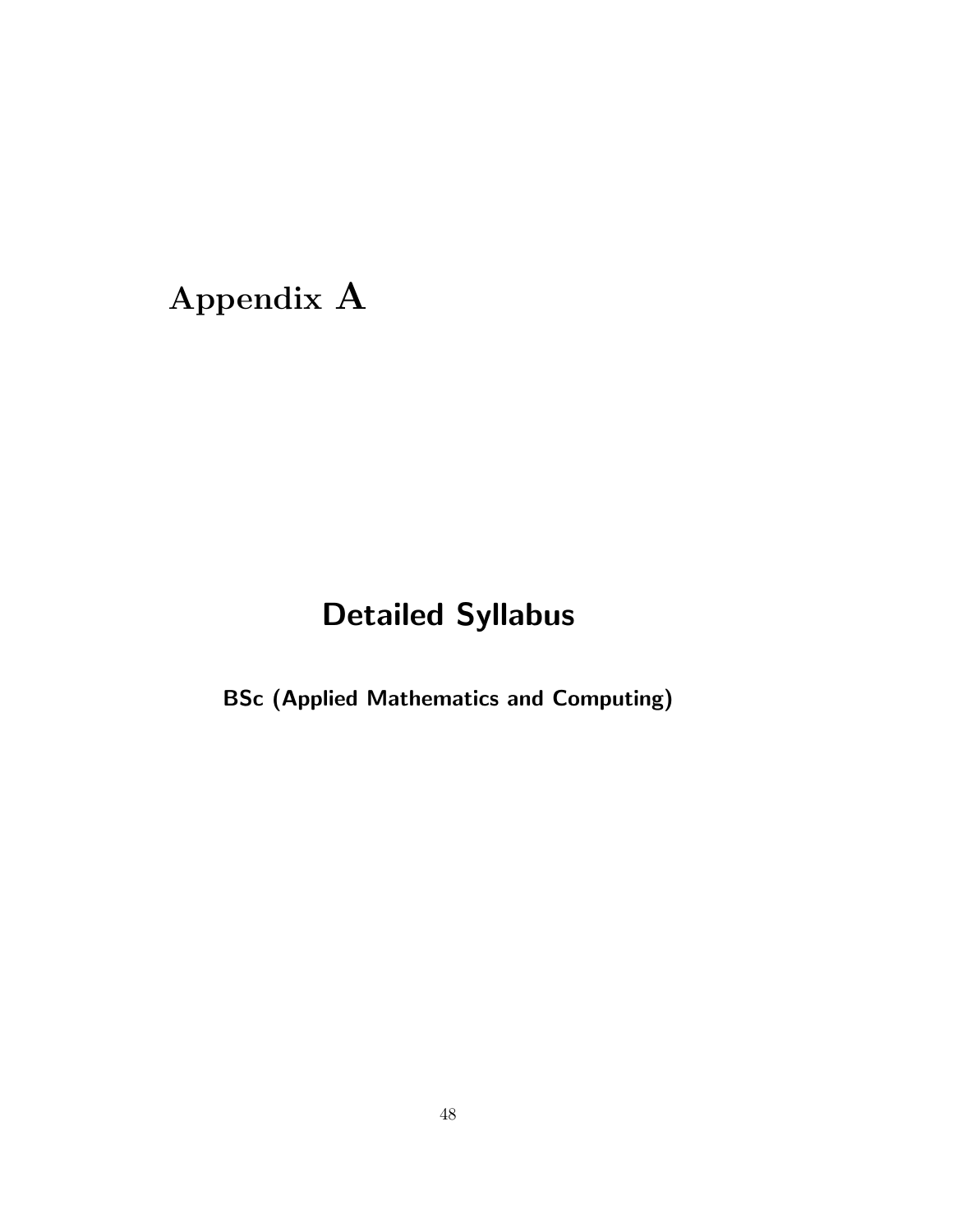# Appendix A

## Detailed Syllabus

### BSc (Applied Mathematics and Computing)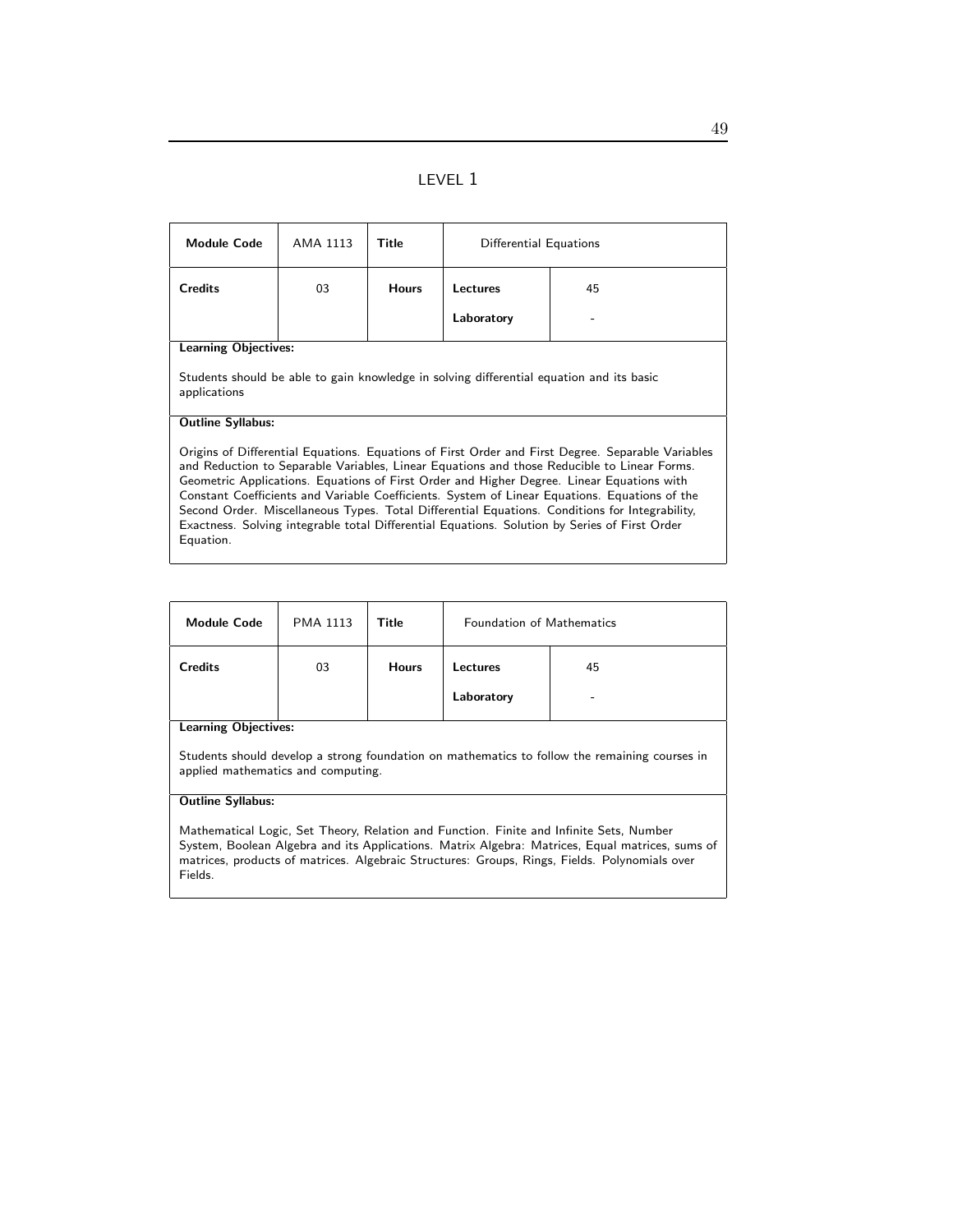# LEVEL 1

| Module Code | AMA 1113 | Title | Differential Equations | |
|---|---|---|---|---|
| **Credits** | 03 | **Hours** | **Lectures** | 45 |
| | | | **Laboratory** | - |

**Learning Objectives:**

Students should be able to gain knowledge in solving differential equation and its basic applications

**Outline Syllabus:**

Origins of Differential Equations. Equations of First Order and First Degree. Separable Variables and Reduction to Separable Variables, Linear Equations and those Reducible to Linear Forms. Geometric Applications. Equations of First Order and Higher Degree. Linear Equations with Constant Coefficients and Variable Coefficients. System of Linear Equations. Equations of the Second Order. Miscellaneous Types. Total Differential Equations. Conditions for Integrability, Exactness. Solving integrable total Differential Equations. Solution by Series of First Order Equation.

| Module Code | PMA 1113 | Title | Foundation of Mathematics | |
|---|---|---|---|---|
| **Credits** | 03 | **Hours** | **Lectures** | 45 |
| | | | **Laboratory** | - |

**Learning Objectives:**

Students should develop a strong foundation on mathematics to follow the remaining courses in applied mathematics and computing.

**Outline Syllabus:**

Mathematical Logic, Set Theory, Relation and Function. Finite and Infinite Sets, Number System, Boolean Algebra and its Applications. Matrix Algebra: Matrices, Equal matrices, sums of matrices, products of matrices. Algebraic Structures: Groups, Rings, Fields. Polynomials over Fields.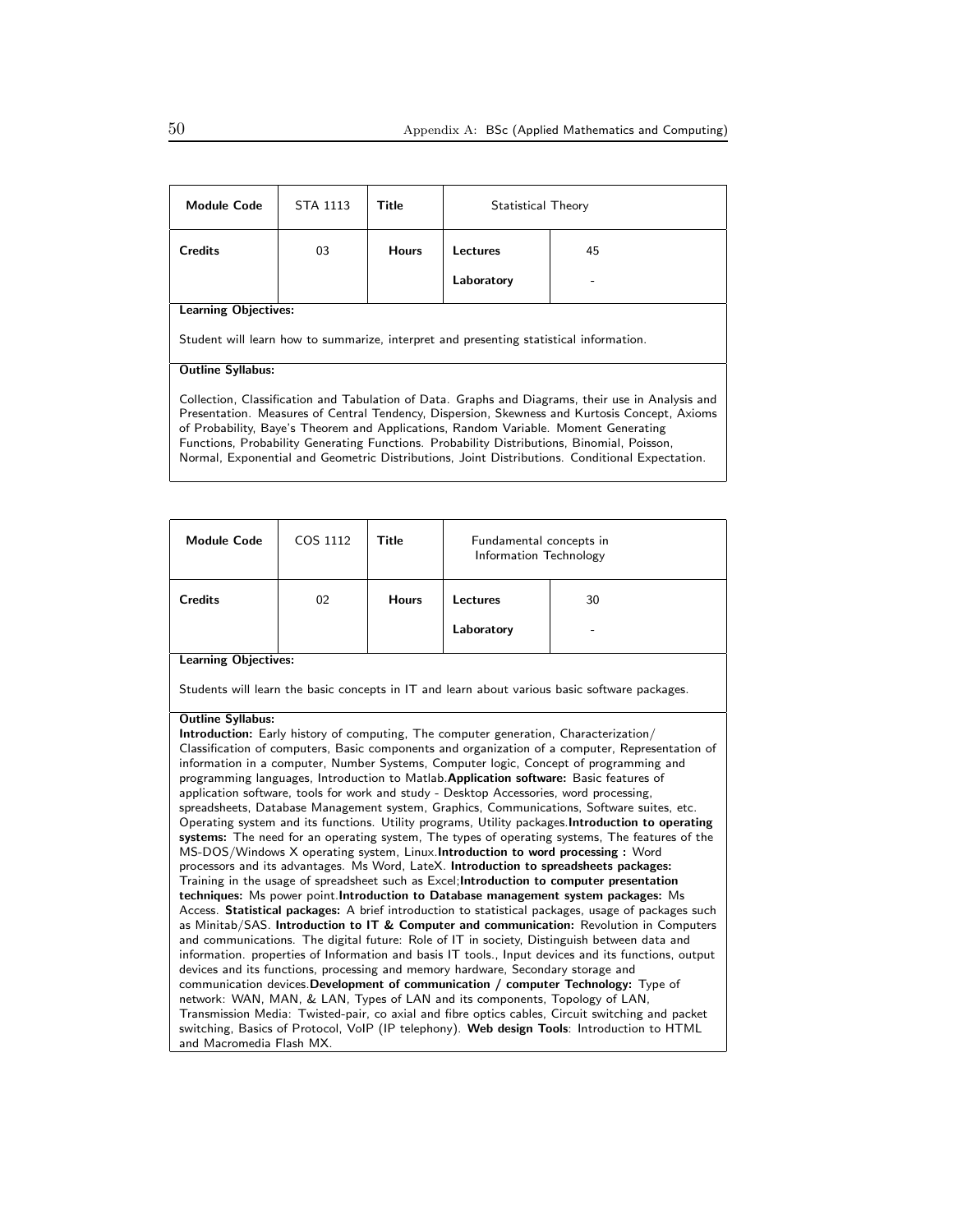| **Module Code** | STA 1113 | **Title** | Statistical Theory | |
|---|---|---|---|---|
| **Credits** | 03 | **Hours** | **Lectures** | 45 |
| | | | **Laboratory** | - |

**Learning Objectives:**

Student will learn how to summarize, interpret and presenting statistical information.

**Outline Syllabus:**

Collection, Classification and Tabulation of Data. Graphs and Diagrams, their use in Analysis and Presentation. Measures of Central Tendency, Dispersion, Skewness and Kurtosis Concept, Axioms of Probability, Baye's Theorem and Applications, Random Variable. Moment Generating Functions, Probability Generating Functions. Probability Distributions, Binomial, Poisson, Normal, Exponential and Geometric Distributions, Joint Distributions. Conditional Expectation.

| **Module Code** | COS 1112 | **Title** | Fundamental concepts in Information Technology | |
|---|---|---|---|---|
| **Credits** | 02 | **Hours** | **Lectures** | 30 |
| | | | **Laboratory** | - |

**Learning Objectives:**

Students will learn the basic concepts in IT and learn about various basic software packages.

**Outline Syllabus:**

**Introduction:** Early history of computing, The computer generation, Characterization/ Classification of computers, Basic components and organization of a computer, Representation of information in a computer, Number Systems, Computer logic, Concept of programming and programming languages, Introduction to Matlab.**Application software:** Basic features of application software, tools for work and study - Desktop Accessories, word processing, spreadsheets, Database Management system, Graphics, Communications, Software suites, etc. Operating system and its functions. Utility programs, Utility packages.**Introduction to operating systems:** The need for an operating system, The types of operating systems, The features of the MS-DOS/Windows X operating system, Linux.**Introduction to word processing :** Word processors and its advantages. Ms Word, LateX. **Introduction to spreadsheets packages:** Training in the usage of spreadsheet such as Excel;**Introduction to computer presentation techniques:** Ms power point.**Introduction to Database management system packages:** Ms Access. **Statistical packages:** A brief introduction to statistical packages, usage of packages such as Minitab/SAS. **Introduction to IT & Computer and communication:** Revolution in Computers and communications. The digital future: Role of IT in society, Distinguish between data and information. properties of Information and basis IT tools., Input devices and its functions, output devices and its functions, processing and memory hardware, Secondary storage and communication devices.**Development of communication / computer Technology:** Type of network: WAN, MAN, & LAN, Types of LAN and its components, Topology of LAN, Transmission Media: Twisted-pair, co axial and fibre optics cables, Circuit switching and packet switching, Basics of Protocol, VoIP (IP telephony). **Web design Tools**: Introduction to HTML and Macromedia Flash MX.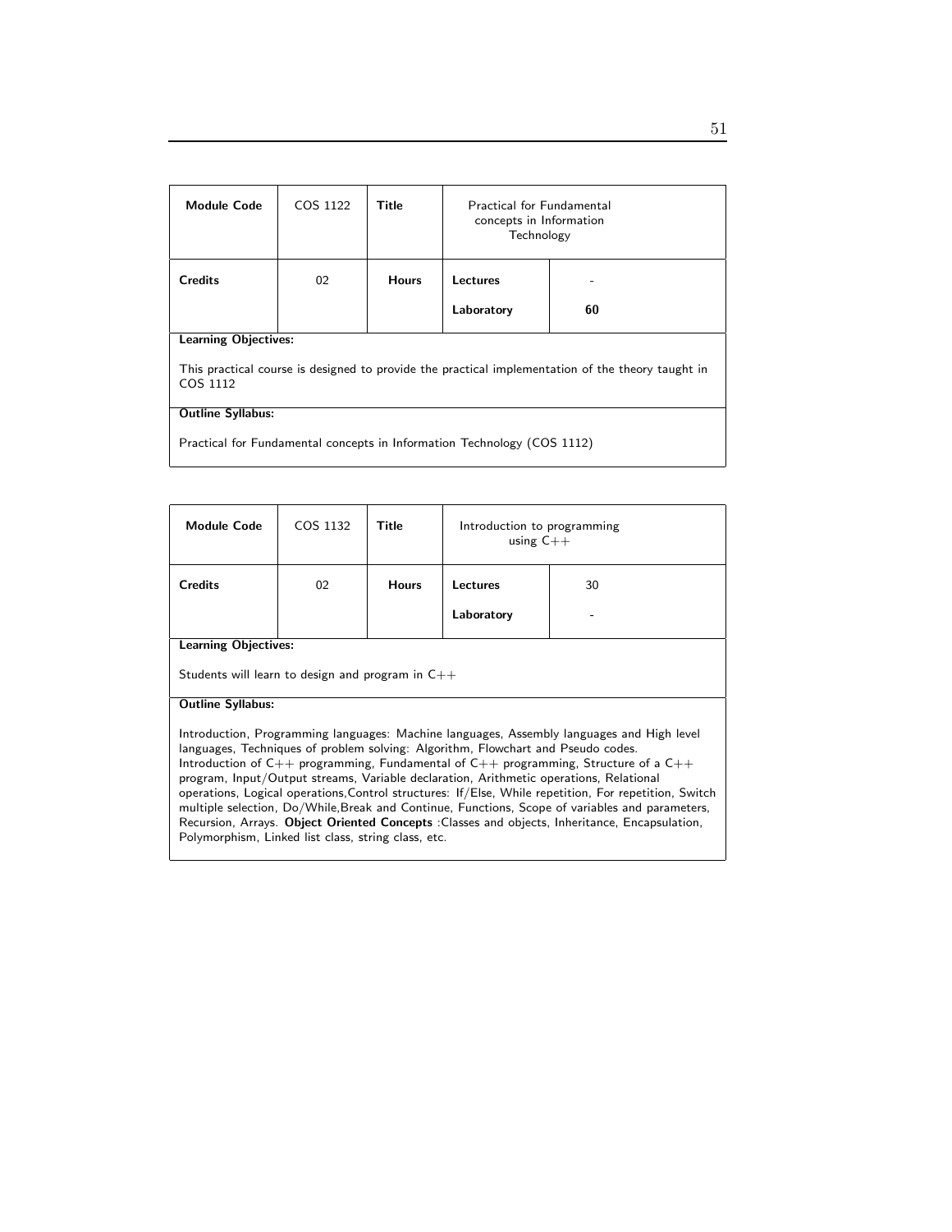| **Module Code** | COS 1122 | **Title** | Practical for Fundamental concepts in Information Technology | |
|---|---|---|---|---|
| **Credits** | 02 | **Hours** | **Lectures** | - |
| | | | **Laboratory** | **60** |

**Learning Objectives:**

This practical course is designed to provide the practical implementation of the theory taught in COS 1112

**Outline Syllabus:**

Practical for Fundamental concepts in Information Technology (COS 1112)

| **Module Code** | COS 1132 | **Title** | Introduction to programming using C++ | |
|---|---|---|---|---|
| **Credits** | 02 | **Hours** | **Lectures** | 30 |
| | | | **Laboratory** | - |

**Learning Objectives:**

Students will learn to design and program in C++

**Outline Syllabus:**

Introduction, Programming languages: Machine languages, Assembly languages and High level languages, Techniques of problem solving: Algorithm, Flowchart and Pseudo codes. Introduction of C++ programming, Fundamental of C++ programming, Structure of a C++ program, Input/Output streams, Variable declaration, Arithmetic operations, Relational operations, Logical operations,Control structures: If/Else, While repetition, For repetition, Switch multiple selection, Do/While,Break and Continue, Functions, Scope of variables and parameters, Recursion, Arrays. **Object Oriented Concepts** :Classes and objects, Inheritance, Encapsulation, Polymorphism, Linked list class, string class, etc.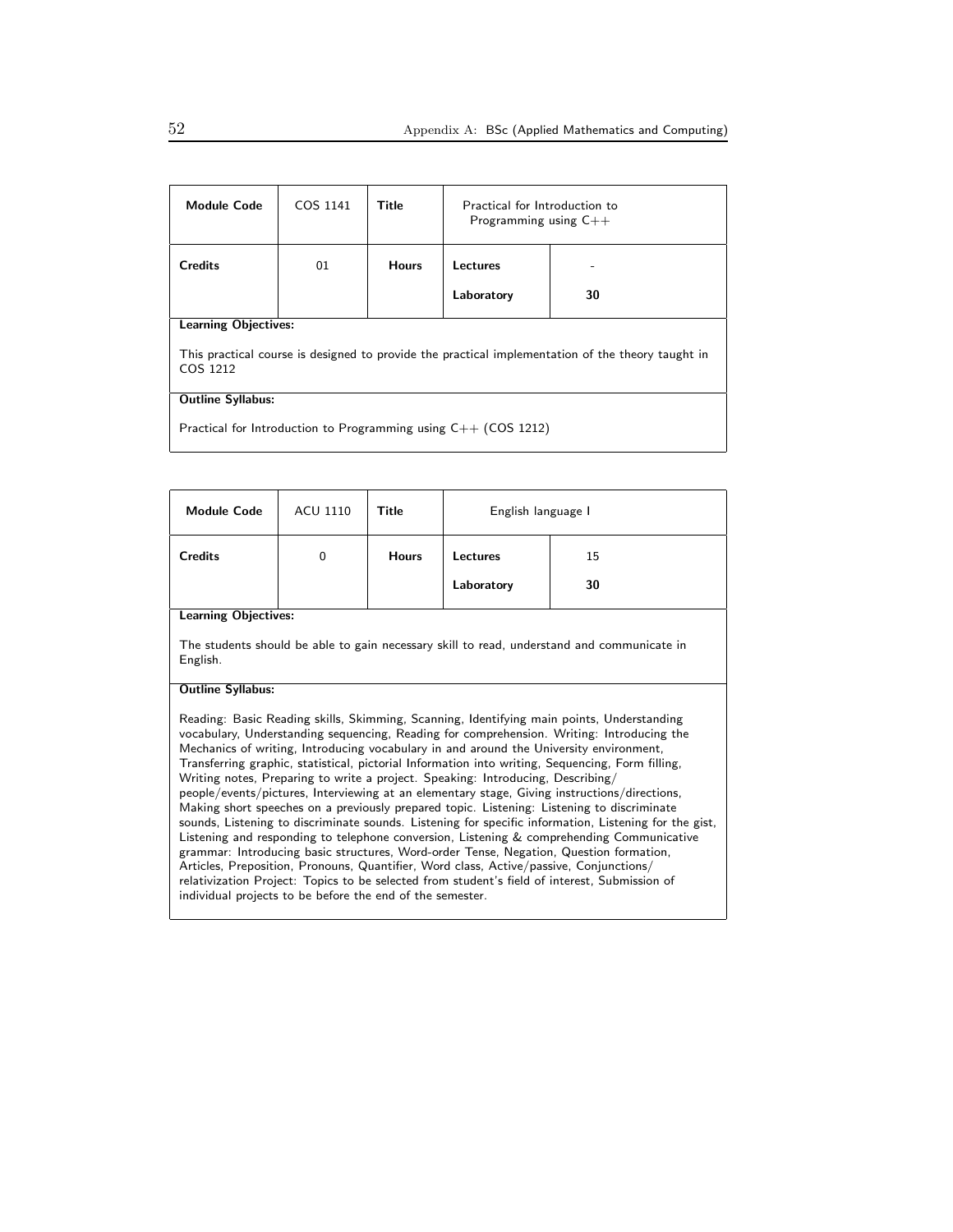| Module Code | COS 1141 | Title | Practical for Introduction to Programming using C++ | |
|---|---|---|---|---|
| Credits | 01 | Hours | Lectures | - |
| | | | Laboratory | 30 |

**Learning Objectives:**

This practical course is designed to provide the practical implementation of the theory taught in COS 1212

**Outline Syllabus:**

Practical for Introduction to Programming using C++ (COS 1212)

| Module Code | ACU 1110 | Title | English language I | |
|---|---|---|---|---|
| Credits | 0 | Hours | Lectures | 15 |
| | | | Laboratory | 30 |

**Learning Objectives:**

The students should be able to gain necessary skill to read, understand and communicate in English.

**Outline Syllabus:**

Reading: Basic Reading skills, Skimming, Scanning, Identifying main points, Understanding vocabulary, Understanding sequencing, Reading for comprehension. Writing: Introducing the Mechanics of writing, Introducing vocabulary in and around the University environment, Transferring graphic, statistical, pictorial Information into writing, Sequencing, Form filling, Writing notes, Preparing to write a project. Speaking: Introducing, Describing/ people/events/pictures, Interviewing at an elementary stage, Giving instructions/directions, Making short speeches on a previously prepared topic. Listening: Listening to discriminate sounds, Listening to discriminate sounds. Listening for specific information, Listening for the gist, Listening and responding to telephone conversion, Listening & comprehending Communicative grammar: Introducing basic structures, Word-order Tense, Negation, Question formation, Articles, Preposition, Pronouns, Quantifier, Word class, Active/passive, Conjunctions/ relativization Project: Topics to be selected from student's field of interest, Submission of individual projects to be before the end of the semester.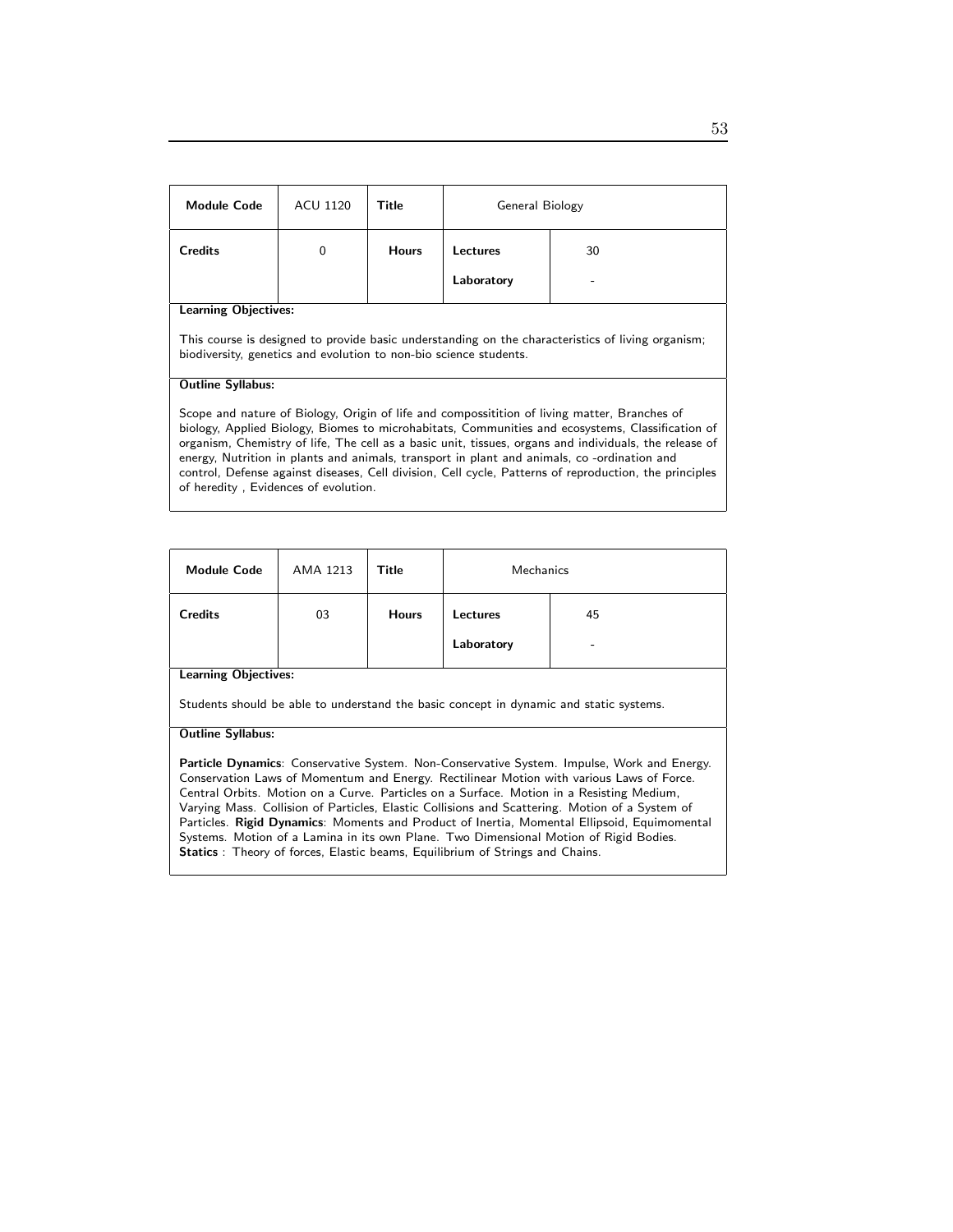| Module Code | ACU 1120 | Title | General Biology | |
|---|---|---|---|---|
| Credits | 0 | Hours | Lectures | 30 |
| | | | Laboratory | - |

**Learning Objectives:**

This course is designed to provide basic understanding on the characteristics of living organism; biodiversity, genetics and evolution to non-bio science students.

**Outline Syllabus:**

Scope and nature of Biology, Origin of life and compossitition of living matter, Branches of biology, Applied Biology, Biomes to microhabitats, Communities and ecosystems, Classification of organism, Chemistry of life, The cell as a basic unit, tissues, organs and individuals, the release of energy, Nutrition in plants and animals, transport in plant and animals, co -ordination and control, Defense against diseases, Cell division, Cell cycle, Patterns of reproduction, the principles of heredity , Evidences of evolution.

| Module Code | AMA 1213 | Title | Mechanics | |
|---|---|---|---|---|
| Credits | 03 | Hours | Lectures | 45 |
| | | | Laboratory | - |

**Learning Objectives:**

Students should be able to understand the basic concept in dynamic and static systems.

**Outline Syllabus:**

**Particle Dynamics**: Conservative System. Non-Conservative System. Impulse, Work and Energy. Conservation Laws of Momentum and Energy. Rectilinear Motion with various Laws of Force. Central Orbits. Motion on a Curve. Particles on a Surface. Motion in a Resisting Medium, Varying Mass. Collision of Particles, Elastic Collisions and Scattering. Motion of a System of Particles. **Rigid Dynamics**: Moments and Product of Inertia, Momental Ellipsoid, Equimomental Systems. Motion of a Lamina in its own Plane. Two Dimensional Motion of Rigid Bodies. **Statics** : Theory of forces, Elastic beams, Equilibrium of Strings and Chains.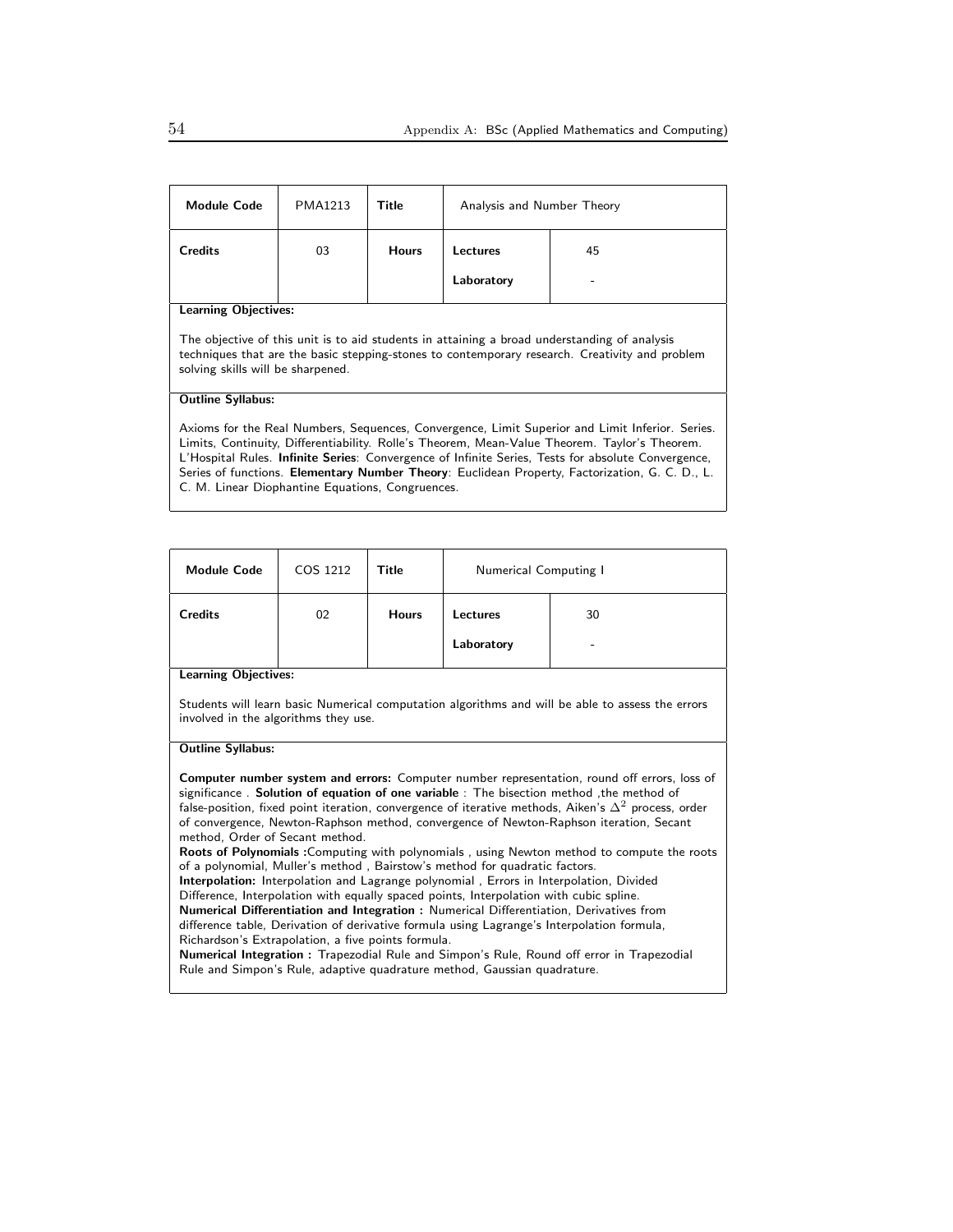| Module Code | PMA1213 | Title | Analysis and Number Theory | |
|---|---|---|---|---|
| Credits | 03 | Hours | Lectures | 45 |
| | | | Laboratory | - |

**Learning Objectives:**

The objective of this unit is to aid students in attaining a broad understanding of analysis techniques that are the basic stepping-stones to contemporary research. Creativity and problem solving skills will be sharpened.

**Outline Syllabus:**

Axioms for the Real Numbers, Sequences, Convergence, Limit Superior and Limit Inferior. Series. Limits, Continuity, Differentiability. Rolle's Theorem, Mean-Value Theorem. Taylor's Theorem. L'Hospital Rules. **Infinite Series**: Convergence of Infinite Series, Tests for absolute Convergence, Series of functions. **Elementary Number Theory**: Euclidean Property, Factorization, G. C. D., L. C. M. Linear Diophantine Equations, Congruences.

| Module Code | COS 1212 | Title | Numerical Computing I | |
|---|---|---|---|---|
| Credits | 02 | Hours | Lectures | 30 |
| | | | Laboratory | - |

**Learning Objectives:**

Students will learn basic Numerical computation algorithms and will be able to assess the errors involved in the algorithms they use.

**Outline Syllabus:**

**Computer number system and errors:** Computer number representation, round off errors, loss of significance . **Solution of equation of one variable** : The bisection method ,the method of false-position, fixed point iteration, convergence of iterative methods, Aiken's $\Delta^2$ process, order of convergence, Newton-Raphson method, convergence of Newton-Raphson iteration, Secant method, Order of Secant method.
**Roots of Polynomials :**Computing with polynomials , using Newton method to compute the roots of a polynomial, Muller's method , Bairstow's method for quadratic factors.
**Interpolation:** Interpolation and Lagrange polynomial , Errors in Interpolation, Divided Difference, Interpolation with equally spaced points, Interpolation with cubic spline.
**Numerical Differentiation and Integration :** Numerical Differentiation, Derivatives from difference table, Derivation of derivative formula using Lagrange's Interpolation formula, Richardson's Extrapolation, a five points formula.
**Numerical Integration :** Trapezodial Rule and Simpon's Rule, Round off error in Trapezodial Rule and Simpon's Rule, adaptive quadrature method, Gaussian quadrature.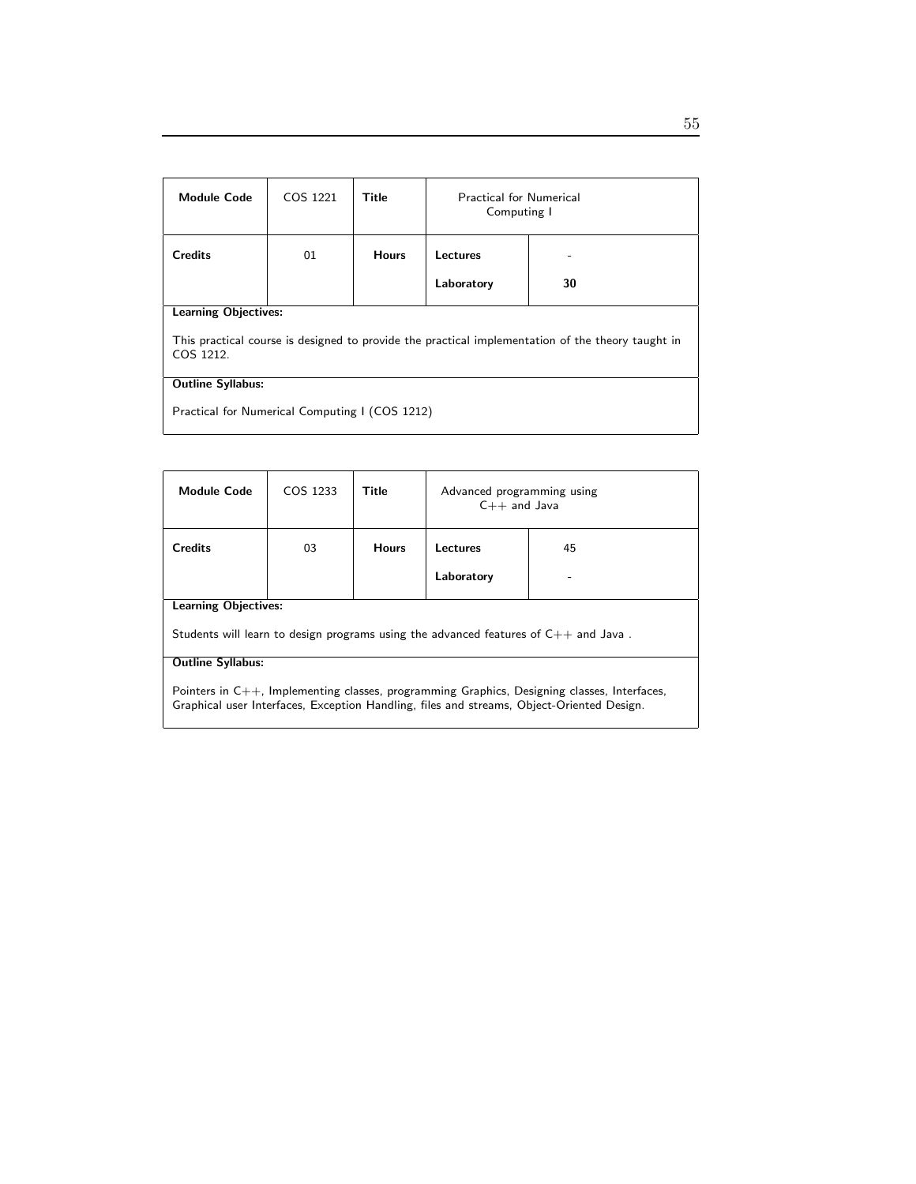| **Module Code** | COS 1221 | **Title** | Practical for Numerical Computing I | |
|---|---|---|---|---|
| **Credits** | 01 | **Hours** | **Lectures** | - |
| | | | **Laboratory** | **30** |

**Learning Objectives:**

This practical course is designed to provide the practical implementation of the theory taught in COS 1212.

**Outline Syllabus:**

Practical for Numerical Computing I (COS 1212)

| **Module Code** | COS 1233 | **Title** | Advanced programming using C++ and Java | |
|---|---|---|---|---|
| **Credits** | 03 | **Hours** | **Lectures** | 45 |
| | | | **Laboratory** | - |

**Learning Objectives:**

Students will learn to design programs using the advanced features of C++ and Java .

**Outline Syllabus:**

Pointers in C++, Implementing classes, programming Graphics, Designing classes, Interfaces, Graphical user Interfaces, Exception Handling, files and streams, Object-Oriented Design.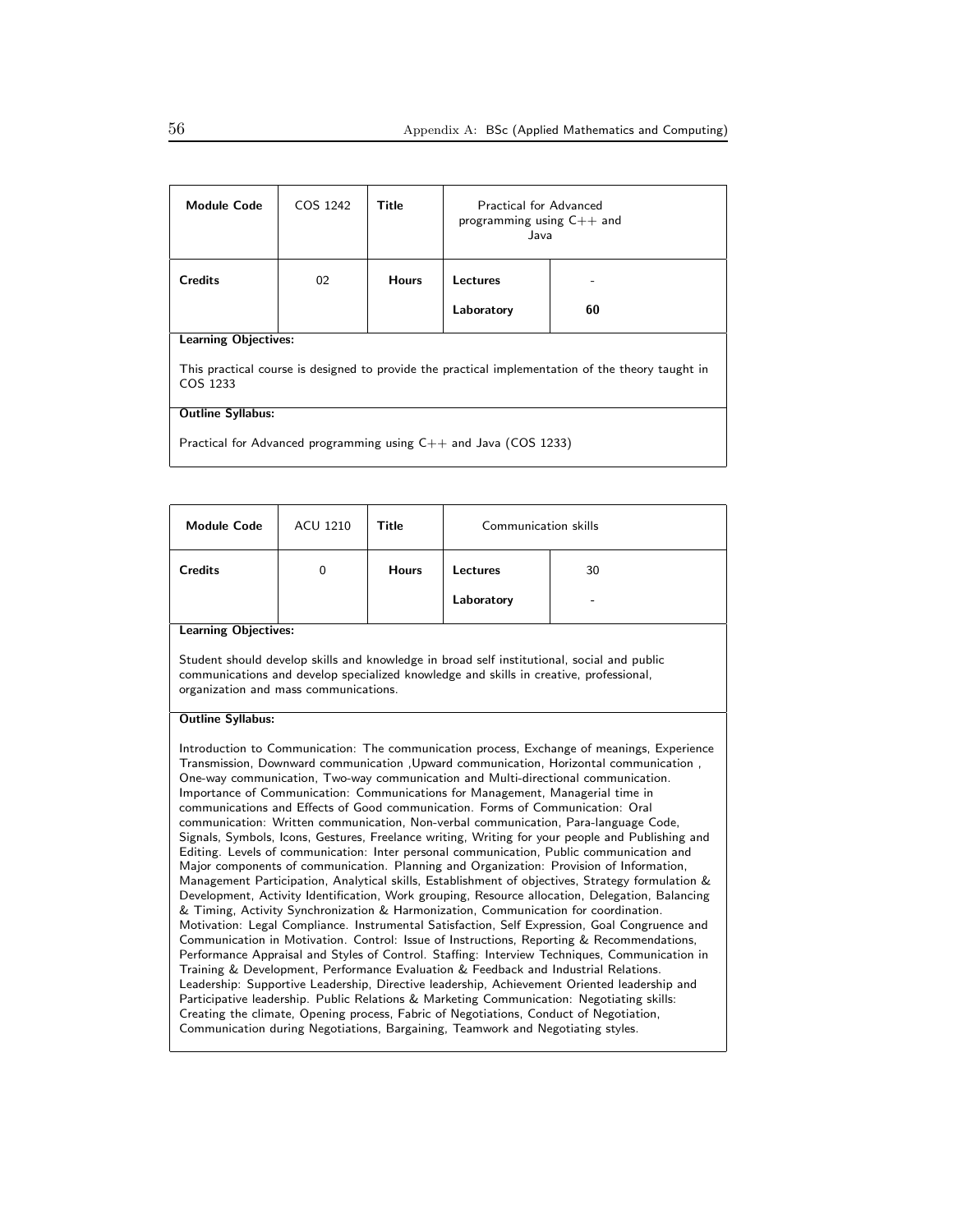| **Module Code** | COS 1242 | **Title** | Practical for Advanced programming using C++ and Java | |
|---|---|---|---|---|
| **Credits** | 02 | **Hours** | **Lectures** | - |
| | | | **Laboratory** | **60** |

**Learning Objectives:**

This practical course is designed to provide the practical implementation of the theory taught in COS 1233

**Outline Syllabus:**

Practical for Advanced programming using C++ and Java (COS 1233)

| **Module Code** | ACU 1210 | **Title** | Communication skills | |
|---|---|---|---|---|
| **Credits** | 0 | **Hours** | **Lectures** | 30 |
| | | | **Laboratory** | - |

**Learning Objectives:**

Student should develop skills and knowledge in broad self institutional, social and public communications and develop specialized knowledge and skills in creative, professional, organization and mass communications.

**Outline Syllabus:**

Introduction to Communication: The communication process, Exchange of meanings, Experience Transmission, Downward communication ,Upward communication, Horizontal communication , One-way communication, Two-way communication and Multi-directional communication. Importance of Communication: Communications for Management, Managerial time in communications and Effects of Good communication. Forms of Communication: Oral communication: Written communication, Non-verbal communication, Para-language Code, Signals, Symbols, Icons, Gestures, Freelance writing, Writing for your people and Publishing and Editing. Levels of communication: Inter personal communication, Public communication and Major components of communication. Planning and Organization: Provision of Information, Management Participation, Analytical skills, Establishment of objectives, Strategy formulation & Development, Activity Identification, Work grouping, Resource allocation, Delegation, Balancing & Timing, Activity Synchronization & Harmonization, Communication for coordination. Motivation: Legal Compliance. Instrumental Satisfaction, Self Expression, Goal Congruence and Communication in Motivation. Control: Issue of Instructions, Reporting & Recommendations, Performance Appraisal and Styles of Control. Staffing: Interview Techniques, Communication in Training & Development, Performance Evaluation & Feedback and Industrial Relations. Leadership: Supportive Leadership, Directive leadership, Achievement Oriented leadership and Participative leadership. Public Relations & Marketing Communication: Negotiating skills: Creating the climate, Opening process, Fabric of Negotiations, Conduct of Negotiation, Communication during Negotiations, Bargaining, Teamwork and Negotiating styles.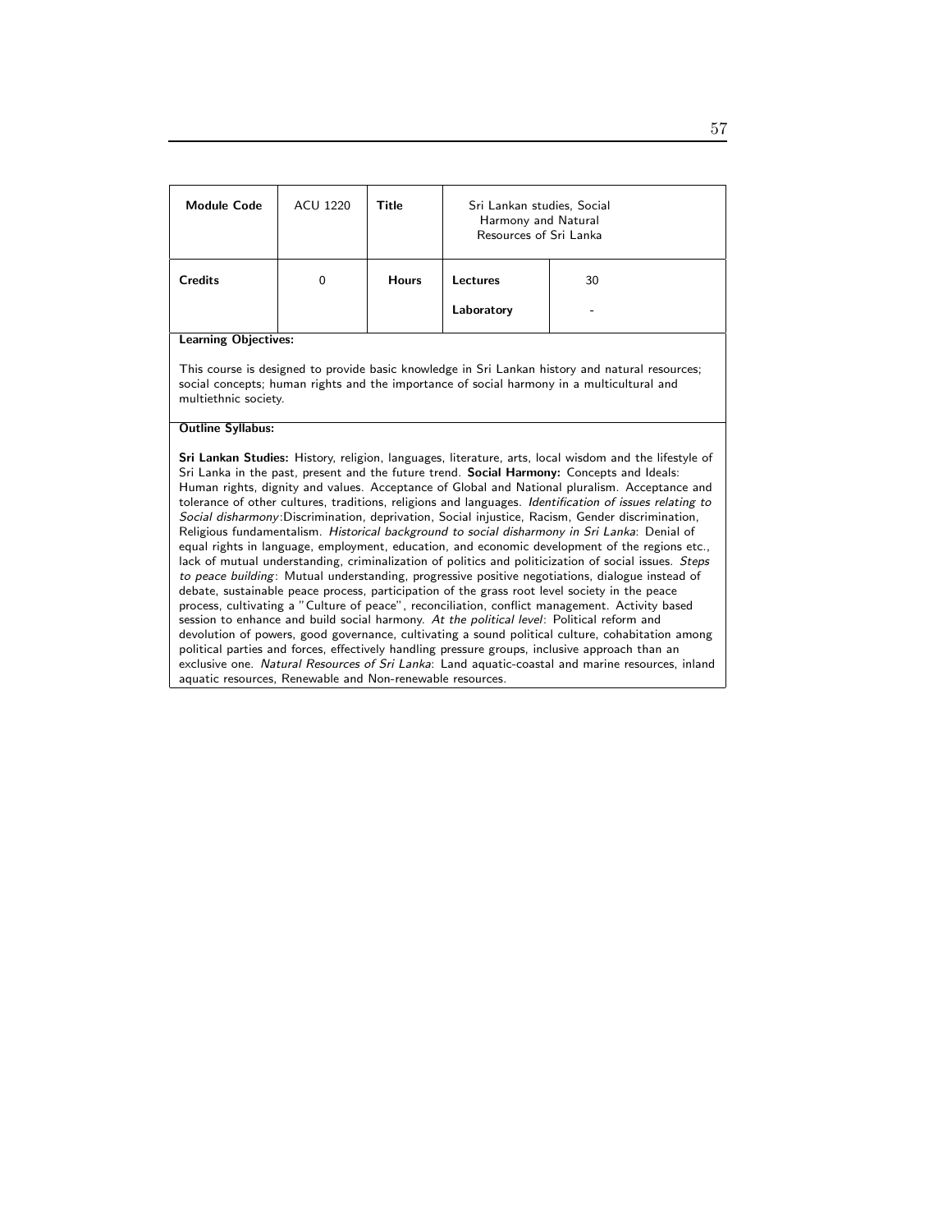| Module Code | ACU 1220 | Title | Sri Lankan studies, Social Harmony and Natural Resources of Sri Lanka | |
|---|---|---|---|---|
| Credits | 0 | Hours | Lectures | 30 |
| | | | Laboratory | - |

**Learning Objectives:**

This course is designed to provide basic knowledge in Sri Lankan history and natural resources; social concepts; human rights and the importance of social harmony in a multicultural and multiethnic society.

**Outline Syllabus:**

**Sri Lankan Studies:** History, religion, languages, literature, arts, local wisdom and the lifestyle of Sri Lanka in the past, present and the future trend. **Social Harmony:** Concepts and Ideals: Human rights, dignity and values. Acceptance of Global and National pluralism. Acceptance and tolerance of other cultures, traditions, religions and languages. *Identification of issues relating to Social disharmony*:Discrimination, deprivation, Social injustice, Racism, Gender discrimination, Religious fundamentalism. *Historical background to social disharmony in Sri Lanka*: Denial of equal rights in language, employment, education, and economic development of the regions etc., lack of mutual understanding, criminalization of politics and politicization of social issues. *Steps to peace building*: Mutual understanding, progressive positive negotiations, dialogue instead of debate, sustainable peace process, participation of the grass root level society in the peace process, cultivating a "Culture of peace", reconciliation, conflict management. Activity based session to enhance and build social harmony. *At the political level*: Political reform and devolution of powers, good governance, cultivating a sound political culture, cohabitation among political parties and forces, effectively handling pressure groups, inclusive approach than an exclusive one. *Natural Resources of Sri Lanka*: Land aquatic-coastal and marine resources, inland aquatic resources, Renewable and Non-renewable resources.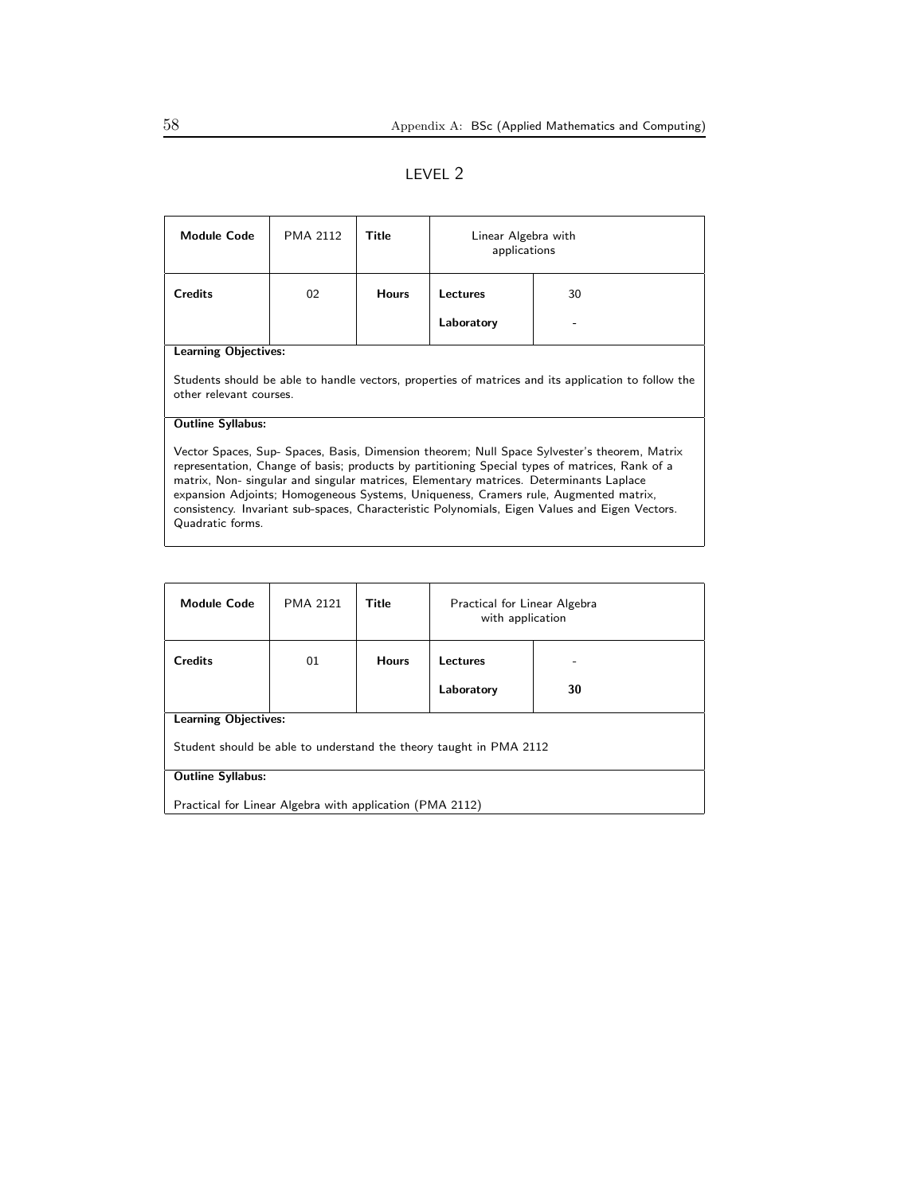## LEVEL 2

| Module Code | PMA 2112 | Title | Linear Algebra with applications | |
|---|---|---|---|---|
| **Credits** | 02 | **Hours** | **Lectures** | 30 |
| | | | **Laboratory** | - |

**Learning Objectives:**

Students should be able to handle vectors, properties of matrices and its application to follow the other relevant courses.

**Outline Syllabus:**

Vector Spaces, Sup- Spaces, Basis, Dimension theorem; Null Space Sylvester's theorem, Matrix representation, Change of basis; products by partitioning Special types of matrices, Rank of a matrix, Non- singular and singular matrices, Elementary matrices. Determinants Laplace expansion Adjoints; Homogeneous Systems, Uniqueness, Cramers rule, Augmented matrix, consistency. Invariant sub-spaces, Characteristic Polynomials, Eigen Values and Eigen Vectors. Quadratic forms.

| Module Code | PMA 2121 | Title | Practical for Linear Algebra with application | |
|---|---|---|---|---|
| **Credits** | 01 | **Hours** | **Lectures** | - |
| | | | **Laboratory** | **30** |

**Learning Objectives:**

Student should be able to understand the theory taught in PMA 2112

**Outline Syllabus:**

Practical for Linear Algebra with application (PMA 2112)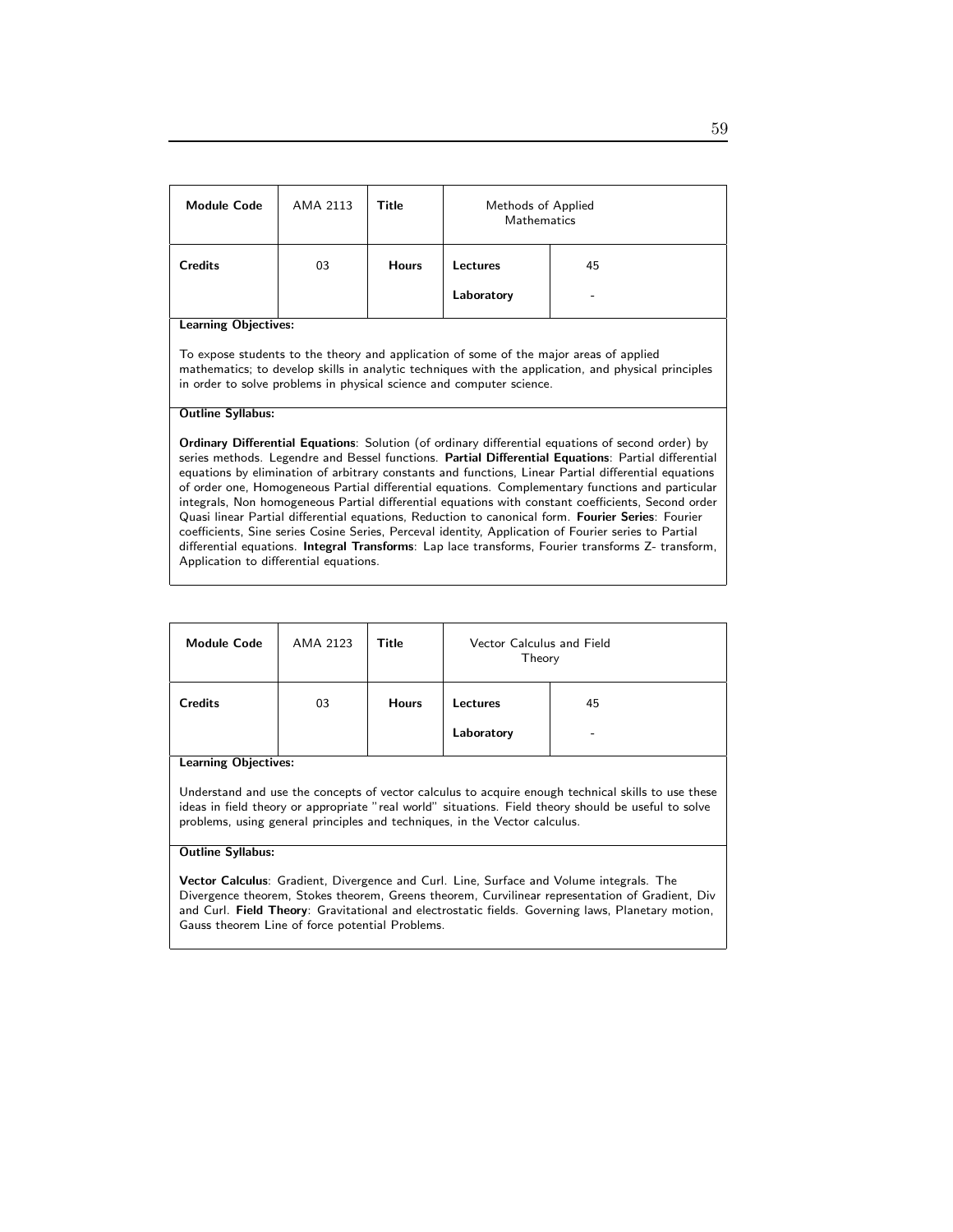| Module Code | AMA 2113 | Title | Methods of Applied Mathematics | |
|---|---|---|---|---|
| Credits | 03 | Hours | Lectures | 45 |
| | | | Laboratory | - |

**Learning Objectives:**

To expose students to the theory and application of some of the major areas of applied mathematics; to develop skills in analytic techniques with the application, and physical principles in order to solve problems in physical science and computer science.

**Outline Syllabus:**

**Ordinary Differential Equations**: Solution (of ordinary differential equations of second order) by series methods. Legendre and Bessel functions. **Partial Differential Equations**: Partial differential equations by elimination of arbitrary constants and functions, Linear Partial differential equations of order one, Homogeneous Partial differential equations. Complementary functions and particular integrals, Non homogeneous Partial differential equations with constant coefficients, Second order Quasi linear Partial differential equations, Reduction to canonical form. **Fourier Series**: Fourier coefficients, Sine series Cosine Series, Perceval identity, Application of Fourier series to Partial differential equations. **Integral Transforms**: Lap lace transforms, Fourier transforms Z- transform, Application to differential equations.

| Module Code | AMA 2123 | Title | Vector Calculus and Field Theory | |
|---|---|---|---|---|
| Credits | 03 | Hours | Lectures | 45 |
| | | | Laboratory | - |

**Learning Objectives:**

Understand and use the concepts of vector calculus to acquire enough technical skills to use these ideas in field theory or appropriate "real world" situations. Field theory should be useful to solve problems, using general principles and techniques, in the Vector calculus.

**Outline Syllabus:**

**Vector Calculus**: Gradient, Divergence and Curl. Line, Surface and Volume integrals. The Divergence theorem, Stokes theorem, Greens theorem, Curvilinear representation of Gradient, Div and Curl. **Field Theory**: Gravitational and electrostatic fields. Governing laws, Planetary motion, Gauss theorem Line of force potential Problems.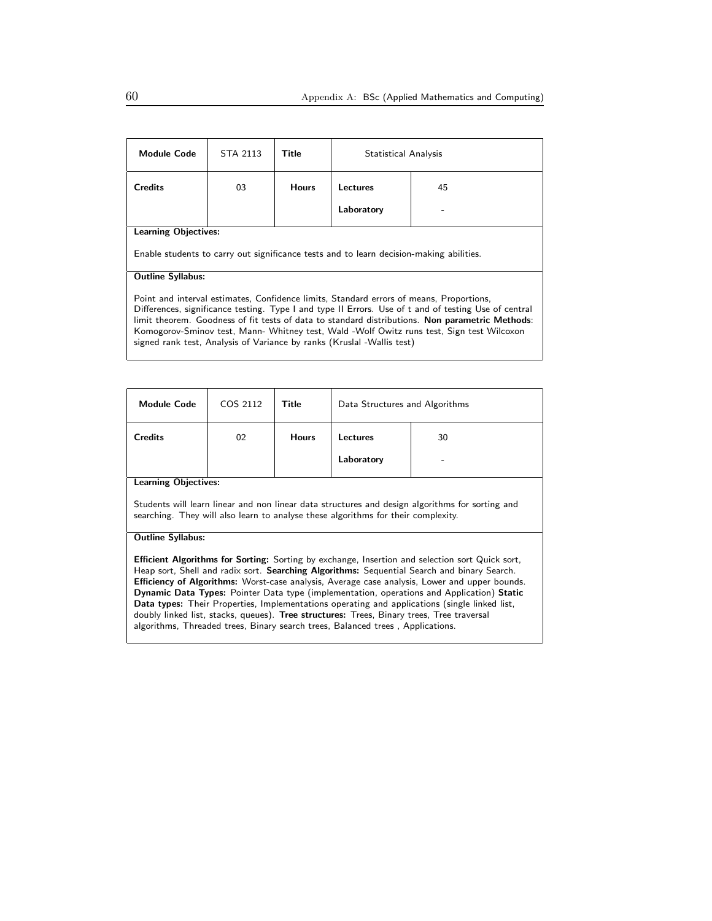| Module Code | STA 2113 | Title | Statistical Analysis | |
|---|---|---|---|---|
| Credits | 03 | Hours | Lectures | 45 |
| | | | Laboratory | - |

**Learning Objectives:**

Enable students to carry out significance tests and to learn decision-making abilities.

**Outline Syllabus:**

Point and interval estimates, Confidence limits, Standard errors of means, Proportions, Differences, significance testing. Type I and type II Errors. Use of t and of testing Use of central limit theorem. Goodness of fit tests of data to standard distributions. **Non parametric Methods**: Komogorov-Sminov test, Mann- Whitney test, Wald -Wolf Owitz runs test, Sign test Wilcoxon signed rank test, Analysis of Variance by ranks (Kruslal -Wallis test)

| Module Code | COS 2112 | Title | Data Structures and Algorithms | |
|---|---|---|---|---|
| Credits | 02 | Hours | Lectures | 30 |
| | | | Laboratory | - |

**Learning Objectives:**

Students will learn linear and non linear data structures and design algorithms for sorting and searching. They will also learn to analyse these algorithms for their complexity.

**Outline Syllabus:**

**Efficient Algorithms for Sorting:** Sorting by exchange, Insertion and selection sort Quick sort, Heap sort, Shell and radix sort. **Searching Algorithms:** Sequential Search and binary Search. **Efficiency of Algorithms:** Worst-case analysis, Average case analysis, Lower and upper bounds. **Dynamic Data Types:** Pointer Data type (implementation, operations and Application) **Static Data types:** Their Properties, Implementations operating and applications (single linked list, doubly linked list, stacks, queues). **Tree structures:** Trees, Binary trees, Tree traversal algorithms, Threaded trees, Binary search trees, Balanced trees , Applications.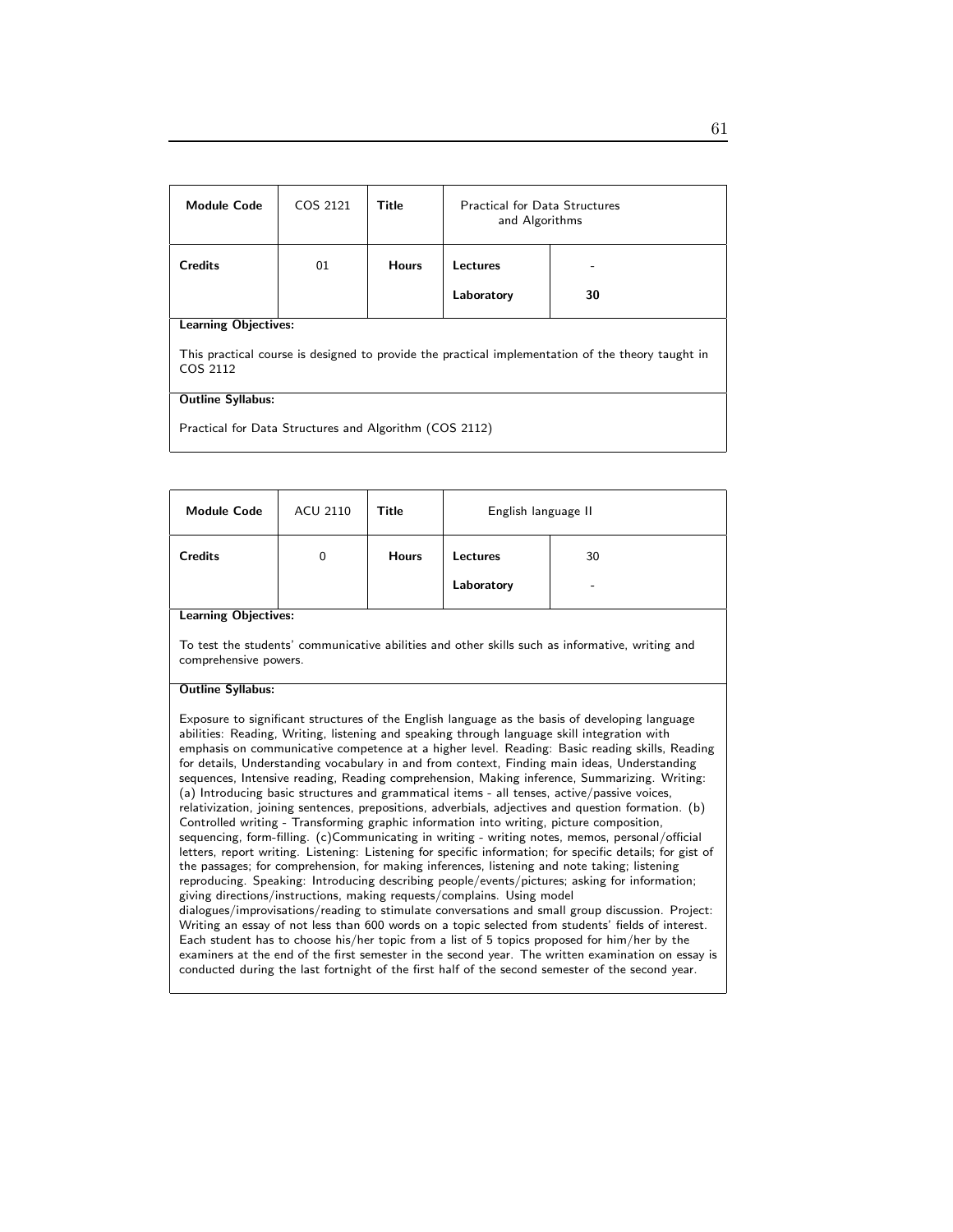| Module Code | COS 2121 | Title | Practical for Data Structures and Algorithms | |
|---|---|---|---|---|
| Credits | 01 | Hours | Lectures | - |
| | | | Laboratory | 30 |

**Learning Objectives:**

This practical course is designed to provide the practical implementation of the theory taught in COS 2112

**Outline Syllabus:**

Practical for Data Structures and Algorithm (COS 2112)

| Module Code | ACU 2110 | Title | English language II | |
|---|---|---|---|---|
| Credits | 0 | Hours | Lectures | 30 |
| | | | Laboratory | - |

**Learning Objectives:**

To test the students' communicative abilities and other skills such as informative, writing and comprehensive powers.

**Outline Syllabus:**

Exposure to significant structures of the English language as the basis of developing language abilities: Reading, Writing, listening and speaking through language skill integration with emphasis on communicative competence at a higher level. Reading: Basic reading skills, Reading for details, Understanding vocabulary in and from context, Finding main ideas, Understanding sequences, Intensive reading, Reading comprehension, Making inference, Summarizing. Writing: (a) Introducing basic structures and grammatical items - all tenses, active/passive voices, relativization, joining sentences, prepositions, adverbials, adjectives and question formation. (b) Controlled writing - Transforming graphic information into writing, picture composition, sequencing, form-filling. (c)Communicating in writing - writing notes, memos, personal/official letters, report writing. Listening: Listening for specific information; for specific details; for gist of the passages; for comprehension, for making inferences, listening and note taking; listening reproducing. Speaking: Introducing describing people/events/pictures; asking for information; giving directions/instructions, making requests/complains. Using model dialogues/improvisations/reading to stimulate conversations and small group discussion. Project: Writing an essay of not less than 600 words on a topic selected from students' fields of interest. Each student has to choose his/her topic from a list of 5 topics proposed for him/her by the examiners at the end of the first semester in the second year. The written examination on essay is conducted during the last fortnight of the first half of the second semester of the second year.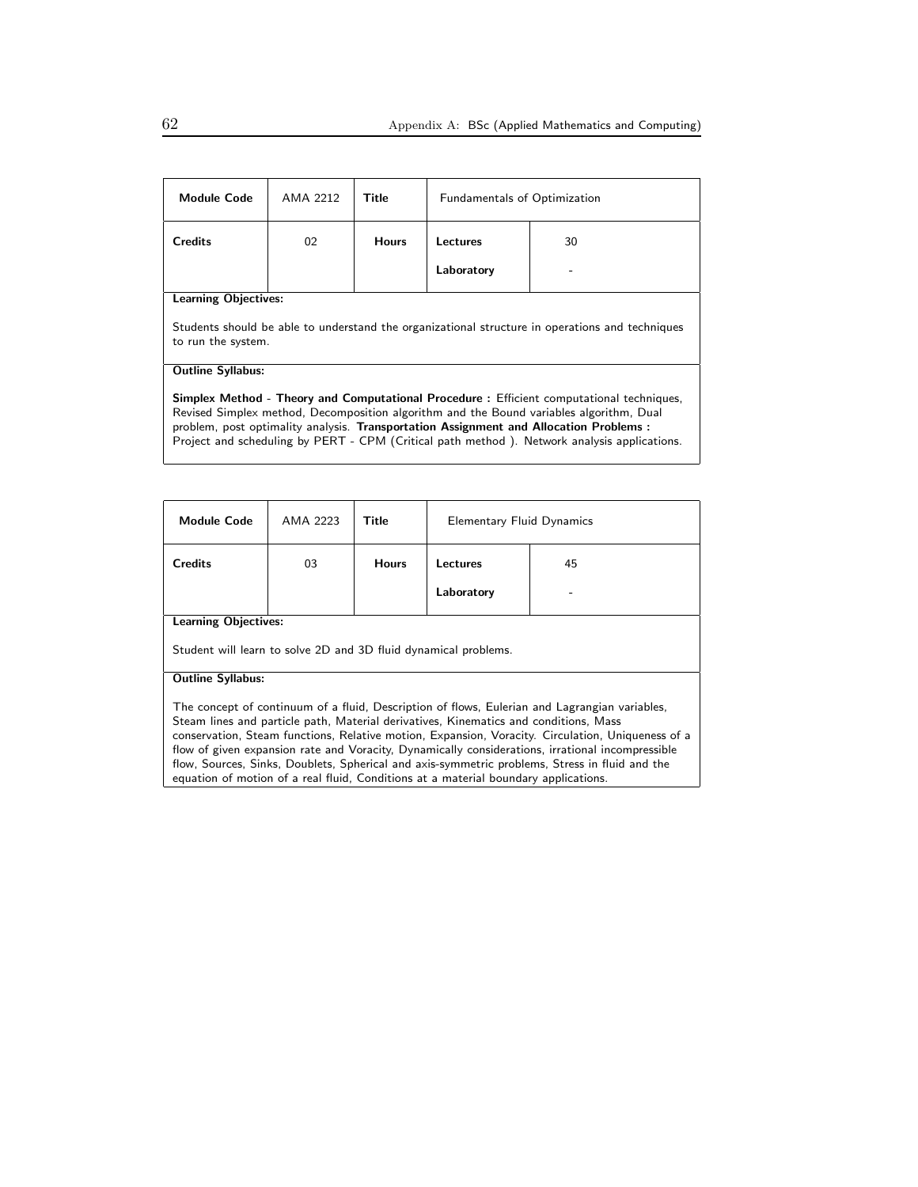| **Module Code** | AMA 2212 | **Title** | Fundamentals of Optimization | |
|---|---|---|---|---|
| **Credits** | 02 | **Hours** | **Lectures** | 30 |
| | | | **Laboratory** | - |

**Learning Objectives:**

Students should be able to understand the organizational structure in operations and techniques to run the system.

**Outline Syllabus:**

**Simplex Method - Theory and Computational Procedure :** Efficient computational techniques, Revised Simplex method, Decomposition algorithm and the Bound variables algorithm, Dual problem, post optimality analysis. **Transportation Assignment and Allocation Problems :** Project and scheduling by PERT - CPM (Critical path method ). Network analysis applications.

| **Module Code** | AMA 2223 | **Title** | Elementary Fluid Dynamics | |
|---|---|---|---|---|
| **Credits** | 03 | **Hours** | **Lectures** | 45 |
| | | | **Laboratory** | - |

**Learning Objectives:**

Student will learn to solve 2D and 3D fluid dynamical problems.

**Outline Syllabus:**

The concept of continuum of a fluid, Description of flows, Eulerian and Lagrangian variables, Steam lines and particle path, Material derivatives, Kinematics and conditions, Mass conservation, Steam functions, Relative motion, Expansion, Voracity. Circulation, Uniqueness of a flow of given expansion rate and Voracity, Dynamically considerations, irrational incompressible flow, Sources, Sinks, Doublets, Spherical and axis-symmetric problems, Stress in fluid and the equation of motion of a real fluid, Conditions at a material boundary applications.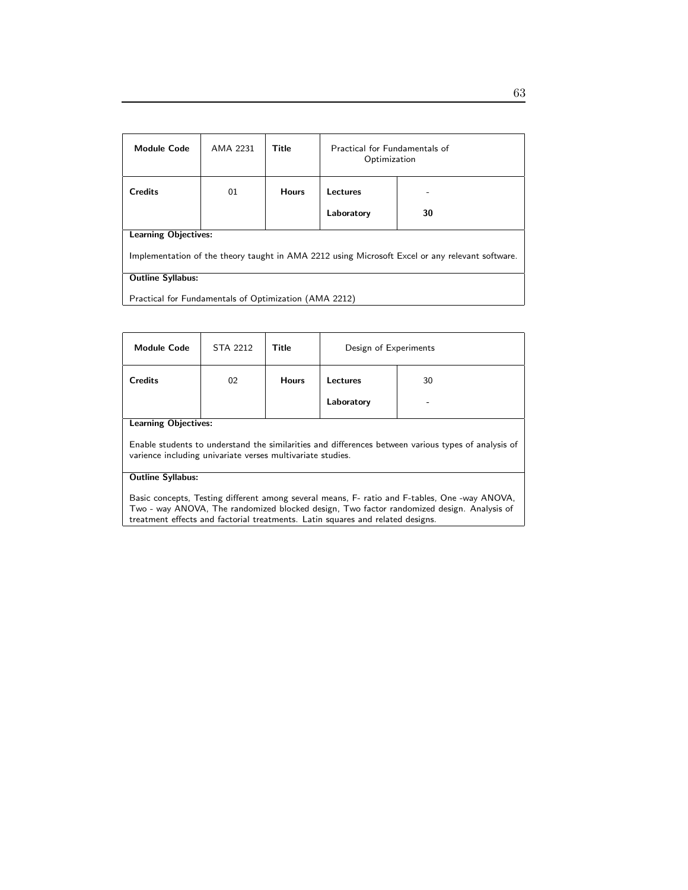| **Module Code** | AMA 2231 | **Title** | Practical for Fundamentals of Optimization | |
|---|---|---|---|---|
| **Credits** | 01 | **Hours** | **Lectures** | - |
| | | | **Laboratory** | **30** |

**Learning Objectives:**

Implementation of the theory taught in AMA 2212 using Microsoft Excel or any relevant software.

**Outline Syllabus:**

Practical for Fundamentals of Optimization (AMA 2212)

| **Module Code** | STA 2212 | **Title** | Design of Experiments | |
|---|---|---|---|---|
| **Credits** | 02 | **Hours** | **Lectures** | 30 |
| | | | **Laboratory** | - |

**Learning Objectives:**

Enable students to understand the similarities and differences between various types of analysis of varience including univariate verses multivariate studies.

**Outline Syllabus:**

Basic concepts, Testing different among several means, F- ratio and F-tables, One -way ANOVA, Two - way ANOVA, The randomized blocked design, Two factor randomized design. Analysis of treatment effects and factorial treatments. Latin squares and related designs.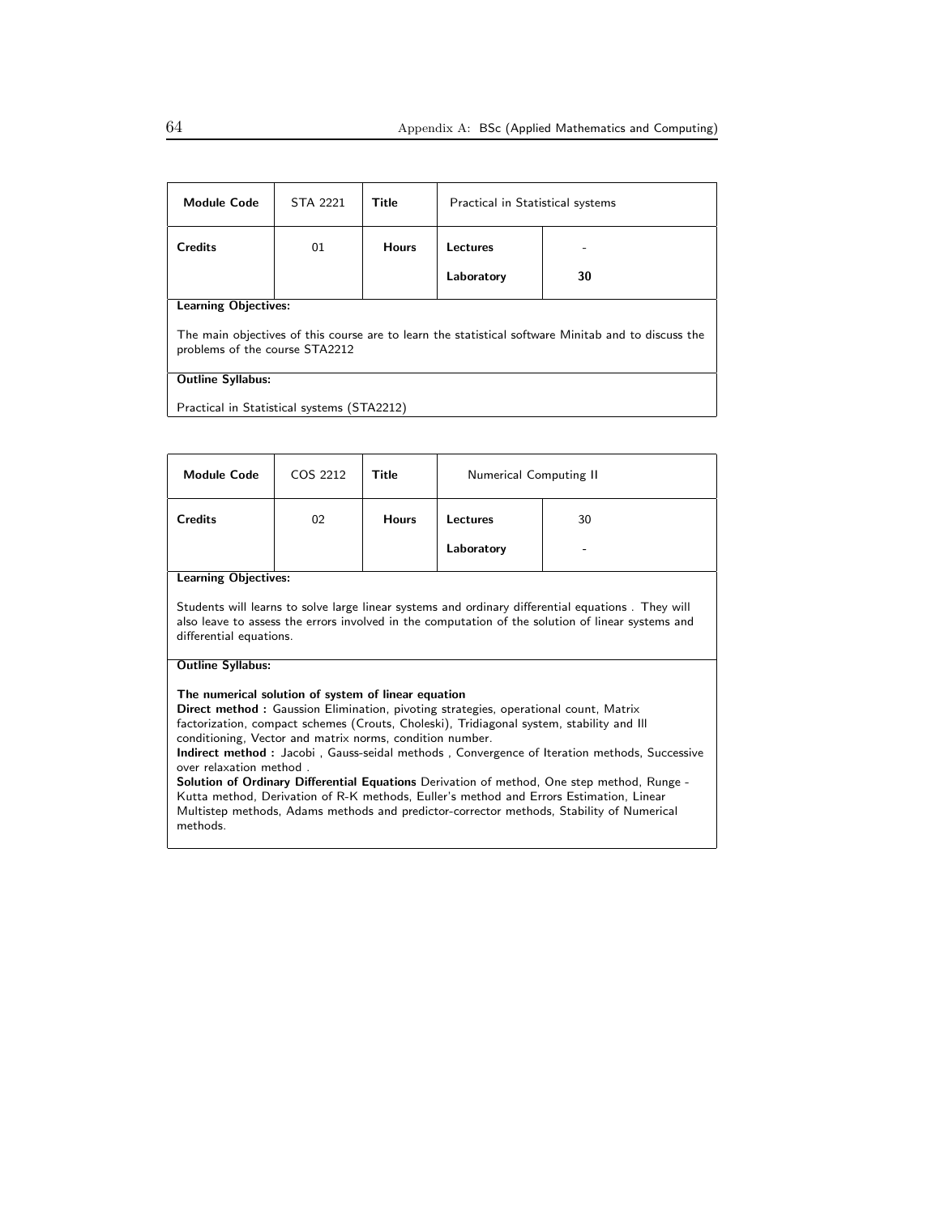| **Module Code** | STA 2221 | **Title** | Practical in Statistical systems | |
|---|---|---|---|---|
| **Credits** | 01 | **Hours** | **Lectures** | - |
| | | | **Laboratory** | **30** |

**Learning Objectives:**

The main objectives of this course are to learn the statistical software Minitab and to discuss the problems of the course STA2212

**Outline Syllabus:**

Practical in Statistical systems (STA2212)

| **Module Code** | COS 2212 | **Title** | Numerical Computing II | |
|---|---|---|---|---|
| **Credits** | 02 | **Hours** | **Lectures** | 30 |
| | | | **Laboratory** | - |

**Learning Objectives:**

Students will learns to solve large linear systems and ordinary differential equations . They will also leave to assess the errors involved in the computation of the solution of linear systems and differential equations.

**Outline Syllabus:**

**The numerical solution of system of linear equation**
**Direct method :** Gaussion Elimination, pivoting strategies, operational count, Matrix factorization, compact schemes (Crouts, Choleski), Tridiagonal system, stability and Ill conditioning, Vector and matrix norms, condition number.
**Indirect method :** Jacobi , Gauss-seidal methods , Convergence of Iteration methods, Successive over relaxation method .
**Solution of Ordinary Differential Equations** Derivation of method, One step method, Runge - Kutta method, Derivation of R-K methods, Euller's method and Errors Estimation, Linear Multistep methods, Adams methods and predictor-corrector methods, Stability of Numerical methods.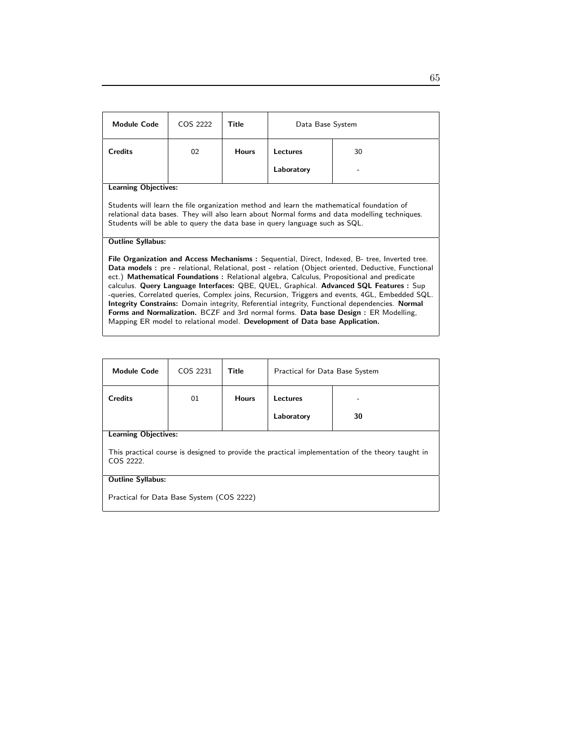| Module Code | COS 2222 | Title | Data Base System | |
|---|---|---|---|---|
| Credits | 02 | Hours | Lectures | 30 |
| | | | Laboratory | - |

**Learning Objectives:**

Students will learn the file organization method and learn the mathematical foundation of relational data bases. They will also learn about Normal forms and data modelling techniques. Students will be able to query the data base in query language such as SQL.

**Outline Syllabus:**

**File Organization and Access Mechanisms :** Sequential, Direct, Indexed, B- tree, Inverted tree. **Data models :** pre - relational, Relational, post - relation (Object oriented, Deductive, Functional ect.) **Mathematical Foundations :** Relational algebra, Calculus, Propositional and predicate calculus. **Query Language Interfaces:** QBE, QUEL, Graphical. **Advanced SQL Features :** Sup -queries, Correlated queries, Complex joins, Recursion, Triggers and events, 4GL, Embedded SQL. **Integrity Constrains:** Domain integrity, Referential integrity, Functional dependencies. **Normal Forms and Normalization.** BCZF and 3rd normal forms. **Data base Design :** ER Modelling, Mapping ER model to relational model. **Development of Data base Application.**

| Module Code | COS 2231 | Title | Practical for Data Base System | |
|---|---|---|---|---|
| Credits | 01 | Hours | Lectures | - |
| | | | Laboratory | **30** |

**Learning Objectives:**

This practical course is designed to provide the practical implementation of the theory taught in COS 2222.

**Outline Syllabus:**

Practical for Data Base System (COS 2222)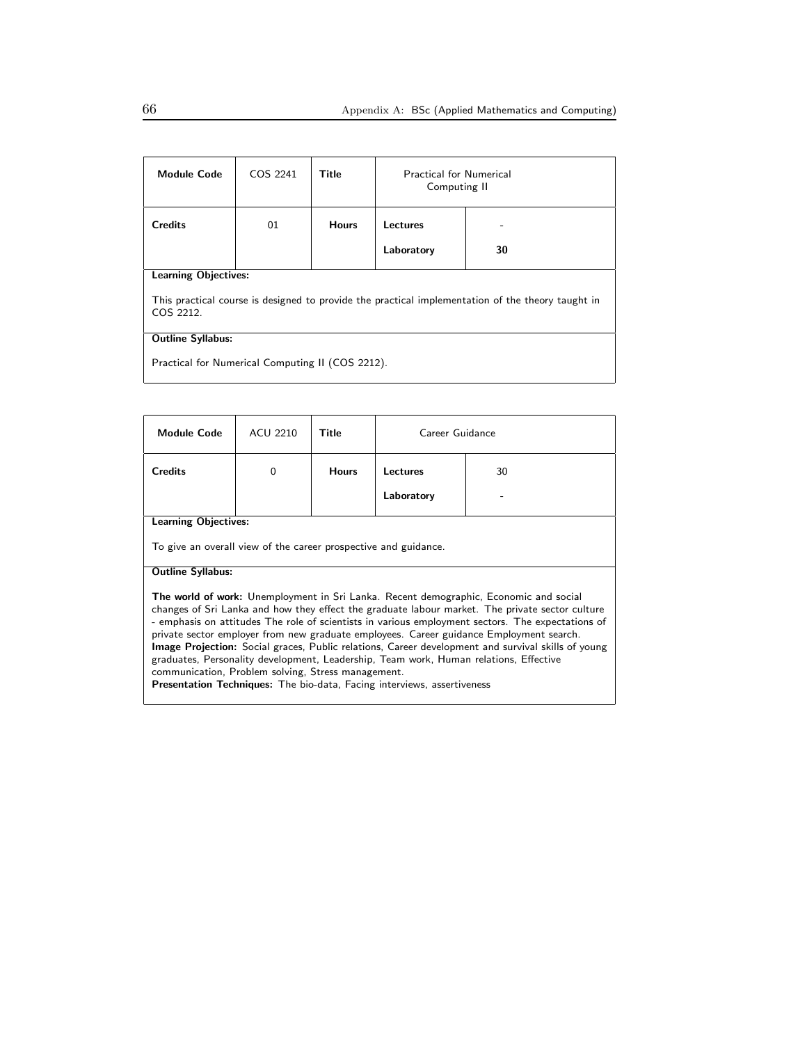| **Module Code** | COS 2241 | **Title** | Practical for Numerical Computing II | |
|---|---|---|---|---|
| **Credits** | 01 | **Hours** | **Lectures** | - |
| | | | **Laboratory** | **30** |

**Learning Objectives:**

This practical course is designed to provide the practical implementation of the theory taught in COS 2212.

**Outline Syllabus:**

Practical for Numerical Computing II (COS 2212).

| **Module Code** | ACU 2210 | **Title** | Career Guidance | |
|---|---|---|---|---|
| **Credits** | 0 | **Hours** | **Lectures** | 30 |
| | | | **Laboratory** | - |

**Learning Objectives:**

To give an overall view of the career prospective and guidance.

**Outline Syllabus:**

**The world of work:** Unemployment in Sri Lanka. Recent demographic, Economic and social changes of Sri Lanka and how they effect the graduate labour market. The private sector culture - emphasis on attitudes The role of scientists in various employment sectors. The expectations of private sector employer from new graduate employees. Career guidance Employment search.
**Image Projection:** Social graces, Public relations, Career development and survival skills of young graduates, Personality development, Leadership, Team work, Human relations, Effective communication, Problem solving, Stress management.
**Presentation Techniques:** The bio-data, Facing interviews, assertiveness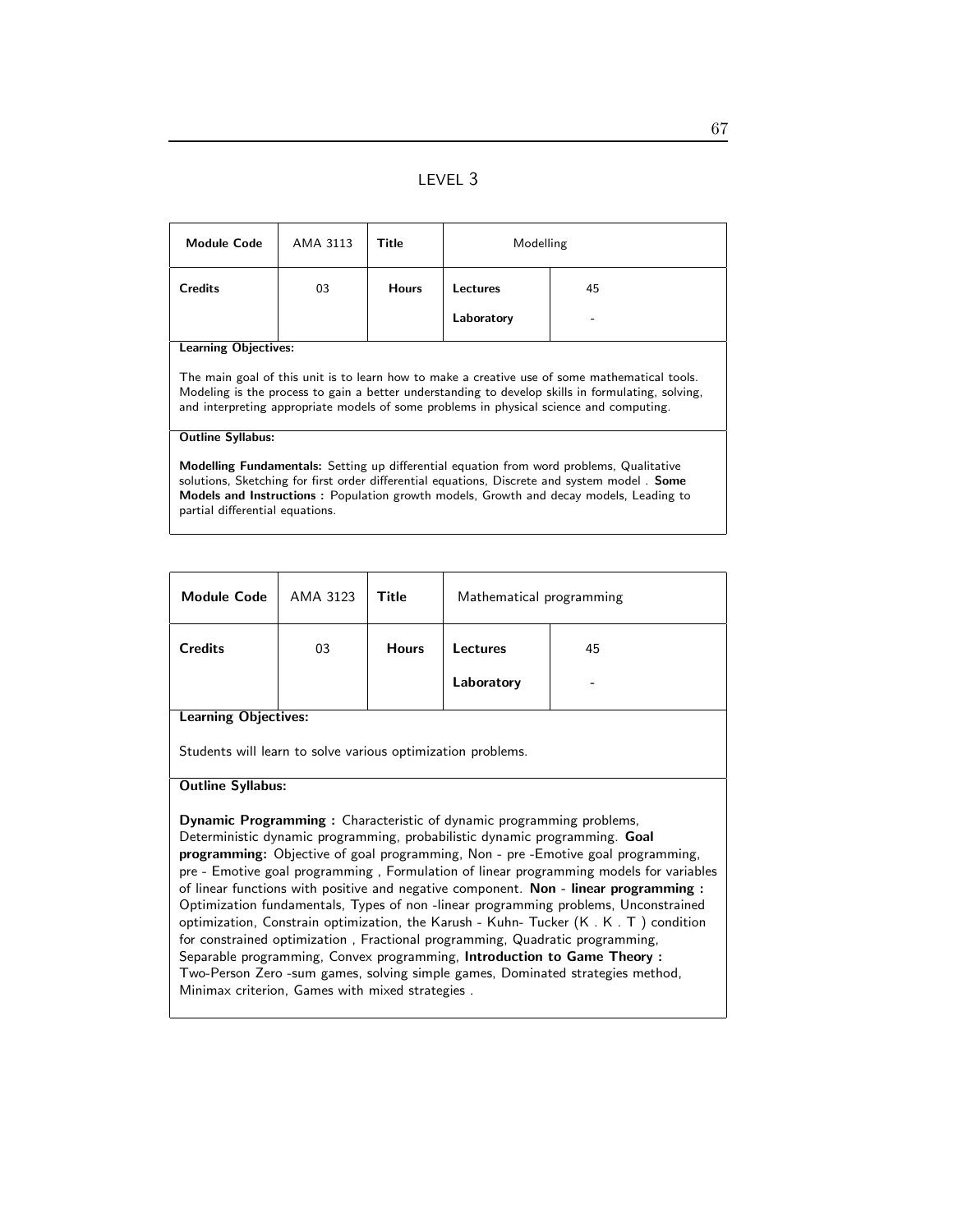# LEVEL 3

| Module Code | AMA 3113 | Title | Modelling | |
|---|---|---|---|---|
| **Credits** | 03 | **Hours** | **Lectures** | 45 |
| | | | **Laboratory** | - |

**Learning Objectives:**

The main goal of this unit is to learn how to make a creative use of some mathematical tools. Modeling is the process to gain a better understanding to develop skills in formulating, solving, and interpreting appropriate models of some problems in physical science and computing.

**Outline Syllabus:**

**Modelling Fundamentals:** Setting up differential equation from word problems, Qualitative solutions, Sketching for first order differential equations, Discrete and system model . **Some Models and Instructions :** Population growth models, Growth and decay models, Leading to partial differential equations.

| Module Code | AMA 3123 | Title | Mathematical programming | |
|---|---|---|---|---|
| **Credits** | 03 | **Hours** | **Lectures** | 45 |
| | | | **Laboratory** | - |

**Learning Objectives:**

Students will learn to solve various optimization problems.

**Outline Syllabus:**

**Dynamic Programming :** Characteristic of dynamic programming problems, Deterministic dynamic programming, probabilistic dynamic programming. **Goal programming:** Objective of goal programming, Non - pre -Emotive goal programming, pre - Emotive goal programming , Formulation of linear programming models for variables of linear functions with positive and negative component. **Non - linear programming :** Optimization fundamentals, Types of non -linear programming problems, Unconstrained optimization, Constrain optimization, the Karush - Kuhn- Tucker (K . K . T ) condition for constrained optimization , Fractional programming, Quadratic programming, Separable programming, Convex programming, **Introduction to Game Theory :** Two-Person Zero -sum games, solving simple games, Dominated strategies method, Minimax criterion, Games with mixed strategies .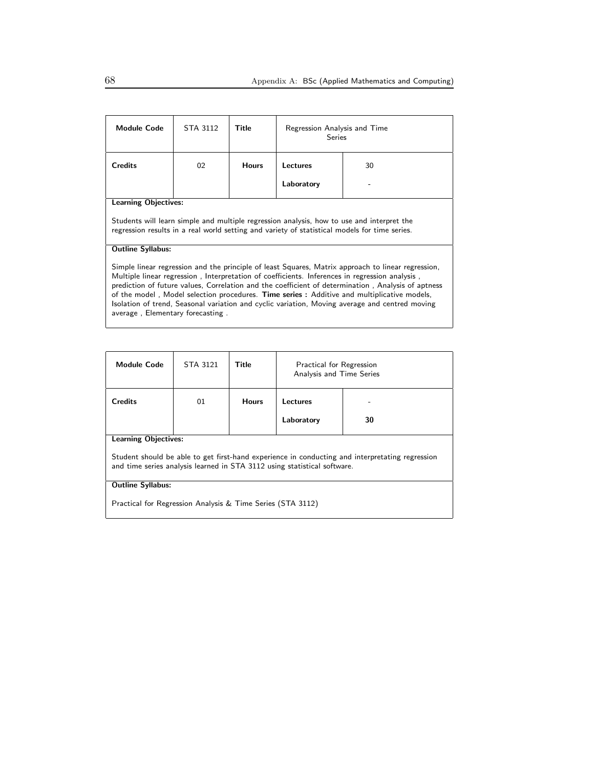| Module Code | STA 3112 | Title | Regression Analysis and Time Series | |
|---|---|---|---|---|
| Credits | 02 | Hours | Lectures | 30 |
| | | | Laboratory | - |

**Learning Objectives:**

Students will learn simple and multiple regression analysis, how to use and interpret the regression results in a real world setting and variety of statistical models for time series.

**Outline Syllabus:**

Simple linear regression and the principle of least Squares, Matrix approach to linear regression, Multiple linear regression , Interpretation of coefficients. Inferences in regression analysis , prediction of future values, Correlation and the coefficient of determination , Analysis of aptness of the model , Model selection procedures. **Time series :** Additive and multiplicative models, Isolation of trend, Seasonal variation and cyclic variation, Moving average and centred moving average , Elementary forecasting .

| Module Code | STA 3121 | Title | Practical for Regression Analysis and Time Series | |
|---|---|---|---|---|
| Credits | 01 | Hours | Lectures | - |
| | | | Laboratory | 30 |

**Learning Objectives:**

Student should be able to get first-hand experience in conducting and interpretating regression and time series analysis learned in STA 3112 using statistical software.

**Outline Syllabus:**

Practical for Regression Analysis & Time Series (STA 3112)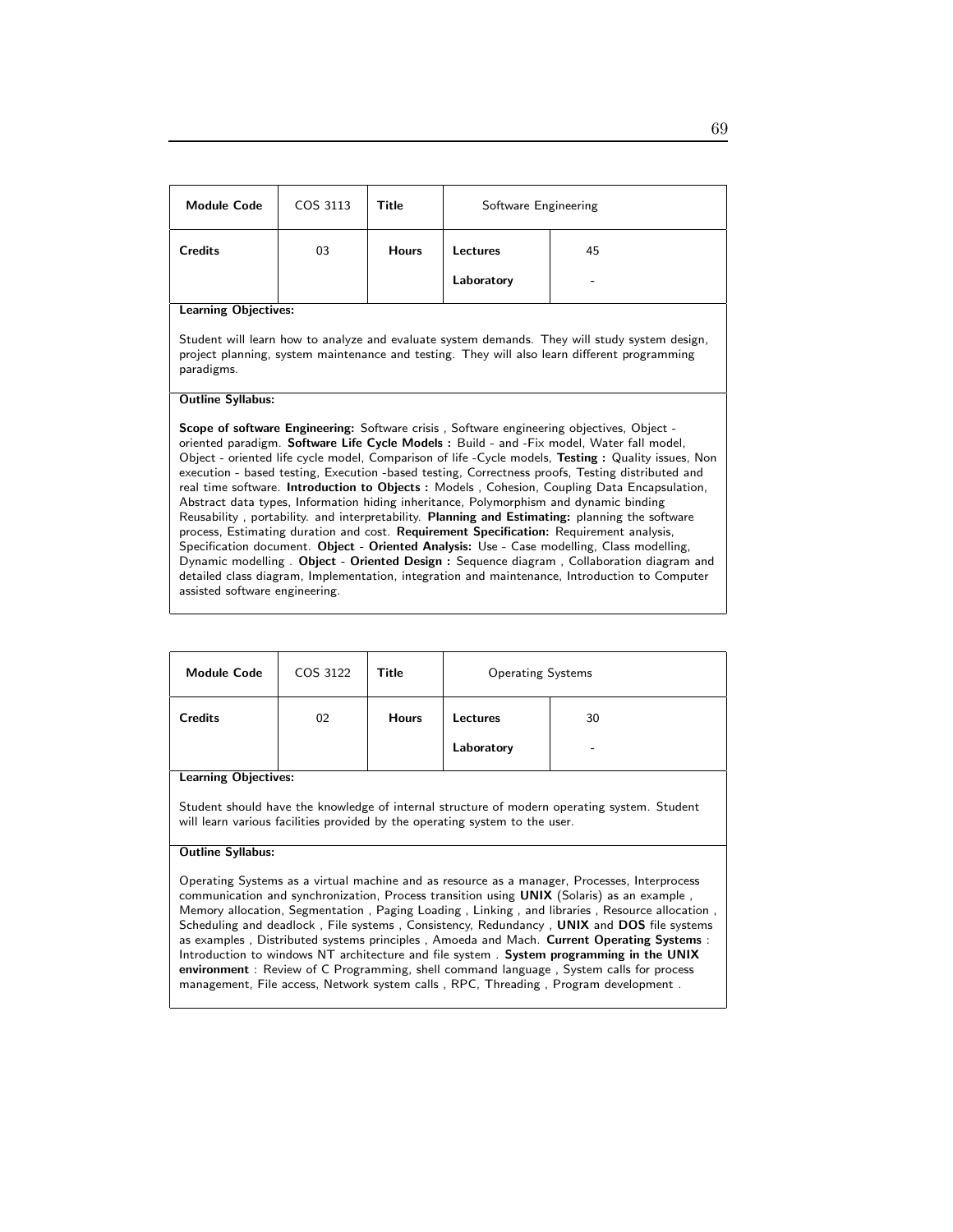| Module Code | COS 3113 | Title | Software Engineering | |
|---|---|---|---|---|
| Credits | 03 | Hours | Lectures | 45 |
| | | | Laboratory | - |

**Learning Objectives:**

Student will learn how to analyze and evaluate system demands. They will study system design, project planning, system maintenance and testing. They will also learn different programming paradigms.

**Outline Syllabus:**

**Scope of software Engineering:** Software crisis , Software engineering objectives, Object - oriented paradigm. **Software Life Cycle Models :** Build - and -Fix model, Water fall model, Object - oriented life cycle model, Comparison of life -Cycle models, **Testing :** Quality issues, Non execution - based testing, Execution -based testing, Correctness proofs, Testing distributed and real time software. **Introduction to Objects :** Models , Cohesion, Coupling Data Encapsulation, Abstract data types, Information hiding inheritance, Polymorphism and dynamic binding Reusability , portability. and interpretability. **Planning and Estimating:** planning the software process, Estimating duration and cost. **Requirement Specification:** Requirement analysis, Specification document. **Object - Oriented Analysis:** Use - Case modelling, Class modelling, Dynamic modelling . **Object - Oriented Design :** Sequence diagram , Collaboration diagram and detailed class diagram, Implementation, integration and maintenance, Introduction to Computer assisted software engineering.

| Module Code | COS 3122 | Title | Operating Systems | |
|---|---|---|---|---|
| Credits | 02 | Hours | Lectures | 30 |
| | | | Laboratory | - |

**Learning Objectives:**

Student should have the knowledge of internal structure of modern operating system. Student will learn various facilities provided by the operating system to the user.

**Outline Syllabus:**

Operating Systems as a virtual machine and as resource as a manager, Processes, Interprocess communication and synchronization, Process transition using **UNIX** (Solaris) as an example , Memory allocation, Segmentation , Paging Loading , Linking , and libraries , Resource allocation , Scheduling and deadlock , File systems , Consistency, Redundancy , **UNIX** and **DOS** file systems as examples , Distributed systems principles , Amoeda and Mach. **Current Operating Systems** : Introduction to windows NT architecture and file system . **System programming in the UNIX environment** : Review of C Programming, shell command language , System calls for process management, File access, Network system calls , RPC, Threading , Program development .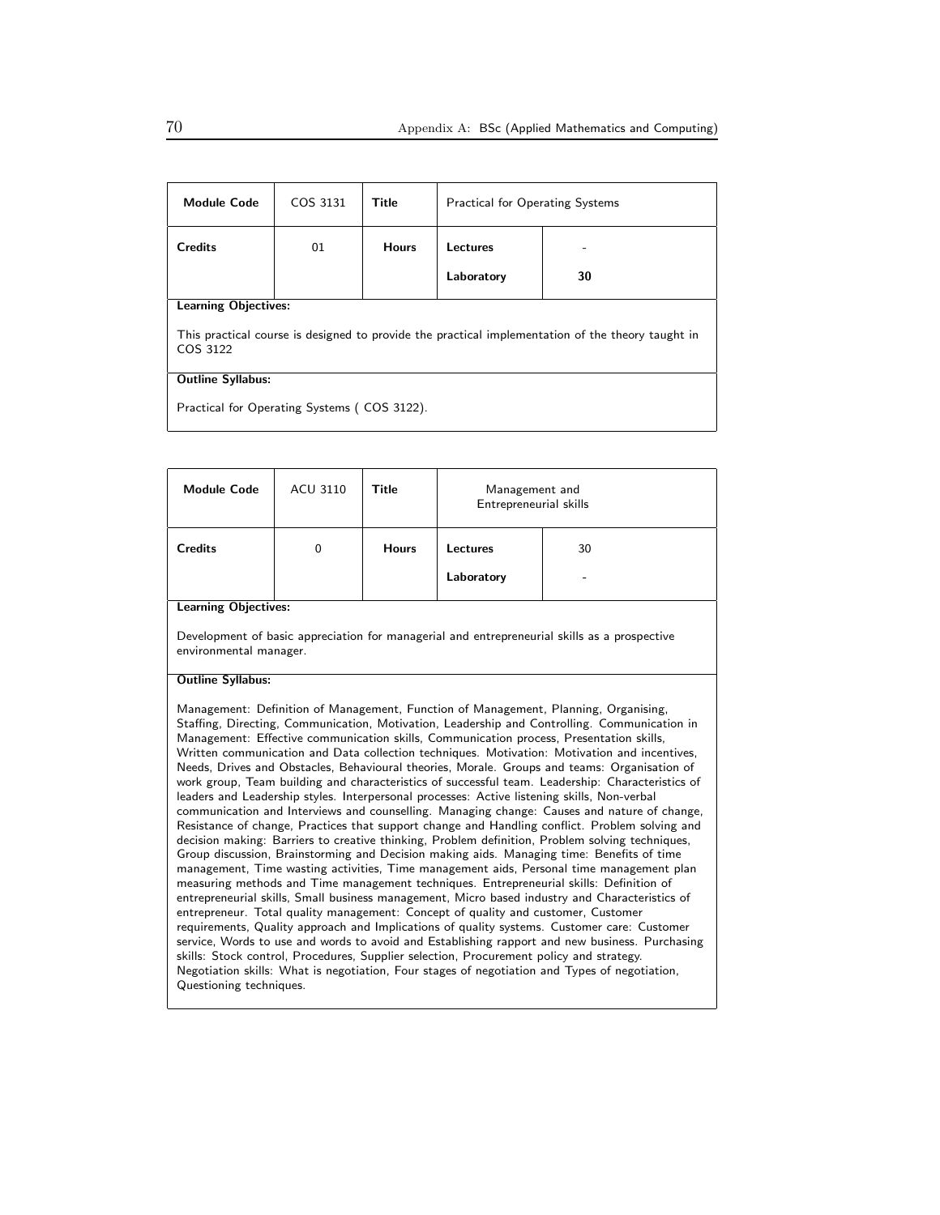| Module Code | COS 3131 | Title | Practical for Operating Systems | |
|---|---|---|---|---|
| Credits | 01 | Hours | Lectures | - |
| | | | Laboratory | 30 |

**Learning Objectives:**

This practical course is designed to provide the practical implementation of the theory taught in COS 3122

**Outline Syllabus:**

Practical for Operating Systems ( COS 3122).

| Module Code | ACU 3110 | Title | Management and Entrepreneurial skills | |
|---|---|---|---|---|
| Credits | 0 | Hours | Lectures | 30 |
| | | | Laboratory | - |

**Learning Objectives:**

Development of basic appreciation for managerial and entrepreneurial skills as a prospective environmental manager.

**Outline Syllabus:**

Management: Definition of Management, Function of Management, Planning, Organising, Staffing, Directing, Communication, Motivation, Leadership and Controlling. Communication in Management: Effective communication skills, Communication process, Presentation skills, Written communication and Data collection techniques. Motivation: Motivation and incentives, Needs, Drives and Obstacles, Behavioural theories, Morale. Groups and teams: Organisation of work group, Team building and characteristics of successful team. Leadership: Characteristics of leaders and Leadership styles. Interpersonal processes: Active listening skills, Non-verbal communication and Interviews and counselling. Managing change: Causes and nature of change, Resistance of change, Practices that support change and Handling conflict. Problem solving and decision making: Barriers to creative thinking, Problem definition, Problem solving techniques, Group discussion, Brainstorming and Decision making aids. Managing time: Benefits of time management, Time wasting activities, Time management aids, Personal time management plan measuring methods and Time management techniques. Entrepreneurial skills: Definition of entrepreneurial skills, Small business management, Micro based industry and Characteristics of entrepreneur. Total quality management: Concept of quality and customer, Customer requirements, Quality approach and Implications of quality systems. Customer care: Customer service, Words to use and words to avoid and Establishing rapport and new business. Purchasing skills: Stock control, Procedures, Supplier selection, Procurement policy and strategy. Negotiation skills: What is negotiation, Four stages of negotiation and Types of negotiation, Questioning techniques.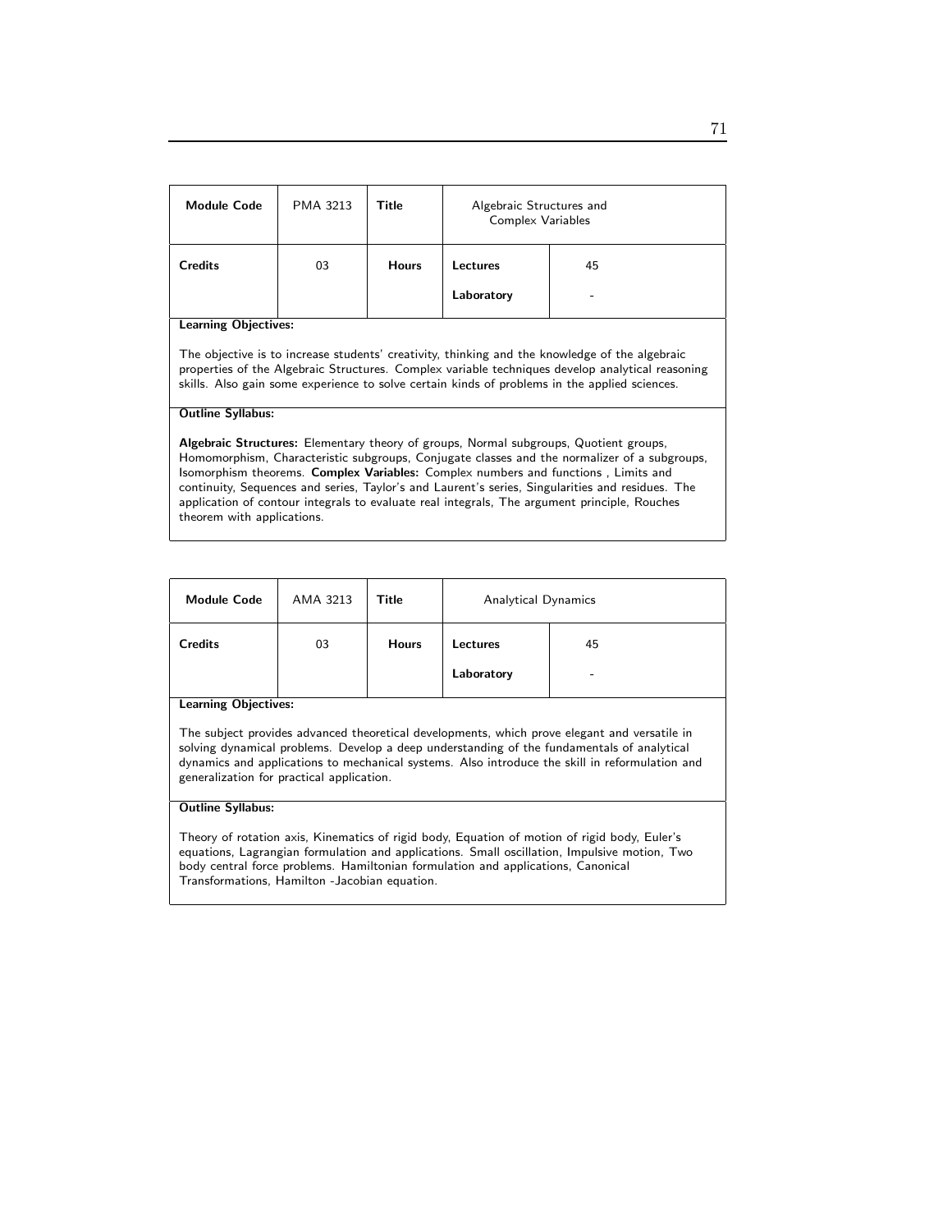| Module Code | PMA 3213 | Title | Algebraic Structures and Complex Variables | |
|---|---|---|---|---|
| Credits | 03 | Hours | Lectures | 45 |
| | | | Laboratory | - |

**Learning Objectives:**

The objective is to increase students' creativity, thinking and the knowledge of the algebraic properties of the Algebraic Structures. Complex variable techniques develop analytical reasoning skills. Also gain some experience to solve certain kinds of problems in the applied sciences.

**Outline Syllabus:**

**Algebraic Structures:** Elementary theory of groups, Normal subgroups, Quotient groups, Homomorphism, Characteristic subgroups, Conjugate classes and the normalizer of a subgroups, Isomorphism theorems. **Complex Variables:** Complex numbers and functions , Limits and continuity, Sequences and series, Taylor's and Laurent's series, Singularities and residues. The application of contour integrals to evaluate real integrals, The argument principle, Rouches theorem with applications.

| Module Code | AMA 3213 | Title | Analytical Dynamics | |
|---|---|---|---|---|
| Credits | 03 | Hours | Lectures | 45 |
| | | | Laboratory | - |

**Learning Objectives:**

The subject provides advanced theoretical developments, which prove elegant and versatile in solving dynamical problems. Develop a deep understanding of the fundamentals of analytical dynamics and applications to mechanical systems. Also introduce the skill in reformulation and generalization for practical application.

**Outline Syllabus:**

Theory of rotation axis, Kinematics of rigid body, Equation of motion of rigid body, Euler's equations, Lagrangian formulation and applications. Small oscillation, Impulsive motion, Two body central force problems. Hamiltonian formulation and applications, Canonical Transformations, Hamilton -Jacobian equation.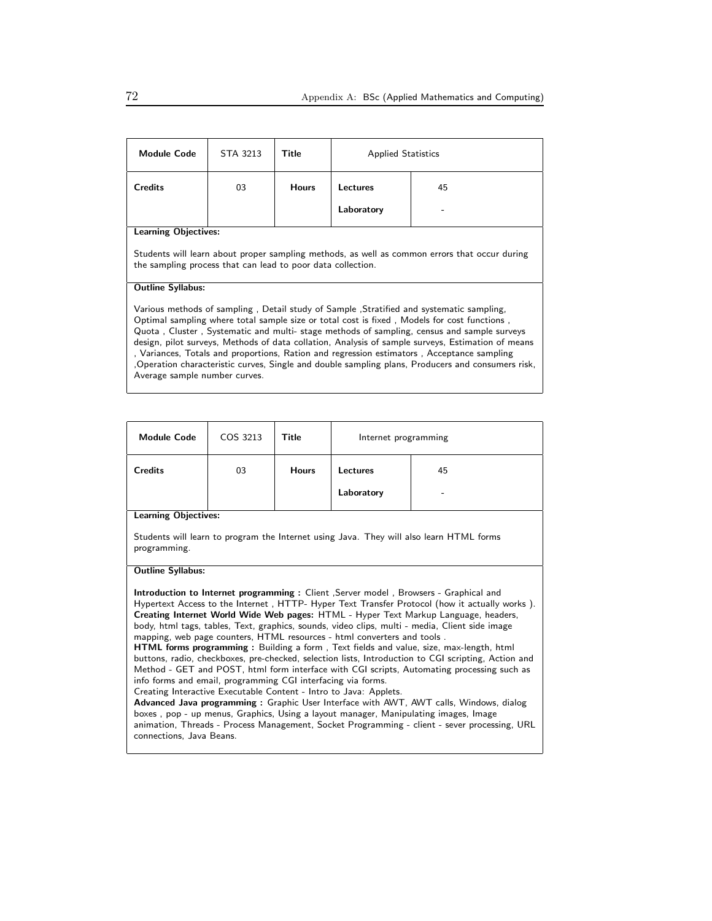| **Module Code** | STA 3213 | **Title** | Applied Statistics | |
|---|---|---|---|---|
| **Credits** | 03 | **Hours** | **Lectures** | 45 |
| | | | **Laboratory** | - |

**Learning Objectives:**

Students will learn about proper sampling methods, as well as common errors that occur during the sampling process that can lead to poor data collection.

**Outline Syllabus:**

Various methods of sampling , Detail study of Sample ,Stratified and systematic sampling, Optimal sampling where total sample size or total cost is fixed , Models for cost functions , Quota , Cluster , Systematic and multi- stage methods of sampling, census and sample surveys design, pilot surveys, Methods of data collation, Analysis of sample surveys, Estimation of means , Variances, Totals and proportions, Ration and regression estimators , Acceptance sampling ,Operation characteristic curves, Single and double sampling plans, Producers and consumers risk, Average sample number curves.

| **Module Code** | COS 3213 | **Title** | Internet programming | |
|---|---|---|---|---|
| **Credits** | 03 | **Hours** | **Lectures** | 45 |
| | | | **Laboratory** | - |

**Learning Objectives:**

Students will learn to program the Internet using Java. They will also learn HTML forms programming.

**Outline Syllabus:**

**Introduction to Internet programming :** Client ,Server model , Browsers - Graphical and Hypertext Access to the Internet , HTTP- Hyper Text Transfer Protocol (how it actually works ).
**Creating Internet World Wide Web pages:** HTML - Hyper Text Markup Language, headers, body, html tags, tables, Text, graphics, sounds, video clips, multi - media, Client side image mapping, web page counters, HTML resources - html converters and tools .
**HTML forms programming :** Building a form , Text fields and value, size, max-length, html buttons, radio, checkboxes, pre-checked, selection lists, Introduction to CGI scripting, Action and Method - GET and POST, html form interface with CGI scripts, Automating processing such as info forms and email, programming CGI interfacing via forms.
Creating Interactive Executable Content - Intro to Java: Applets.
**Advanced Java programming :** Graphic User Interface with AWT, AWT calls, Windows, dialog boxes , pop - up menus, Graphics, Using a layout manager, Manipulating images, Image animation, Threads - Process Management, Socket Programming - client - sever processing, URL connections, Java Beans.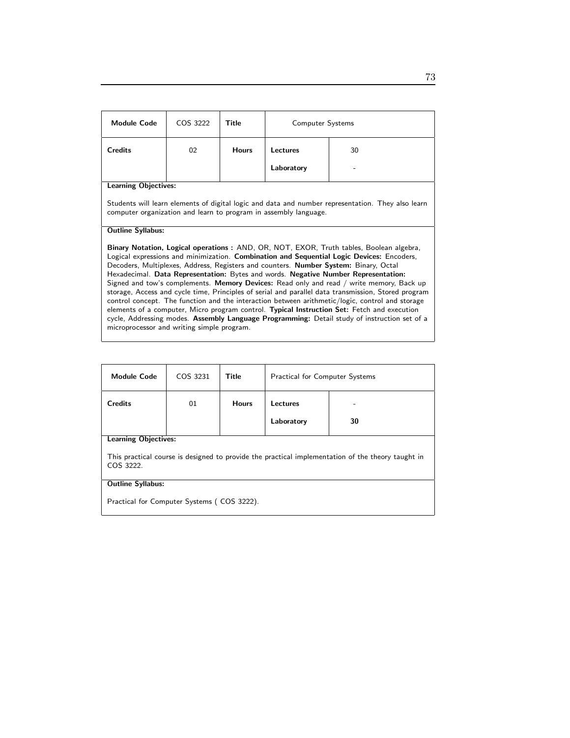| Module Code | COS 3222 | Title | Computer Systems | |
|---|---|---|---|---|
| Credits | 02 | Hours | Lectures | 30 |
| | | | Laboratory | - |

**Learning Objectives:**

Students will learn elements of digital logic and data and number representation. They also learn computer organization and learn to program in assembly language.

**Outline Syllabus:**

**Binary Notation, Logical operations :** AND, OR, NOT, EXOR, Truth tables, Boolean algebra, Logical expressions and minimization. **Combination and Sequential Logic Devices:** Encoders, Decoders, Multiplexes, Address, Registers and counters. **Number System:** Binary, Octal Hexadecimal. **Data Representation:** Bytes and words. **Negative Number Representation:** Signed and tow's complements. **Memory Devices:** Read only and read / write memory, Back up storage, Access and cycle time, Principles of serial and parallel data transmission, Stored program control concept. The function and the interaction between arithmetic/logic, control and storage elements of a computer, Micro program control. **Typical Instruction Set:** Fetch and execution cycle, Addressing modes. **Assembly Language Programming:** Detail study of instruction set of a microprocessor and writing simple program.

| Module Code | COS 3231 | Title | Practical for Computer Systems | |
|---|---|---|---|---|
| Credits | 01 | Hours | Lectures | - |
| | | | Laboratory | **30** |

**Learning Objectives:**

This practical course is designed to provide the practical implementation of the theory taught in COS 3222.

**Outline Syllabus:**

Practical for Computer Systems ( COS 3222).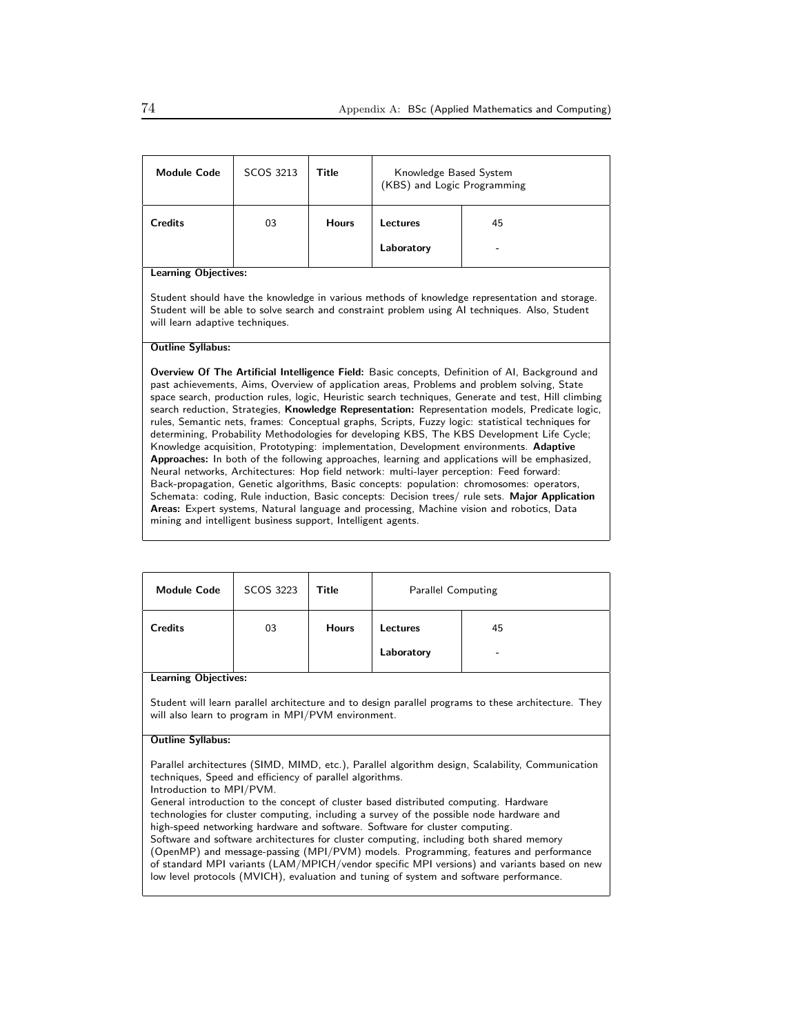| Module Code | SCOS 3213 | Title | Knowledge Based System (KBS) and Logic Programming | |
|---|---|---|---|---|
| Credits | 03 | Hours | Lectures | 45 |
| | | | Laboratory | - |

**Learning Objectives:**

Student should have the knowledge in various methods of knowledge representation and storage. Student will be able to solve search and constraint problem using AI techniques. Also, Student will learn adaptive techniques.

**Outline Syllabus:**

**Overview Of The Artificial Intelligence Field:** Basic concepts, Definition of AI, Background and past achievements, Aims, Overview of application areas, Problems and problem solving, State space search, production rules, logic, Heuristic search techniques, Generate and test, Hill climbing search reduction, Strategies, **Knowledge Representation:** Representation models, Predicate logic, rules, Semantic nets, frames: Conceptual graphs, Scripts, Fuzzy logic: statistical techniques for determining, Probability Methodologies for developing KBS, The KBS Development Life Cycle; Knowledge acquisition, Prototyping: implementation, Development environments. **Adaptive Approaches:** In both of the following approaches, learning and applications will be emphasized, Neural networks, Architectures: Hop field network: multi-layer perception: Feed forward: Back-propagation, Genetic algorithms, Basic concepts: population: chromosomes: operators, Schemata: coding, Rule induction, Basic concepts: Decision trees/ rule sets. **Major Application Areas:** Expert systems, Natural language and processing, Machine vision and robotics, Data mining and intelligent business support, Intelligent agents.

| Module Code | SCOS 3223 | Title | Parallel Computing | |
|---|---|---|---|---|
| Credits | 03 | Hours | Lectures | 45 |
| | | | Laboratory | - |

**Learning Objectives:**

Student will learn parallel architecture and to design parallel programs to these architecture. They will also learn to program in MPI/PVM environment.

**Outline Syllabus:**

Parallel architectures (SIMD, MIMD, etc.), Parallel algorithm design, Scalability, Communication techniques, Speed and efficiency of parallel algorithms.
Introduction to MPI/PVM.
General introduction to the concept of cluster based distributed computing. Hardware technologies for cluster computing, including a survey of the possible node hardware and high-speed networking hardware and software. Software for cluster computing.
Software and software architectures for cluster computing, including both shared memory (OpenMP) and message-passing (MPI/PVM) models. Programming, features and performance of standard MPI variants (LAM/MPICH/vendor specific MPI versions) and variants based on new low level protocols (MVICH), evaluation and tuning of system and software performance.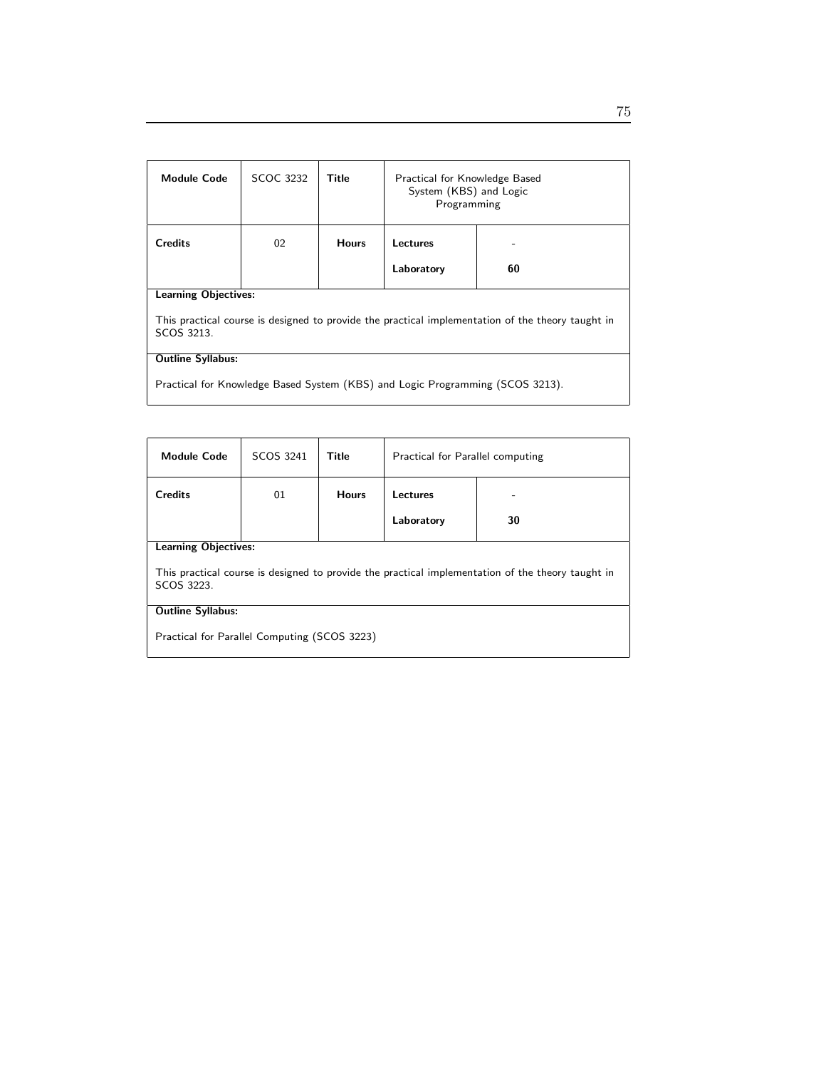| Module Code | SCOC 3232 | Title | Practical for Knowledge Based System (KBS) and Logic Programming | |
|---|---|---|---|---|
| **Credits** | 02 | **Hours** | **Lectures** | - |
| | | | **Laboratory** | **60** |

**Learning Objectives:**

This practical course is designed to provide the practical implementation of the theory taught in SCOS 3213.

**Outline Syllabus:**

Practical for Knowledge Based System (KBS) and Logic Programming (SCOS 3213).

| Module Code | SCOS 3241 | Title | Practical for Parallel computing | |
|---|---|---|---|---|
| **Credits** | 01 | **Hours** | **Lectures** | - |
| | | | **Laboratory** | **30** |

**Learning Objectives:**

This practical course is designed to provide the practical implementation of the theory taught in SCOS 3223.

**Outline Syllabus:**

Practical for Parallel Computing (SCOS 3223)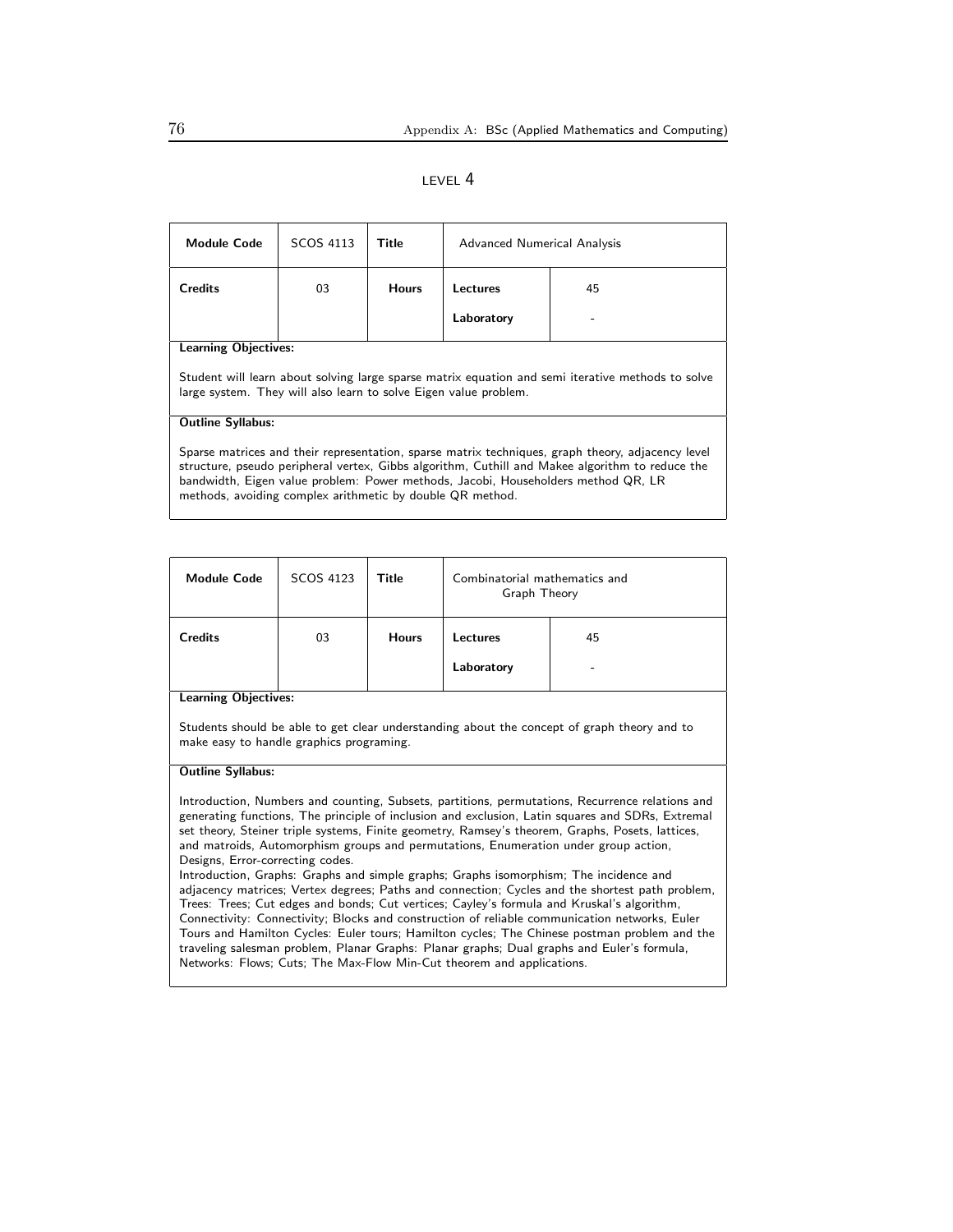## LEVEL 4

| Module Code | SCOS 4113 | Title | Advanced Numerical Analysis | |
|---|---|---|---|---|
| **Credits** | 03 | **Hours** | **Lectures** | 45 |
| | | | **Laboratory** | - |

**Learning Objectives:**

Student will learn about solving large sparse matrix equation and semi iterative methods to solve large system. They will also learn to solve Eigen value problem.

**Outline Syllabus:**

Sparse matrices and their representation, sparse matrix techniques, graph theory, adjacency level structure, pseudo peripheral vertex, Gibbs algorithm, Cuthill and Makee algorithm to reduce the bandwidth, Eigen value problem: Power methods, Jacobi, Householders method QR, LR methods, avoiding complex arithmetic by double QR method.

| Module Code | SCOS 4123 | Title | Combinatorial mathematics and Graph Theory | |
|---|---|---|---|---|
| **Credits** | 03 | **Hours** | **Lectures** | 45 |
| | | | **Laboratory** | - |

**Learning Objectives:**

Students should be able to get clear understanding about the concept of graph theory and to make easy to handle graphics programing.

**Outline Syllabus:**

Introduction, Numbers and counting, Subsets, partitions, permutations, Recurrence relations and generating functions, The principle of inclusion and exclusion, Latin squares and SDRs, Extremal set theory, Steiner triple systems, Finite geometry, Ramsey's theorem, Graphs, Posets, lattices, and matroids, Automorphism groups and permutations, Enumeration under group action, Designs, Error-correcting codes.
Introduction, Graphs: Graphs and simple graphs; Graphs isomorphism; The incidence and adjacency matrices; Vertex degrees; Paths and connection; Cycles and the shortest path problem, Trees: Trees; Cut edges and bonds; Cut vertices; Cayley's formula and Kruskal's algorithm, Connectivity: Connectivity; Blocks and construction of reliable communication networks, Euler Tours and Hamilton Cycles: Euler tours; Hamilton cycles; The Chinese postman problem and the traveling salesman problem, Planar Graphs: Planar graphs; Dual graphs and Euler's formula, Networks: Flows; Cuts; The Max-Flow Min-Cut theorem and applications.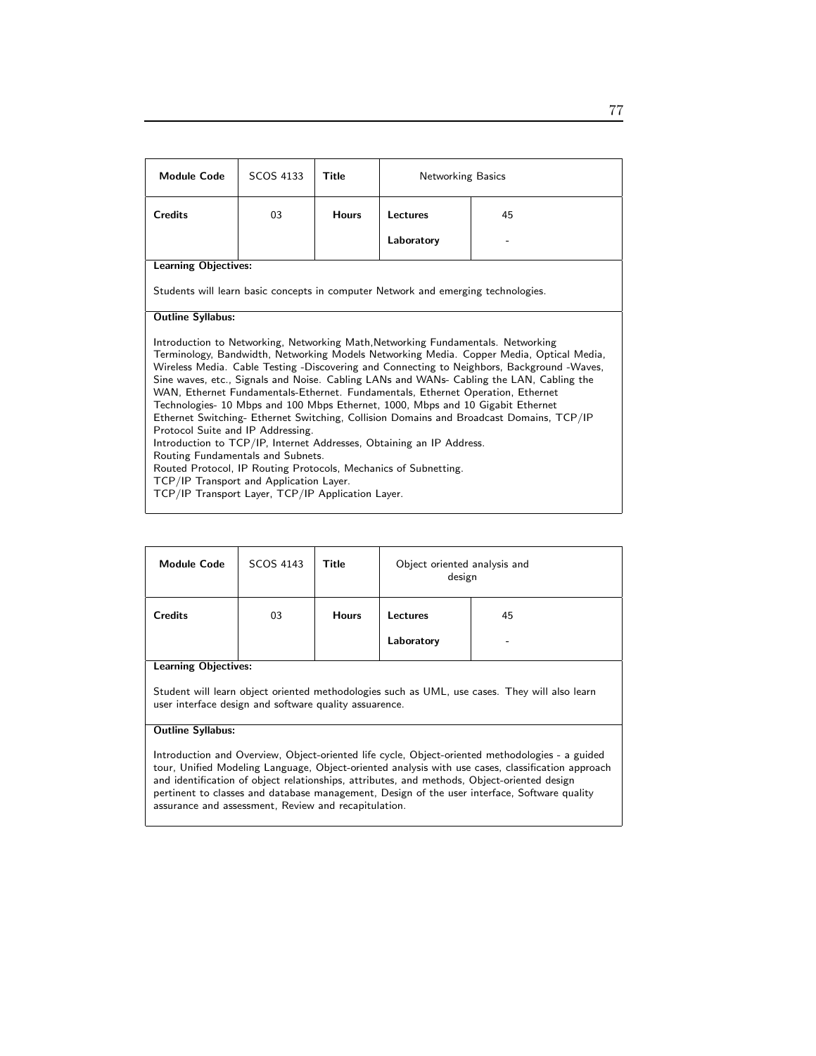| Module Code | SCOS 4133 | Title | Networking Basics | |
|---|---|---|---|---|
| Credits | 03 | Hours | Lectures | 45 |
| | | | Laboratory | - |

**Learning Objectives:**

Students will learn basic concepts in computer Network and emerging technologies.

**Outline Syllabus:**

Introduction to Networking, Networking Math,Networking Fundamentals. Networking Terminology, Bandwidth, Networking Models Networking Media. Copper Media, Optical Media, Wireless Media. Cable Testing -Discovering and Connecting to Neighbors, Background -Waves, Sine waves, etc., Signals and Noise. Cabling LANs and WANs- Cabling the LAN, Cabling the WAN, Ethernet Fundamentals-Ethernet. Fundamentals, Ethernet Operation, Ethernet Technologies- 10 Mbps and 100 Mbps Ethernet, 1000, Mbps and 10 Gigabit Ethernet Ethernet Switching- Ethernet Switching, Collision Domains and Broadcast Domains, TCP/IP Protocol Suite and IP Addressing.
Introduction to TCP/IP, Internet Addresses, Obtaining an IP Address.
Routing Fundamentals and Subnets.
Routed Protocol, IP Routing Protocols, Mechanics of Subnetting.
TCP/IP Transport and Application Layer.
TCP/IP Transport Layer, TCP/IP Application Layer.

| Module Code | SCOS 4143 | Title | Object oriented analysis and design | |
|---|---|---|---|---|
| Credits | 03 | Hours | Lectures | 45 |
| | | | Laboratory | - |

**Learning Objectives:**

Student will learn object oriented methodologies such as UML, use cases. They will also learn user interface design and software quality assuarence.

**Outline Syllabus:**

Introduction and Overview, Object-oriented life cycle, Object-oriented methodologies - a guided tour, Unified Modeling Language, Object-oriented analysis with use cases, classification approach and identification of object relationships, attributes, and methods, Object-oriented design pertinent to classes and database management, Design of the user interface, Software quality assurance and assessment, Review and recapitulation.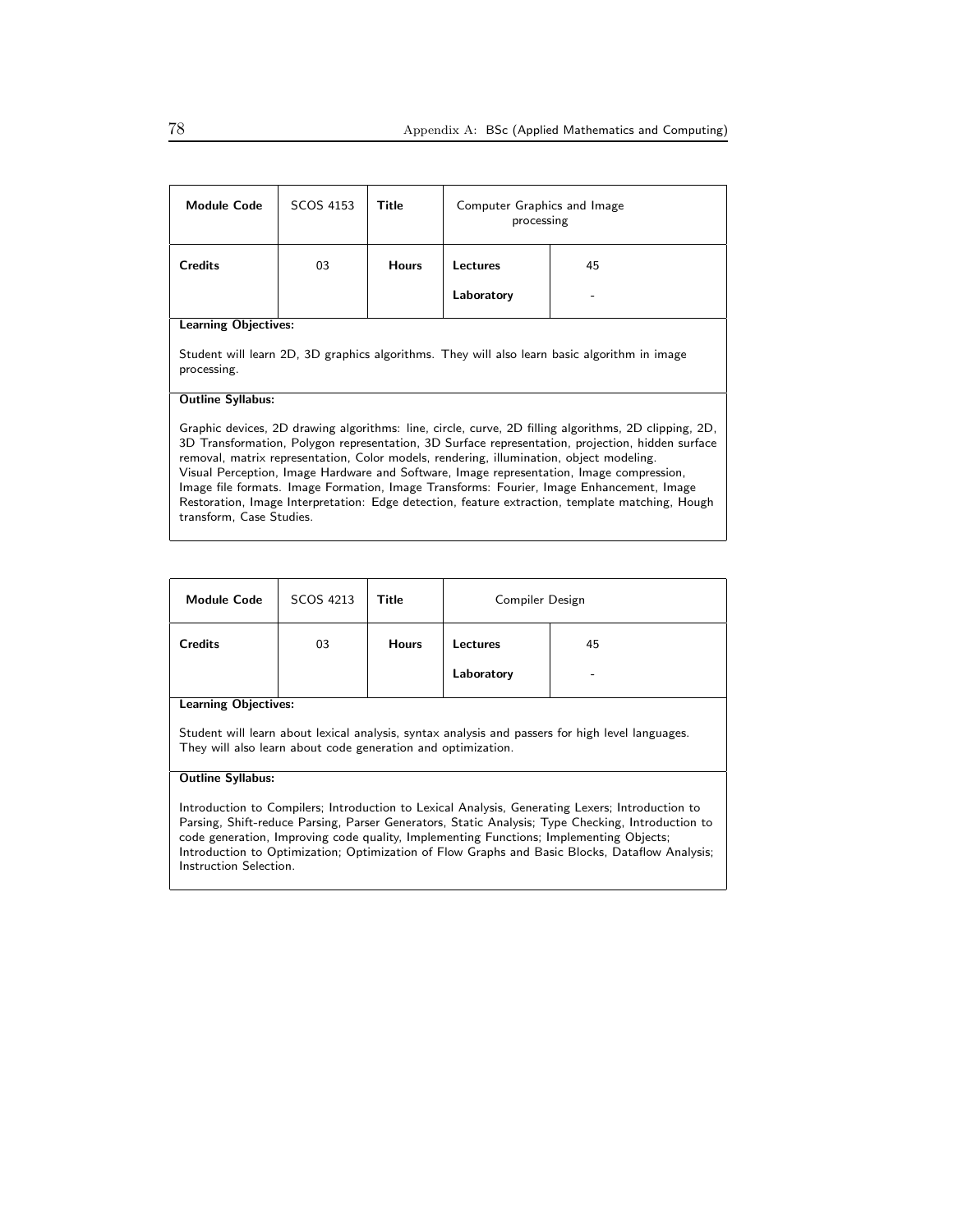| **Module Code** | SCOS 4153 | **Title** | Computer Graphics and Image processing | |
|---|---|---|---|---|
| **Credits** | 03 | **Hours** | **Lectures** | 45 |
| | | | **Laboratory** | - |

**Learning Objectives:**

Student will learn 2D, 3D graphics algorithms. They will also learn basic algorithm in image processing.

**Outline Syllabus:**

Graphic devices, 2D drawing algorithms: line, circle, curve, 2D filling algorithms, 2D clipping, 2D, 3D Transformation, Polygon representation, 3D Surface representation, projection, hidden surface removal, matrix representation, Color models, rendering, illumination, object modeling.
Visual Perception, Image Hardware and Software, Image representation, Image compression, Image file formats. Image Formation, Image Transforms: Fourier, Image Enhancement, Image Restoration, Image Interpretation: Edge detection, feature extraction, template matching, Hough transform, Case Studies.

| **Module Code** | SCOS 4213 | **Title** | Compiler Design | |
|---|---|---|---|---|
| **Credits** | 03 | **Hours** | **Lectures** | 45 |
| | | | **Laboratory** | - |

**Learning Objectives:**

Student will learn about lexical analysis, syntax analysis and passers for high level languages. They will also learn about code generation and optimization.

**Outline Syllabus:**

Introduction to Compilers; Introduction to Lexical Analysis, Generating Lexers; Introduction to Parsing, Shift-reduce Parsing, Parser Generators, Static Analysis; Type Checking, Introduction to code generation, Improving code quality, Implementing Functions; Implementing Objects; Introduction to Optimization; Optimization of Flow Graphs and Basic Blocks, Dataflow Analysis; Instruction Selection.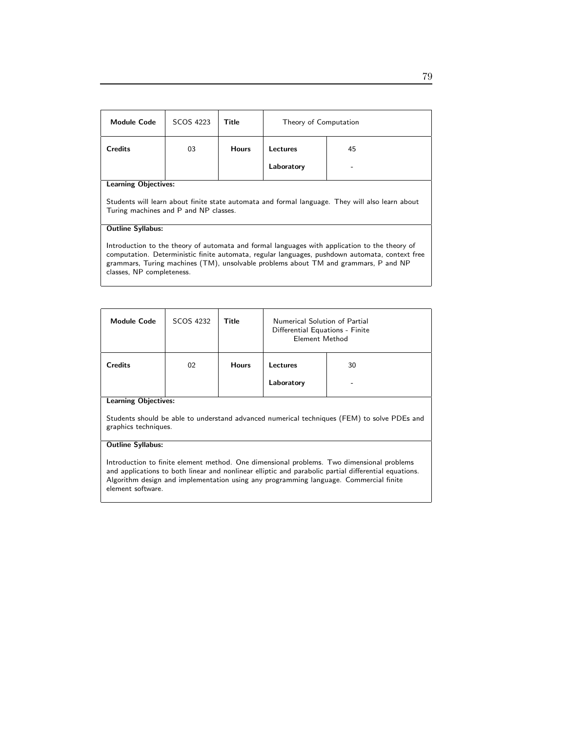| Module Code | SCOS 4223 | Title | Theory of Computation | |
|---|---|---|---|---|
| Credits | 03 | Hours | Lectures | 45 |
| | | | Laboratory | - |

**Learning Objectives:**

Students will learn about finite state automata and formal language. They will also learn about Turing machines and P and NP classes.

**Outline Syllabus:**

Introduction to the theory of automata and formal languages with application to the theory of computation. Deterministic finite automata, regular languages, pushdown automata, context free grammars, Turing machines (TM), unsolvable problems about TM and grammars, P and NP classes, NP completeness.

| Module Code | SCOS 4232 | Title | Numerical Solution of Partial Differential Equations - Finite Element Method | |
|---|---|---|---|---|
| Credits | 02 | Hours | Lectures | 30 |
| | | | Laboratory | - |

**Learning Objectives:**

Students should be able to understand advanced numerical techniques (FEM) to solve PDEs and graphics techniques.

**Outline Syllabus:**

Introduction to finite element method. One dimensional problems. Two dimensional problems and applications to both linear and nonlinear elliptic and parabolic partial differential equations. Algorithm design and implementation using any programming language. Commercial finite element software.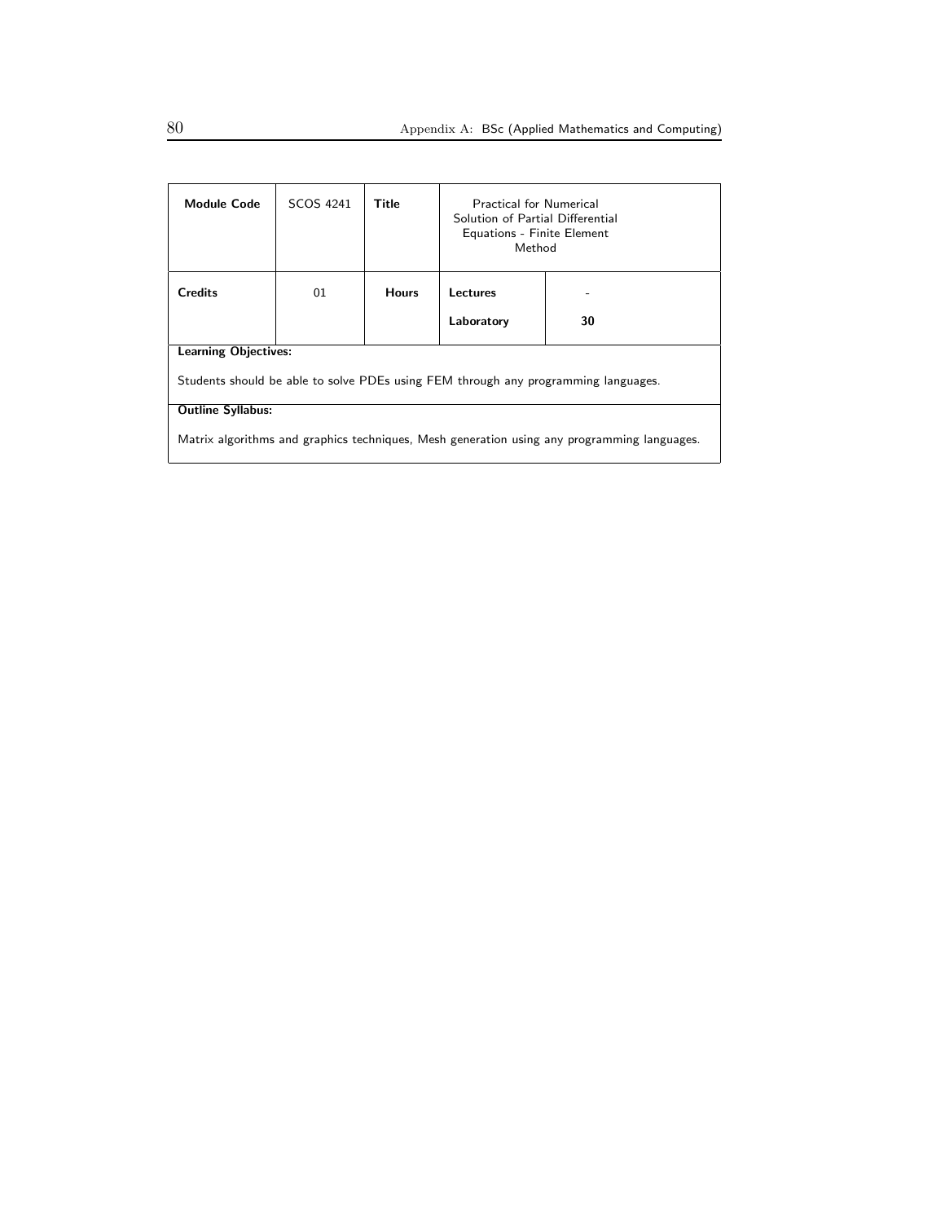| Module Code | SCOS 4241 | Title | Practical for Numerical Solution of Partial Differential Equations - Finite Element Method | |
|---|---|---|---|---|
| **Credits** | 01 | **Hours** | **Lectures** | - |
| | | | **Laboratory** | **30** |

**Learning Objectives:**

Students should be able to solve PDEs using FEM through any programming languages.

**Outline Syllabus:**

Matrix algorithms and graphics techniques, Mesh generation using any programming languages.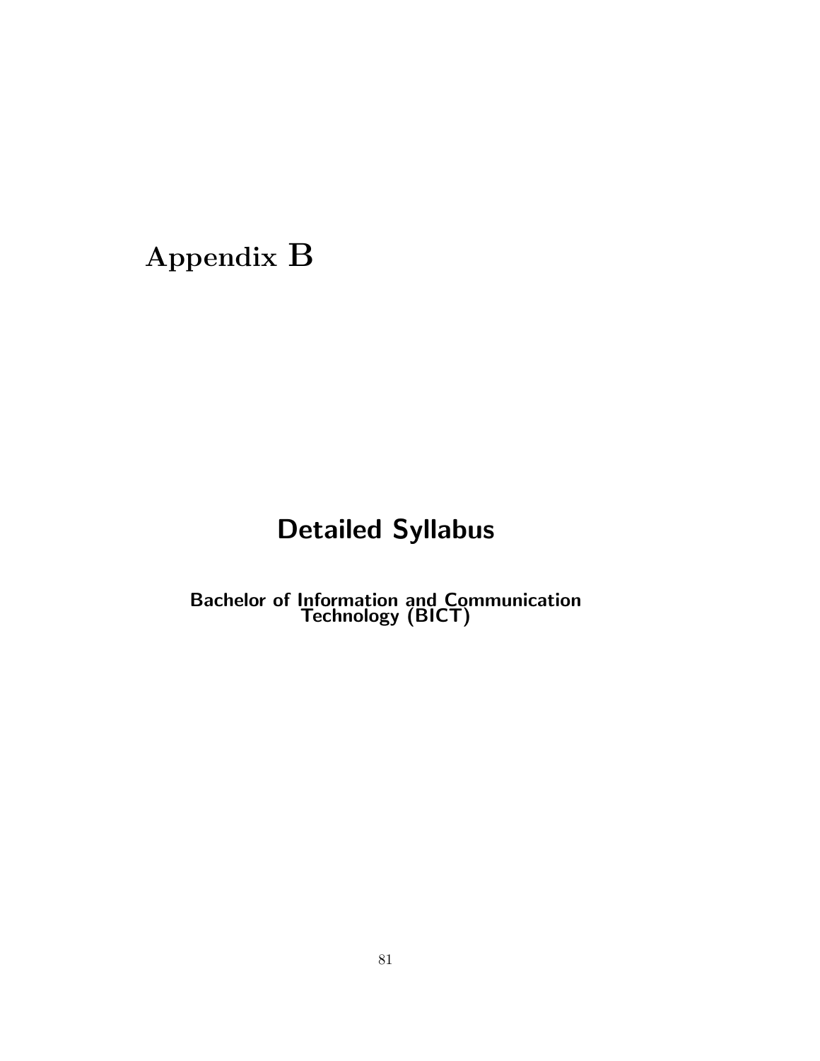# Appendix B

## Detailed Syllabus

### Bachelor of Information and Communication Technology (BICT)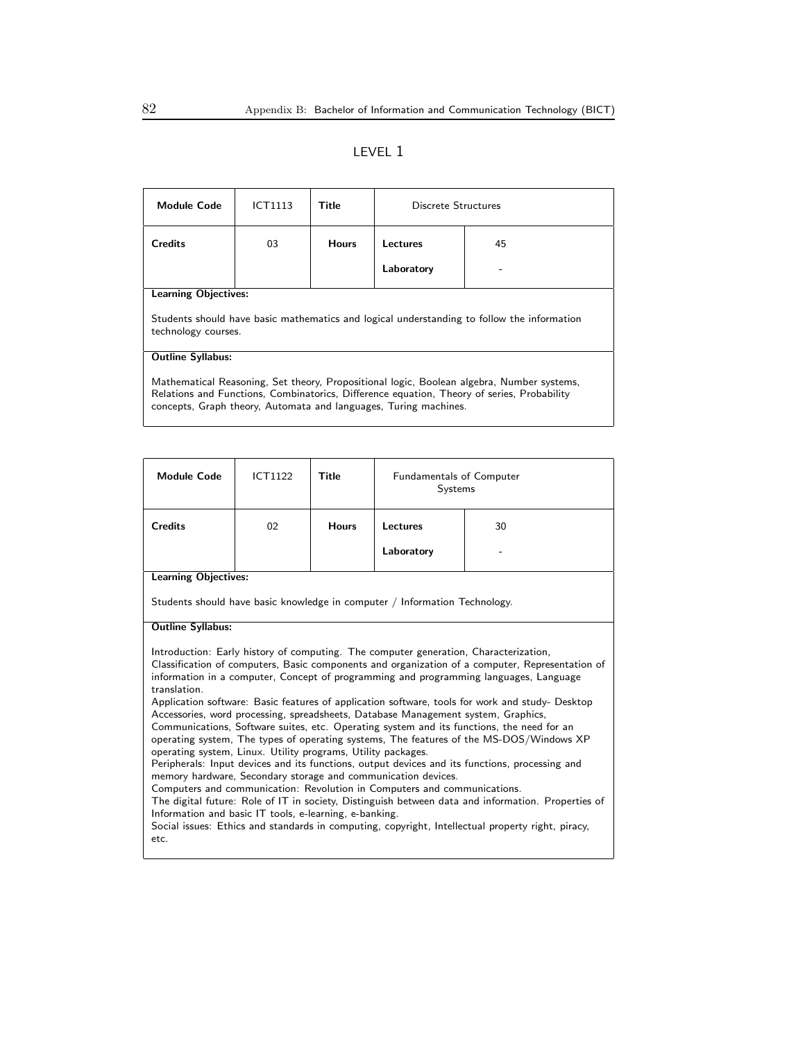# LEVEL 1

| Module Code | ICT1113 | Title | Discrete Structures | |
|---|---|---|---|---|
| Credits | 03 | Hours | Lectures | 45 |
| | | | Laboratory | - |

**Learning Objectives:**

Students should have basic mathematics and logical understanding to follow the information technology courses.

**Outline Syllabus:**

Mathematical Reasoning, Set theory, Propositional logic, Boolean algebra, Number systems, Relations and Functions, Combinatorics, Difference equation, Theory of series, Probability concepts, Graph theory, Automata and languages, Turing machines.

| Module Code | ICT1122 | Title | Fundamentals of Computer Systems | |
|---|---|---|---|---|
| Credits | 02 | Hours | Lectures | 30 |
| | | | Laboratory | - |

**Learning Objectives:**

Students should have basic knowledge in computer / Information Technology.

**Outline Syllabus:**

Introduction: Early history of computing. The computer generation, Characterization, Classification of computers, Basic components and organization of a computer, Representation of information in a computer, Concept of programming and programming languages, Language translation.
Application software: Basic features of application software, tools for work and study- Desktop Accessories, word processing, spreadsheets, Database Management system, Graphics, Communications, Software suites, etc. Operating system and its functions, the need for an operating system, The types of operating systems, The features of the MS-DOS/Windows XP operating system, Linux. Utility programs, Utility packages.
Peripherals: Input devices and its functions, output devices and its functions, processing and memory hardware, Secondary storage and communication devices.
Computers and communication: Revolution in Computers and communications.
The digital future: Role of IT in society, Distinguish between data and information. Properties of Information and basic IT tools, e-learning, e-banking.
Social issues: Ethics and standards in computing, copyright, Intellectual property right, piracy, etc.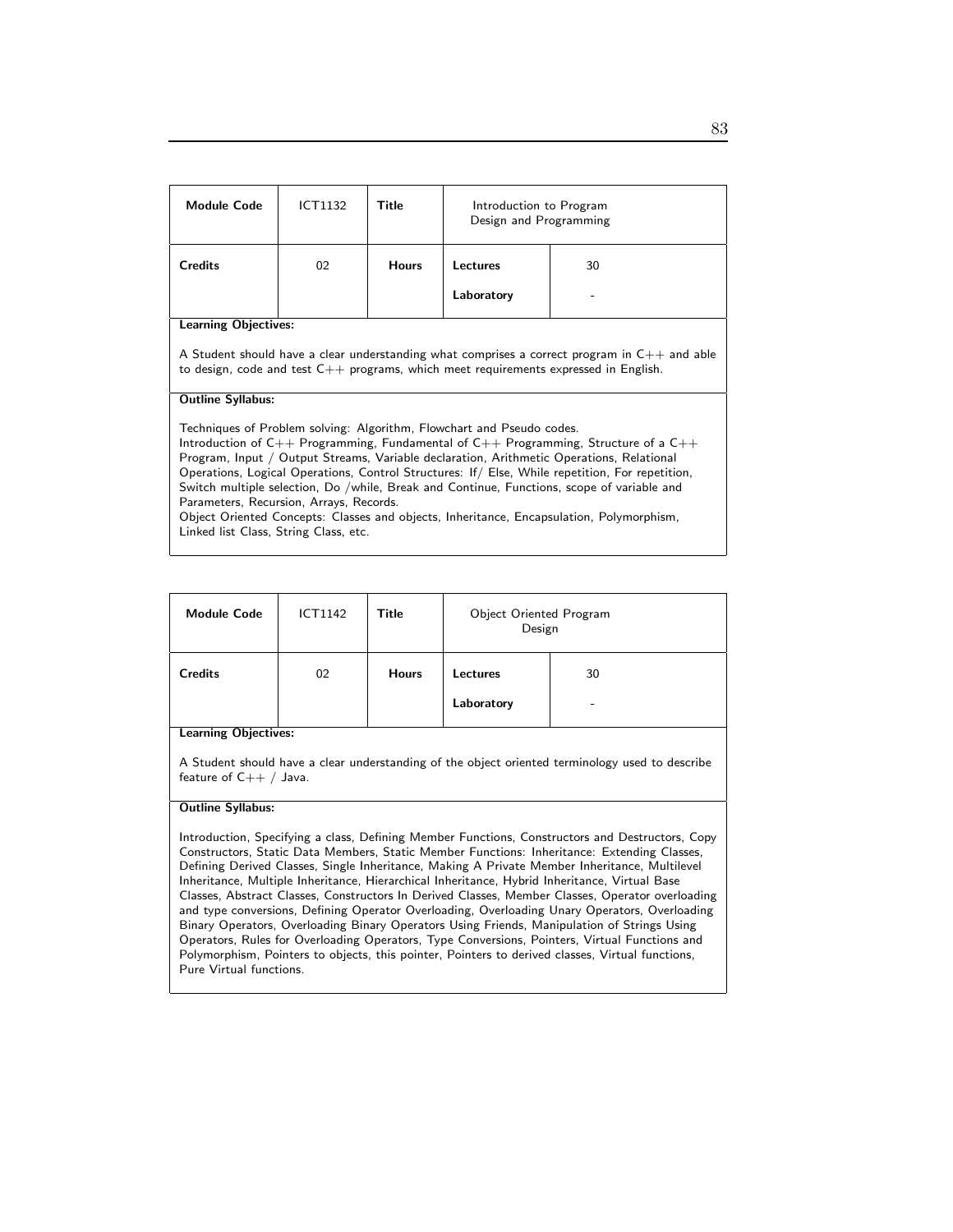| Module Code | ICT1132 | Title | Introduction to Program Design and Programming | |
|---|---|---|---|---|
| Credits | 02 | Hours | Lectures | 30 |
| | | | Laboratory | - |

**Learning Objectives:**

A Student should have a clear understanding what comprises a correct program in C++ and able to design, code and test C++ programs, which meet requirements expressed in English.

**Outline Syllabus:**

Techniques of Problem solving: Algorithm, Flowchart and Pseudo codes.
Introduction of C++ Programming, Fundamental of C++ Programming, Structure of a C++ Program, Input / Output Streams, Variable declaration, Arithmetic Operations, Relational Operations, Logical Operations, Control Structures: If/ Else, While repetition, For repetition, Switch multiple selection, Do /while, Break and Continue, Functions, scope of variable and Parameters, Recursion, Arrays, Records.
Object Oriented Concepts: Classes and objects, Inheritance, Encapsulation, Polymorphism, Linked list Class, String Class, etc.

| Module Code | ICT1142 | Title | Object Oriented Program Design | |
|---|---|---|---|---|
| Credits | 02 | Hours | Lectures | 30 |
| | | | Laboratory | - |

**Learning Objectives:**

A Student should have a clear understanding of the object oriented terminology used to describe feature of C++ / Java.

**Outline Syllabus:**

Introduction, Specifying a class, Defining Member Functions, Constructors and Destructors, Copy Constructors, Static Data Members, Static Member Functions: Inheritance: Extending Classes, Defining Derived Classes, Single Inheritance, Making A Private Member Inheritance, Multilevel Inheritance, Multiple Inheritance, Hierarchical Inheritance, Hybrid Inheritance, Virtual Base Classes, Abstract Classes, Constructors In Derived Classes, Member Classes, Operator overloading and type conversions, Defining Operator Overloading, Overloading Unary Operators, Overloading Binary Operators, Overloading Binary Operators Using Friends, Manipulation of Strings Using Operators, Rules for Overloading Operators, Type Conversions, Pointers, Virtual Functions and Polymorphism, Pointers to objects, this pointer, Pointers to derived classes, Virtual functions, Pure Virtual functions.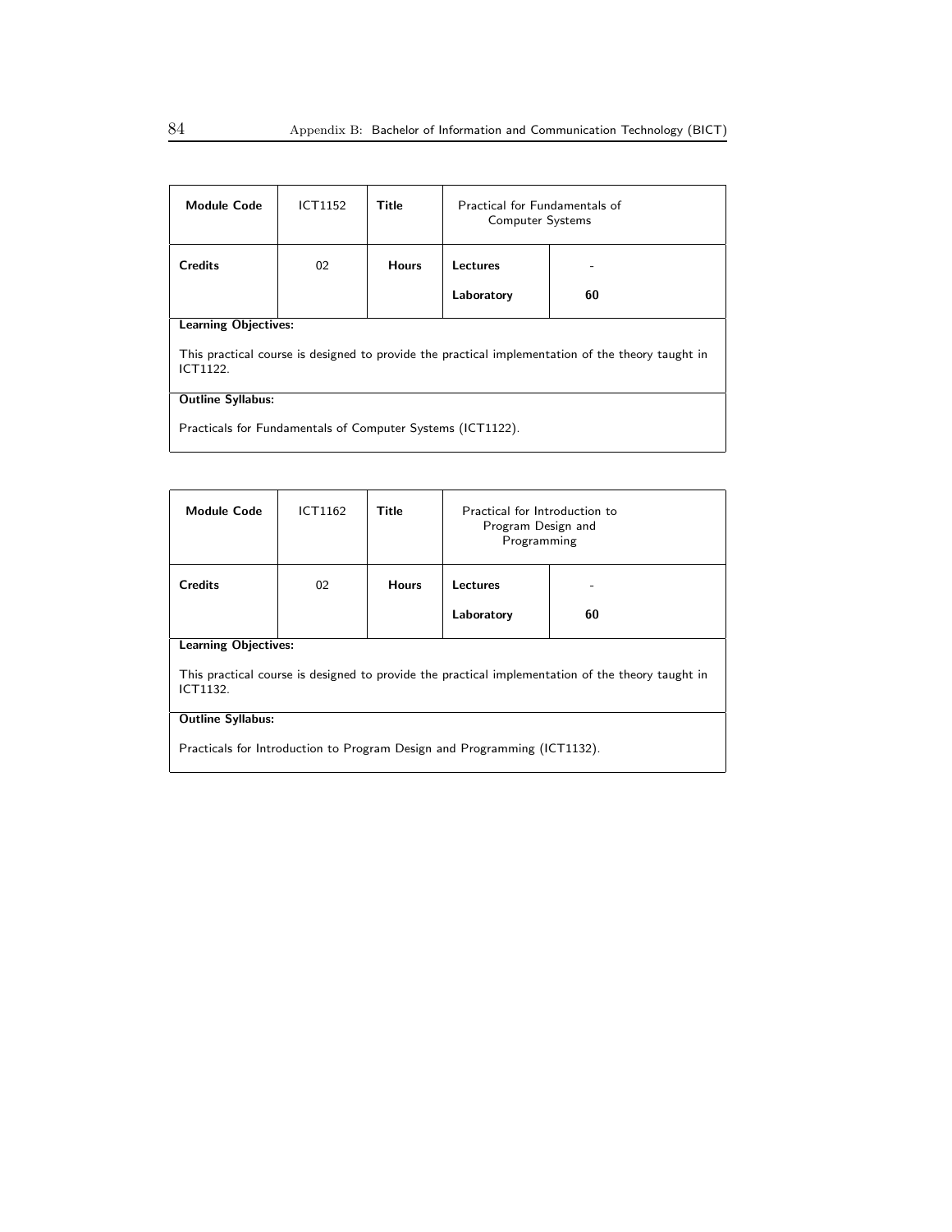| Module Code | ICT1152 | Title | Practical for Fundamentals of Computer Systems | |
|---|---|---|---|---|
| **Credits** | 02 | **Hours** | **Lectures** | - |
| | | | **Laboratory** | **60** |

**Learning Objectives:**

This practical course is designed to provide the practical implementation of the theory taught in ICT1122.

**Outline Syllabus:**

Practicals for Fundamentals of Computer Systems (ICT1122).

| Module Code | ICT1162 | Title | Practical for Introduction to Program Design and Programming | |
|---|---|---|---|---|
| **Credits** | 02 | **Hours** | **Lectures** | - |
| | | | **Laboratory** | **60** |

**Learning Objectives:**

This practical course is designed to provide the practical implementation of the theory taught in ICT1132.

**Outline Syllabus:**

Practicals for Introduction to Program Design and Programming (ICT1132).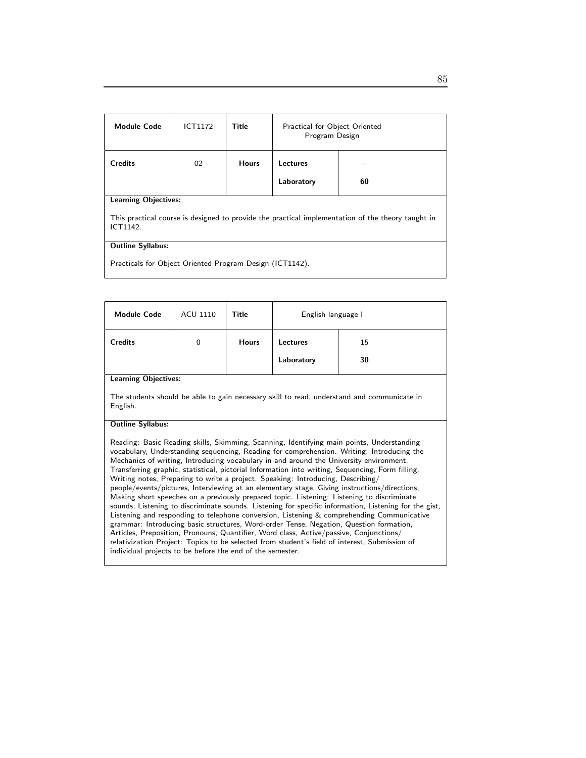| Module Code | ICT1172 | Title | Practical for Object Oriented Program Design | |
|---|---|---|---|---|
| Credits | 02 | Hours | Lectures | - |
| | | | Laboratory | 60 |

**Learning Objectives:**

This practical course is designed to provide the practical implementation of the theory taught in ICT1142.

**Outline Syllabus:**

Practicals for Object Oriented Program Design (ICT1142).

| Module Code | ACU 1110 | Title | English language I | |
|---|---|---|---|---|
| Credits | 0 | Hours | Lectures | 15 |
| | | | Laboratory | 30 |

**Learning Objectives:**

The students should be able to gain necessary skill to read, understand and communicate in English.

**Outline Syllabus:**

Reading: Basic Reading skills, Skimming, Scanning, Identifying main points, Understanding vocabulary, Understanding sequencing, Reading for comprehension. Writing: Introducing the Mechanics of writing, Introducing vocabulary in and around the University environment, Transferring graphic, statistical, pictorial Information into writing, Sequencing, Form filling, Writing notes, Preparing to write a project. Speaking: Introducing, Describing/ people/events/pictures, Interviewing at an elementary stage, Giving instructions/directions, Making short speeches on a previously prepared topic. Listening: Listening to discriminate sounds, Listening to discriminate sounds. Listening for specific information, Listening for the gist, Listening and responding to telephone conversion, Listening & comprehending Communicative grammar: Introducing basic structures, Word-order Tense, Negation, Question formation, Articles, Preposition, Pronouns, Quantifier, Word class, Active/passive, Conjunctions/ relativization Project: Topics to be selected from student's field of interest, Submission of individual projects to be before the end of the semester.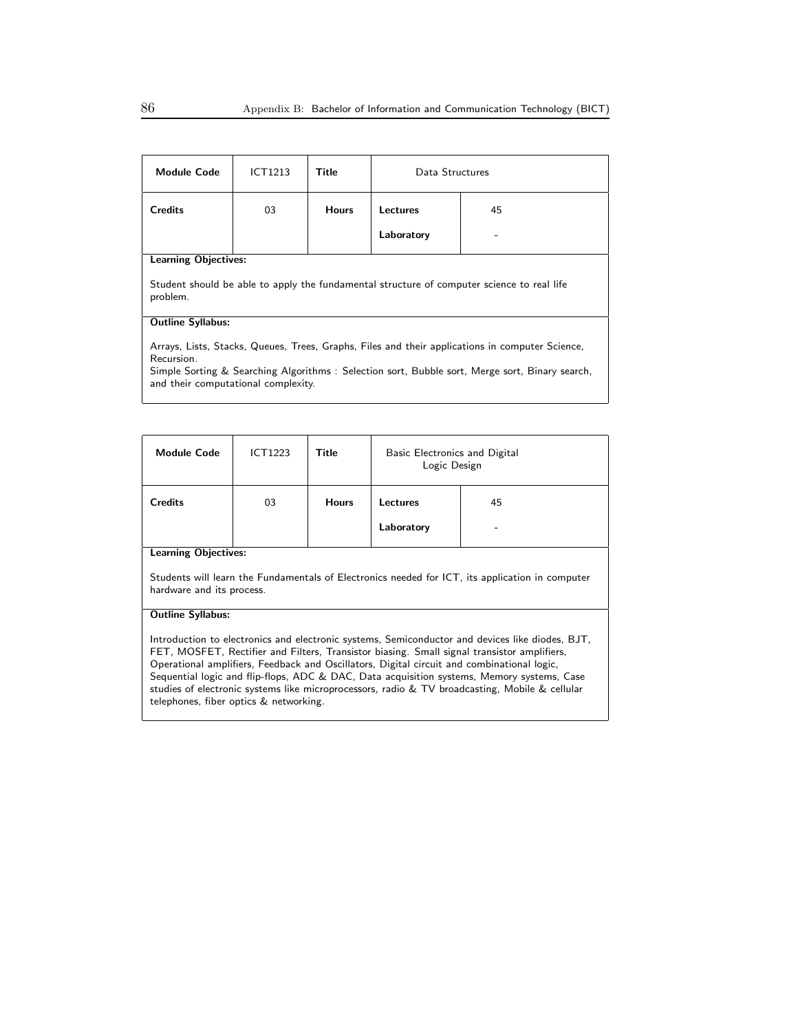| Module Code | ICT1213 | Title | Data Structures | |
|---|---|---|---|---|
| Credits | 03 | Hours | Lectures | 45 |
| | | | Laboratory | - |

**Learning Objectives:**

Student should be able to apply the fundamental structure of computer science to real life problem.

**Outline Syllabus:**

Arrays, Lists, Stacks, Queues, Trees, Graphs, Files and their applications in computer Science, Recursion.
Simple Sorting & Searching Algorithms : Selection sort, Bubble sort, Merge sort, Binary search, and their computational complexity.

| Module Code | ICT1223 | Title | Basic Electronics and Digital Logic Design | |
|---|---|---|---|---|
| Credits | 03 | Hours | Lectures | 45 |
| | | | Laboratory | - |

**Learning Objectives:**

Students will learn the Fundamentals of Electronics needed for ICT, its application in computer hardware and its process.

**Outline Syllabus:**

Introduction to electronics and electronic systems, Semiconductor and devices like diodes, BJT, FET, MOSFET, Rectifier and Filters, Transistor biasing. Small signal transistor amplifiers, Operational amplifiers, Feedback and Oscillators, Digital circuit and combinational logic, Sequential logic and flip-flops, ADC & DAC, Data acquisition systems, Memory systems, Case studies of electronic systems like microprocessors, radio & TV broadcasting, Mobile & cellular telephones, fiber optics & networking.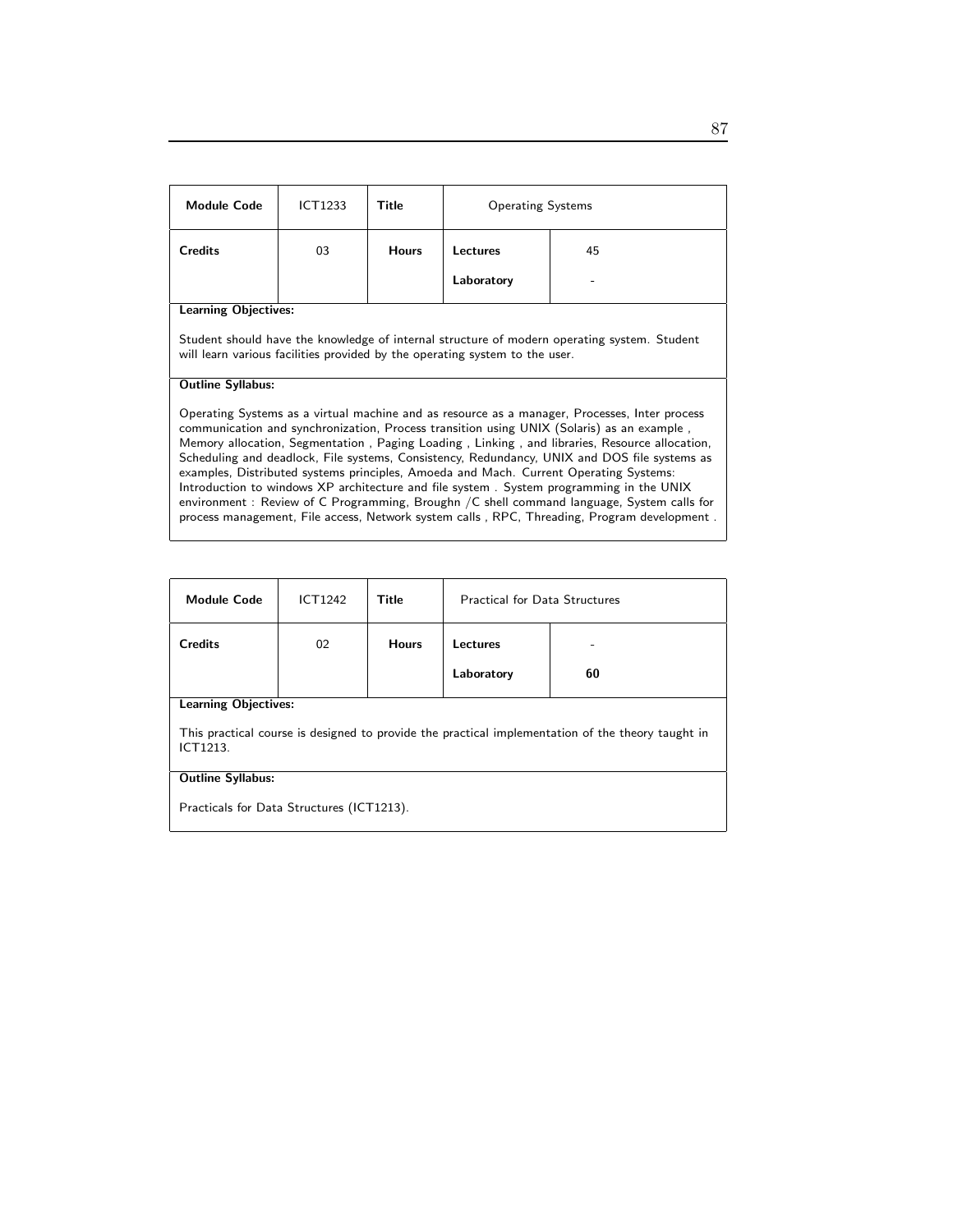| Module Code | ICT1233 | Title | Operating Systems | |
|---|---|---|---|---|
| Credits | 03 | Hours | Lectures | 45 |
| | | | Laboratory | - |

**Learning Objectives:**

Student should have the knowledge of internal structure of modern operating system. Student will learn various facilities provided by the operating system to the user.

**Outline Syllabus:**

Operating Systems as a virtual machine and as resource as a manager, Processes, Inter process communication and synchronization, Process transition using UNIX (Solaris) as an example , Memory allocation, Segmentation , Paging Loading , Linking , and libraries, Resource allocation, Scheduling and deadlock, File systems, Consistency, Redundancy, UNIX and DOS file systems as examples, Distributed systems principles, Amoeda and Mach. Current Operating Systems: Introduction to windows XP architecture and file system . System programming in the UNIX environment : Review of C Programming, Broughn /C shell command language, System calls for process management, File access, Network system calls , RPC, Threading, Program development .

| Module Code | ICT1242 | Title | Practical for Data Structures | |
|---|---|---|---|---|
| Credits | 02 | Hours | Lectures | - |
| | | | Laboratory | **60** |

**Learning Objectives:**

This practical course is designed to provide the practical implementation of the theory taught in ICT1213.

**Outline Syllabus:**

Practicals for Data Structures (ICT1213).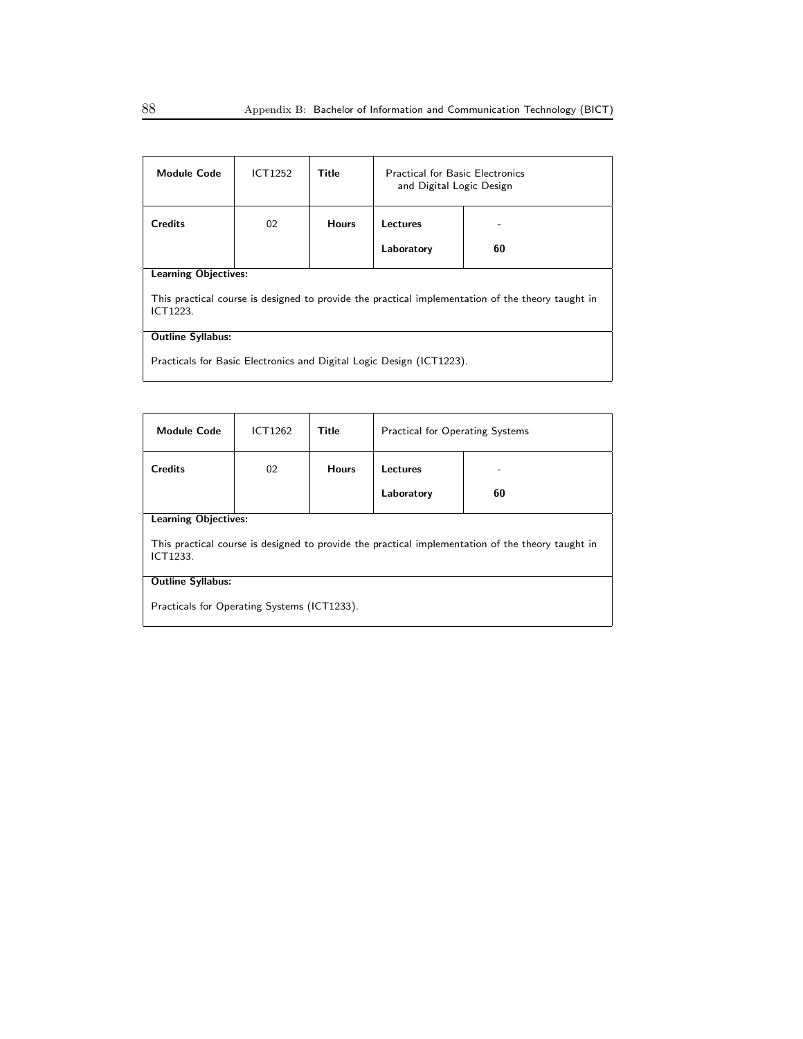| Module Code | ICT1252 | Title | Practical for Basic Electronics and Digital Logic Design | |
|---|---|---|---|---|
| Credits | 02 | Hours | Lectures | - |
| | | | Laboratory | 60 |

**Learning Objectives:**

This practical course is designed to provide the practical implementation of the theory taught in ICT1223.

**Outline Syllabus:**

Practicals for Basic Electronics and Digital Logic Design (ICT1223).

| Module Code | ICT1262 | Title | Practical for Operating Systems | |
|---|---|---|---|---|
| Credits | 02 | Hours | Lectures | - |
| | | | Laboratory | 60 |

**Learning Objectives:**

This practical course is designed to provide the practical implementation of the theory taught in ICT1233.

**Outline Syllabus:**

Practicals for Operating Systems (ICT1233).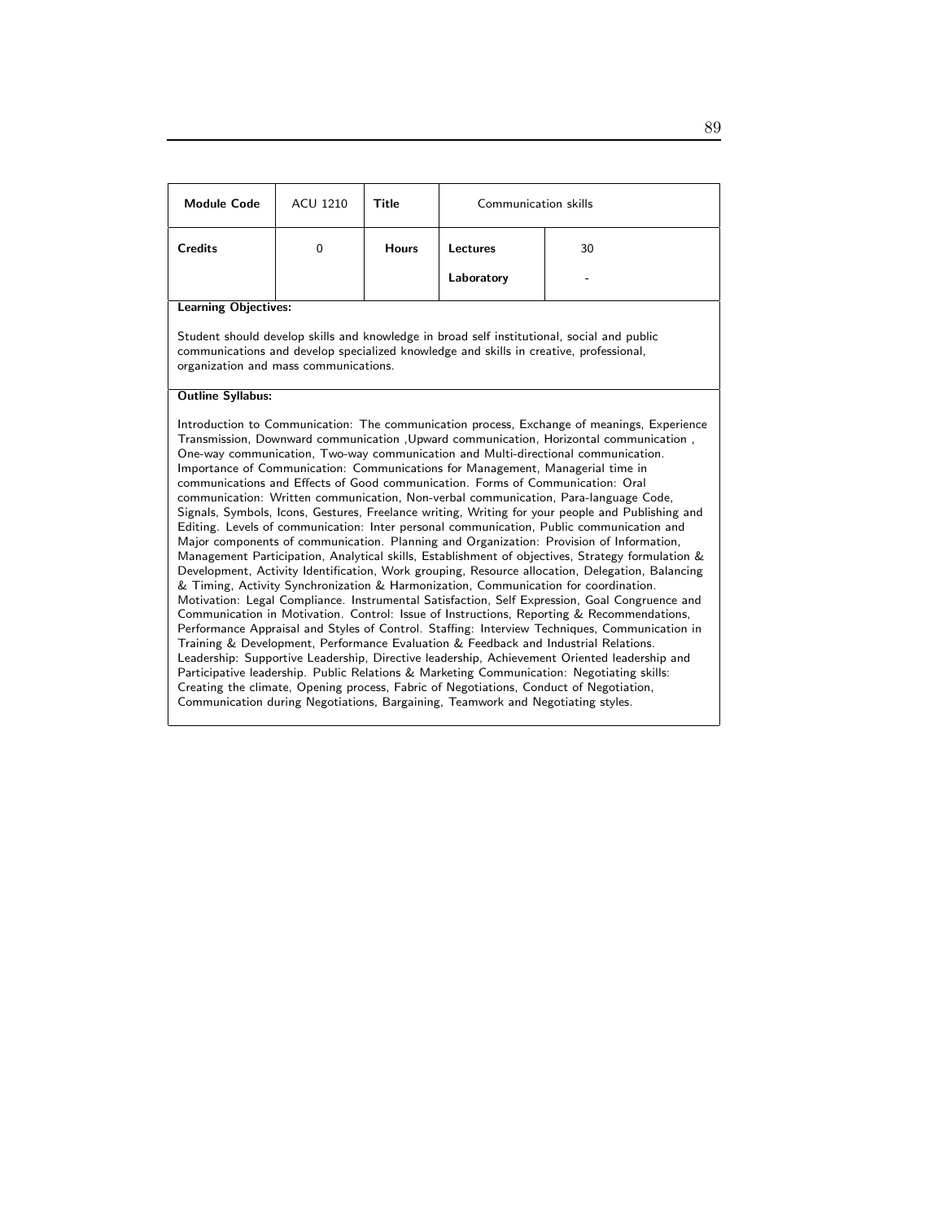| **Module Code** | ACU 1210 | **Title** | Communication skills | |
|---|---|---|---|---|
| **Credits** | 0 | **Hours** | **Lectures** | 30 |
| | | | **Laboratory** | - |

**Learning Objectives:**

Student should develop skills and knowledge in broad self institutional, social and public communications and develop specialized knowledge and skills in creative, professional, organization and mass communications.

**Outline Syllabus:**

Introduction to Communication: The communication process, Exchange of meanings, Experience Transmission, Downward communication ,Upward communication, Horizontal communication , One-way communication, Two-way communication and Multi-directional communication. Importance of Communication: Communications for Management, Managerial time in communications and Effects of Good communication. Forms of Communication: Oral communication: Written communication, Non-verbal communication, Para-language Code, Signals, Symbols, Icons, Gestures, Freelance writing, Writing for your people and Publishing and Editing. Levels of communication: Inter personal communication, Public communication and Major components of communication. Planning and Organization: Provision of Information, Management Participation, Analytical skills, Establishment of objectives, Strategy formulation & Development, Activity Identification, Work grouping, Resource allocation, Delegation, Balancing & Timing, Activity Synchronization & Harmonization, Communication for coordination. Motivation: Legal Compliance. Instrumental Satisfaction, Self Expression, Goal Congruence and Communication in Motivation. Control: Issue of Instructions, Reporting & Recommendations, Performance Appraisal and Styles of Control. Staffing: Interview Techniques, Communication in Training & Development, Performance Evaluation & Feedback and Industrial Relations. Leadership: Supportive Leadership, Directive leadership, Achievement Oriented leadership and Participative leadership. Public Relations & Marketing Communication: Negotiating skills: Creating the climate, Opening process, Fabric of Negotiations, Conduct of Negotiation, Communication during Negotiations, Bargaining, Teamwork and Negotiating styles.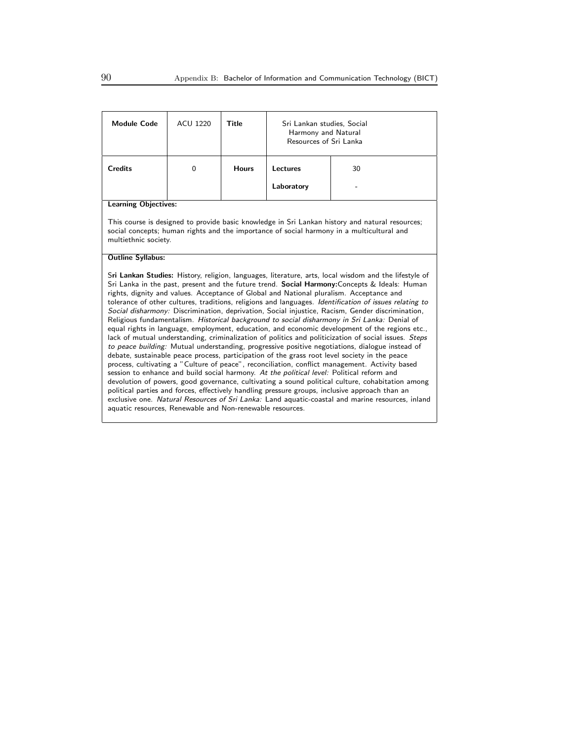| **Module Code** | ACU 1220 | **Title** | Sri Lankan studies, Social Harmony and Natural Resources of Sri Lanka | |
|---|---|---|---|---|
| **Credits** | 0 | **Hours** | **Lectures** | 30 |
| | | | **Laboratory** | - |

**Learning Objectives:**

This course is designed to provide basic knowledge in Sri Lankan history and natural resources; social concepts; human rights and the importance of social harmony in a multicultural and multiethnic society.

**Outline Syllabus:**

S**ri Lankan Studies:** History, religion, languages, literature, arts, local wisdom and the lifestyle of Sri Lanka in the past, present and the future trend. **Social Harmony:**Concepts & Ideals: Human rights, dignity and values. Acceptance of Global and National pluralism. Acceptance and tolerance of other cultures, traditions, religions and languages. *Identification of issues relating to Social disharmony:* Discrimination, deprivation, Social injustice, Racism, Gender discrimination, Religious fundamentalism. *Historical background to social disharmony in Sri Lanka:* Denial of equal rights in language, employment, education, and economic development of the regions etc., lack of mutual understanding, criminalization of politics and politicization of social issues. *Steps to peace building:* Mutual understanding, progressive positive negotiations, dialogue instead of debate, sustainable peace process, participation of the grass root level society in the peace process, cultivating a "Culture of peace", reconciliation, conflict management. Activity based session to enhance and build social harmony. *At the political level:* Political reform and devolution of powers, good governance, cultivating a sound political culture, cohabitation among political parties and forces, effectively handling pressure groups, inclusive approach than an exclusive one. *Natural Resources of Sri Lanka:* Land aquatic-coastal and marine resources, inland aquatic resources, Renewable and Non-renewable resources.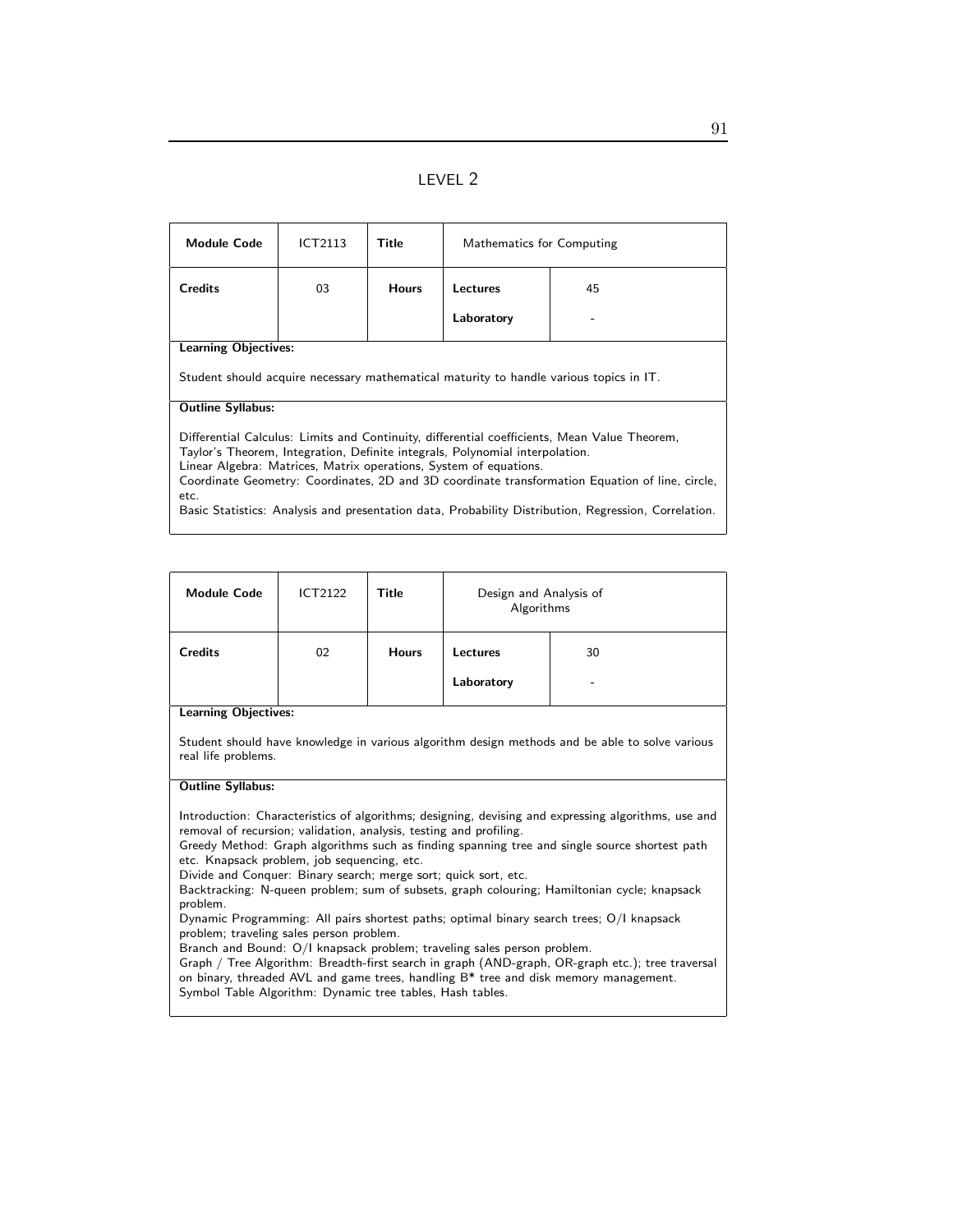# LEVEL 2

| Module Code | ICT2113 | Title | Mathematics for Computing | |
|---|---|---|---|---|
| Credits | 03 | Hours | Lectures | 45 |
| | | | Laboratory | - |

**Learning Objectives:**

Student should acquire necessary mathematical maturity to handle various topics in IT.

**Outline Syllabus:**

Differential Calculus: Limits and Continuity, differential coefficients, Mean Value Theorem, Taylor's Theorem, Integration, Definite integrals, Polynomial interpolation.
Linear Algebra: Matrices, Matrix operations, System of equations.
Coordinate Geometry: Coordinates, 2D and 3D coordinate transformation Equation of line, circle, etc.
Basic Statistics: Analysis and presentation data, Probability Distribution, Regression, Correlation.

| Module Code | ICT2122 | Title | Design and Analysis of Algorithms | |
|---|---|---|---|---|
| Credits | 02 | Hours | Lectures | 30 |
| | | | Laboratory | - |

**Learning Objectives:**

Student should have knowledge in various algorithm design methods and be able to solve various real life problems.

**Outline Syllabus:**

Introduction: Characteristics of algorithms; designing, devising and expressing algorithms, use and removal of recursion; validation, analysis, testing and profiling.
Greedy Method: Graph algorithms such as finding spanning tree and single source shortest path etc. Knapsack problem, job sequencing, etc.
Divide and Conquer: Binary search; merge sort; quick sort, etc.
Backtracking: N-queen problem; sum of subsets, graph colouring; Hamiltonian cycle; knapsack problem.
Dynamic Programming: All pairs shortest paths; optimal binary search trees; O/I knapsack problem; traveling sales person problem.
Branch and Bound: O/I knapsack problem; traveling sales person problem.
Graph / Tree Algorithm: Breadth-first search in graph (AND-graph, OR-graph etc.); tree traversal on binary, threaded AVL and game trees, handling B* tree and disk memory management.
Symbol Table Algorithm: Dynamic tree tables, Hash tables.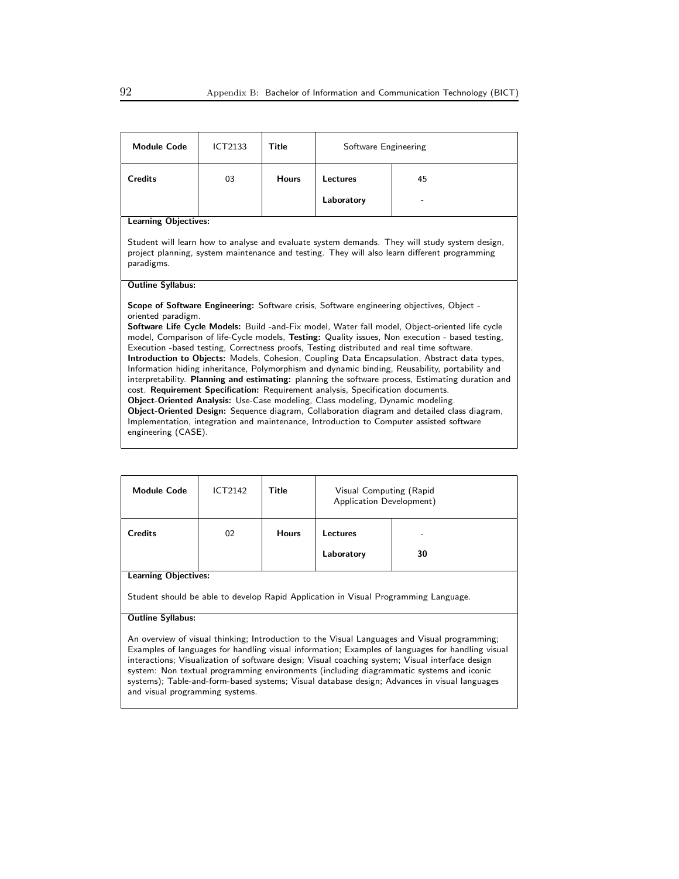| Module Code | ICT2133 | Title | Software Engineering | |
|---|---|---|---|---|
| **Credits** | 03 | **Hours** | **Lectures** | 45 |
| | | | **Laboratory** | - |

**Learning Objectives:**

Student will learn how to analyse and evaluate system demands. They will study system design, project planning, system maintenance and testing. They will also learn different programming paradigms.

**Outline Syllabus:**

**Scope of Software Engineering:** Software crisis, Software engineering objectives, Object - oriented paradigm.
**Software Life Cycle Models:** Build -and-Fix model, Water fall model, Object-oriented life cycle model, Comparison of life-Cycle models, **Testing:** Quality issues, Non execution - based testing, Execution -based testing, Correctness proofs, Testing distributed and real time software.
**Introduction to Objects:** Models, Cohesion, Coupling Data Encapsulation, Abstract data types, Information hiding inheritance, Polymorphism and dynamic binding, Reusability, portability and interpretability. **Planning and estimating:** planning the software process, Estimating duration and cost. **Requirement Specification:** Requirement analysis, Specification documents.
**Object-Oriented Analysis:** Use-Case modeling, Class modeling, Dynamic modeling.
**Object-Oriented Design:** Sequence diagram, Collaboration diagram and detailed class diagram, Implementation, integration and maintenance, Introduction to Computer assisted software engineering (CASE).

| Module Code | ICT2142 | Title | Visual Computing (Rapid Application Development) | |
|---|---|---|---|---|
| **Credits** | 02 | **Hours** | **Lectures** | - |
| | | | **Laboratory** | **30** |

**Learning Objectives:**

Student should be able to develop Rapid Application in Visual Programming Language.

**Outline Syllabus:**

An overview of visual thinking; Introduction to the Visual Languages and Visual programming; Examples of languages for handling visual information; Examples of languages for handling visual interactions; Visualization of software design; Visual coaching system; Visual interface design system: Non textual programming environments (including diagrammatic systems and iconic systems); Table-and-form-based systems; Visual database design; Advances in visual languages and visual programming systems.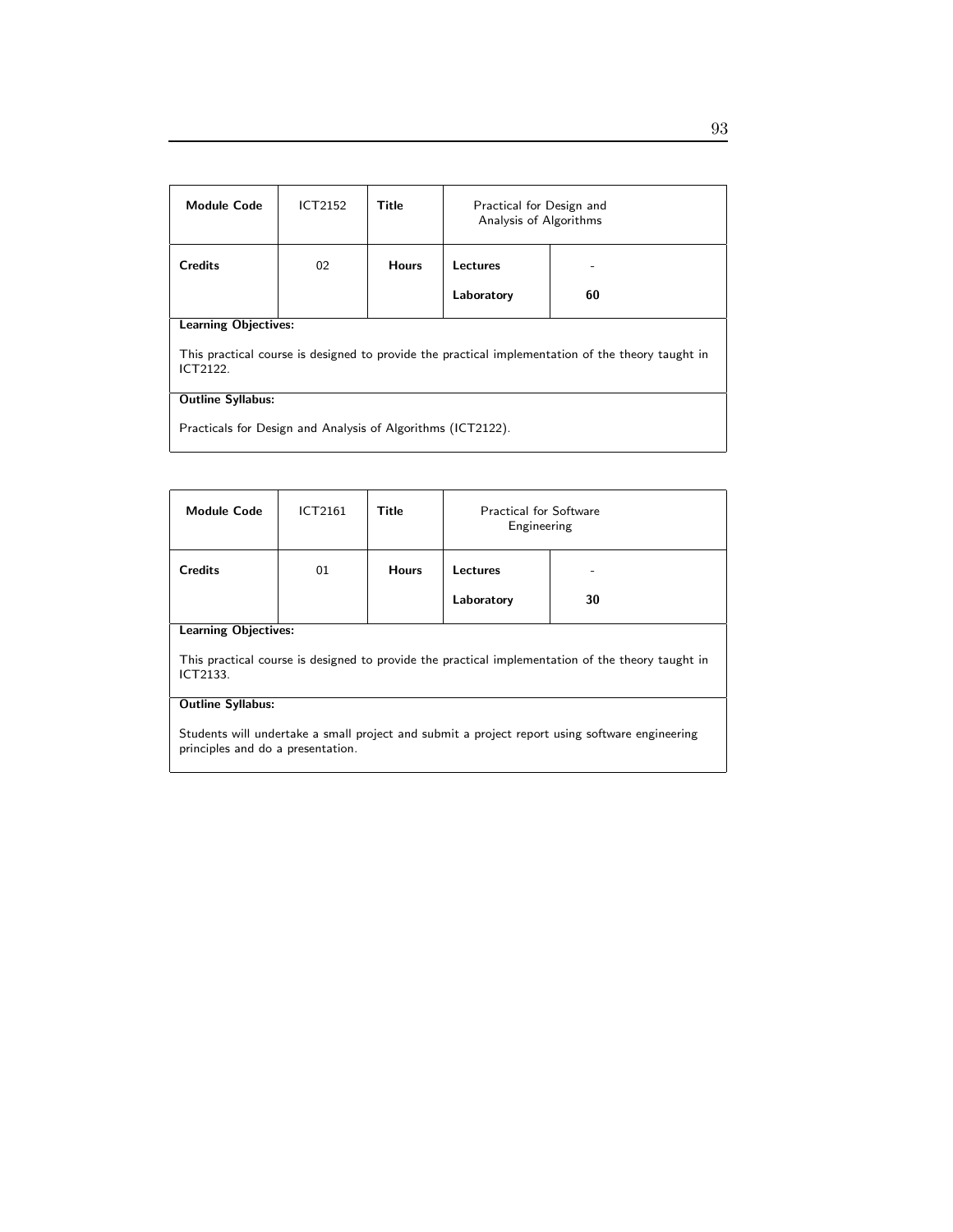| **Module Code** | ICT2152 | **Title** | Practical for Design and Analysis of Algorithms | |
|---|---|---|---|---|
| **Credits** | 02 | **Hours** | **Lectures** | - |
| | | | **Laboratory** | **60** |

**Learning Objectives:**

This practical course is designed to provide the practical implementation of the theory taught in ICT2122.

**Outline Syllabus:**

Practicals for Design and Analysis of Algorithms (ICT2122).

| **Module Code** | ICT2161 | **Title** | Practical for Software Engineering | |
|---|---|---|---|---|
| **Credits** | 01 | **Hours** | **Lectures** | - |
| | | | **Laboratory** | **30** |

**Learning Objectives:**

This practical course is designed to provide the practical implementation of the theory taught in ICT2133.

**Outline Syllabus:**

Students will undertake a small project and submit a project report using software engineering principles and do a presentation.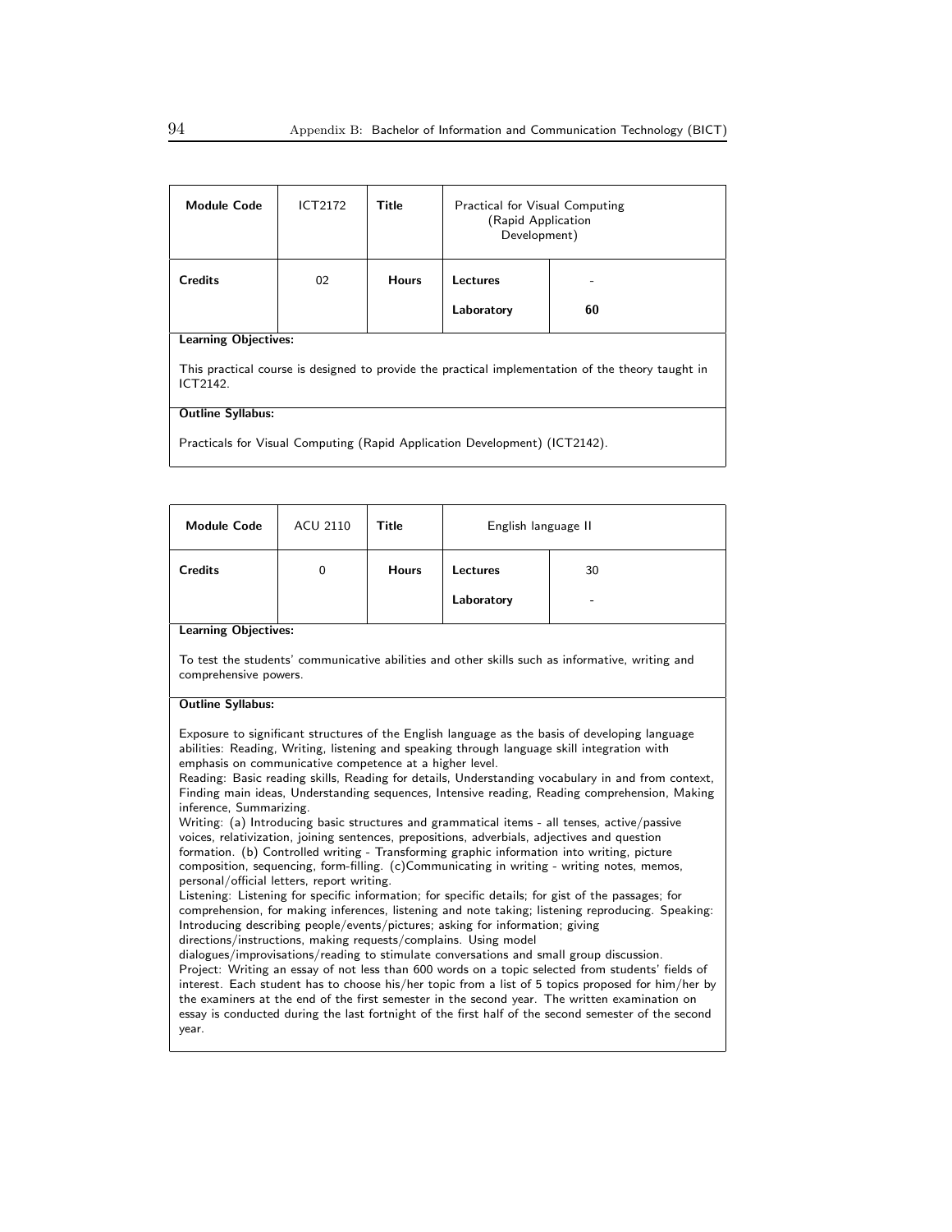| Module Code | ICT2172 | Title | Practical for Visual Computing (Rapid Application Development) | |
|---|---|---|---|---|
| Credits | 02 | Hours | Lectures | - |
| | | | Laboratory | 60 |

**Learning Objectives:**

This practical course is designed to provide the practical implementation of the theory taught in ICT2142.

**Outline Syllabus:**

Practicals for Visual Computing (Rapid Application Development) (ICT2142).

| Module Code | ACU 2110 | Title | English language II | |
|---|---|---|---|---|
| Credits | 0 | Hours | Lectures | 30 |
| | | | Laboratory | - |

**Learning Objectives:**

To test the students' communicative abilities and other skills such as informative, writing and comprehensive powers.

**Outline Syllabus:**

Exposure to significant structures of the English language as the basis of developing language abilities: Reading, Writing, listening and speaking through language skill integration with emphasis on communicative competence at a higher level.
Reading: Basic reading skills, Reading for details, Understanding vocabulary in and from context, Finding main ideas, Understanding sequences, Intensive reading, Reading comprehension, Making inference, Summarizing.
Writing: (a) Introducing basic structures and grammatical items - all tenses, active/passive voices, relativization, joining sentences, prepositions, adverbials, adjectives and question formation. (b) Controlled writing - Transforming graphic information into writing, picture composition, sequencing, form-filling. (c)Communicating in writing - writing notes, memos, personal/official letters, report writing.
Listening: Listening for specific information; for specific details; for gist of the passages; for comprehension, for making inferences, listening and note taking; listening reproducing. Speaking: Introducing describing people/events/pictures; asking for information; giving directions/instructions, making requests/complains. Using model dialogues/improvisations/reading to stimulate conversations and small group discussion.
Project: Writing an essay of not less than 600 words on a topic selected from students' fields of interest. Each student has to choose his/her topic from a list of 5 topics proposed for him/her by the examiners at the end of the first semester in the second year. The written examination on essay is conducted during the last fortnight of the first half of the second semester of the second year.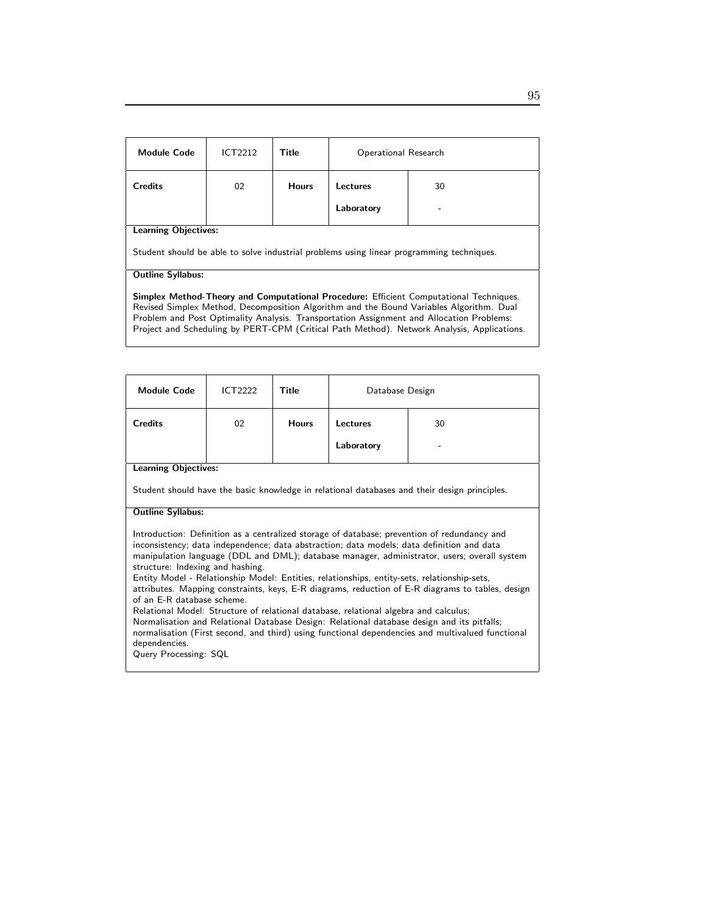| Module Code | ICT2212 | Title | Operational Research | |
|---|---|---|---|---|
| Credits | 02 | Hours | Lectures | 30 |
| | | | Laboratory | - |

**Learning Objectives:**

Student should be able to solve industrial problems using linear programming techniques.

**Outline Syllabus:**

**Simplex Method-Theory and Computational Procedure:** Efficient Computational Techniques. Revised Simplex Method, Decomposition Algorithm and the Bound Variables Algorithm. Dual Problem and Post Optimality Analysis. Transportation Assignment and Allocation Problems: Project and Scheduling by PERT-CPM (Critical Path Method). Network Analysis, Applications.

| Module Code | ICT2222 | Title | Database Design | |
|---|---|---|---|---|
| Credits | 02 | Hours | Lectures | 30 |
| | | | Laboratory | - |

**Learning Objectives:**

Student should have the basic knowledge in relational databases and their design principles.

**Outline Syllabus:**

Introduction: Definition as a centralized storage of database; prevention of redundancy and inconsistency; data independence; data abstraction; data models; data definition and data manipulation language (DDL and DML); database manager, administrator, users; overall system structure: Indexing and hashing.
Entity Model - Relationship Model: Entities, relationships, entity-sets, relationship-sets, attributes. Mapping constraints, keys, E-R diagrams, reduction of E-R diagrams to tables, design of an E-R database scheme.
Relational Model: Structure of relational database, relational algebra and calculus;
Normalisation and Relational Database Design: Relational database design and its pitfalls; normalisation (First second, and third) using functional dependencies and multivalued functional dependencies.
Query Processing: SQL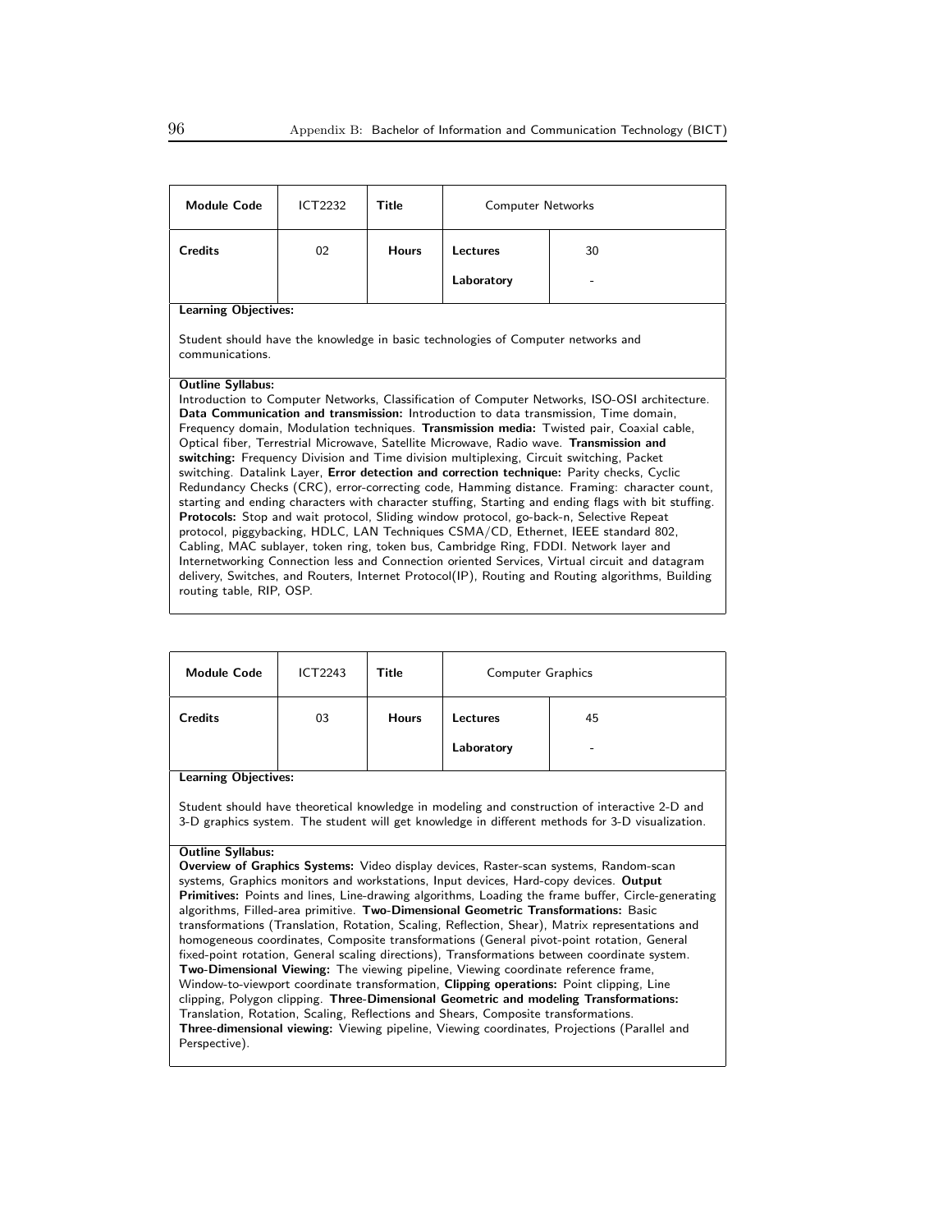| Module Code | ICT2232 | Title | Computer Networks | |
|---|---|---|---|---|
| Credits | 02 | Hours | Lectures | 30 |
| | | | Laboratory | - |

**Learning Objectives:**

Student should have the knowledge in basic technologies of Computer networks and communications.

**Outline Syllabus:**

Introduction to Computer Networks, Classification of Computer Networks, ISO-OSI architecture. **Data Communication and transmission:** Introduction to data transmission, Time domain, Frequency domain, Modulation techniques. **Transmission media:** Twisted pair, Coaxial cable, Optical fiber, Terrestrial Microwave, Satellite Microwave, Radio wave. **Transmission and switching:** Frequency Division and Time division multiplexing, Circuit switching, Packet switching. Datalink Layer, **Error detection and correction technique:** Parity checks, Cyclic Redundancy Checks (CRC), error-correcting code, Hamming distance. Framing: character count, starting and ending characters with character stuffing, Starting and ending flags with bit stuffing. **Protocols:** Stop and wait protocol, Sliding window protocol, go-back-n, Selective Repeat protocol, piggybacking, HDLC, LAN Techniques CSMA/CD, Ethernet, IEEE standard 802, Cabling, MAC sublayer, token ring, token bus, Cambridge Ring, FDDI. Network layer and Internetworking Connection less and Connection oriented Services, Virtual circuit and datagram delivery, Switches, and Routers, Internet Protocol(IP), Routing and Routing algorithms, Building routing table, RIP, OSP.

| Module Code | ICT2243 | Title | Computer Graphics | |
|---|---|---|---|---|
| Credits | 03 | Hours | Lectures | 45 |
| | | | Laboratory | - |

**Learning Objectives:**

Student should have theoretical knowledge in modeling and construction of interactive 2-D and 3-D graphics system. The student will get knowledge in different methods for 3-D visualization.

**Outline Syllabus:**

**Overview of Graphics Systems:** Video display devices, Raster-scan systems, Random-scan systems, Graphics monitors and workstations, Input devices, Hard-copy devices. **Output Primitives:** Points and lines, Line-drawing algorithms, Loading the frame buffer, Circle-generating algorithms, Filled-area primitive. **Two-Dimensional Geometric Transformations:** Basic transformations (Translation, Rotation, Scaling, Reflection, Shear), Matrix representations and homogeneous coordinates, Composite transformations (General pivot-point rotation, General fixed-point rotation, General scaling directions), Transformations between coordinate system. **Two-Dimensional Viewing:** The viewing pipeline, Viewing coordinate reference frame, Window-to-viewport coordinate transformation, **Clipping operations:** Point clipping, Line clipping, Polygon clipping. **Three-Dimensional Geometric and modeling Transformations:** Translation, Rotation, Scaling, Reflections and Shears, Composite transformations. **Three-dimensional viewing:** Viewing pipeline, Viewing coordinates, Projections (Parallel and Perspective).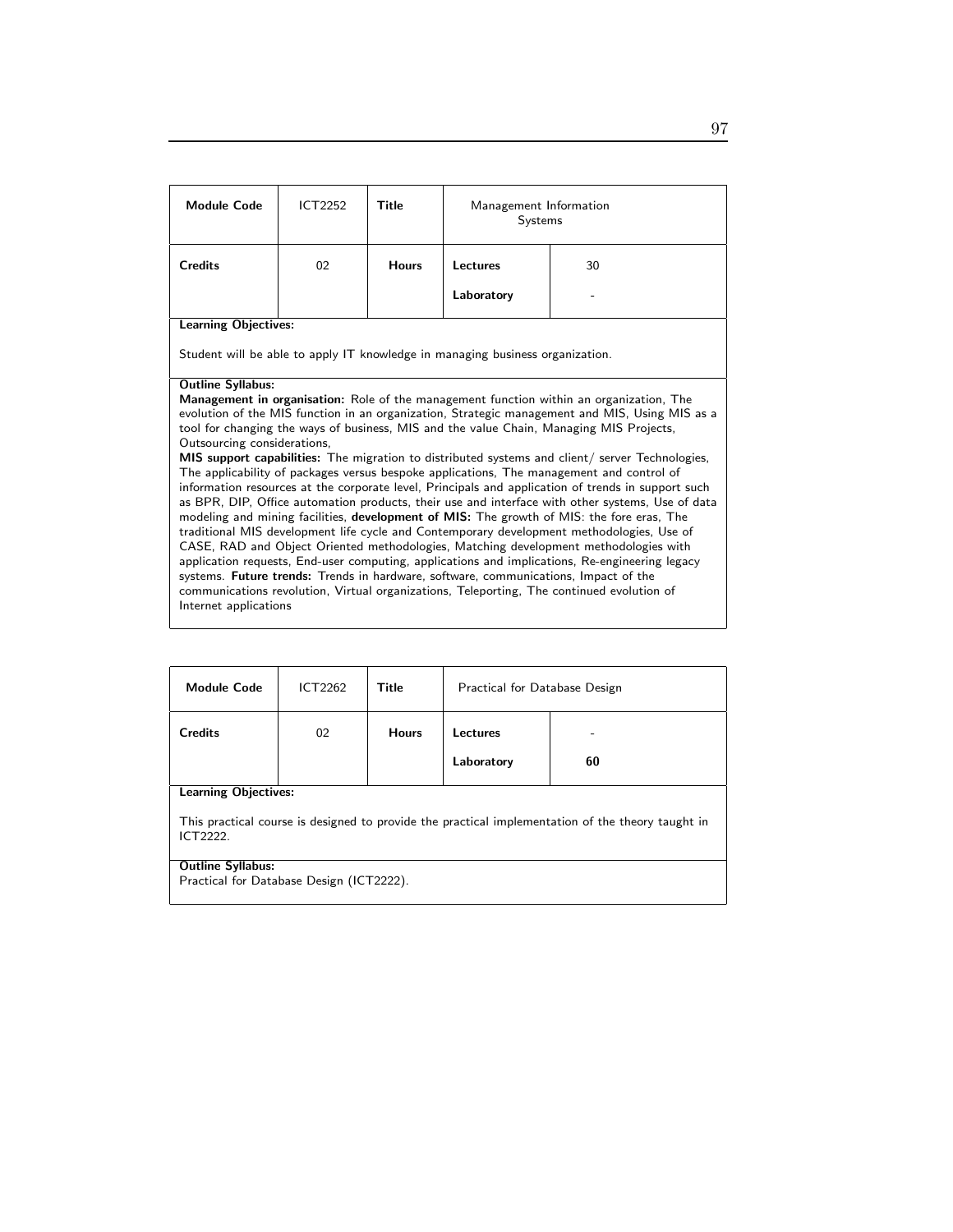| **Module Code** | ICT2252 | **Title** | Management Information Systems | |
|---|---|---|---|---|
| **Credits** | 02 | **Hours** | **Lectures** | 30 |
| | | | **Laboratory** | - |

**Learning Objectives:**

Student will be able to apply IT knowledge in managing business organization.

**Outline Syllabus:**

**Management in organisation:** Role of the management function within an organization, The evolution of the MIS function in an organization, Strategic management and MIS, Using MIS as a tool for changing the ways of business, MIS and the value Chain, Managing MIS Projects, Outsourcing considerations,
**MIS support capabilities:** The migration to distributed systems and client/ server Technologies, The applicability of packages versus bespoke applications, The management and control of information resources at the corporate level, Principals and application of trends in support such as BPR, DIP, Office automation products, their use and interface with other systems, Use of data modeling and mining facilities, **development of MIS:** The growth of MIS: the fore eras, The traditional MIS development life cycle and Contemporary development methodologies, Use of CASE, RAD and Object Oriented methodologies, Matching development methodologies with application requests, End-user computing, applications and implications, Re-engineering legacy systems. **Future trends:** Trends in hardware, software, communications, Impact of the communications revolution, Virtual organizations, Teleporting, The continued evolution of Internet applications

| **Module Code** | ICT2262 | **Title** | Practical for Database Design | |
|---|---|---|---|---|
| **Credits** | 02 | **Hours** | **Lectures** | - |
| | | | **Laboratory** | **60** |

**Learning Objectives:**

This practical course is designed to provide the practical implementation of the theory taught in ICT2222.

**Outline Syllabus:**
Practical for Database Design (ICT2222).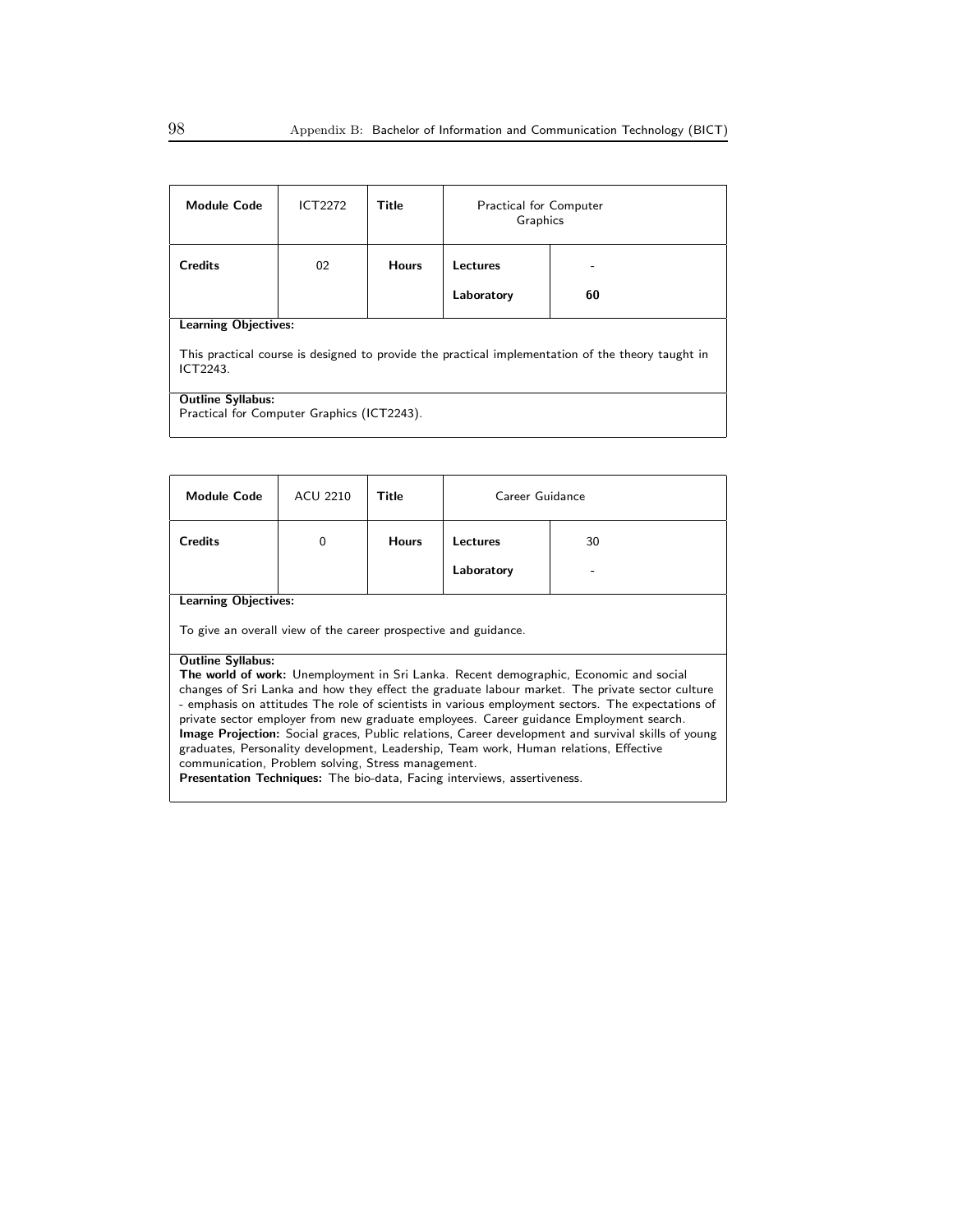| Module Code | ICT2272 | Title | Practical for Computer Graphics | |
|---|---|---|---|---|
| Credits | 02 | Hours | Lectures | - |
| | | | Laboratory | 60 |

**Learning Objectives:**

This practical course is designed to provide the practical implementation of the theory taught in ICT2243.

**Outline Syllabus:**
Practical for Computer Graphics (ICT2243).

| Module Code | ACU 2210 | Title | Career Guidance | |
|---|---|---|---|---|
| Credits | 0 | Hours | Lectures | 30 |
| | | | Laboratory | - |

**Learning Objectives:**

To give an overall view of the career prospective and guidance.

**Outline Syllabus:**
**The world of work:** Unemployment in Sri Lanka. Recent demographic, Economic and social changes of Sri Lanka and how they effect the graduate labour market. The private sector culture - emphasis on attitudes The role of scientists in various employment sectors. The expectations of private sector employer from new graduate employees. Career guidance Employment search.
**Image Projection:** Social graces, Public relations, Career development and survival skills of young graduates, Personality development, Leadership, Team work, Human relations, Effective communication, Problem solving, Stress management.
**Presentation Techniques:** The bio-data, Facing interviews, assertiveness.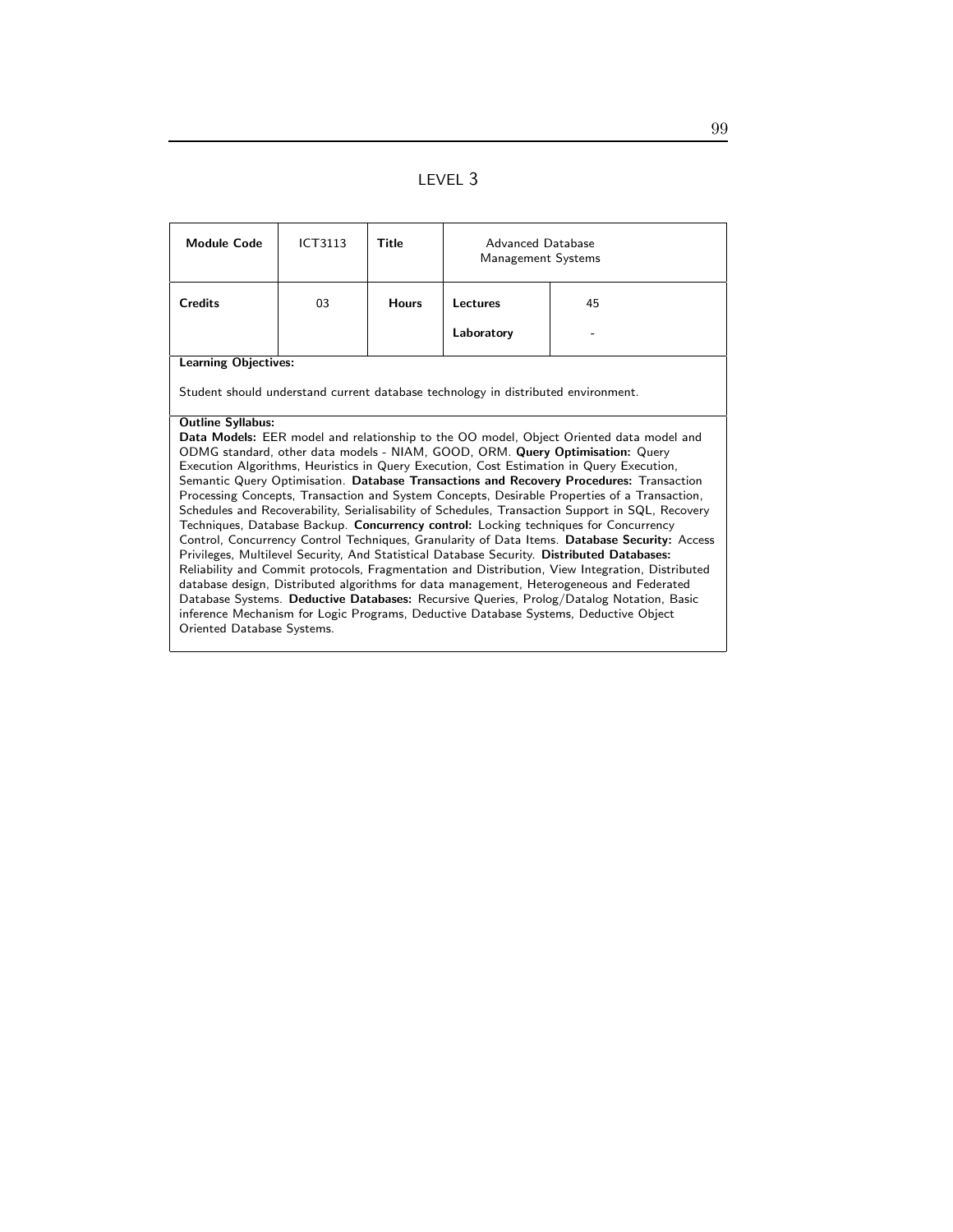# LEVEL 3

| **Module Code** | ICT3113 | **Title** | Advanced Database Management Systems | |
|---|---|---|---|---|
| **Credits** | 03 | **Hours** | **Lectures** | 45 |
| | | | **Laboratory** | - |

**Learning Objectives:**

Student should understand current database technology in distributed environment.

**Outline Syllabus:**

**Data Models:** EER model and relationship to the OO model, Object Oriented data model and ODMG standard, other data models - NIAM, GOOD, ORM. **Query Optimisation:** Query Execution Algorithms, Heuristics in Query Execution, Cost Estimation in Query Execution, Semantic Query Optimisation. **Database Transactions and Recovery Procedures:** Transaction Processing Concepts, Transaction and System Concepts, Desirable Properties of a Transaction, Schedules and Recoverability, Serialisability of Schedules, Transaction Support in SQL, Recovery Techniques, Database Backup. **Concurrency control:** Locking techniques for Concurrency Control, Concurrency Control Techniques, Granularity of Data Items. **Database Security:** Access Privileges, Multilevel Security, And Statistical Database Security. **Distributed Databases:** Reliability and Commit protocols, Fragmentation and Distribution, View Integration, Distributed database design, Distributed algorithms for data management, Heterogeneous and Federated Database Systems. **Deductive Databases:** Recursive Queries, Prolog/Datalog Notation, Basic inference Mechanism for Logic Programs, Deductive Database Systems, Deductive Object Oriented Database Systems.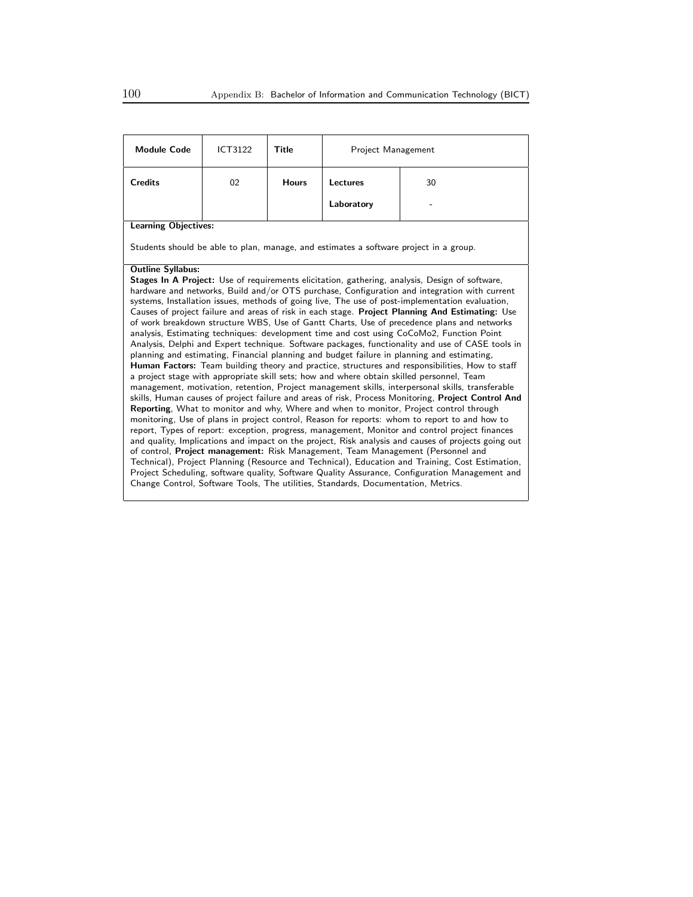| Module Code | ICT3122 | Title | Project Management | |
|---|---|---|---|---|
| Credits | 02 | Hours | Lectures | 30 |
| | | | Laboratory | - |

**Learning Objectives:**

Students should be able to plan, manage, and estimates a software project in a group.

**Outline Syllabus:**

**Stages In A Project:** Use of requirements elicitation, gathering, analysis, Design of software, hardware and networks, Build and/or OTS purchase, Configuration and integration with current systems, Installation issues, methods of going live, The use of post-implementation evaluation, Causes of project failure and areas of risk in each stage. **Project Planning And Estimating:** Use of work breakdown structure WBS, Use of Gantt Charts, Use of precedence plans and networks analysis, Estimating techniques: development time and cost using CoCoMo2, Function Point Analysis, Delphi and Expert technique. Software packages, functionality and use of CASE tools in planning and estimating, Financial planning and budget failure in planning and estimating, **Human Factors:** Team building theory and practice, structures and responsibilities, How to staff a project stage with appropriate skill sets; how and where obtain skilled personnel, Team management, motivation, retention, Project management skills, interpersonal skills, transferable skills, Human causes of project failure and areas of risk, Process Monitoring, **Project Control And Reporting**, What to monitor and why, Where and when to monitor, Project control through monitoring, Use of plans in project control, Reason for reports: whom to report to and how to report, Types of report: exception, progress, management, Monitor and control project finances and quality, Implications and impact on the project, Risk analysis and causes of projects going out of control, **Project management:** Risk Management, Team Management (Personnel and Technical), Project Planning (Resource and Technical), Education and Training, Cost Estimation, Project Scheduling, software quality, Software Quality Assurance, Configuration Management and Change Control, Software Tools, The utilities, Standards, Documentation, Metrics.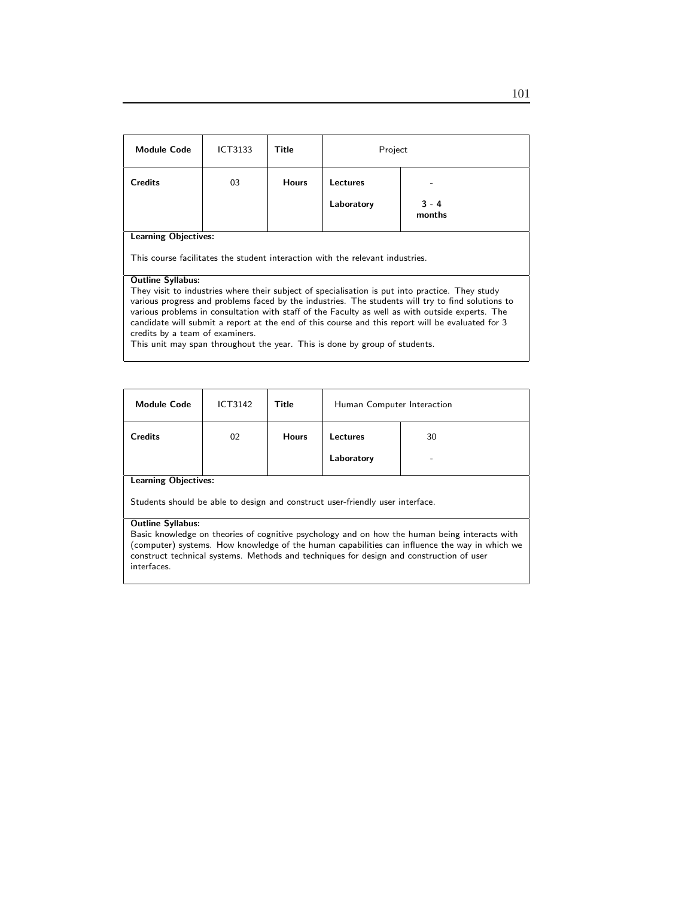| **Module Code** | ICT3133 | **Title** | Project | |
|---|---|---|---|---|
| **Credits** | 03 | **Hours** | **Lectures** | - |
| | | | **Laboratory** | **3 - 4 months** |

**Learning Objectives:**

This course facilitates the student interaction with the relevant industries.

**Outline Syllabus:**

They visit to industries where their subject of specialisation is put into practice. They study various progress and problems faced by the industries. The students will try to find solutions to various problems in consultation with staff of the Faculty as well as with outside experts. The candidate will submit a report at the end of this course and this report will be evaluated for 3 credits by a team of examiners.

This unit may span throughout the year. This is done by group of students.

| **Module Code** | ICT3142 | **Title** | Human Computer Interaction | |
|---|---|---|---|---|
| **Credits** | 02 | **Hours** | **Lectures** | 30 |
| | | | **Laboratory** | - |

**Learning Objectives:**

Students should be able to design and construct user-friendly user interface.

**Outline Syllabus:**

Basic knowledge on theories of cognitive psychology and on how the human being interacts with (computer) systems. How knowledge of the human capabilities can influence the way in which we construct technical systems. Methods and techniques for design and construction of user interfaces.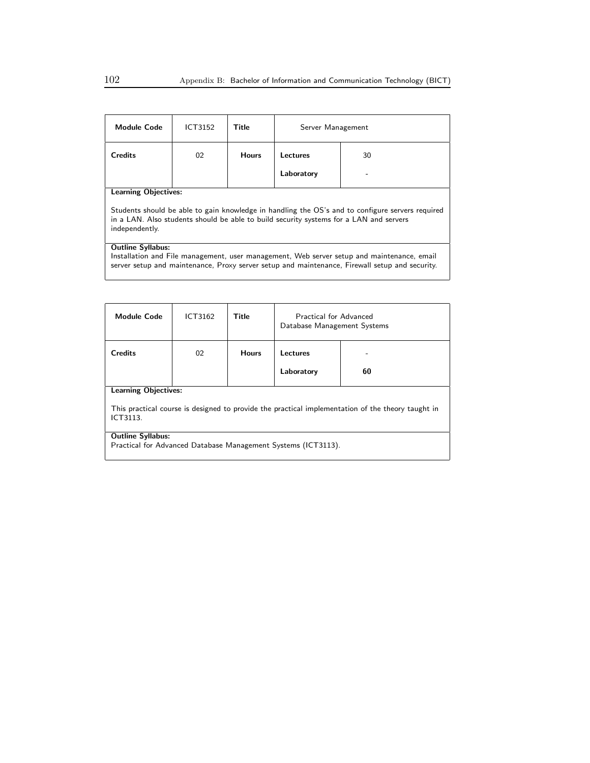| Module Code | ICT3152 | Title | Server Management | |
|---|---|---|---|---|
| Credits | 02 | Hours | Lectures | 30 |
| | | | Laboratory | - |

**Learning Objectives:**

Students should be able to gain knowledge in handling the OS's and to configure servers required in a LAN. Also students should be able to build security systems for a LAN and servers independently.

**Outline Syllabus:**

Installation and File management, user management, Web server setup and maintenance, email server setup and maintenance, Proxy server setup and maintenance, Firewall setup and security.

| Module Code | ICT3162 | Title | Practical for Advanced Database Management Systems | |
|---|---|---|---|---|
| Credits | 02 | Hours | Lectures | - |
| | | | Laboratory | **60** |

**Learning Objectives:**

This practical course is designed to provide the practical implementation of the theory taught in ICT3113.

**Outline Syllabus:**

Practical for Advanced Database Management Systems (ICT3113).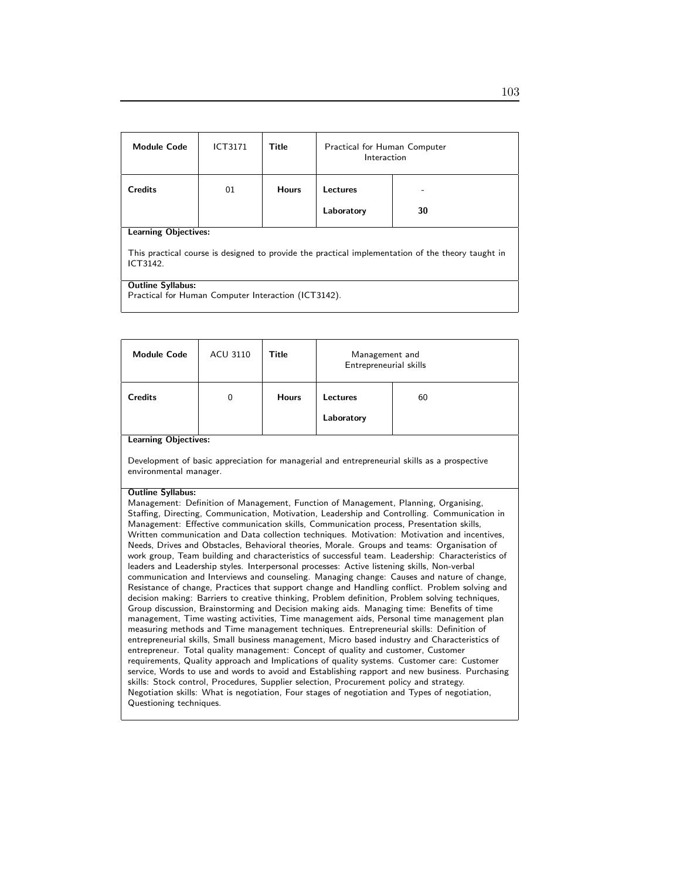| Module Code | ICT3171 | Title | Practical for Human Computer Interaction | |
|---|---|---|---|---|
| Credits | 01 | Hours | Lectures | - |
| | | | Laboratory | 30 |

**Learning Objectives:**

This practical course is designed to provide the practical implementation of the theory taught in ICT3142.

**Outline Syllabus:**

Practical for Human Computer Interaction (ICT3142).

| Module Code | ACU 3110 | Title | Management and Entrepreneurial skills | |
|---|---|---|---|---|
| Credits | 0 | Hours | Lectures | 60 |
| | | | Laboratory | |

**Learning Objectives:**

Development of basic appreciation for managerial and entrepreneurial skills as a prospective environmental manager.

**Outline Syllabus:**

Management: Definition of Management, Function of Management, Planning, Organising, Staffing, Directing, Communication, Motivation, Leadership and Controlling. Communication in Management: Effective communication skills, Communication process, Presentation skills, Written communication and Data collection techniques. Motivation: Motivation and incentives, Needs, Drives and Obstacles, Behavioral theories, Morale. Groups and teams: Organisation of work group, Team building and characteristics of successful team. Leadership: Characteristics of leaders and Leadership styles. Interpersonal processes: Active listening skills, Non-verbal communication and Interviews and counseling. Managing change: Causes and nature of change, Resistance of change, Practices that support change and Handling conflict. Problem solving and decision making: Barriers to creative thinking, Problem definition, Problem solving techniques, Group discussion, Brainstorming and Decision making aids. Managing time: Benefits of time management, Time wasting activities, Time management aids, Personal time management plan measuring methods and Time management techniques. Entrepreneurial skills: Definition of entrepreneurial skills, Small business management, Micro based industry and Characteristics of entrepreneur. Total quality management: Concept of quality and customer, Customer requirements, Quality approach and Implications of quality systems. Customer care: Customer service, Words to use and words to avoid and Establishing rapport and new business. Purchasing skills: Stock control, Procedures, Supplier selection, Procurement policy and strategy. Negotiation skills: What is negotiation, Four stages of negotiation and Types of negotiation, Questioning techniques.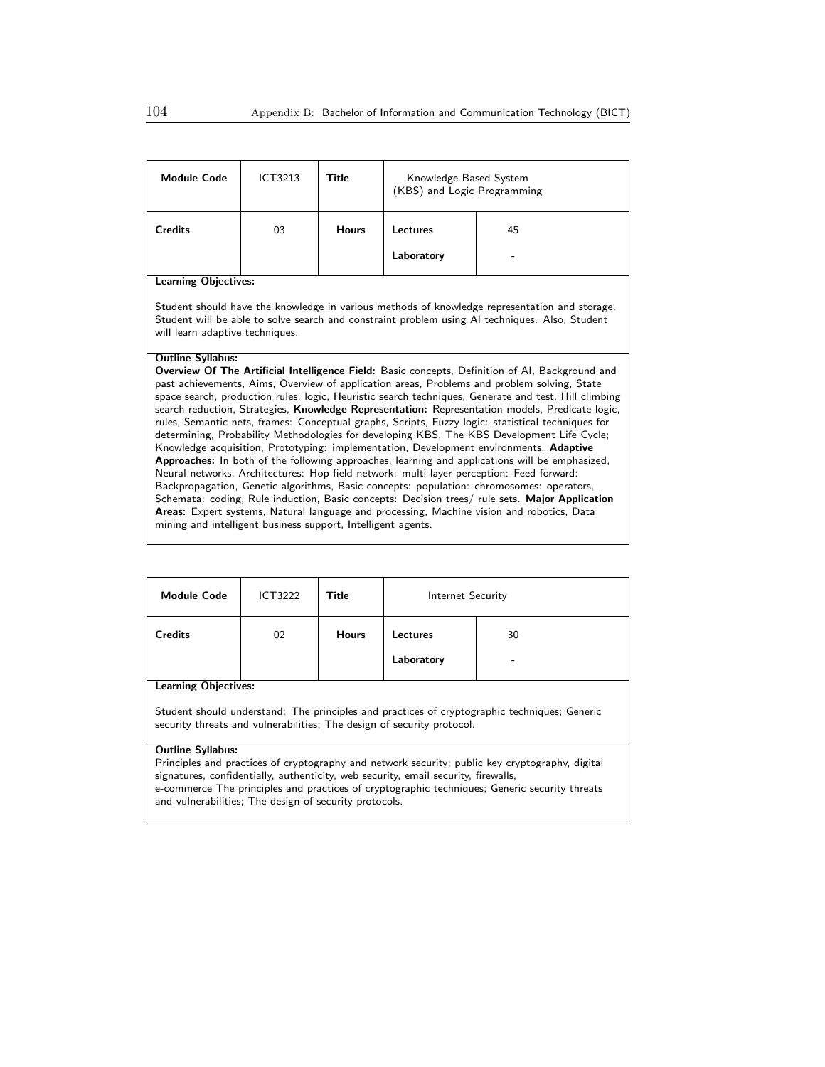| Module Code | ICT3213 | Title | Knowledge Based System (KBS) and Logic Programming | |
|---|---|---|---|---|
| Credits | 03 | Hours | Lectures | 45 |
| | | | Laboratory | - |

**Learning Objectives:**

Student should have the knowledge in various methods of knowledge representation and storage. Student will be able to solve search and constraint problem using AI techniques. Also, Student will learn adaptive techniques.

**Outline Syllabus:**

**Overview Of The Artificial Intelligence Field:** Basic concepts, Definition of AI, Background and past achievements, Aims, Overview of application areas, Problems and problem solving, State space search, production rules, logic, Heuristic search techniques, Generate and test, Hill climbing search reduction, Strategies, **Knowledge Representation:** Representation models, Predicate logic, rules, Semantic nets, frames: Conceptual graphs, Scripts, Fuzzy logic: statistical techniques for determining, Probability Methodologies for developing KBS, The KBS Development Life Cycle; Knowledge acquisition, Prototyping: implementation, Development environments. **Adaptive Approaches:** In both of the following approaches, learning and applications will be emphasized, Neural networks, Architectures: Hop field network: multi-layer perception: Feed forward: Backpropagation, Genetic algorithms, Basic concepts: population: chromosomes: operators, Schemata: coding, Rule induction, Basic concepts: Decision trees/ rule sets. **Major Application Areas:** Expert systems, Natural language and processing, Machine vision and robotics, Data mining and intelligent business support, Intelligent agents.

| Module Code | ICT3222 | Title | Internet Security | |
|---|---|---|---|---|
| Credits | 02 | Hours | Lectures | 30 |
| | | | Laboratory | - |

**Learning Objectives:**

Student should understand: The principles and practices of cryptographic techniques; Generic security threats and vulnerabilities; The design of security protocol.

**Outline Syllabus:**

Principles and practices of cryptography and network security; public key cryptography, digital signatures, confidentially, authenticity, web security, email security, firewalls, e-commerce The principles and practices of cryptographic techniques; Generic security threats and vulnerabilities; The design of security protocols.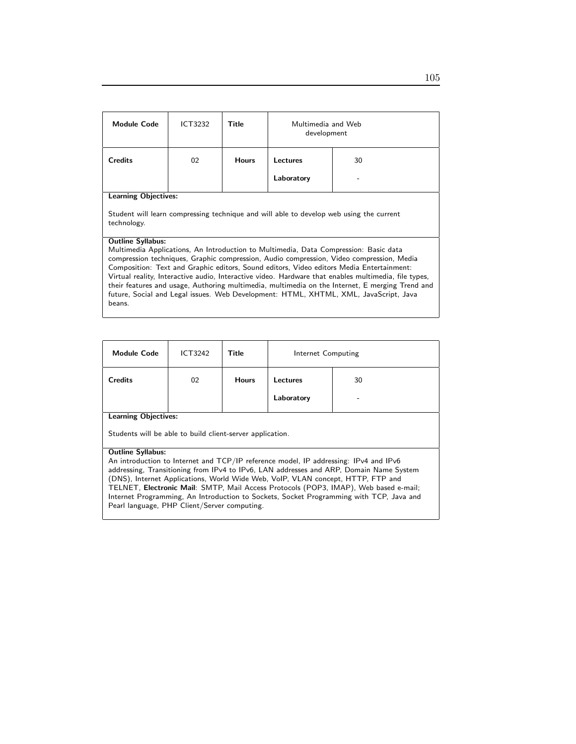| **Module Code** | ICT3232 | **Title** | Multimedia and Web development | |
|---|---|---|---|---|
| **Credits** | 02 | **Hours** | **Lectures** | 30 |
| | | | **Laboratory** | - |

**Learning Objectives:**

Student will learn compressing technique and will able to develop web using the current technology.

**Outline Syllabus:**
Multimedia Applications, An Introduction to Multimedia, Data Compression: Basic data compression techniques, Graphic compression, Audio compression, Video compression, Media Composition: Text and Graphic editors, Sound editors, Video editors Media Entertainment: Virtual reality, Interactive audio, Interactive video. Hardware that enables multimedia, file types, their features and usage, Authoring multimedia, multimedia on the Internet, E merging Trend and future, Social and Legal issues. Web Development: HTML, XHTML, XML, JavaScript, Java beans.

| **Module Code** | ICT3242 | **Title** | Internet Computing | |
|---|---|---|---|---|
| **Credits** | 02 | **Hours** | **Lectures** | 30 |
| | | | **Laboratory** | - |

**Learning Objectives:**

Students will be able to build client-server application.

**Outline Syllabus:**
An introduction to Internet and TCP/IP reference model, IP addressing: IPv4 and IPv6 addressing, Transitioning from IPv4 to IPv6, LAN addresses and ARP, Domain Name System (DNS), Internet Applications, World Wide Web, VoIP, VLAN concept, HTTP, FTP and TELNET, **Electronic Mail**: SMTP, Mail Access Protocols (POP3, IMAP), Web based e-mail; Internet Programming, An Introduction to Sockets, Socket Programming with TCP, Java and Pearl language, PHP Client/Server computing.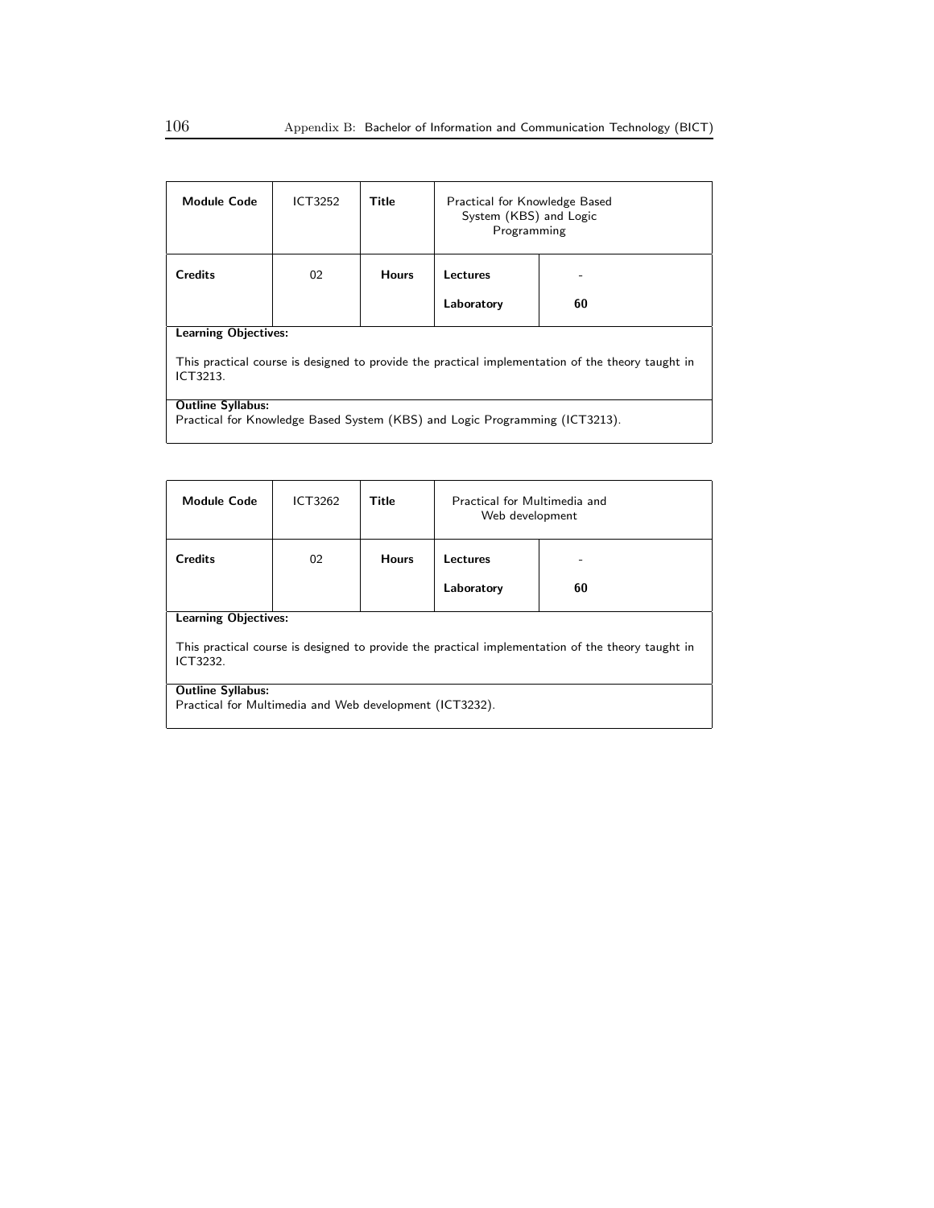| Module Code | ICT3252 | Title | Practical for Knowledge Based System (KBS) and Logic Programming | |
|---|---|---|---|---|
| **Credits** | 02 | **Hours** | **Lectures** | - |
| | | | **Laboratory** | **60** |

**Learning Objectives:**

This practical course is designed to provide the practical implementation of the theory taught in ICT3213.

**Outline Syllabus:**

Practical for Knowledge Based System (KBS) and Logic Programming (ICT3213).

| Module Code | ICT3262 | Title | Practical for Multimedia and Web development | |
|---|---|---|---|---|
| **Credits** | 02 | **Hours** | **Lectures** | - |
| | | | **Laboratory** | **60** |

**Learning Objectives:**

This practical course is designed to provide the practical implementation of the theory taught in ICT3232.

**Outline Syllabus:**

Practical for Multimedia and Web development (ICT3232).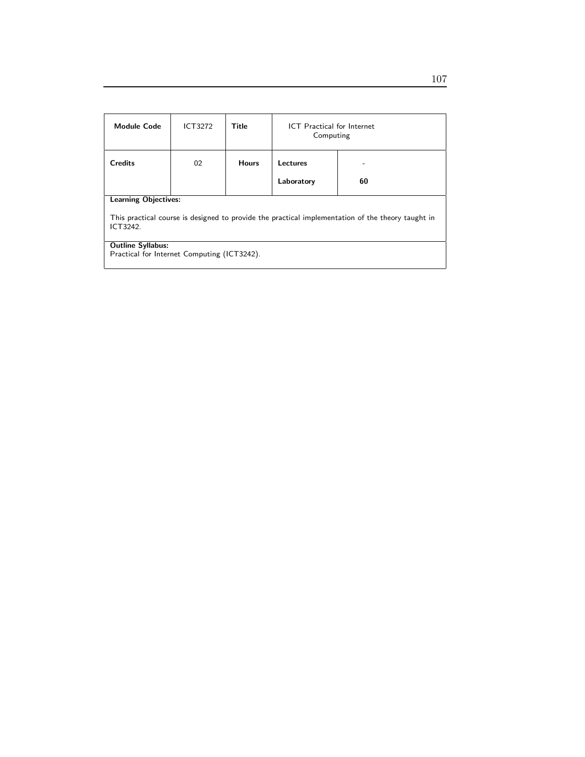| Module Code | ICT3272 | Title | ICT Practical for Internet Computing | |
|---|---|---|---|---|
| **Credits** | 02 | **Hours** | **Lectures** | - |
| | | | **Laboratory** | **60** |

**Learning Objectives:**

This practical course is designed to provide the practical implementation of the theory taught in ICT3242.

**Outline Syllabus:**
Practical for Internet Computing (ICT3242).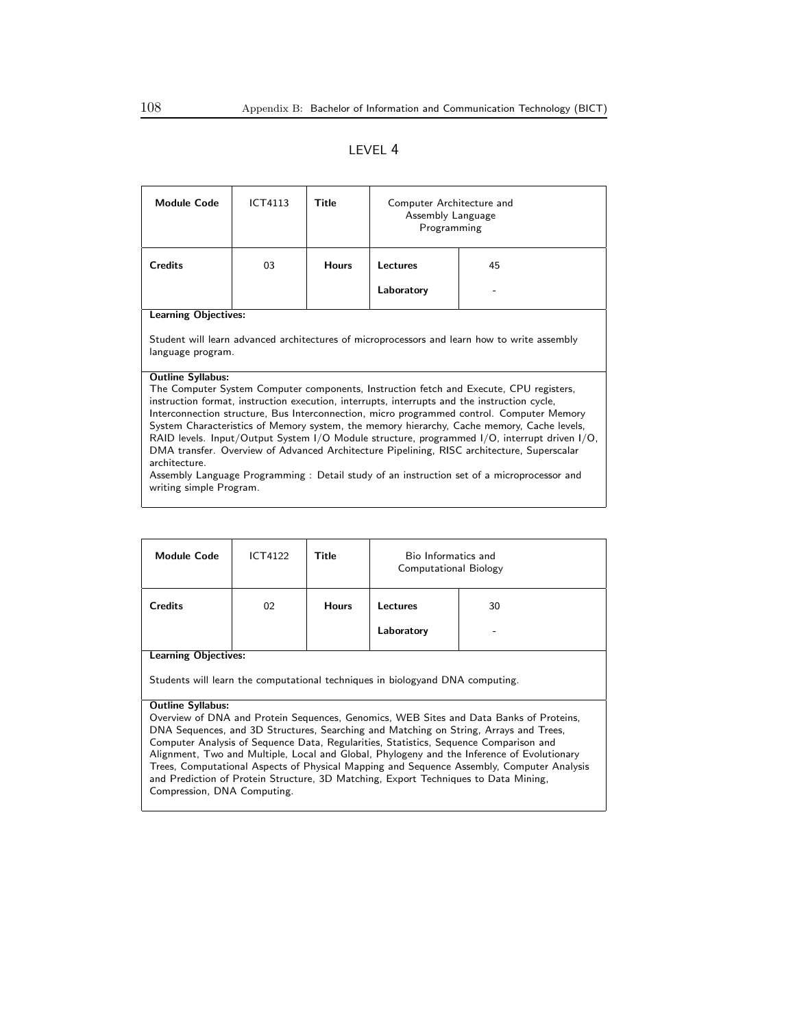## LEVEL 4

| Module Code | ICT4113 | Title | Computer Architecture and Assembly Language Programming | |
|---|---|---|---|---|
| **Credits** | 03 | **Hours** | **Lectures** | 45 |
| | | | **Laboratory** | - |

**Learning Objectives:**

Student will learn advanced architectures of microprocessors and learn how to write assembly language program.

**Outline Syllabus:**

The Computer System Computer components, Instruction fetch and Execute, CPU registers, instruction format, instruction execution, interrupts, interrupts and the instruction cycle, Interconnection structure, Bus Interconnection, micro programmed control. Computer Memory System Characteristics of Memory system, the memory hierarchy, Cache memory, Cache levels, RAID levels. Input/Output System I/O Module structure, programmed I/O, interrupt driven I/O, DMA transfer. Overview of Advanced Architecture Pipelining, RISC architecture, Superscalar architecture.

Assembly Language Programming : Detail study of an instruction set of a microprocessor and writing simple Program.

| Module Code | ICT4122 | Title | Bio Informatics and Computational Biology | |
|---|---|---|---|---|
| **Credits** | 02 | **Hours** | **Lectures** | 30 |
| | | | **Laboratory** | - |

**Learning Objectives:**

Students will learn the computational techniques in biologyand DNA computing.

**Outline Syllabus:**

Overview of DNA and Protein Sequences, Genomics, WEB Sites and Data Banks of Proteins, DNA Sequences, and 3D Structures, Searching and Matching on String, Arrays and Trees, Computer Analysis of Sequence Data, Regularities, Statistics, Sequence Comparison and Alignment, Two and Multiple, Local and Global, Phylogeny and the Inference of Evolutionary Trees, Computational Aspects of Physical Mapping and Sequence Assembly, Computer Analysis and Prediction of Protein Structure, 3D Matching, Export Techniques to Data Mining, Compression, DNA Computing.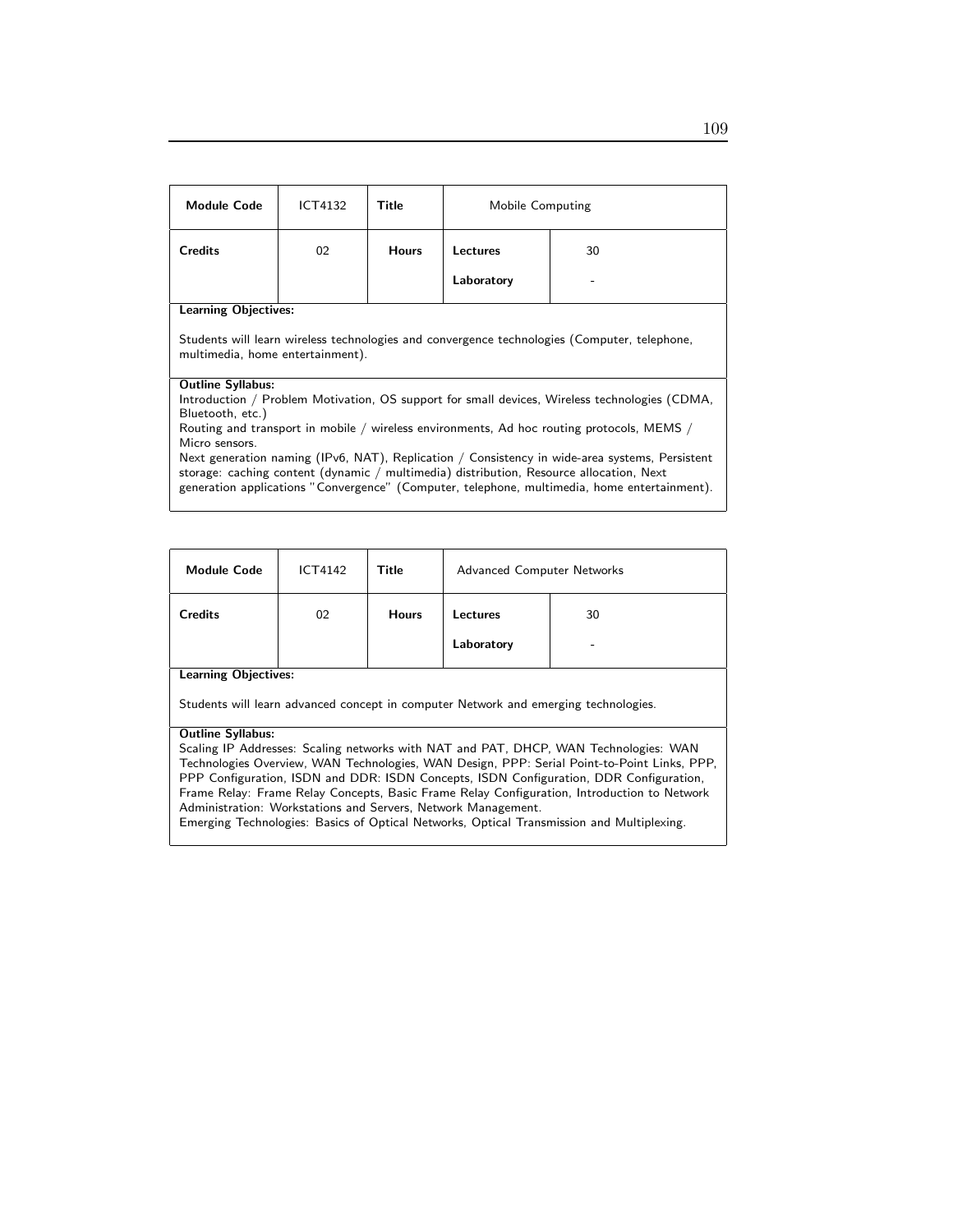| Module Code | ICT4132 | Title | Mobile Computing | |
|---|---|---|---|---|
| Credits | 02 | Hours | Lectures | 30 |
| | | | Laboratory | - |

**Learning Objectives:**

Students will learn wireless technologies and convergence technologies (Computer, telephone, multimedia, home entertainment).

**Outline Syllabus:**

Introduction / Problem Motivation, OS support for small devices, Wireless technologies (CDMA, Bluetooth, etc.)
Routing and transport in mobile / wireless environments, Ad hoc routing protocols, MEMS / Micro sensors.
Next generation naming (IPv6, NAT), Replication / Consistency in wide-area systems, Persistent storage: caching content (dynamic / multimedia) distribution, Resource allocation, Next generation applications "Convergence" (Computer, telephone, multimedia, home entertainment).

| Module Code | ICT4142 | Title | Advanced Computer Networks | |
|---|---|---|---|---|
| Credits | 02 | Hours | Lectures | 30 |
| | | | Laboratory | - |

**Learning Objectives:**

Students will learn advanced concept in computer Network and emerging technologies.

**Outline Syllabus:**

Scaling IP Addresses: Scaling networks with NAT and PAT, DHCP, WAN Technologies: WAN Technologies Overview, WAN Technologies, WAN Design, PPP: Serial Point-to-Point Links, PPP, PPP Configuration, ISDN and DDR: ISDN Concepts, ISDN Configuration, DDR Configuration, Frame Relay: Frame Relay Concepts, Basic Frame Relay Configuration, Introduction to Network Administration: Workstations and Servers, Network Management.
Emerging Technologies: Basics of Optical Networks, Optical Transmission and Multiplexing.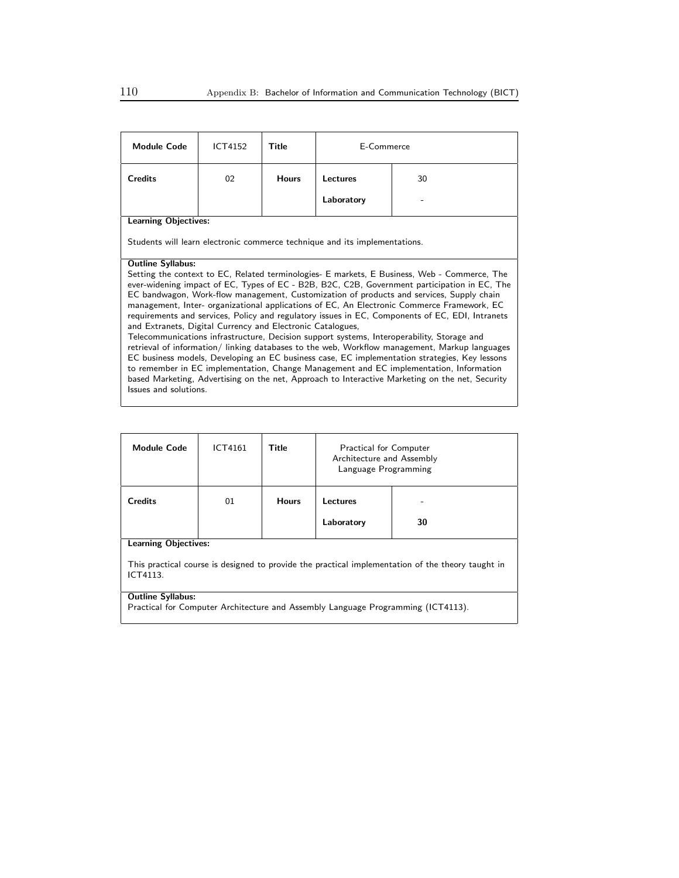| **Module Code** | ICT4152 | **Title** | E-Commerce | |
|---|---|---|---|---|
| **Credits** | 02 | **Hours** | **Lectures** | 30 |
| | | | **Laboratory** | - |

**Learning Objectives:**

Students will learn electronic commerce technique and its implementations.

**Outline Syllabus:**

Setting the context to EC, Related terminologies- E markets, E Business, Web - Commerce, The ever-widening impact of EC, Types of EC - B2B, B2C, C2B, Government participation in EC, The EC bandwagon, Work-flow management, Customization of products and services, Supply chain management, Inter- organizational applications of EC, An Electronic Commerce Framework, EC requirements and services, Policy and regulatory issues in EC, Components of EC, EDI, Intranets and Extranets, Digital Currency and Electronic Catalogues,
Telecommunications infrastructure, Decision support systems, Interoperability, Storage and retrieval of information/ linking databases to the web, Workflow management, Markup languages EC business models, Developing an EC business case, EC implementation strategies, Key lessons to remember in EC implementation, Change Management and EC implementation, Information based Marketing, Advertising on the net, Approach to Interactive Marketing on the net, Security Issues and solutions.

| **Module Code** | ICT4161 | **Title** | Practical for Computer Architecture and Assembly Language Programming | |
|---|---|---|---|---|
| **Credits** | 01 | **Hours** | **Lectures** | - |
| | | | **Laboratory** | **30** |

**Learning Objectives:**

This practical course is designed to provide the practical implementation of the theory taught in ICT4113.

**Outline Syllabus:**

Practical for Computer Architecture and Assembly Language Programming (ICT4113).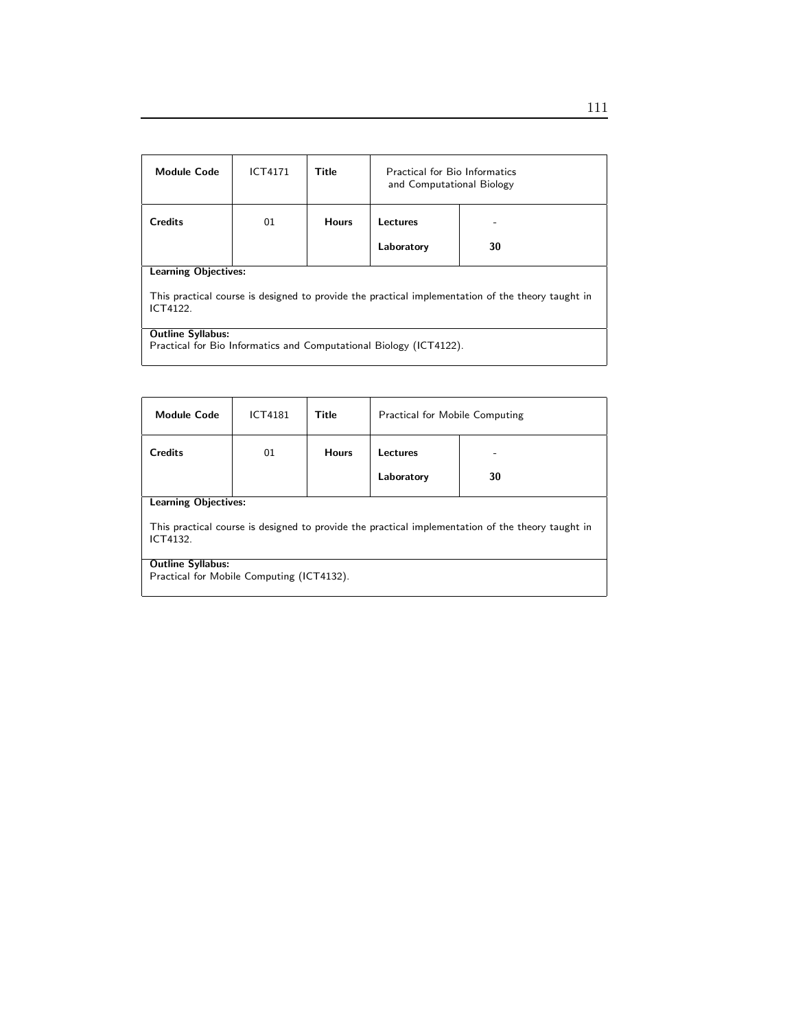| Module Code | ICT4171 | Title | Practical for Bio Informatics and Computational Biology | |
|---|---|---|---|---|
| Credits | 01 | Hours | Lectures | - |
| | | | Laboratory | 30 |

**Learning Objectives:**

This practical course is designed to provide the practical implementation of the theory taught in ICT4122.

**Outline Syllabus:**
Practical for Bio Informatics and Computational Biology (ICT4122).

| Module Code | ICT4181 | Title | Practical for Mobile Computing | |
|---|---|---|---|---|
| Credits | 01 | Hours | Lectures | - |
| | | | Laboratory | 30 |

**Learning Objectives:**

This practical course is designed to provide the practical implementation of the theory taught in ICT4132.

**Outline Syllabus:**
Practical for Mobile Computing (ICT4132).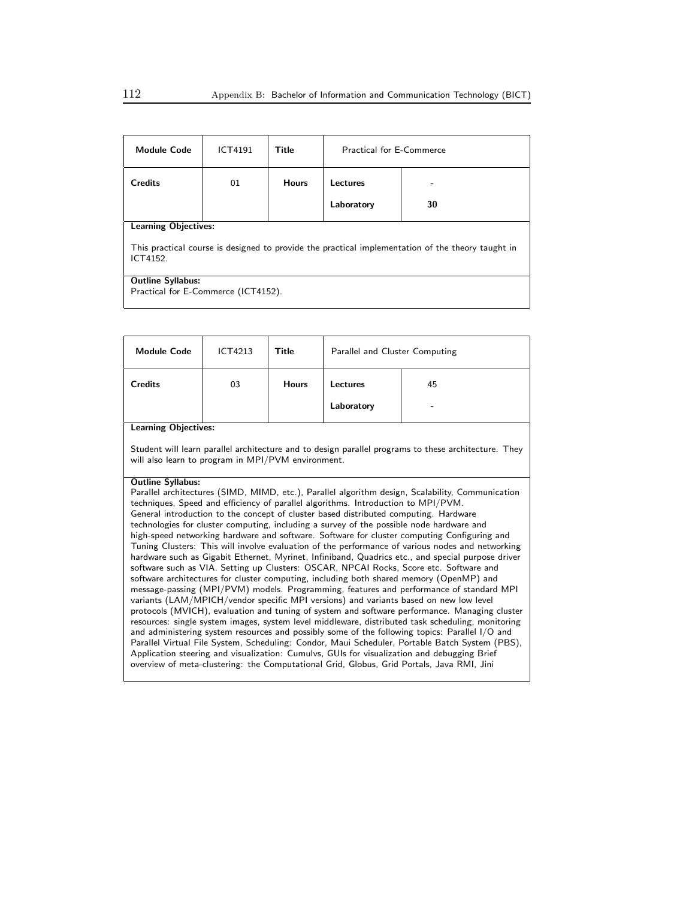| **Module Code** | ICT4191 | **Title** | Practical for E-Commerce | |
|---|---|---|---|---|
| **Credits** | 01 | **Hours** | **Lectures** | - |
| | | | **Laboratory** | **30** |

**Learning Objectives:**

This practical course is designed to provide the practical implementation of the theory taught in ICT4152.

**Outline Syllabus:**
Practical for E-Commerce (ICT4152).

| **Module Code** | ICT4213 | **Title** | Parallel and Cluster Computing | |
|---|---|---|---|---|
| **Credits** | 03 | **Hours** | **Lectures** | 45 |
| | | | **Laboratory** | - |

**Learning Objectives:**

Student will learn parallel architecture and to design parallel programs to these architecture. They will also learn to program in MPI/PVM environment.

**Outline Syllabus:**
Parallel architectures (SIMD, MIMD, etc.), Parallel algorithm design, Scalability, Communication techniques, Speed and efficiency of parallel algorithms. Introduction to MPI/PVM.
General introduction to the concept of cluster based distributed computing. Hardware technologies for cluster computing, including a survey of the possible node hardware and high-speed networking hardware and software. Software for cluster computing Configuring and Tuning Clusters: This will involve evaluation of the performance of various nodes and networking hardware such as Gigabit Ethernet, Myrinet, Infiniband, Quadrics etc., and special purpose driver software such as VIA. Setting up Clusters: OSCAR, NPCAI Rocks, Score etc. Software and software architectures for cluster computing, including both shared memory (OpenMP) and message-passing (MPI/PVM) models. Programming, features and performance of standard MPI variants (LAM/MPICH/vendor specific MPI versions) and variants based on new low level protocols (MVICH), evaluation and tuning of system and software performance. Managing cluster resources: single system images, system level middleware, distributed task scheduling, monitoring and administering system resources and possibly some of the following topics: Parallel I/O and Parallel Virtual File System, Scheduling: Condor, Maui Scheduler, Portable Batch System (PBS), Application steering and visualization: Cumulvs, GUIs for visualization and debugging Brief overview of meta-clustering: the Computational Grid, Globus, Grid Portals, Java RMI, Jini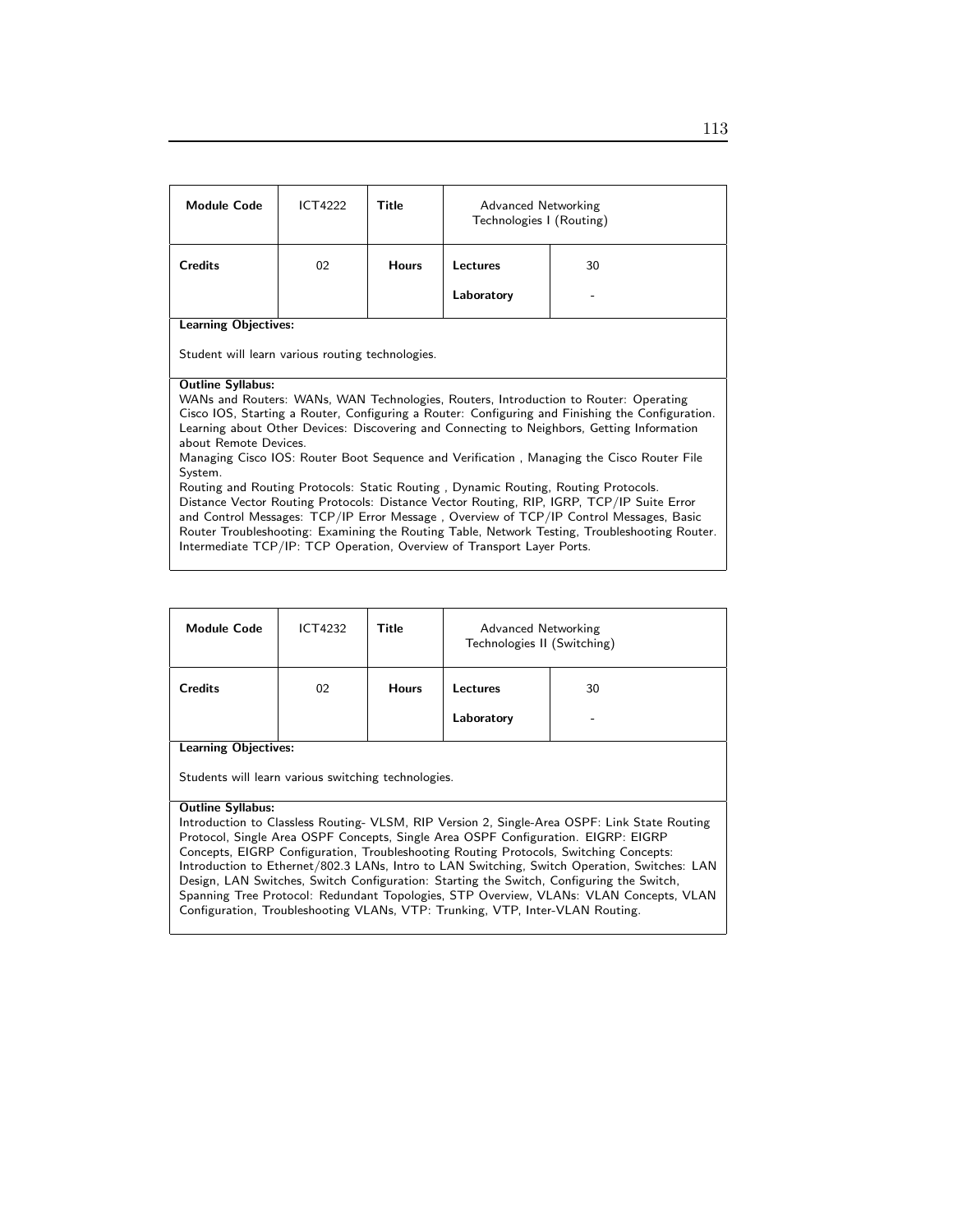| **Module Code** | ICT4222 | **Title** | Advanced Networking Technologies I (Routing) | |
|---|---|---|---|---|
| **Credits** | 02 | **Hours** | **Lectures** | 30 |
| | | | **Laboratory** | - |

**Learning Objectives:**

Student will learn various routing technologies.

**Outline Syllabus:**

WANs and Routers: WANs, WAN Technologies, Routers, Introduction to Router: Operating Cisco IOS, Starting a Router, Configuring a Router: Configuring and Finishing the Configuration. Learning about Other Devices: Discovering and Connecting to Neighbors, Getting Information about Remote Devices.
Managing Cisco IOS: Router Boot Sequence and Verification , Managing the Cisco Router File System.
Routing and Routing Protocols: Static Routing , Dynamic Routing, Routing Protocols.
Distance Vector Routing Protocols: Distance Vector Routing, RIP, IGRP, TCP/IP Suite Error and Control Messages: TCP/IP Error Message , Overview of TCP/IP Control Messages, Basic Router Troubleshooting: Examining the Routing Table, Network Testing, Troubleshooting Router. Intermediate TCP/IP: TCP Operation, Overview of Transport Layer Ports.

| **Module Code** | ICT4232 | **Title** | Advanced Networking Technologies II (Switching) | |
|---|---|---|---|---|
| **Credits** | 02 | **Hours** | **Lectures** | 30 |
| | | | **Laboratory** | - |

**Learning Objectives:**

Students will learn various switching technologies.

**Outline Syllabus:**

Introduction to Classless Routing- VLSM, RIP Version 2, Single-Area OSPF: Link State Routing Protocol, Single Area OSPF Concepts, Single Area OSPF Configuration. EIGRP: EIGRP Concepts, EIGRP Configuration, Troubleshooting Routing Protocols, Switching Concepts: Introduction to Ethernet/802.3 LANs, Intro to LAN Switching, Switch Operation, Switches: LAN Design, LAN Switches, Switch Configuration: Starting the Switch, Configuring the Switch, Spanning Tree Protocol: Redundant Topologies, STP Overview, VLANs: VLAN Concepts, VLAN Configuration, Troubleshooting VLANs, VTP: Trunking, VTP, Inter-VLAN Routing.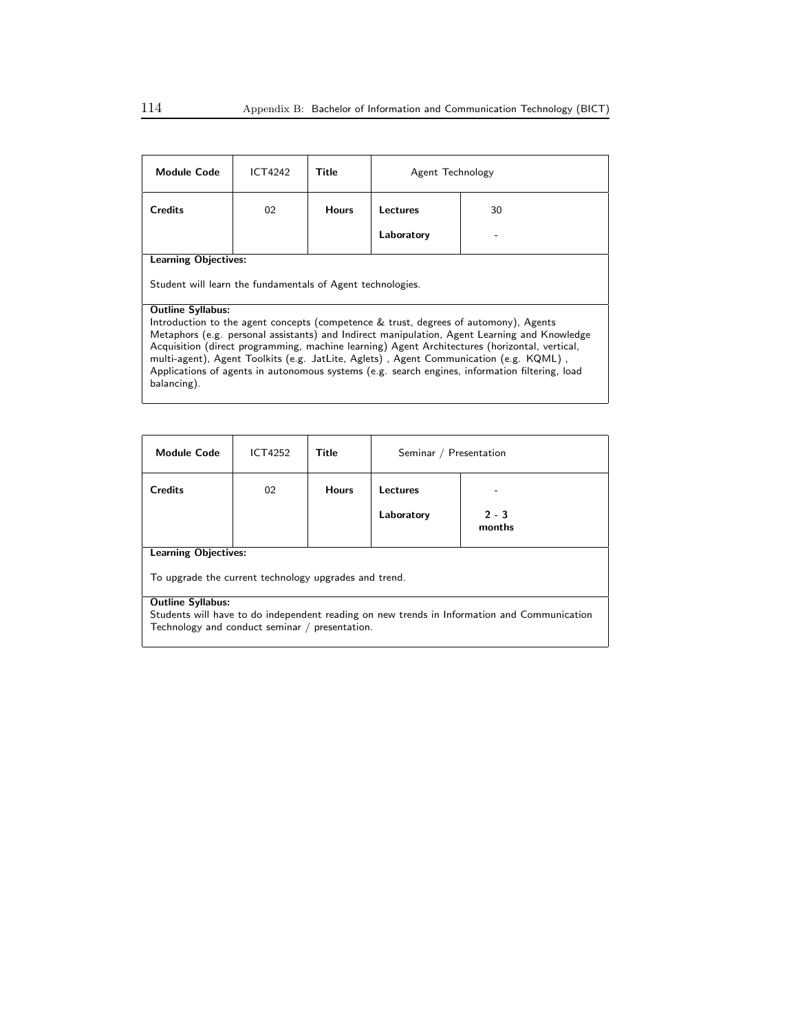| Module Code | ICT4242 | Title | Agent Technology | |
|---|---|---|---|---|
| Credits | 02 | Hours | Lectures | 30 |
| | | | Laboratory | - |

**Learning Objectives:**

Student will learn the fundamentals of Agent technologies.

**Outline Syllabus:**

Introduction to the agent concepts (competence & trust, degrees of automony), Agents Metaphors (e.g. personal assistants) and Indirect manipulation, Agent Learning and Knowledge Acquisition (direct programming, machine learning) Agent Architectures (horizontal, vertical, multi-agent), Agent Toolkits (e.g. JatLite, Aglets) , Agent Communication (e.g. KQML) , Applications of agents in autonomous systems (e.g. search engines, information filtering, load balancing).

| Module Code | ICT4252 | Title | Seminar / Presentation | |
|---|---|---|---|---|
| Credits | 02 | Hours | Lectures | - |
| | | | Laboratory | **2 - 3 months** |

**Learning Objectives:**

To upgrade the current technology upgrades and trend.

**Outline Syllabus:**

Students will have to do independent reading on new trends in Information and Communication Technology and conduct seminar / presentation.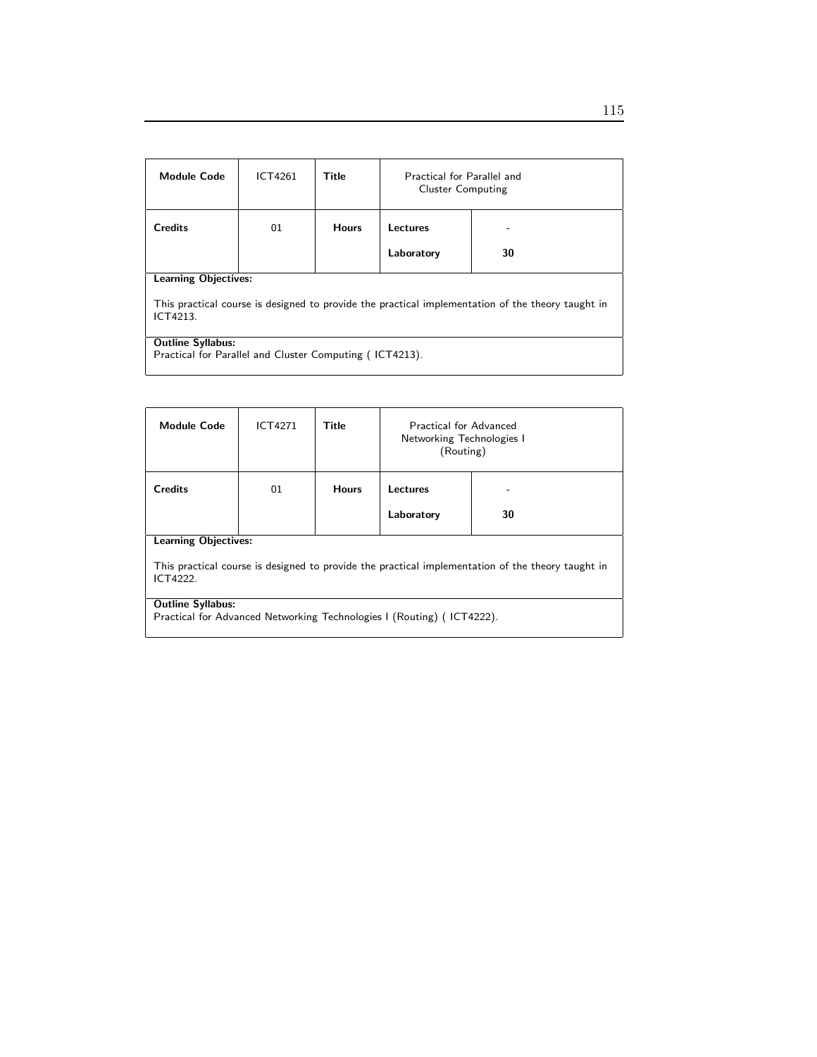| Module Code | ICT4261 | Title | Practical for Parallel and Cluster Computing | |
|---|---|---|---|---|
| Credits | 01 | Hours | Lectures | - |
| | | | Laboratory | 30 |

**Learning Objectives:**

This practical course is designed to provide the practical implementation of the theory taught in ICT4213.

**Outline Syllabus:**
Practical for Parallel and Cluster Computing ( ICT4213).

| Module Code | ICT4271 | Title | Practical for Advanced Networking Technologies I (Routing) | |
|---|---|---|---|---|
| Credits | 01 | Hours | Lectures | - |
| | | | Laboratory | 30 |

**Learning Objectives:**

This practical course is designed to provide the practical implementation of the theory taught in ICT4222.

**Outline Syllabus:**
Practical for Advanced Networking Technologies I (Routing) ( ICT4222).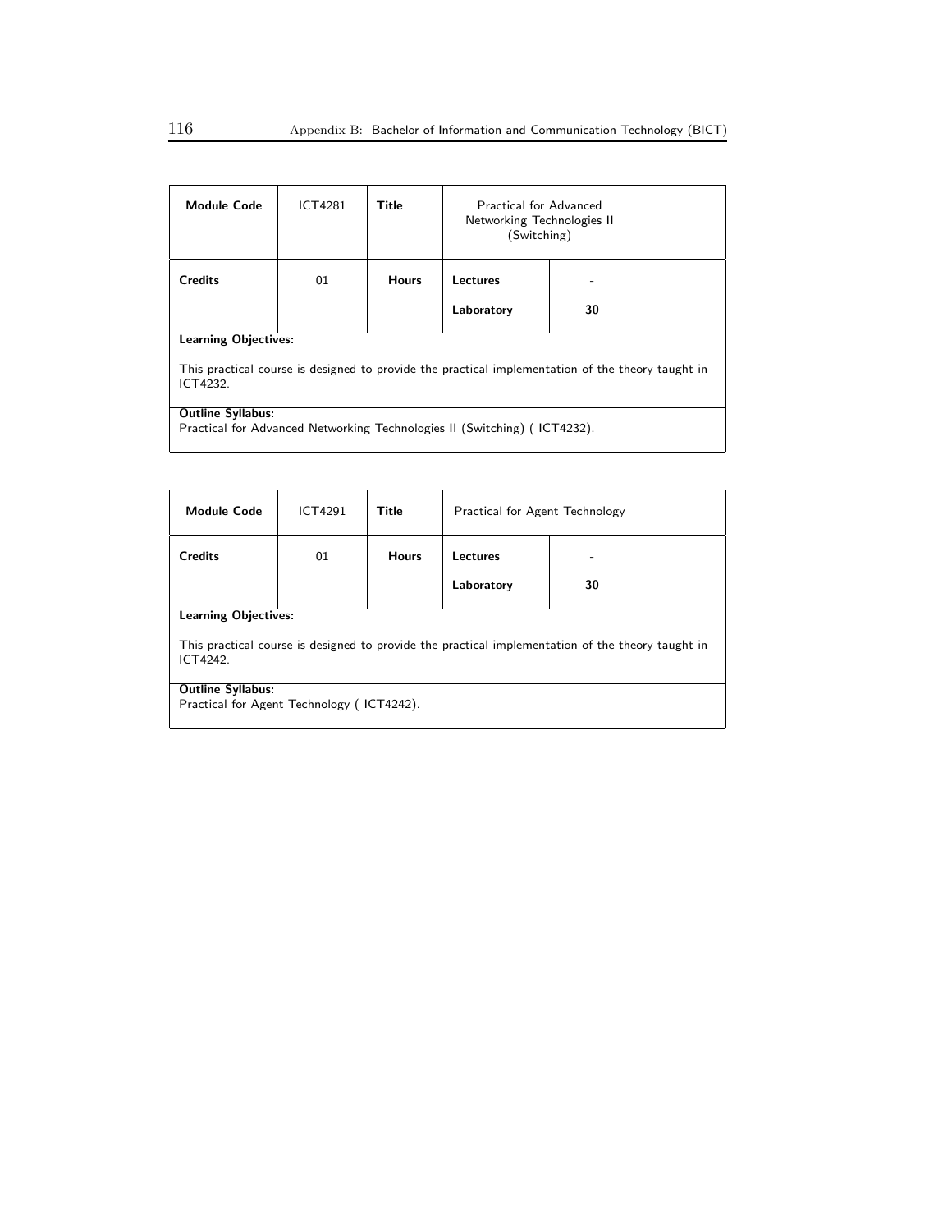| **Module Code** | ICT4281 | **Title** | Practical for Advanced Networking Technologies II (Switching) | |
|---|---|---|---|---|
| **Credits** | 01 | **Hours** | **Lectures** | - |
| | | | **Laboratory** | **30** |

**Learning Objectives:**

This practical course is designed to provide the practical implementation of the theory taught in ICT4232.

**Outline Syllabus:**
Practical for Advanced Networking Technologies II (Switching) ( ICT4232).

| **Module Code** | ICT4291 | **Title** | Practical for Agent Technology | |
|---|---|---|---|---|
| **Credits** | 01 | **Hours** | **Lectures** | - |
| | | | **Laboratory** | **30** |

**Learning Objectives:**

This practical course is designed to provide the practical implementation of the theory taught in ICT4242.

**Outline Syllabus:**
Practical for Agent Technology ( ICT4242).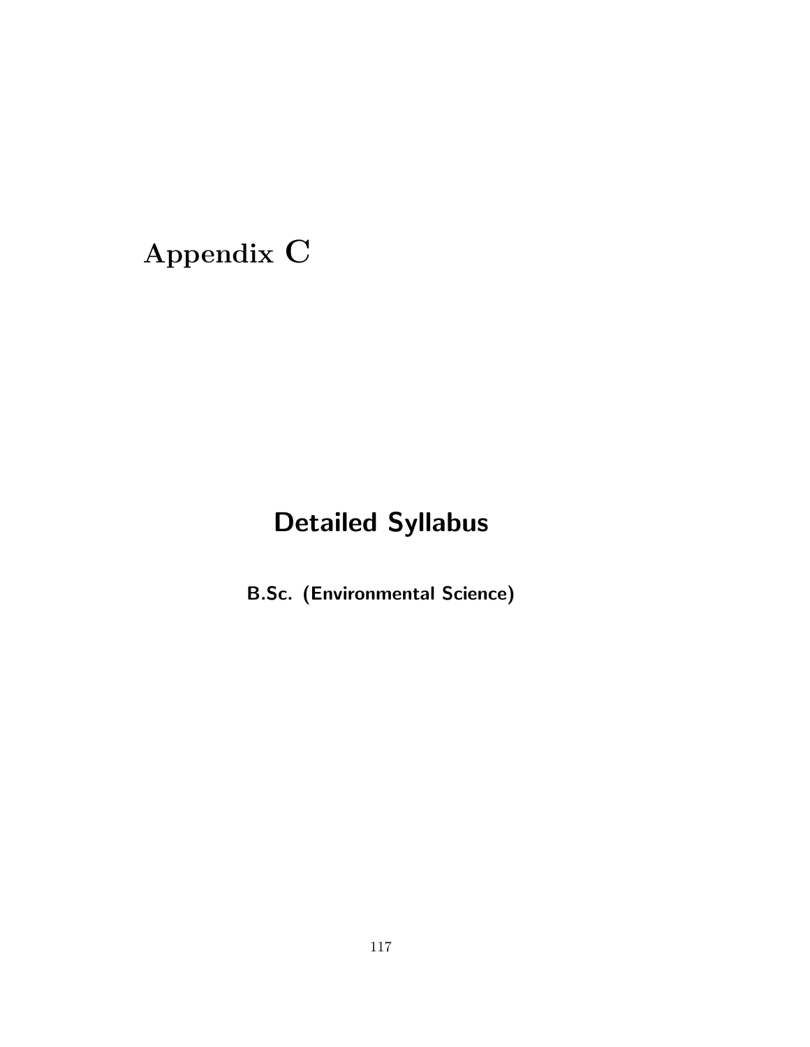# Appendix C

## Detailed Syllabus

**B.Sc. (Environmental Science)**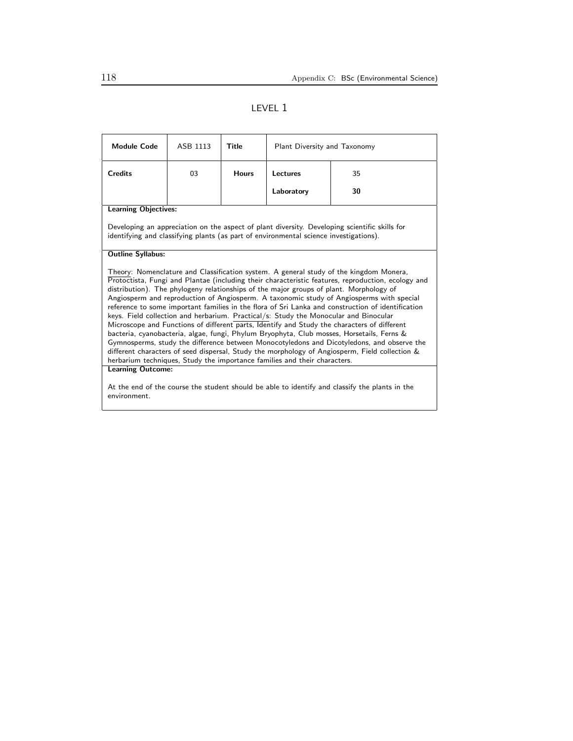## LEVEL 1

| Module Code | ASB 1113 | Title | Plant Diversity and Taxonomy | |
|---|---|---|---|---|
| **Credits** | 03 | **Hours** | **Lectures** | 35 |
| | | | **Laboratory** | **30** |

**Learning Objectives:**

Developing an appreciation on the aspect of plant diversity. Developing scientific skills for identifying and classifying plants (as part of environmental science investigations).

**Outline Syllabus:**

Theory: Nomenclature and Classification system. A general study of the kingdom Monera, Protoctista, Fungi and Plantae (including their characteristic features, reproduction, ecology and distribution). The phylogeny relationships of the major groups of plant. Morphology of Angiosperm and reproduction of Angiosperm. A taxonomic study of Angiosperms with special reference to some important families in the flora of Sri Lanka and construction of identification keys. Field collection and herbarium. Practical/s: Study the Monocular and Binocular Microscope and Functions of different parts, Identify and Study the characters of different bacteria, cyanobacteria, algae, fungi, Phylum Bryophyta, Club mosses, Horsetails, Ferns & Gymnosperms, study the difference between Monocotyledons and Dicotyledons, and observe the different characters of seed dispersal, Study the morphology of Angiosperm, Field collection & herbarium techniques, Study the importance families and their characters.

**Learning Outcome:**

At the end of the course the student should be able to identify and classify the plants in the environment.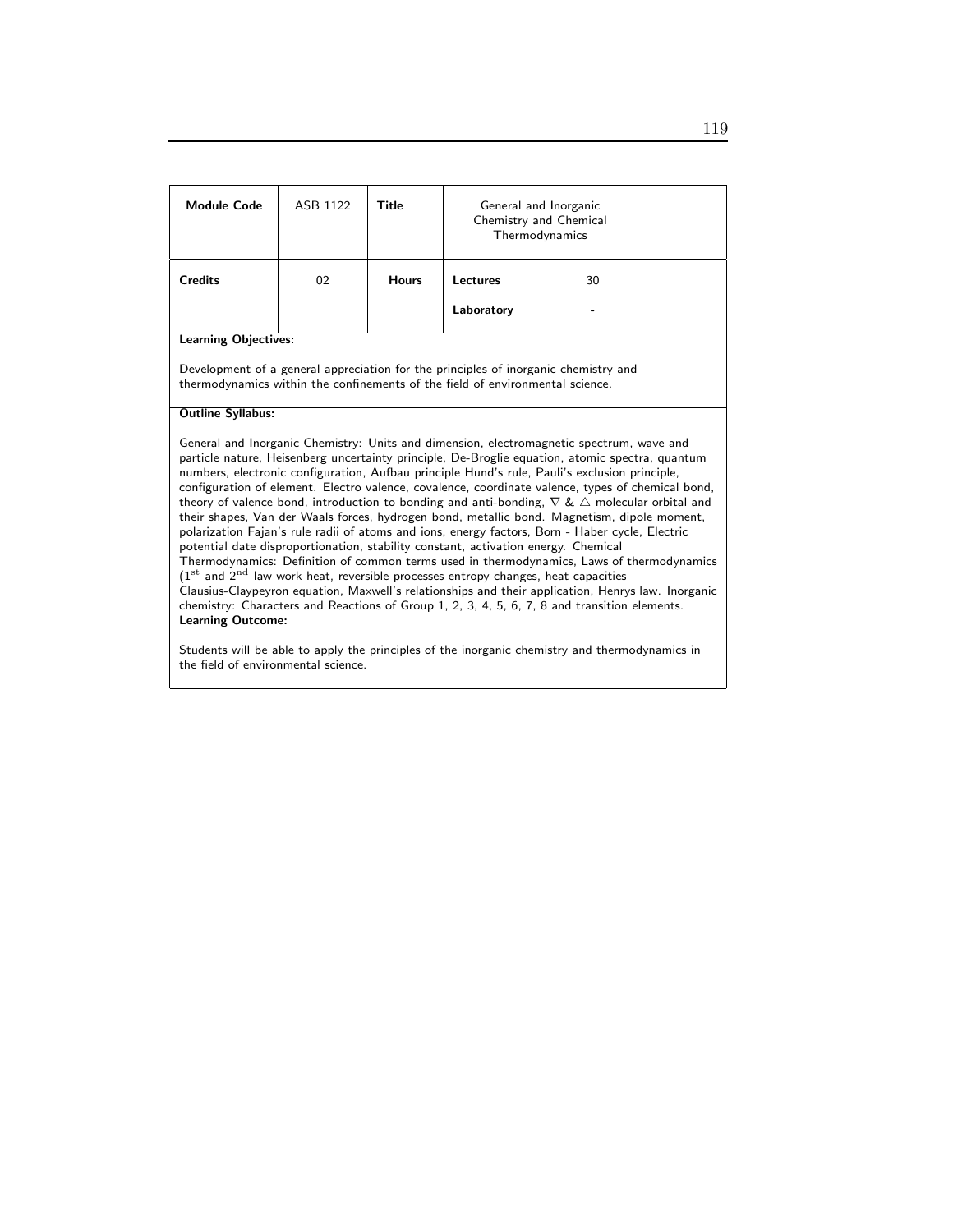| Module Code | ASB 1122 | Title | General and Inorganic Chemistry and Chemical Thermodynamics | |
|---|---|---|---|---|
| Credits | 02 | Hours | Lectures | 30 |
| | | | Laboratory | - |

**Learning Objectives:**

Development of a general appreciation for the principles of inorganic chemistry and thermodynamics within the confinements of the field of environmental science.

**Outline Syllabus:**

General and Inorganic Chemistry: Units and dimension, electromagnetic spectrum, wave and particle nature, Heisenberg uncertainty principle, De-Broglie equation, atomic spectra, quantum numbers, electronic configuration, Aufbau principle Hund's rule, Pauli's exclusion principle, configuration of element. Electro valence, covalence, coordinate valence, types of chemical bond, theory of valence bond, introduction to bonding and anti-bonding, $\nabla$ & $\triangle$ molecular orbital and their shapes, Van der Waals forces, hydrogen bond, metallic bond. Magnetism, dipole moment, polarization Fajan's rule radii of atoms and ions, energy factors, Born - Haber cycle, Electric potential date disproportionation, stability constant, activation energy. Chemical Thermodynamics: Definition of common terms used in thermodynamics, Laws of thermodynamics ($1^{st}$ and $2^{nd}$ law work heat, reversible processes entropy changes, heat capacities Clausius-Claypeyron equation, Maxwell's relationships and their application, Henrys law. Inorganic chemistry: Characters and Reactions of Group 1, 2, 3, 4, 5, 6, 7, 8 and transition elements.

**Learning Outcome:**

Students will be able to apply the principles of the inorganic chemistry and thermodynamics in the field of environmental science.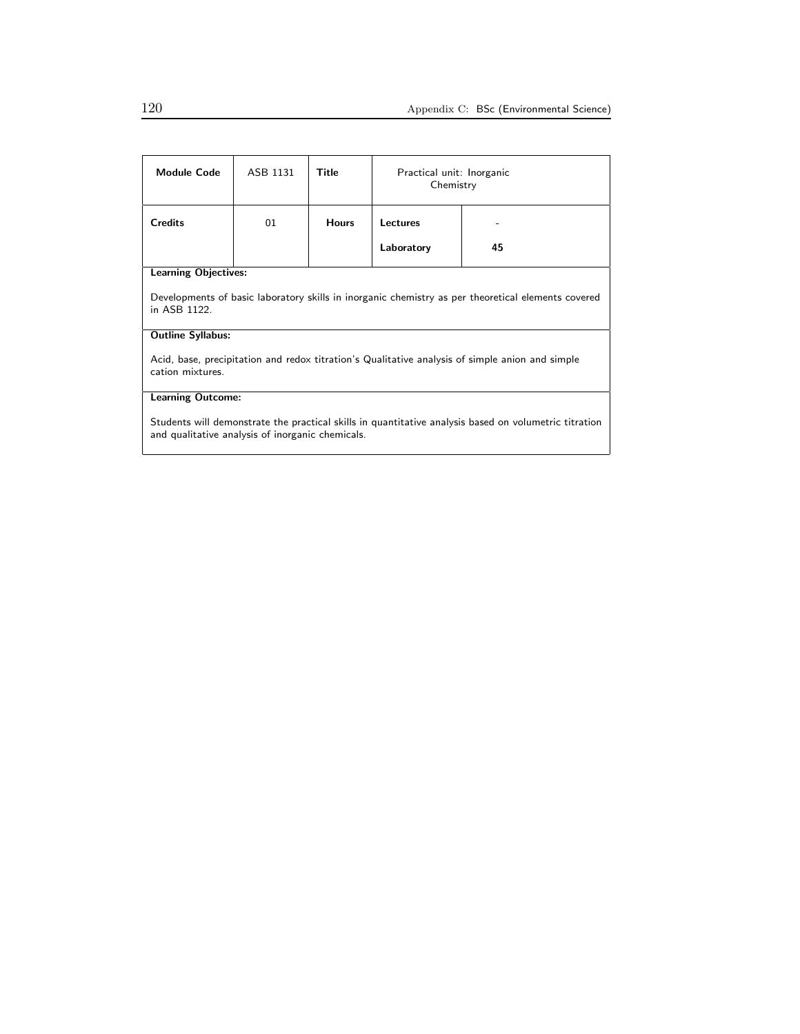| **Module Code** | ASB 1131 | **Title** | Practical unit: Inorganic Chemistry | |
|---|---|---|---|---|
| **Credits** | 01 | **Hours** | **Lectures** | - |
| | | | **Laboratory** | **45** |

**Learning Objectives:**

Developments of basic laboratory skills in inorganic chemistry as per theoretical elements covered in ASB 1122.

**Outline Syllabus:**

Acid, base, precipitation and redox titration's Qualitative analysis of simple anion and simple cation mixtures.

**Learning Outcome:**

Students will demonstrate the practical skills in quantitative analysis based on volumetric titration and qualitative analysis of inorganic chemicals.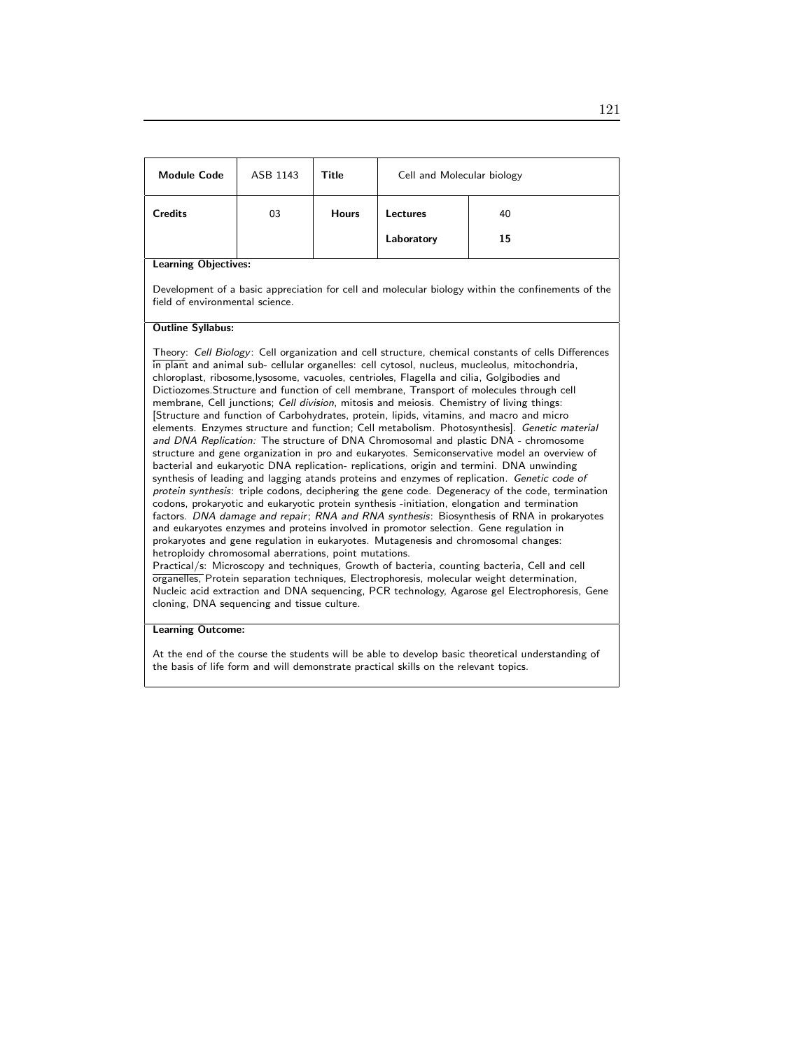| **Module Code** | ASB 1143 | **Title** | Cell and Molecular biology | |
|---|---|---|---|---|
| **Credits** | 03 | **Hours** | **Lectures** | 40 |
| | | | **Laboratory** | **15** |

**Learning Objectives:**

Development of a basic appreciation for cell and molecular biology within the confinements of the field of environmental science.

**Outline Syllabus:**

Theory: *Cell Biology*: Cell organization and cell structure, chemical constants of cells Differences in plant and animal sub- cellular organelles: cell cytosol, nucleus, mucleolus, mitochondria, chloroplast, ribosome,lysosome, vacuoles, centrioles, Flagella and cilia, Golgibodies and Dictiozomes.Structure and function of cell membrane, Transport of molecules through cell membrane, Cell junctions; *Cell division*, mitosis and meiosis. Chemistry of living things: [Structure and function of Carbohydrates, protein, lipids, vitamins, and macro and micro elements. Enzymes structure and function; Cell metabolism. Photosynthesis]. *Genetic material and DNA Replication:* The structure of DNA Chromosomal and plastic DNA - chromosome structure and gene organization in pro and eukaryotes. Semiconservative model an overview of bacterial and eukaryotic DNA replication- replications, origin and termini. DNA unwinding synthesis of leading and lagging atands proteins and enzymes of replication. *Genetic code of protein synthesis*: triple codons, deciphering the gene code. Degeneracy of the code, termination codons, prokaryotic and eukaryotic protein synthesis -initiation, elongation and termination factors. *DNA damage and repair*; *RNA and RNA synthesis*: Biosynthesis of RNA in prokaryotes and eukaryotes enzymes and proteins involved in promotor selection. Gene regulation in prokaryotes and gene regulation in eukaryotes. Mutagenesis and chromosomal changes: hetroploidy chromosomal aberrations, point mutations.

Practical/s: Microscopy and techniques, Growth of bacteria, counting bacteria, Cell and cell organelles, Protein separation techniques, Electrophoresis, molecular weight determination, Nucleic acid extraction and DNA sequencing, PCR technology, Agarose gel Electrophoresis, Gene cloning, DNA sequencing and tissue culture.

**Learning Outcome:**

At the end of the course the students will be able to develop basic theoretical understanding of the basis of life form and will demonstrate practical skills on the relevant topics.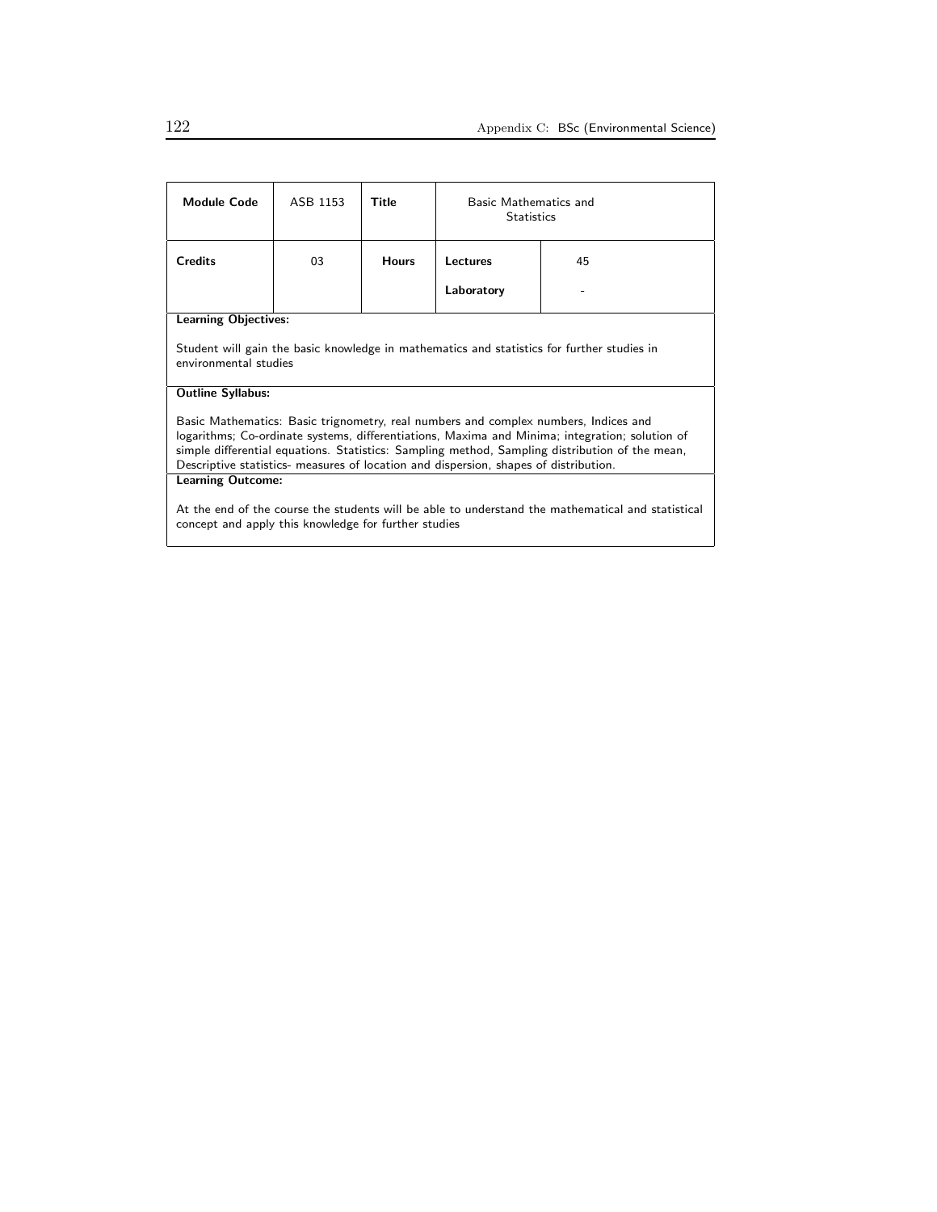| **Module Code** | ASB 1153 | **Title** | Basic Mathematics and Statistics | |
|---|---|---|---|---|
| **Credits** | 03 | **Hours** | **Lectures** | 45 |
| | | | **Laboratory** | - |

**Learning Objectives:**

Student will gain the basic knowledge in mathematics and statistics for further studies in environmental studies

**Outline Syllabus:**

Basic Mathematics: Basic trignometry, real numbers and complex numbers, Indices and logarithms; Co-ordinate systems, differentiations, Maxima and Minima; integration; solution of simple differential equations. Statistics: Sampling method, Sampling distribution of the mean, Descriptive statistics- measures of location and dispersion, shapes of distribution.

**Learning Outcome:**

At the end of the course the students will be able to understand the mathematical and statistical concept and apply this knowledge for further studies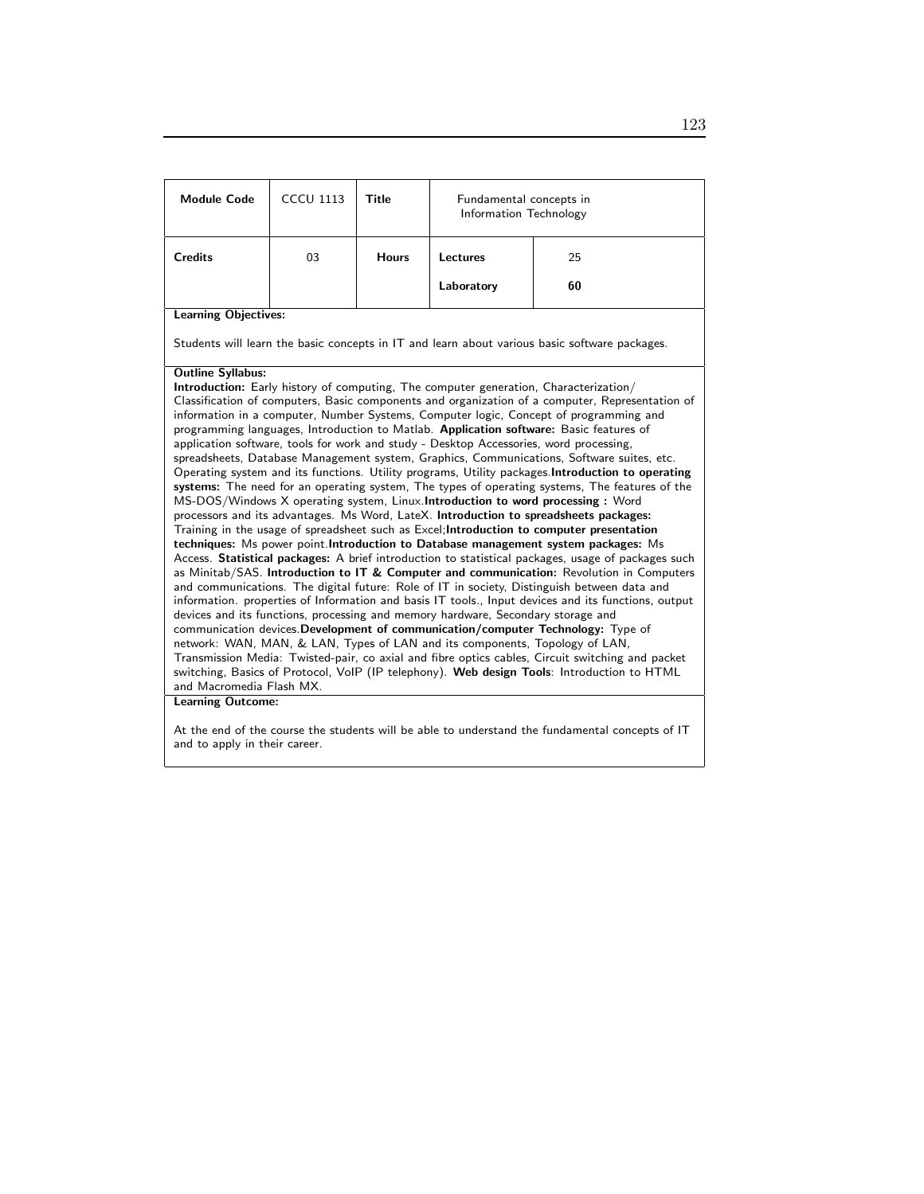| **Module Code** | CCCU 1113 | **Title** | Fundamental concepts in Information Technology | |
|---|---|---|---|---|
| **Credits** | 03 | **Hours** | **Lectures** | 25 |
| | | | **Laboratory** | **60** |

**Learning Objectives:**

Students will learn the basic concepts in IT and learn about various basic software packages.

**Outline Syllabus:**

**Introduction:** Early history of computing, The computer generation, Characterization/ Classification of computers, Basic components and organization of a computer, Representation of information in a computer, Number Systems, Computer logic, Concept of programming and programming languages, Introduction to Matlab. **Application software:** Basic features of application software, tools for work and study - Desktop Accessories, word processing, spreadsheets, Database Management system, Graphics, Communications, Software suites, etc. Operating system and its functions. Utility programs, Utility packages.**Introduction to operating systems:** The need for an operating system, The types of operating systems, The features of the MS-DOS/Windows X operating system, Linux.**Introduction to word processing :** Word processors and its advantages. Ms Word, LateX. **Introduction to spreadsheets packages:** Training in the usage of spreadsheet such as Excel;**Introduction to computer presentation techniques:** Ms power point.**Introduction to Database management system packages:** Ms Access. **Statistical packages:** A brief introduction to statistical packages, usage of packages such as Minitab/SAS. **Introduction to IT & Computer and communication:** Revolution in Computers and communications. The digital future: Role of IT in society, Distinguish between data and information. properties of Information and basis IT tools., Input devices and its functions, output devices and its functions, processing and memory hardware, Secondary storage and communication devices.**Development of communication/computer Technology:** Type of network: WAN, MAN, & LAN, Types of LAN and its components, Topology of LAN, Transmission Media: Twisted-pair, co axial and fibre optics cables, Circuit switching and packet switching, Basics of Protocol, VoIP (IP telephony). **Web design Tools**: Introduction to HTML and Macromedia Flash MX.

**Learning Outcome:**

At the end of the course the students will be able to understand the fundamental concepts of IT and to apply in their career.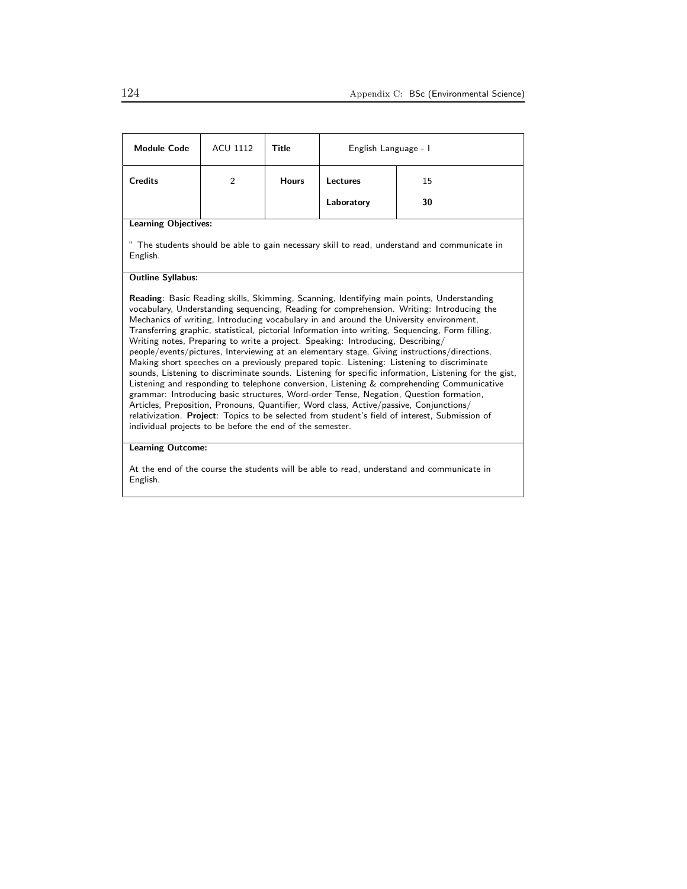| Module Code | ACU 1112 | Title | English Language - I | |
|---|---|---|---|---|
| Credits | 2 | Hours | Lectures | 15 |
| | | | Laboratory | **30** |

**Learning Objectives:**

" The students should be able to gain necessary skill to read, understand and communicate in English.

**Outline Syllabus:**

**Reading**: Basic Reading skills, Skimming, Scanning, Identifying main points, Understanding vocabulary, Understanding sequencing, Reading for comprehension. Writing: Introducing the Mechanics of writing, Introducing vocabulary in and around the University environment, Transferring graphic, statistical, pictorial Information into writing, Sequencing, Form filling, Writing notes, Preparing to write a project. Speaking: Introducing, Describing/ people/events/pictures, Interviewing at an elementary stage, Giving instructions/directions, Making short speeches on a previously prepared topic. Listening: Listening to discriminate sounds, Listening to discriminate sounds. Listening for specific information, Listening for the gist, Listening and responding to telephone conversion, Listening & comprehending Communicative grammar: Introducing basic structures, Word-order Tense, Negation, Question formation, Articles, Preposition, Pronouns, Quantifier, Word class, Active/passive, Conjunctions/ relativization. **Project**: Topics to be selected from student's field of interest, Submission of individual projects to be before the end of the semester.

**Learning Outcome:**

At the end of the course the students will be able to read, understand and communicate in English.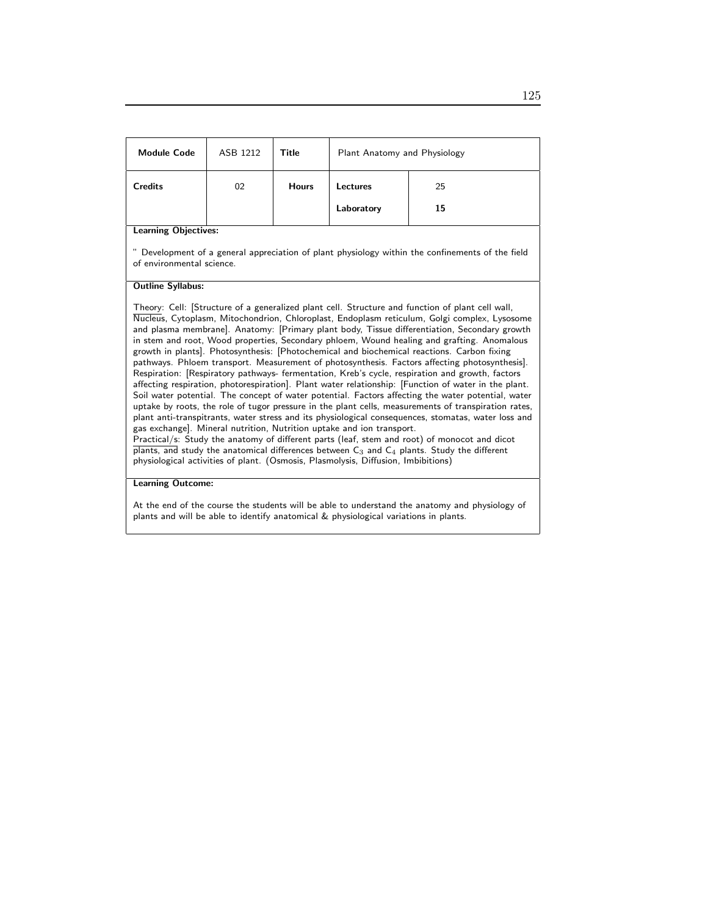| **Module Code** | ASB 1212 | **Title** | Plant Anatomy and Physiology | |
|---|---|---|---|---|
| **Credits** | 02 | **Hours** | **Lectures** | 25 |
| | | | **Laboratory** | **15** |

**Learning Objectives:**

" Development of a general appreciation of plant physiology within the confinements of the field of environmental science.

**Outline Syllabus:**

Theory: Cell: [Structure of a generalized plant cell. Structure and function of plant cell wall, Nucleus, Cytoplasm, Mitochondrion, Chloroplast, Endoplasm reticulum, Golgi complex, Lysosome and plasma membrane]. Anatomy: [Primary plant body, Tissue differentiation, Secondary growth in stem and root, Wood properties, Secondary phloem, Wound healing and grafting. Anomalous growth in plants]. Photosynthesis: [Photochemical and biochemical reactions. Carbon fixing pathways. Phloem transport. Measurement of photosynthesis. Factors affecting photosynthesis]. Respiration: [Respiratory pathways- fermentation, Kreb's cycle, respiration and growth, factors affecting respiration, photorespiration]. Plant water relationship: [Function of water in the plant. Soil water potential. The concept of water potential. Factors affecting the water potential, water uptake by roots, the role of tugor pressure in the plant cells, measurements of transpiration rates, plant anti-transpitrants, water stress and its physiological consequences, stomatas, water loss and gas exchange]. Mineral nutrition, Nutrition uptake and ion transport.
Practical/s: Study the anatomy of different parts (leaf, stem and root) of monocot and dicot plants, and study the anatomical differences between $C_3$ and $C_4$ plants. Study the different physiological activities of plant. (Osmosis, Plasmolysis, Diffusion, Imbibitions)

**Learning Outcome:**

At the end of the course the students will be able to understand the anatomy and physiology of plants and will be able to identify anatomical & physiological variations in plants.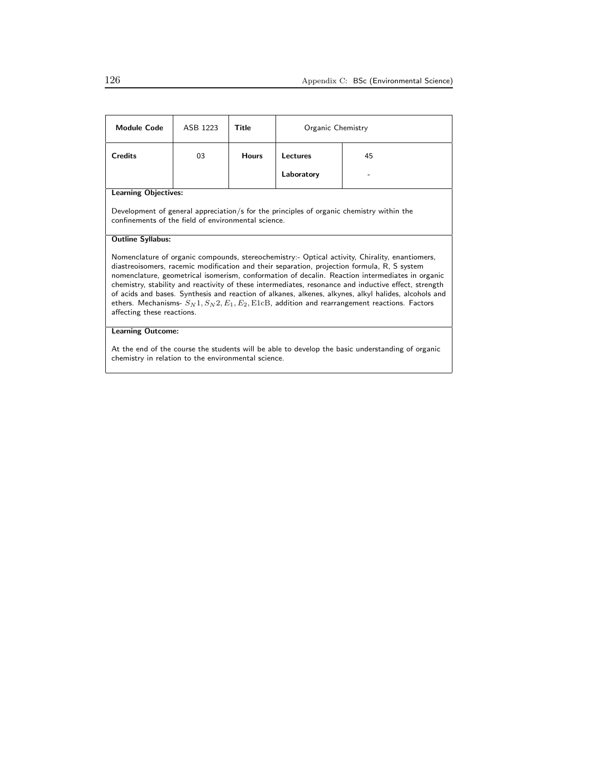| Module Code | ASB 1223 | Title | Organic Chemistry | |
|---|---|---|---|---|
| Credits | 03 | Hours | Lectures | 45 |
| | | | Laboratory | - |

**Learning Objectives:**

Development of general appreciation/s for the principles of organic chemistry within the confinements of the field of environmental science.

**Outline Syllabus:**

Nomenclature of organic compounds, stereochemistry:- Optical activity, Chirality, enantiomers, diastreoisomers, racemic modification and their separation, projection formula, R, S system nomenclature, geometrical isomerism, conformation of decalin. Reaction intermediates in organic chemistry, stability and reactivity of these intermediates, resonance and inductive effect, strength of acids and bases. Synthesis and reaction of alkanes, alkenes, alkynes, alkyl halides, alcohols and ethers. Mechanisms- $S_N1, S_N2, E_1, E_2, \mathrm{E1cB}$, addition and rearrangement reactions. Factors affecting these reactions.

**Learning Outcome:**

At the end of the course the students will be able to develop the basic understanding of organic chemistry in relation to the environmental science.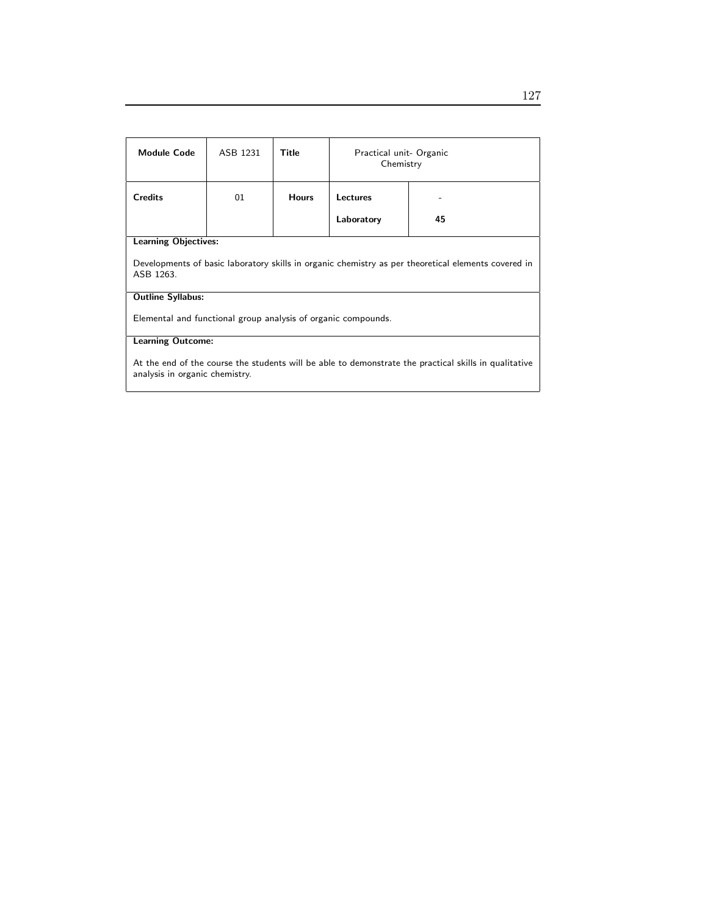| Module Code | ASB 1231 | Title | Practical unit- Organic Chemistry | |
|---|---|---|---|---|
| Credits | 01 | Hours | Lectures | - |
| | | | Laboratory | 45 |

**Learning Objectives:**

Developments of basic laboratory skills in organic chemistry as per theoretical elements covered in ASB 1263.

**Outline Syllabus:**

Elemental and functional group analysis of organic compounds.

**Learning Outcome:**

At the end of the course the students will be able to demonstrate the practical skills in qualitative analysis in organic chemistry.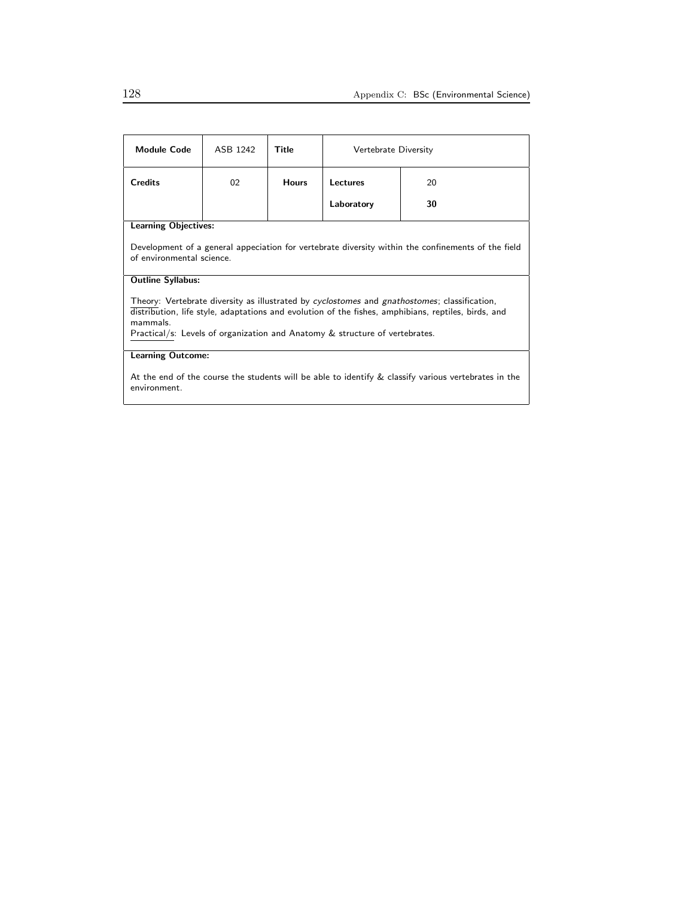| **Module Code** | ASB 1242 | **Title** | Vertebrate Diversity | |
|---|---|---|---|---|
| **Credits** | 02 | **Hours** | **Lectures** | 20 |
| | | | **Laboratory** | **30** |

**Learning Objectives:**

Development of a general appeciation for vertebrate diversity within the confinements of the field of environmental science.

**Outline Syllabus:**

Theory: Vertebrate diversity as illustrated by *cyclostomes* and *gnathostomes*; classification, distribution, life style, adaptations and evolution of the fishes, amphibians, reptiles, birds, and mammals.
Practical/s: Levels of organization and Anatomy & structure of vertebrates.

**Learning Outcome:**

At the end of the course the students will be able to identify & classify various vertebrates in the environment.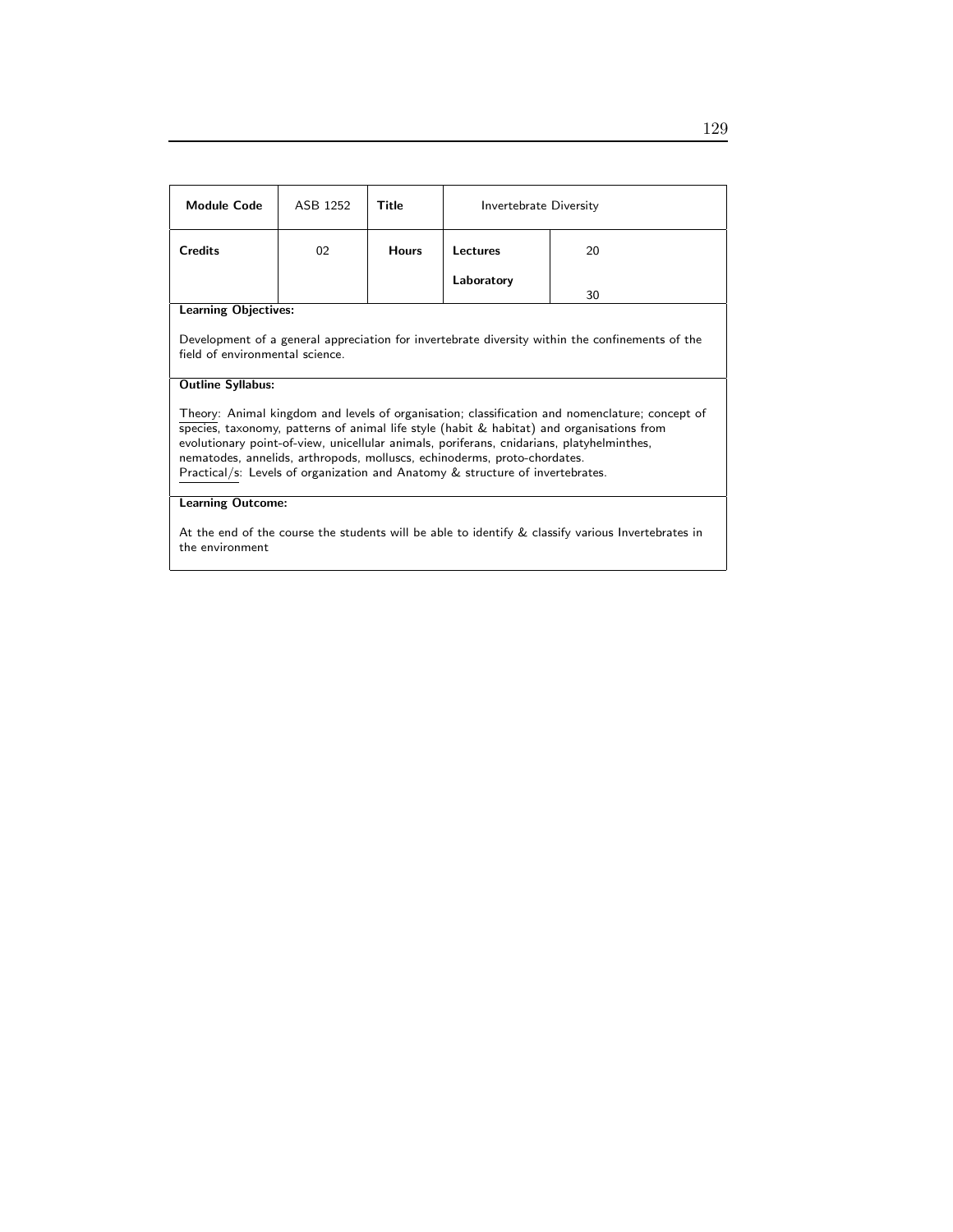| Module Code | ASB 1252 | Title | Invertebrate Diversity | |
|---|---|---|---|---|
| Credits | 02 | Hours | Lectures | 20 |
| | | | Laboratory | 30 |

**Learning Objectives:**

Development of a general appreciation for invertebrate diversity within the confinements of the field of environmental science.

**Outline Syllabus:**

Theory: Animal kingdom and levels of organisation; classification and nomenclature; concept of species, taxonomy, patterns of animal life style (habit & habitat) and organisations from evolutionary point-of-view, unicellular animals, poriferans, cnidarians, platyhelminthes, nematodes, annelids, arthropods, molluscs, echinoderms, proto-chordates.
Practical/s: Levels of organization and Anatomy & structure of invertebrates.

**Learning Outcome:**

At the end of the course the students will be able to identify & classify various Invertebrates in the environment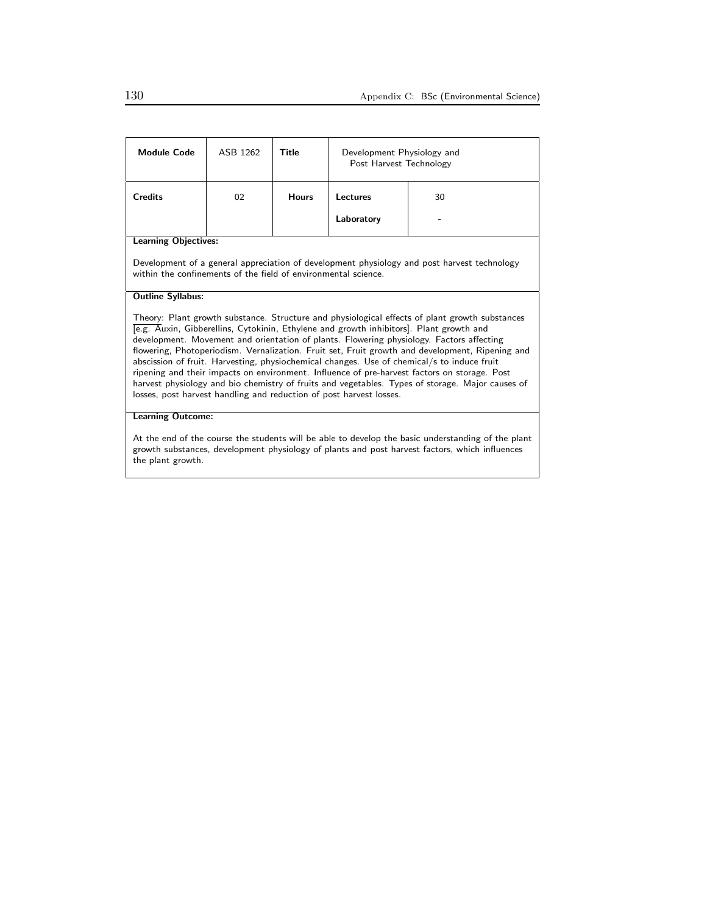| Module Code | ASB 1262 | Title | Development Physiology and Post Harvest Technology | |
|---|---|---|---|---|
| Credits | 02 | Hours | Lectures | 30 |
| | | | Laboratory | - |

**Learning Objectives:**

Development of a general appreciation of development physiology and post harvest technology within the confinements of the field of environmental science.

**Outline Syllabus:**

Theory: Plant growth substance. Structure and physiological effects of plant growth substances [e.g. Auxin, Gibberellins, Cytokinin, Ethylene and growth inhibitors]. Plant growth and development. Movement and orientation of plants. Flowering physiology. Factors affecting flowering, Photoperiodism. Vernalization. Fruit set, Fruit growth and development, Ripening and abscission of fruit. Harvesting, physiochemical changes. Use of chemical/s to induce fruit ripening and their impacts on environment. Influence of pre-harvest factors on storage. Post harvest physiology and bio chemistry of fruits and vegetables. Types of storage. Major causes of losses, post harvest handling and reduction of post harvest losses.

**Learning Outcome:**

At the end of the course the students will be able to develop the basic understanding of the plant growth substances, development physiology of plants and post harvest factors, which influences the plant growth.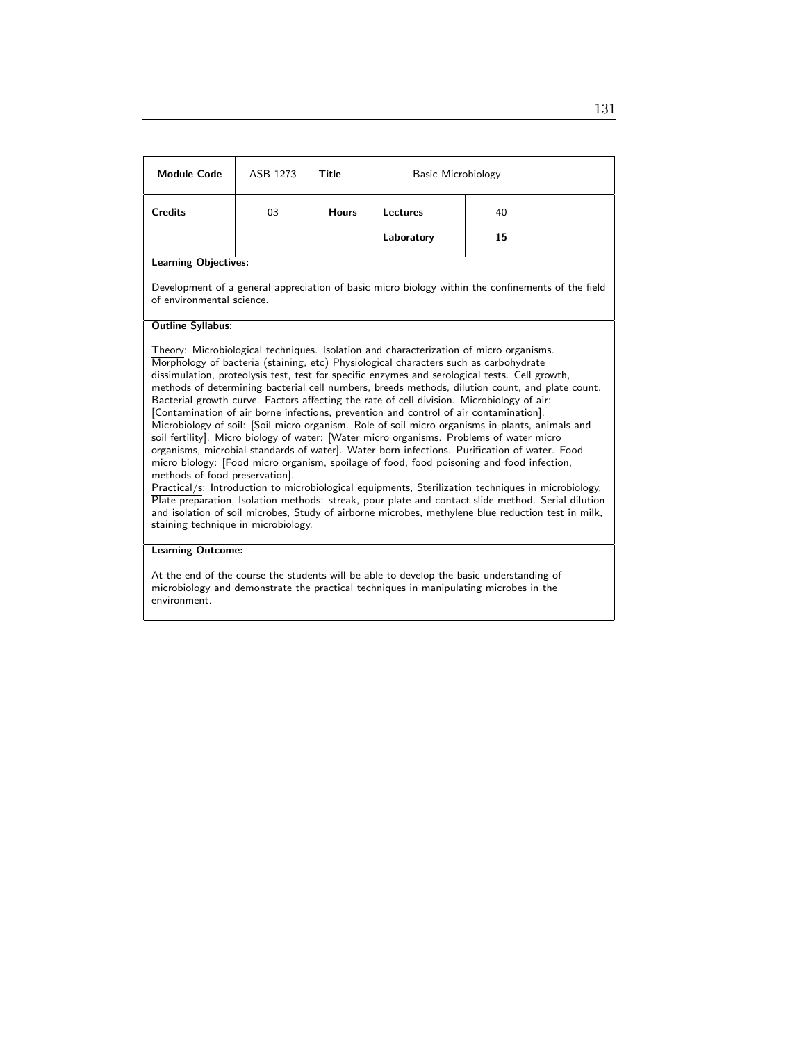| **Module Code** | ASB 1273 | **Title** | Basic Microbiology | |
|---|---|---|---|---|
| **Credits** | 03 | **Hours** | **Lectures**<br>**Laboratory** | 40<br>**15** |

**Learning Objectives:**

Development of a general appreciation of basic micro biology within the confinements of the field of environmental science.

**Outline Syllabus:**

Theory: Microbiological techniques. Isolation and characterization of micro organisms. Morphology of bacteria (staining, etc) Physiological characters such as carbohydrate dissimulation, proteolysis test, test for specific enzymes and serological tests. Cell growth, methods of determining bacterial cell numbers, breeds methods, dilution count, and plate count. Bacterial growth curve. Factors affecting the rate of cell division. Microbiology of air: [Contamination of air borne infections, prevention and control of air contamination]. Microbiology of soil: [Soil micro organism. Role of soil micro organisms in plants, animals and soil fertility]. Micro biology of water: [Water micro organisms. Problems of water micro organisms, microbial standards of water]. Water born infections. Purification of water. Food micro biology: [Food micro organism, spoilage of food, food poisoning and food infection, methods of food preservation].

Practical/s: Introduction to microbiological equipments, Sterilization techniques in microbiology, Plate preparation, Isolation methods: streak, pour plate and contact slide method. Serial dilution and isolation of soil microbes, Study of airborne microbes, methylene blue reduction test in milk, staining technique in microbiology.

**Learning Outcome:**

At the end of the course the students will be able to develop the basic understanding of microbiology and demonstrate the practical techniques in manipulating microbes in the environment.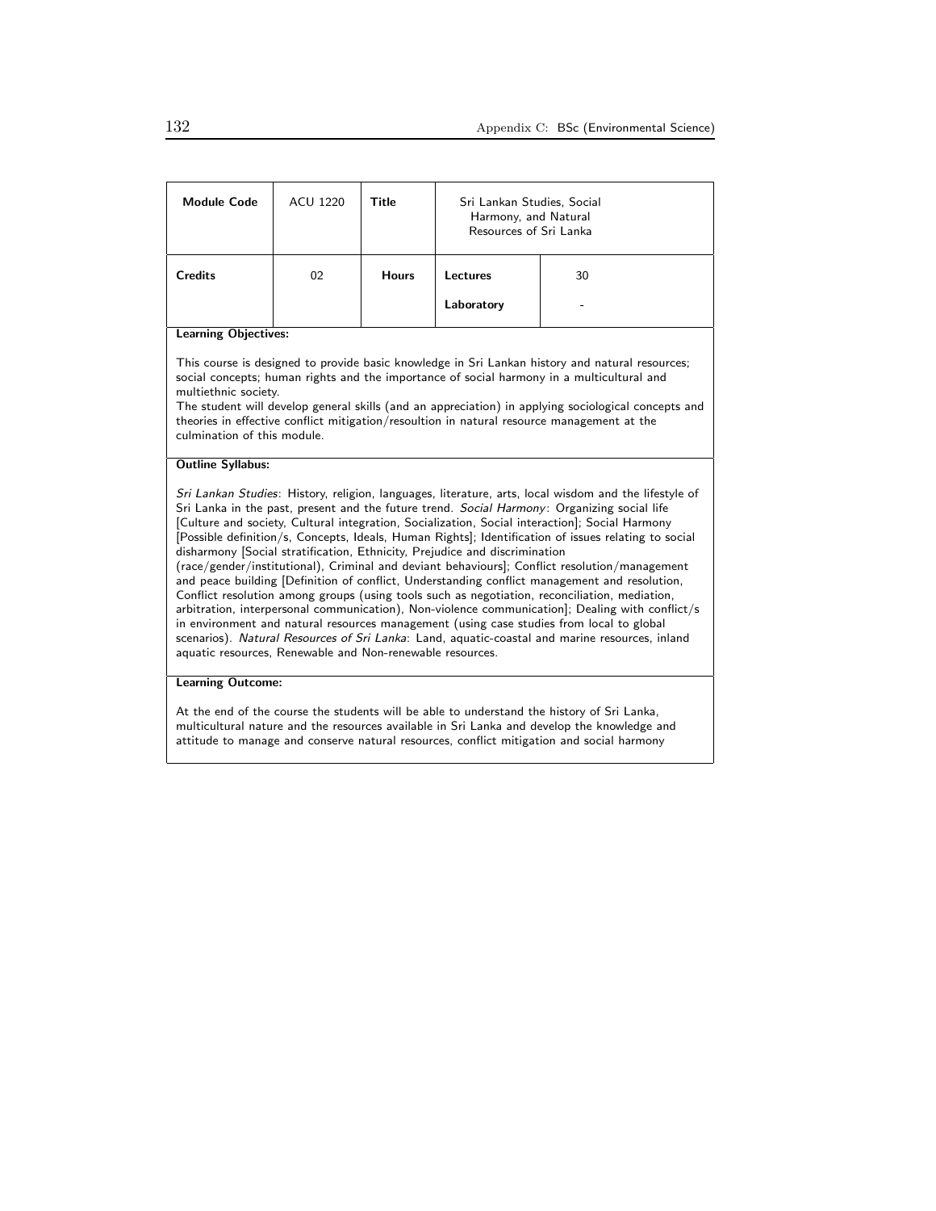| **Module Code** | ACU 1220 | **Title** | Sri Lankan Studies, Social Harmony, and Natural Resources of Sri Lanka | |
|---|---|---|---|---|
| **Credits** | 02 | **Hours** | **Lectures** | 30 |
| | | | **Laboratory** | - |

**Learning Objectives:**

This course is designed to provide basic knowledge in Sri Lankan history and natural resources; social concepts; human rights and the importance of social harmony in a multicultural and multiethnic society.
The student will develop general skills (and an appreciation) in applying sociological concepts and theories in effective conflict mitigation/resoultion in natural resource management at the culmination of this module.

**Outline Syllabus:**

*Sri Lankan Studies*: History, religion, languages, literature, arts, local wisdom and the lifestyle of Sri Lanka in the past, present and the future trend. *Social Harmony*: Organizing social life [Culture and society, Cultural integration, Socialization, Social interaction]; Social Harmony [Possible definition/s, Concepts, Ideals, Human Rights]; Identification of issues relating to social disharmony [Social stratification, Ethnicity, Prejudice and discrimination (race/gender/institutional), Criminal and deviant behaviours]; Conflict resolution/management and peace building [Definition of conflict, Understanding conflict management and resolution, Conflict resolution among groups (using tools such as negotiation, reconciliation, mediation, arbitration, interpersonal communication), Non-violence communication]; Dealing with conflict/s in environment and natural resources management (using case studies from local to global scenarios). *Natural Resources of Sri Lanka*: Land, aquatic-coastal and marine resources, inland aquatic resources, Renewable and Non-renewable resources.

**Learning Outcome:**

At the end of the course the students will be able to understand the history of Sri Lanka, multicultural nature and the resources available in Sri Lanka and develop the knowledge and attitude to manage and conserve natural resources, conflict mitigation and social harmony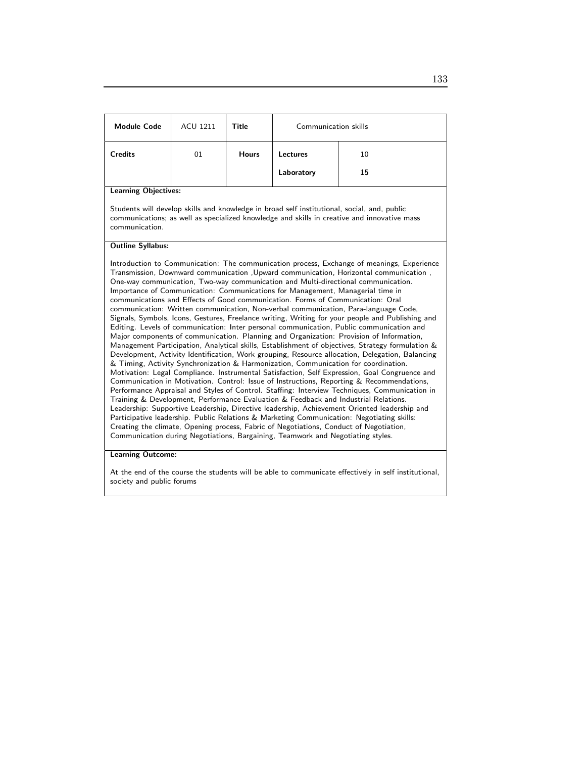| Module Code | ACU 1211 | Title | Communication skills | |
|---|---|---|---|---|
| Credits | 01 | Hours | Lectures | 10 |
| | | | Laboratory | 15 |

**Learning Objectives:**

Students will develop skills and knowledge in broad self institutional, social, and, public communications; as well as specialized knowledge and skills in creative and innovative mass communication.

**Outline Syllabus:**

Introduction to Communication: The communication process, Exchange of meanings, Experience Transmission, Downward communication ,Upward communication, Horizontal communication , One-way communication, Two-way communication and Multi-directional communication. Importance of Communication: Communications for Management, Managerial time in communications and Effects of Good communication. Forms of Communication: Oral communication: Written communication, Non-verbal communication, Para-language Code, Signals, Symbols, Icons, Gestures, Freelance writing, Writing for your people and Publishing and Editing. Levels of communication: Inter personal communication, Public communication and Major components of communication. Planning and Organization: Provision of Information, Management Participation, Analytical skills, Establishment of objectives, Strategy formulation & Development, Activity Identification, Work grouping, Resource allocation, Delegation, Balancing & Timing, Activity Synchronization & Harmonization, Communication for coordination. Motivation: Legal Compliance. Instrumental Satisfaction, Self Expression, Goal Congruence and Communication in Motivation. Control: Issue of Instructions, Reporting & Recommendations, Performance Appraisal and Styles of Control. Staffing: Interview Techniques, Communication in Training & Development, Performance Evaluation & Feedback and Industrial Relations. Leadership: Supportive Leadership, Directive leadership, Achievement Oriented leadership and Participative leadership. Public Relations & Marketing Communication: Negotiating skills: Creating the climate, Opening process, Fabric of Negotiations, Conduct of Negotiation, Communication during Negotiations, Bargaining, Teamwork and Negotiating styles.

**Learning Outcome:**

At the end of the course the students will be able to communicate effectively in self institutional, society and public forums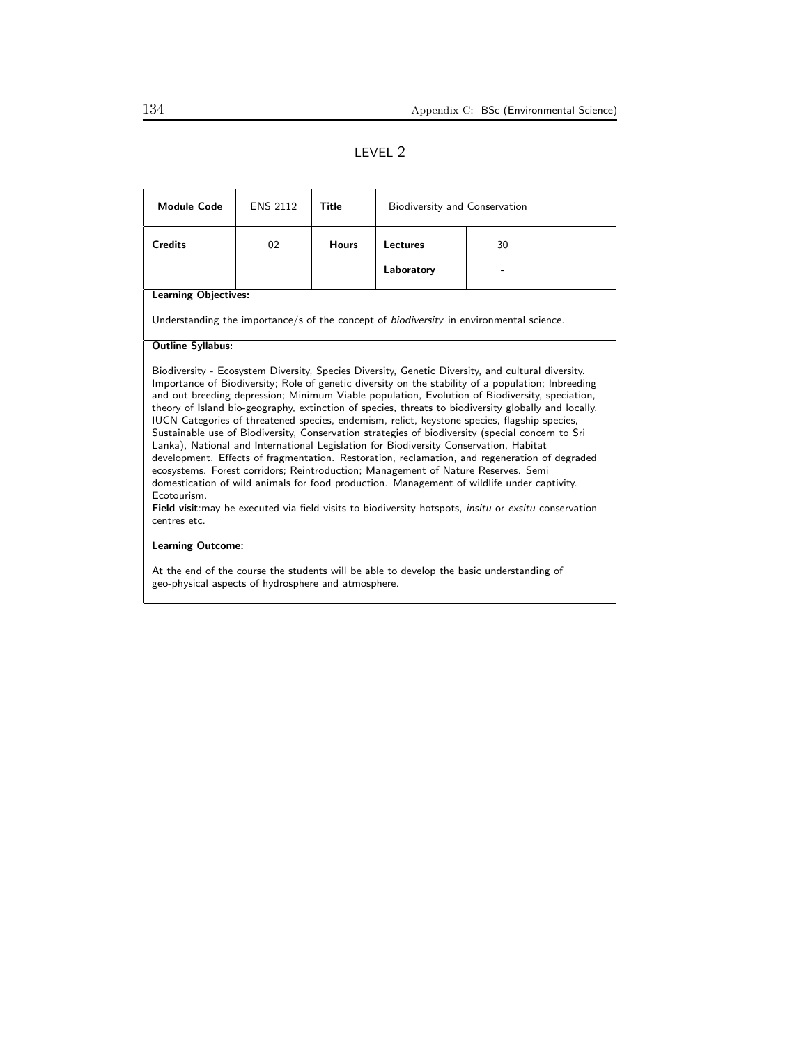## LEVEL 2

| Module Code | ENS 2112 | Title | Biodiversity and Conservation | |
|---|---|---|---|---|
| Credits | 02 | Hours | Lectures | 30 |
| | | | Laboratory | - |

**Learning Objectives:**

Understanding the importance/s of the concept of *biodiversity* in environmental science.

**Outline Syllabus:**

Biodiversity - Ecosystem Diversity, Species Diversity, Genetic Diversity, and cultural diversity. Importance of Biodiversity; Role of genetic diversity on the stability of a population; Inbreeding and out breeding depression; Minimum Viable population, Evolution of Biodiversity, speciation, theory of Island bio-geography, extinction of species, threats to biodiversity globally and locally. IUCN Categories of threatened species, endemism, relict, keystone species, flagship species, Sustainable use of Biodiversity, Conservation strategies of biodiversity (special concern to Sri Lanka), National and International Legislation for Biodiversity Conservation, Habitat development. Effects of fragmentation. Restoration, reclamation, and regeneration of degraded ecosystems. Forest corridors; Reintroduction; Management of Nature Reserves. Semi domestication of wild animals for food production. Management of wildlife under captivity. Ecotourism.

**Field visit**:may be executed via field visits to biodiversity hotspots, *insitu* or *exsitu* conservation centres etc.

**Learning Outcome:**

At the end of the course the students will be able to develop the basic understanding of geo-physical aspects of hydrosphere and atmosphere.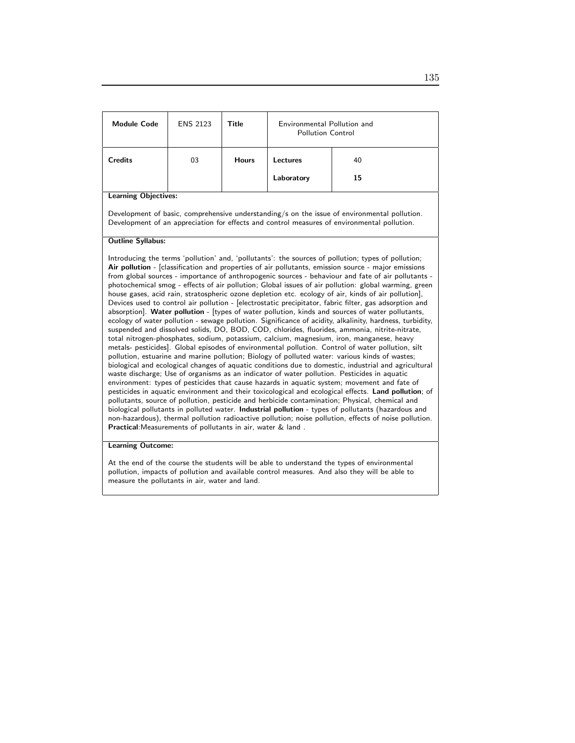| Module Code | ENS 2123 | Title | Environmental Pollution and Pollution Control | |
|---|---|---|---|---|
| Credits | 03 | Hours | Lectures | 40 |
| | | | Laboratory | 15 |

**Learning Objectives:**

Development of basic, comprehensive understanding/s on the issue of environmental pollution. Development of an appreciation for effects and control measures of environmental pollution.

**Outline Syllabus:**

Introducing the terms 'pollution' and, 'pollutants': the sources of pollution; types of pollution; **Air pollution** - [classification and properties of air pollutants, emission source - major emissions from global sources - importance of anthropogenic sources - behaviour and fate of air pollutants - photochemical smog - effects of air pollution; Global issues of air pollution: global warming, green house gases, acid rain, stratospheric ozone depletion etc. ecology of air, kinds of air pollution], Devices used to control air pollution - [electrostatic precipitator, fabric filter, gas adsorption and absorption]. **Water pollution** - [types of water pollution, kinds and sources of water pollutants, ecology of water pollution - sewage pollution. Significance of acidity, alkalinity, hardness, turbidity, suspended and dissolved solids, DO, BOD, COD, chlorides, fluorides, ammonia, nitrite-nitrate, total nitrogen-phosphates, sodium, potassium, calcium, magnesium, iron, manganese, heavy metals- pesticides]. Global episodes of environmental pollution. Control of water pollution, silt pollution, estuarine and marine pollution; Biology of polluted water: various kinds of wastes; biological and ecological changes of aquatic conditions due to domestic, industrial and agricultural waste discharge; Use of organisms as an indicator of water pollution. Pesticides in aquatic environment: types of pesticides that cause hazards in aquatic system; movement and fate of pesticides in aquatic environment and their toxicological and ecological effects. **Land pollution**; of pollutants, source of pollution, pesticide and herbicide contamination; Physical, chemical and biological pollutants in polluted water. **Industrial pollution** - types of pollutants (hazardous and non-hazardous), thermal pollution radioactive pollution; noise pollution, effects of noise pollution. **Practical**:Measurements of pollutants in air, water & land .

**Learning Outcome:**

At the end of the course the students will be able to understand the types of environmental pollution, impacts of pollution and available control measures. And also they will be able to measure the pollutants in air, water and land.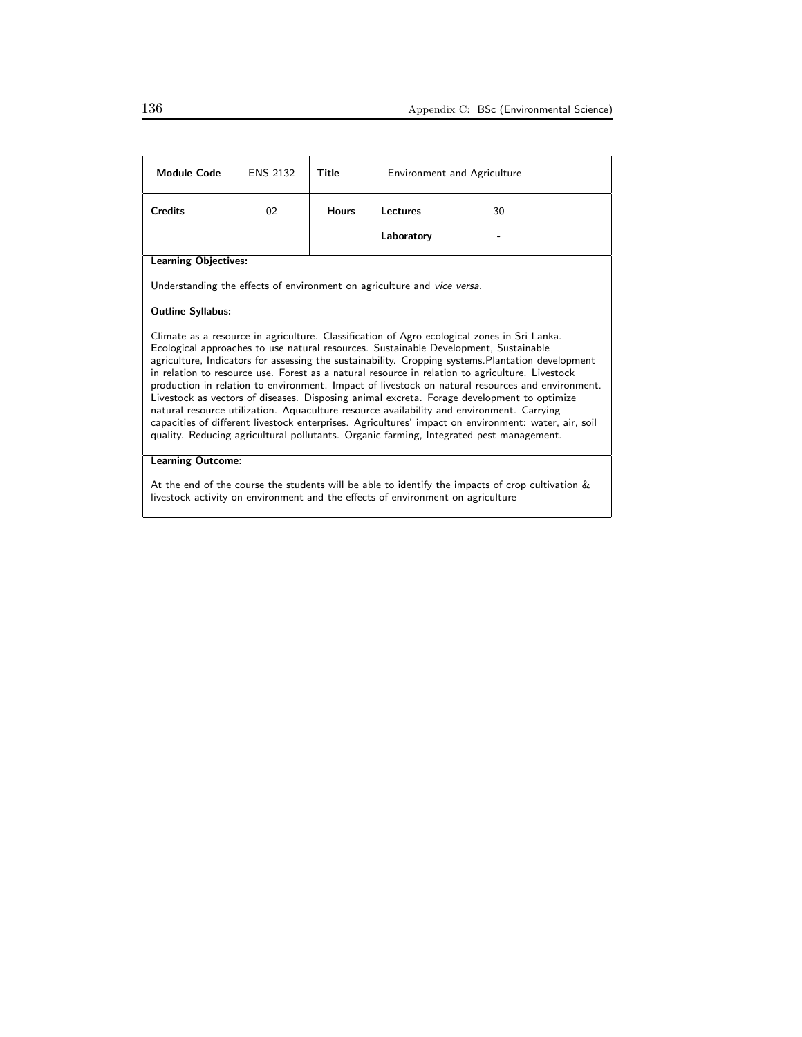| Module Code | ENS 2132 | Title | Environment and Agriculture | |
|---|---|---|---|---|
| Credits | 02 | Hours | Lectures | 30 |
| | | | Laboratory | - |

**Learning Objectives:**

Understanding the effects of environment on agriculture and *vice versa*.

**Outline Syllabus:**

Climate as a resource in agriculture. Classification of Agro ecological zones in Sri Lanka. Ecological approaches to use natural resources. Sustainable Development, Sustainable agriculture, Indicators for assessing the sustainability. Cropping systems.Plantation development in relation to resource use. Forest as a natural resource in relation to agriculture. Livestock production in relation to environment. Impact of livestock on natural resources and environment. Livestock as vectors of diseases. Disposing animal excreta. Forage development to optimize natural resource utilization. Aquaculture resource availability and environment. Carrying capacities of different livestock enterprises. Agricultures' impact on environment: water, air, soil quality. Reducing agricultural pollutants. Organic farming, Integrated pest management.

**Learning Outcome:**

At the end of the course the students will be able to identify the impacts of crop cultivation & livestock activity on environment and the effects of environment on agriculture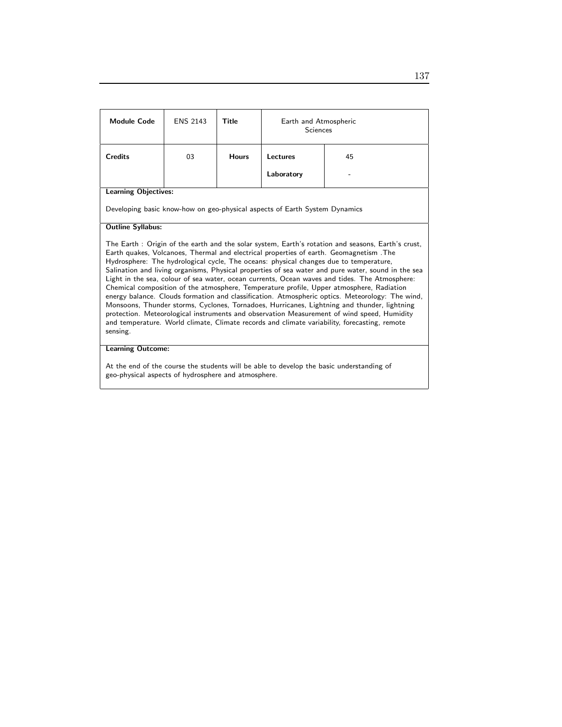| Module Code | ENS 2143 | Title | Earth and Atmospheric Sciences | |
|---|---|---|---|---|
| Credits | 03 | Hours | Lectures | 45 |
| | | | Laboratory | - |

**Learning Objectives:**

Developing basic know-how on geo-physical aspects of Earth System Dynamics

**Outline Syllabus:**

The Earth : Origin of the earth and the solar system, Earth's rotation and seasons, Earth's crust, Earth quakes, Volcanoes, Thermal and electrical properties of earth. Geomagnetism .The Hydrosphere: The hydrological cycle, The oceans: physical changes due to temperature, Salination and living organisms, Physical properties of sea water and pure water, sound in the sea Light in the sea, colour of sea water, ocean currents, Ocean waves and tides. The Atmosphere: Chemical composition of the atmosphere, Temperature profile, Upper atmosphere, Radiation energy balance. Clouds formation and classification. Atmospheric optics. Meteorology: The wind, Monsoons, Thunder storms, Cyclones, Tornadoes, Hurricanes, Lightning and thunder, lightning protection. Meteorological instruments and observation Measurement of wind speed, Humidity and temperature. World climate, Climate records and climate variability, forecasting, remote sensing.

**Learning Outcome:**

At the end of the course the students will be able to develop the basic understanding of geo-physical aspects of hydrosphere and atmosphere.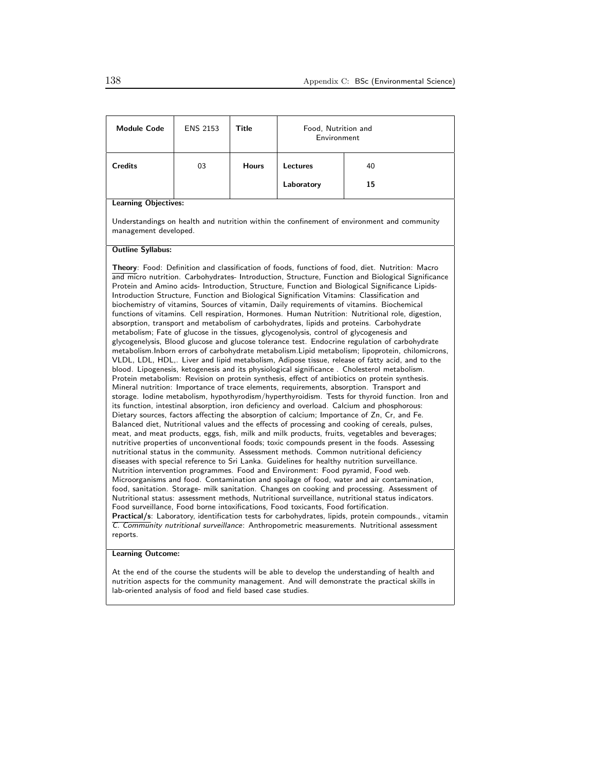| **Module Code** | ENS 2153 | **Title** | Food, Nutrition and Environment | |
|---|---|---|---|---|
| **Credits** | 03 | **Hours** | **Lectures** | 40 |
| | | | **Laboratory** | **15** |

**Learning Objectives:**

Understandings on health and nutrition within the confinement of environment and community management developed.

**Outline Syllabus:**

**Theory**: Food: Definition and classification of foods, functions of food, diet. Nutrition: Macro and micro nutrition. Carbohydrates- Introduction, Structure, Function and Biological Significance Protein and Amino acids- Introduction, Structure, Function and Biological Significance Lipids- Introduction Structure, Function and Biological Signification Vitamins: Classification and biochemistry of vitamins, Sources of vitamin, Daily requirements of vitamins. Biochemical functions of vitamins. Cell respiration, Hormones. Human Nutrition: Nutritional role, digestion, absorption, transport and metabolism of carbohydrates, lipids and proteins. Carbohydrate metabolism; Fate of glucose in the tissues, glycogenolysis, control of glycogenesis and glycogenelysis, Blood glucose and glucose tolerance test. Endocrine regulation of carbohydrate metabolism.Inborn errors of carbohydrate metabolism.Lipid metabolism; lipoprotein, chilomicrons, VLDL, LDL, HDL,. Liver and lipid metabolism, Adipose tissue, release of fatty acid, and to the blood. Lipogenesis, ketogenesis and its physiological significance . Cholesterol metabolism. Protein metabolism: Revision on protein synthesis, effect of antibiotics on protein synthesis. Mineral nutrition: Importance of trace elements, requirements, absorption. Transport and storage. Iodine metabolism, hypothyrodism/hyperthyroidism. Tests for thyroid function. Iron and its function, intestinal absorption, iron deficiency and overload. Calcium and phosphorous: Dietary sources, factors affecting the absorption of calcium; Importance of Zn, Cr, and Fe. Balanced diet, Nutritional values and the effects of processing and cooking of cereals, pulses, meat, and meat products, eggs, fish, milk and milk products, fruits, vegetables and beverages; nutritive properties of unconventional foods; toxic compounds present in the foods. Assessing nutritional status in the community. Assessment methods. Common nutritional deficiency diseases with special reference to Sri Lanka. Guidelines for healthy nutrition surveillance. Nutrition intervention programmes. Food and Environment: Food pyramid, Food web. Microorganisms and food. Contamination and spoilage of food, water and air contamination, food, sanitation. Storage- milk sanitation. Changes on cooking and processing. Assessment of Nutritional status: assessment methods, Nutritional surveillance, nutritional status indicators. Food surveillance, Food borne intoxifications, Food toxicants, Food fortification.
**Practical/s**: Laboratory, identification tests for carbohydrates, lipids, protein compounds., vitamin *C. Community nutritional surveillance*: Anthropometric measurements. Nutritional assessment reports.

**Learning Outcome:**

At the end of the course the students will be able to develop the understanding of health and nutrition aspects for the community management. And will demonstrate the practical skills in lab-oriented analysis of food and field based case studies.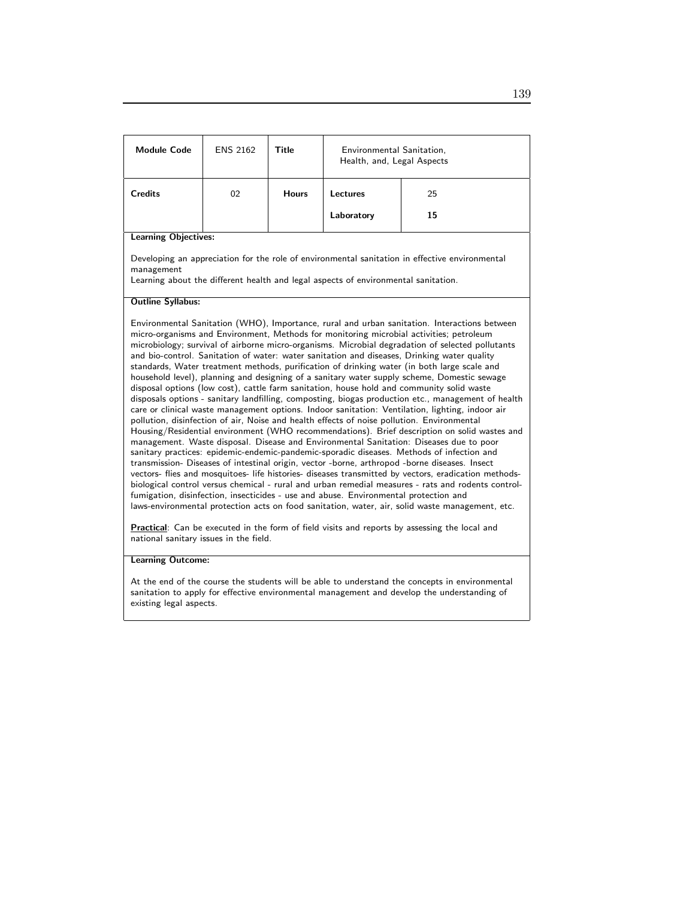| Module Code | ENS 2162 | Title | Environmental Sanitation, Health, and, Legal Aspects | |
|---|---|---|---|---|
| Credits | 02 | Hours | Lectures | 25 |
| | | | Laboratory | **15** |

**Learning Objectives:**

Developing an appreciation for the role of environmental sanitation in effective environmental management
Learning about the different health and legal aspects of environmental sanitation.

**Outline Syllabus:**

Environmental Sanitation (WHO), Importance, rural and urban sanitation. Interactions between micro-organisms and Environment, Methods for monitoring microbial activities; petroleum microbiology; survival of airborne micro-organisms. Microbial degradation of selected pollutants and bio-control. Sanitation of water: water sanitation and diseases, Drinking water quality standards, Water treatment methods, purification of drinking water (in both large scale and household level), planning and designing of a sanitary water supply scheme, Domestic sewage disposal options (low cost), cattle farm sanitation, house hold and community solid waste disposals options - sanitary landfilling, composting, biogas production etc., management of health care or clinical waste management options. Indoor sanitation: Ventilation, lighting, indoor air pollution, disinfection of air, Noise and health effects of noise pollution. Environmental Housing/Residential environment (WHO recommendations). Brief description on solid wastes and management. Waste disposal. Disease and Environmental Sanitation: Diseases due to poor sanitary practices: epidemic-endemic-pandemic-sporadic diseases. Methods of infection and transmission- Diseases of intestinal origin, vector -borne, arthropod -borne diseases. Insect vectors- flies and mosquitoes- life histories- diseases transmitted by vectors, eradication methods- biological control versus chemical - rural and urban remedial measures - rats and rodents control- fumigation, disinfection, insecticides - use and abuse. Environmental protection and laws-environmental protection acts on food sanitation, water, air, solid waste management, etc.

**Practical**: Can be executed in the form of field visits and reports by assessing the local and national sanitary issues in the field.

**Learning Outcome:**

At the end of the course the students will be able to understand the concepts in environmental sanitation to apply for effective environmental management and develop the understanding of existing legal aspects.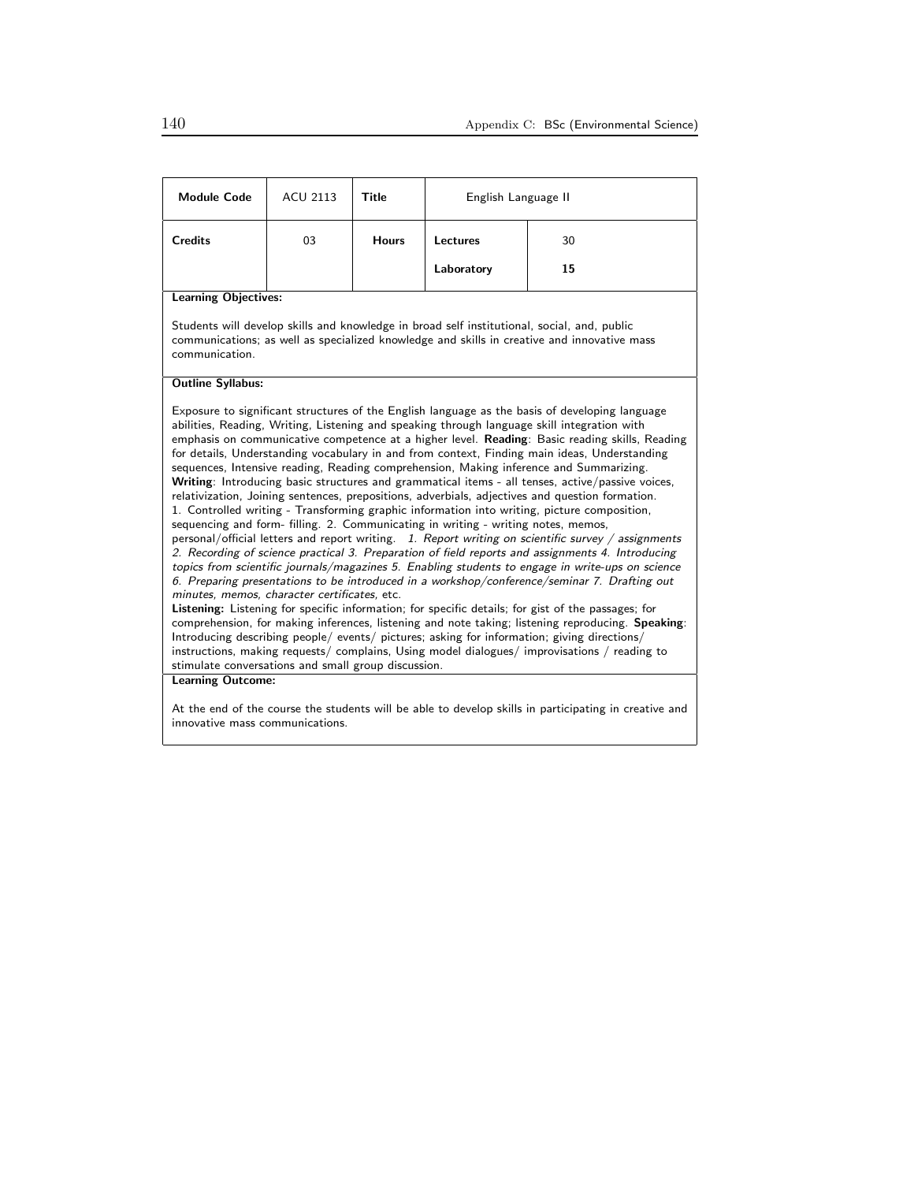| **Module Code** | ACU 2113 | **Title** | English Language II | |
|---|---|---|---|---|
| **Credits** | 03 | **Hours** | **Lectures** | 30 |
| | | | **Laboratory** | **15** |

**Learning Objectives:**

Students will develop skills and knowledge in broad self institutional, social, and, public communications; as well as specialized knowledge and skills in creative and innovative mass communication.

**Outline Syllabus:**

Exposure to significant structures of the English language as the basis of developing language abilities, Reading, Writing, Listening and speaking through language skill integration with emphasis on communicative competence at a higher level. **Reading**: Basic reading skills, Reading for details, Understanding vocabulary in and from context, Finding main ideas, Understanding sequences, Intensive reading, Reading comprehension, Making inference and Summarizing. **Writing**: Introducing basic structures and grammatical items - all tenses, active/passive voices, relativization, Joining sentences, prepositions, adverbials, adjectives and question formation. 1. Controlled writing - Transforming graphic information into writing, picture composition, sequencing and form- filling. 2. Communicating in writing - writing notes, memos, personal/official letters and report writing. *1. Report writing on scientific survey / assignments 2. Recording of science practical 3. Preparation of field reports and assignments 4. Introducing topics from scientific journals/magazines 5. Enabling students to engage in write-ups on science 6. Preparing presentations to be introduced in a workshop/conference/seminar 7. Drafting out minutes, memos, character certificates,* etc.
**Listening:** Listening for specific information; for specific details; for gist of the passages; for comprehension, for making inferences, listening and note taking; listening reproducing. **Speaking**: Introducing describing people/ events/ pictures; asking for information; giving directions/ instructions, making requests/ complains, Using model dialogues/ improvisations / reading to stimulate conversations and small group discussion.

**Learning Outcome:**

At the end of the course the students will be able to develop skills in participating in creative and innovative mass communications.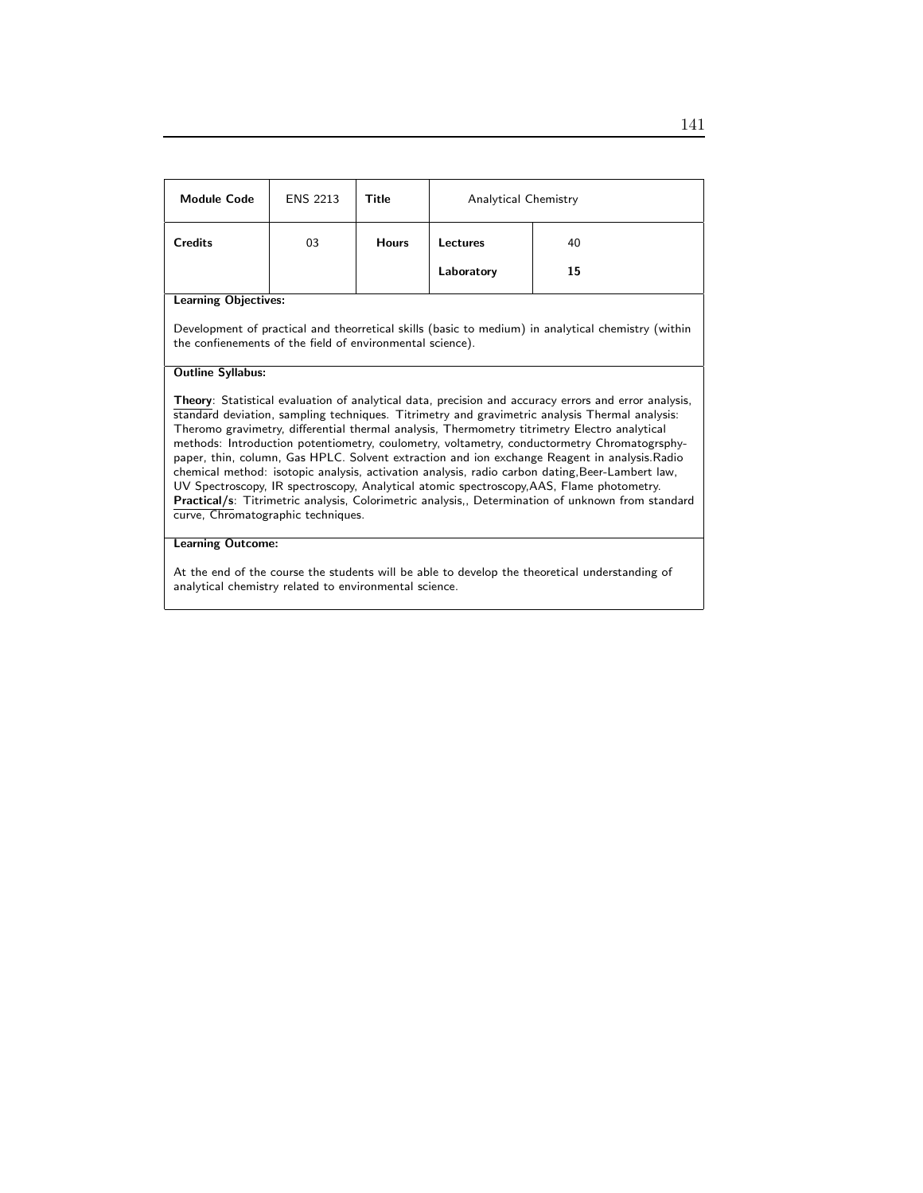| **Module Code** | ENS 2213 | **Title** | Analytical Chemistry | |
|---|---|---|---|---|
| **Credits** | 03 | **Hours** | **Lectures** | 40 |
| | | | **Laboratory** | **15** |

**Learning Objectives:**

Development of practical and theorretical skills (basic to medium) in analytical chemistry (within the confienements of the field of environmental science).

**Outline Syllabus:**

**Theory**: Statistical evaluation of analytical data, precision and accuracy errors and error analysis, standard deviation, sampling techniques. Titrimetry and gravimetric analysis Thermal analysis: Theromo gravimetry, differential thermal analysis, Thermometry titrimetry Electro analytical methods: Introduction potentiometry, coulometry, voltametry, conductormetry Chromatogrsphy-paper, thin, column, Gas HPLC. Solvent extraction and ion exchange Reagent in analysis.Radio chemical method: isotopic analysis, activation analysis, radio carbon dating,Beer-Lambert law, UV Spectroscopy, IR spectroscopy, Analytical atomic spectroscopy,AAS, Flame photometry.
**Practical/s**: Titrimetric analysis, Colorimetric analysis,, Determination of unknown from standard curve, Chromatographic techniques.

**Learning Outcome:**

At the end of the course the students will be able to develop the theoretical understanding of analytical chemistry related to environmental science.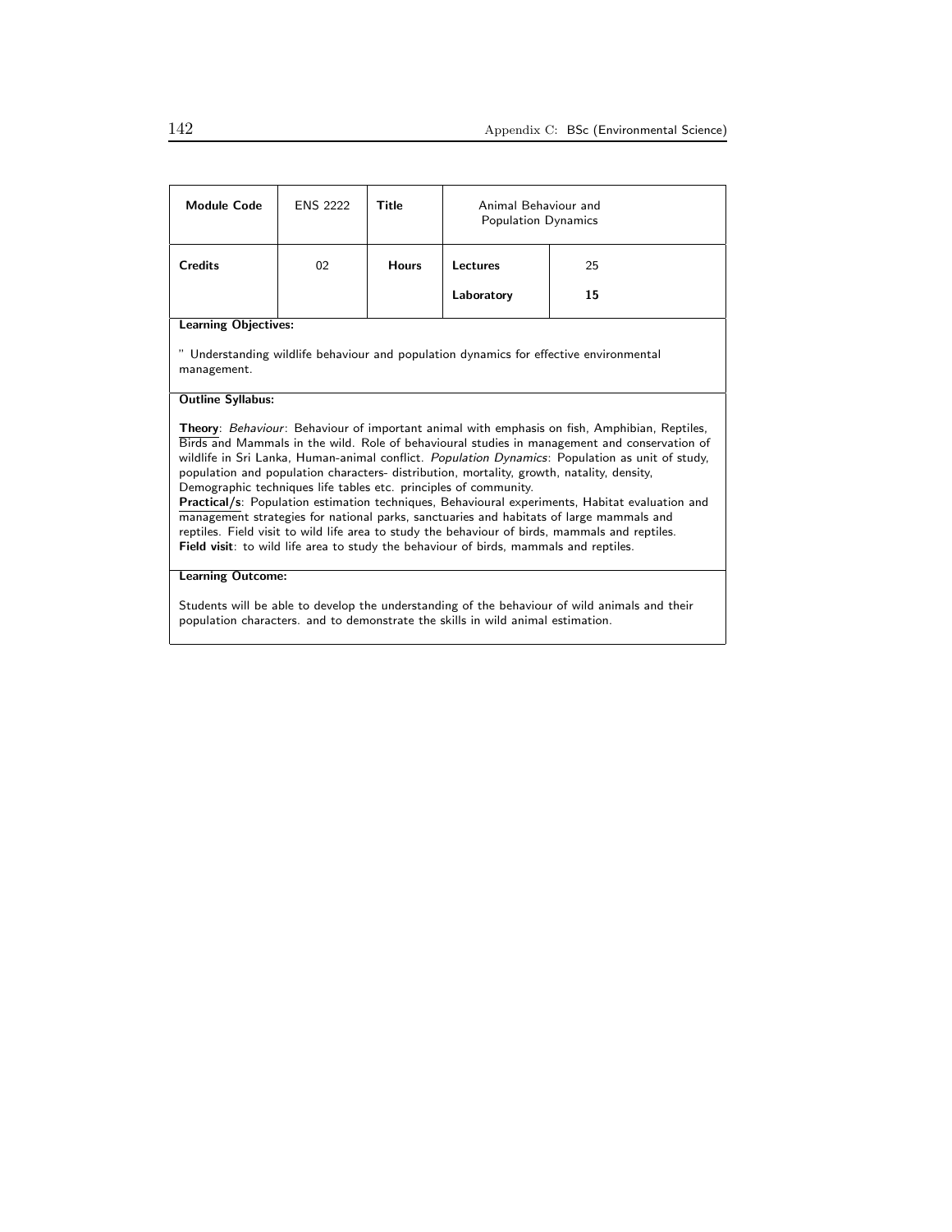| **Module Code** | ENS 2222 | **Title** | Animal Behaviour and Population Dynamics | |
|---|---|---|---|---|
| **Credits** | 02 | **Hours** | **Lectures** | 25 |
| | | | **Laboratory** | **15** |

**Learning Objectives:**

" Understanding wildlife behaviour and population dynamics for effective environmental management.

**Outline Syllabus:**

**Theory**: *Behaviour*: Behaviour of important animal with emphasis on fish, Amphibian, Reptiles, Birds and Mammals in the wild. Role of behavioural studies in management and conservation of wildlife in Sri Lanka, Human-animal conflict. *Population Dynamics*: Population as unit of study, population and population characters- distribution, mortality, growth, natality, density, Demographic techniques life tables etc. principles of community.
**Practical/s**: Population estimation techniques, Behavioural experiments, Habitat evaluation and management strategies for national parks, sanctuaries and habitats of large mammals and reptiles. Field visit to wild life area to study the behaviour of birds, mammals and reptiles.
**Field visit**: to wild life area to study the behaviour of birds, mammals and reptiles.

**Learning Outcome:**

Students will be able to develop the understanding of the behaviour of wild animals and their population characters. and to demonstrate the skills in wild animal estimation.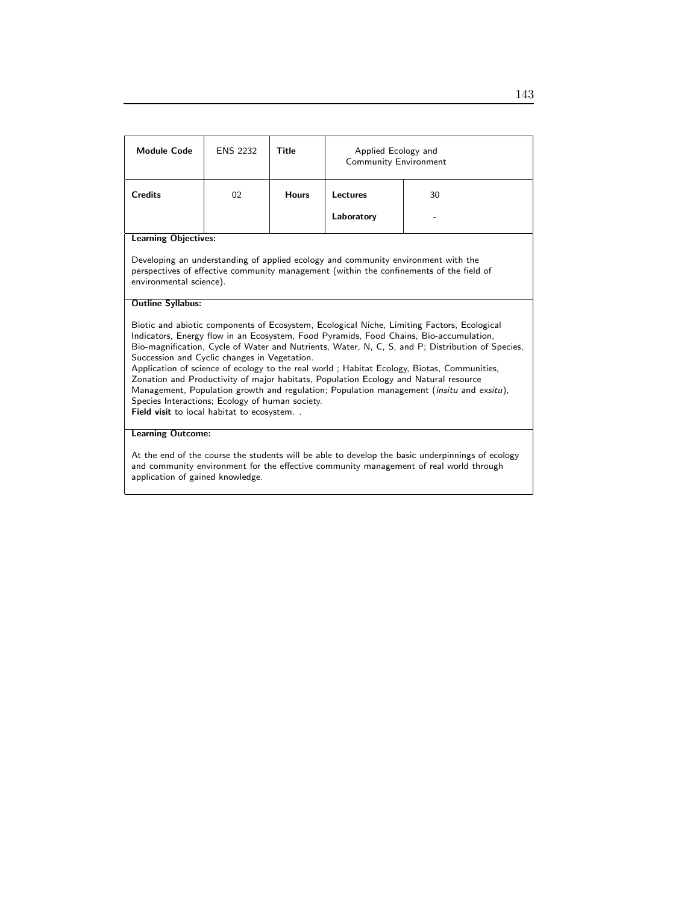| **Module Code** | ENS 2232 | **Title** | Applied Ecology and Community Environment | |
|---|---|---|---|---|
| **Credits** | 02 | **Hours** | **Lectures** | 30 |
| | | | **Laboratory** | - |

**Learning Objectives:**

Developing an understanding of applied ecology and community environment with the perspectives of effective community management (within the confinements of the field of environmental science).

**Outline Syllabus:**

Biotic and abiotic components of Ecosystem, Ecological Niche, Limiting Factors, Ecological Indicators, Energy flow in an Ecosystem, Food Pyramids, Food Chains, Bio-accumulation, Bio-magnification, Cycle of Water and Nutrients, Water, N, C, S, and P; Distribution of Species, Succession and Cyclic changes in Vegetation.
Application of science of ecology to the real world ; Habitat Ecology, Biotas, Communities, Zonation and Productivity of major habitats, Population Ecology and Natural resource Management, Population growth and regulation; Population management (*insitu* and *exsitu*), Species Interactions; Ecology of human society.
**Field visit** to local habitat to ecosystem. .

**Learning Outcome:**

At the end of the course the students will be able to develop the basic underpinnings of ecology and community environment for the effective community management of real world through application of gained knowledge.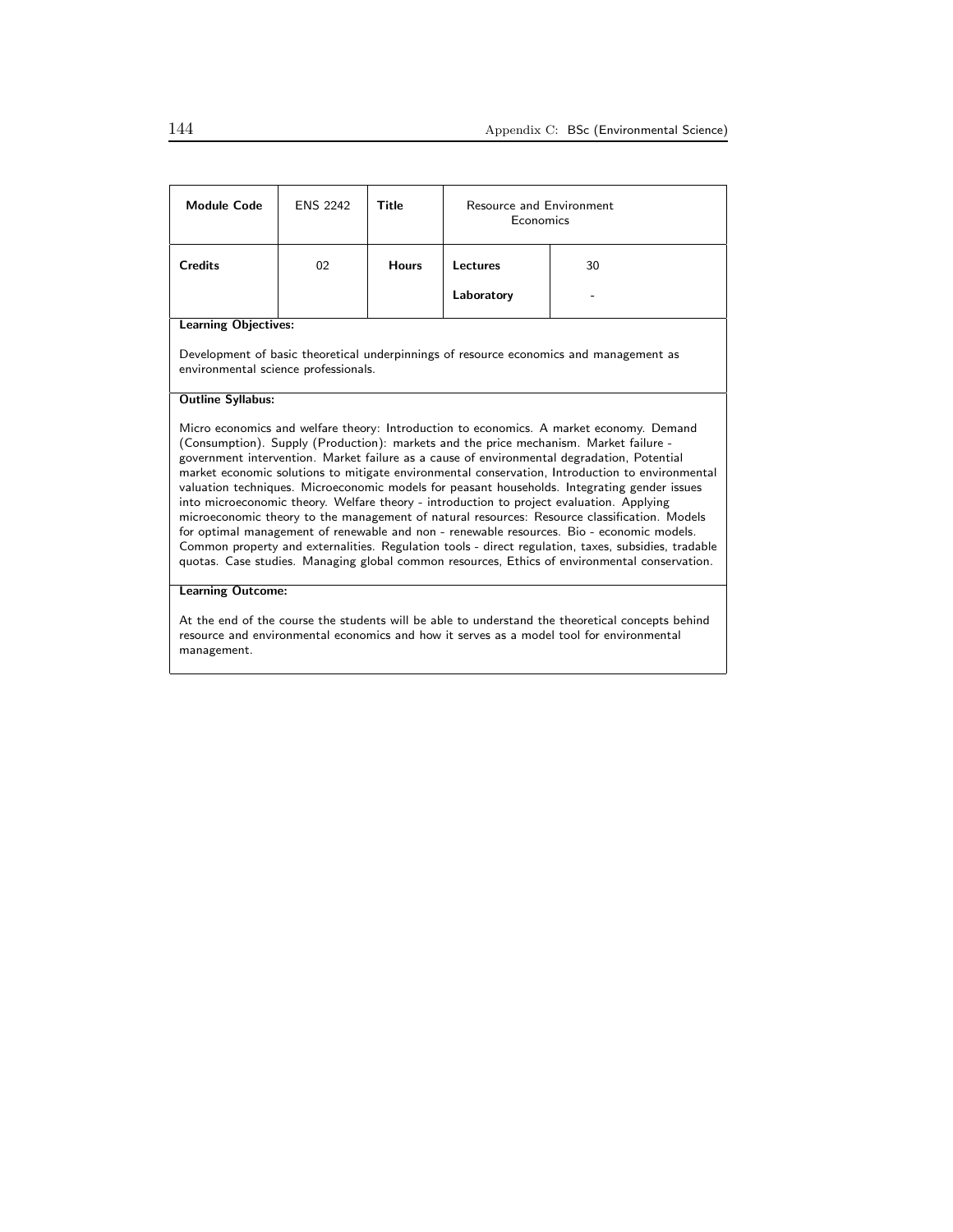| Module Code | ENS 2242 | Title | Resource and Environment Economics | |
|---|---|---|---|---|
| Credits | 02 | Hours | Lectures | 30 |
| | | | Laboratory | - |

**Learning Objectives:**

Development of basic theoretical underpinnings of resource economics and management as environmental science professionals.

**Outline Syllabus:**

Micro economics and welfare theory: Introduction to economics. A market economy. Demand (Consumption). Supply (Production): markets and the price mechanism. Market failure - government intervention. Market failure as a cause of environmental degradation, Potential market economic solutions to mitigate environmental conservation, Introduction to environmental valuation techniques. Microeconomic models for peasant households. Integrating gender issues into microeconomic theory. Welfare theory - introduction to project evaluation. Applying microeconomic theory to the management of natural resources: Resource classification. Models for optimal management of renewable and non - renewable resources. Bio - economic models. Common property and externalities. Regulation tools - direct regulation, taxes, subsidies, tradable quotas. Case studies. Managing global common resources, Ethics of environmental conservation.

**Learning Outcome:**

At the end of the course the students will be able to understand the theoretical concepts behind resource and environmental economics and how it serves as a model tool for environmental management.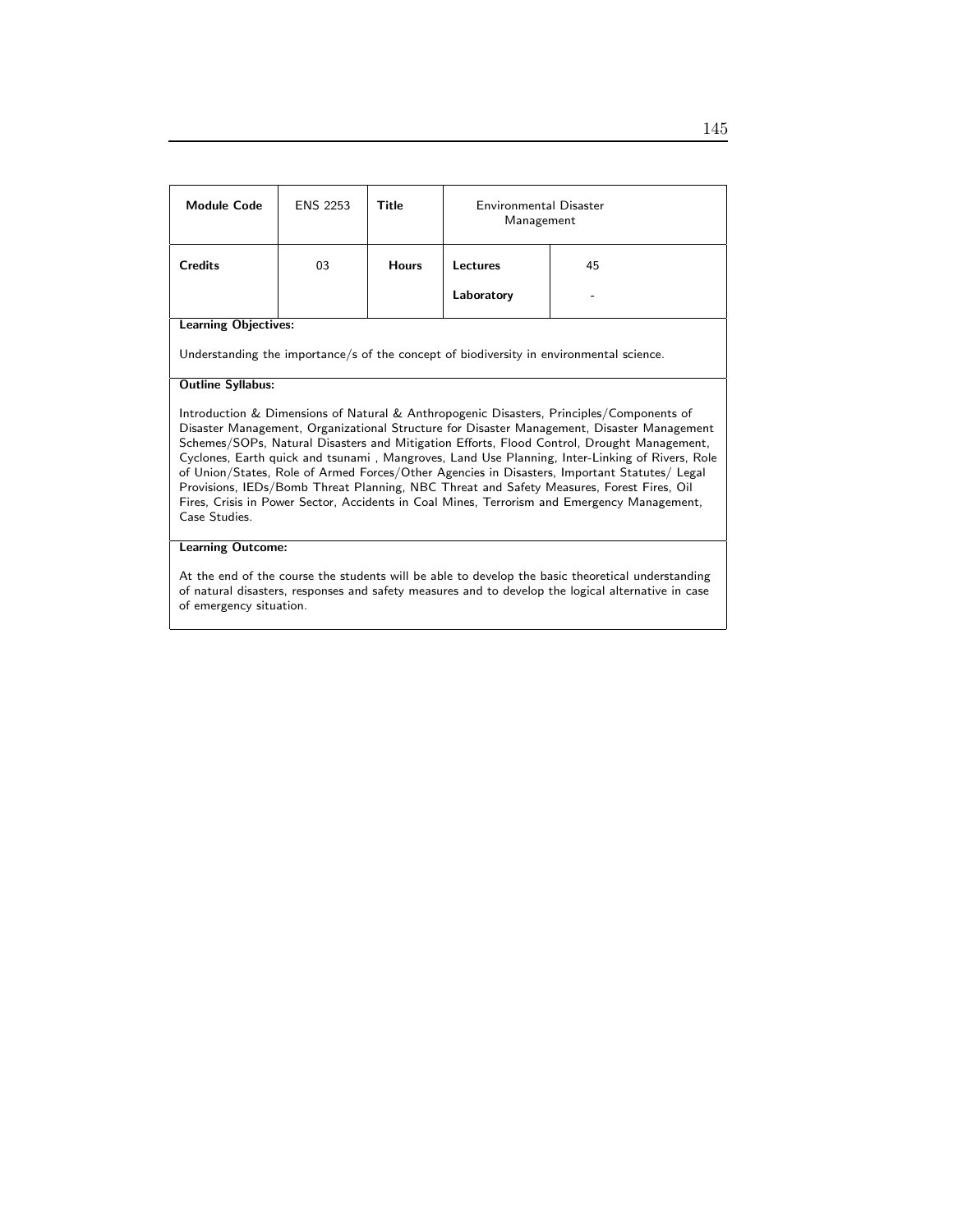| **Module Code** | ENS 2253 | **Title** | Environmental Disaster Management | |
|---|---|---|---|---|
| **Credits** | 03 | **Hours** | **Lectures** | 45 |
| | | | **Laboratory** | - |

**Learning Objectives:**

Understanding the importance/s of the concept of biodiversity in environmental science.

**Outline Syllabus:**

Introduction & Dimensions of Natural & Anthropogenic Disasters, Principles/Components of Disaster Management, Organizational Structure for Disaster Management, Disaster Management Schemes/SOPs, Natural Disasters and Mitigation Efforts, Flood Control, Drought Management, Cyclones, Earth quick and tsunami , Mangroves, Land Use Planning, Inter-Linking of Rivers, Role of Union/States, Role of Armed Forces/Other Agencies in Disasters, Important Statutes/ Legal Provisions, IEDs/Bomb Threat Planning, NBC Threat and Safety Measures, Forest Fires, Oil Fires, Crisis in Power Sector, Accidents in Coal Mines, Terrorism and Emergency Management, Case Studies.

**Learning Outcome:**

At the end of the course the students will be able to develop the basic theoretical understanding of natural disasters, responses and safety measures and to develop the logical alternative in case of emergency situation.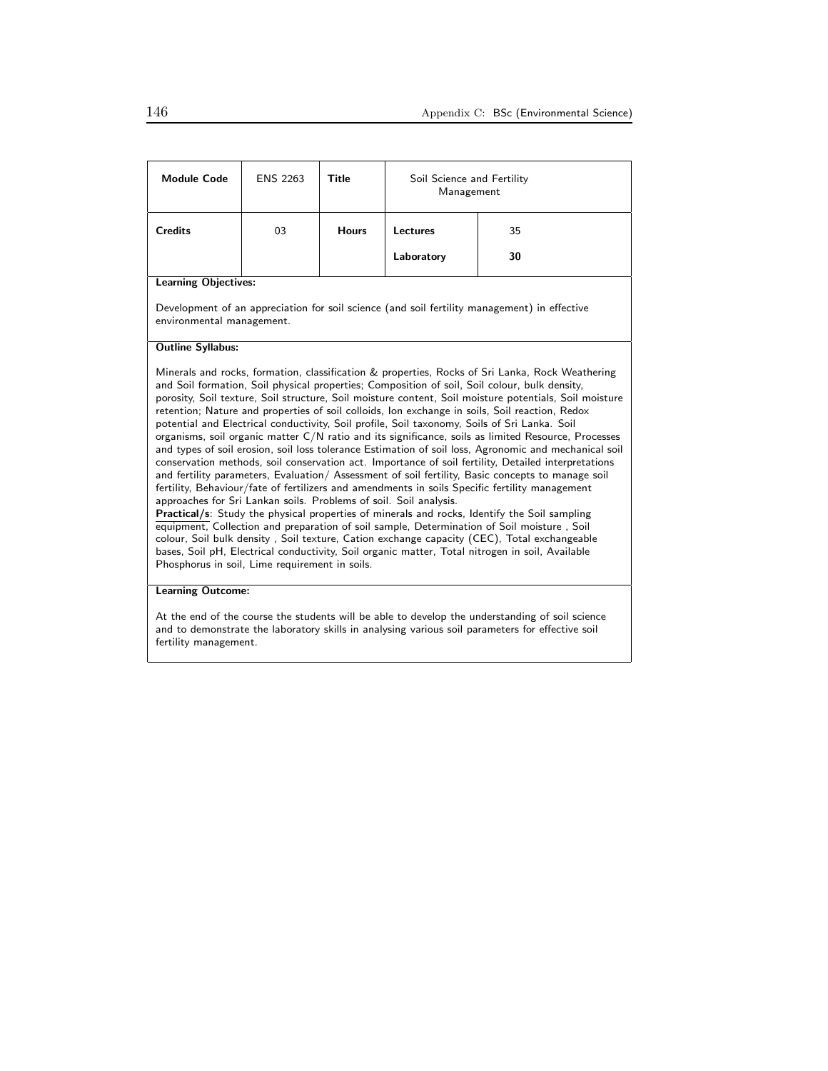| Module Code | ENS 2263 | Title | Soil Science and Fertility Management | |
|---|---|---|---|---|
| Credits | 03 | Hours | Lectures | 35 |
| | | | Laboratory | 30 |

**Learning Objectives:**

Development of an appreciation for soil science (and soil fertility management) in effective environmental management.

**Outline Syllabus:**

Minerals and rocks, formation, classification & properties, Rocks of Sri Lanka, Rock Weathering and Soil formation, Soil physical properties; Composition of soil, Soil colour, bulk density, porosity, Soil texture, Soil structure, Soil moisture content, Soil moisture potentials, Soil moisture retention; Nature and properties of soil colloids, Ion exchange in soils, Soil reaction, Redox potential and Electrical conductivity, Soil profile, Soil taxonomy, Soils of Sri Lanka. Soil organisms, soil organic matter C/N ratio and its significance, soils as limited Resource, Processes and types of soil erosion, soil loss tolerance Estimation of soil loss, Agronomic and mechanical soil conservation methods, soil conservation act. Importance of soil fertility, Detailed interpretations and fertility parameters, Evaluation/ Assessment of soil fertility, Basic concepts to manage soil fertility, Behaviour/fate of fertilizers and amendments in soils Specific fertility management approaches for Sri Lankan soils. Problems of soil. Soil analysis.

**Practical/s**: Study the physical properties of minerals and rocks, Identify the Soil sampling equipment, Collection and preparation of soil sample, Determination of Soil moisture , Soil colour, Soil bulk density , Soil texture, Cation exchange capacity (CEC), Total exchangeable bases, Soil pH, Electrical conductivity, Soil organic matter, Total nitrogen in soil, Available Phosphorus in soil, Lime requirement in soils.

**Learning Outcome:**

At the end of the course the students will be able to develop the understanding of soil science and to demonstrate the laboratory skills in analysing various soil parameters for effective soil fertility management.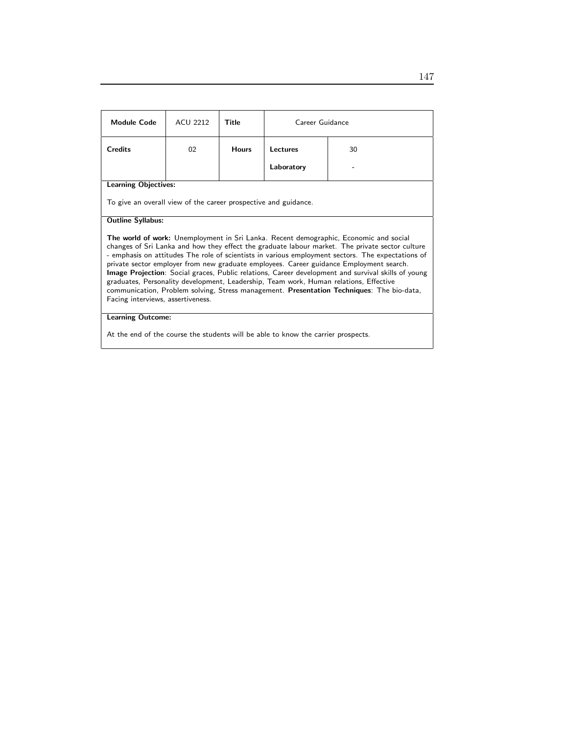| **Module Code** | ACU 2212 | **Title** | Career Guidance | |
|---|---|---|---|---|
| **Credits** | 02 | **Hours** | **Lectures** | 30 |
| | | | **Laboratory** | - |

**Learning Objectives:**

To give an overall view of the career prospective and guidance.

**Outline Syllabus:**

**The world of work:** Unemployment in Sri Lanka. Recent demographic, Economic and social changes of Sri Lanka and how they effect the graduate labour market. The private sector culture - emphasis on attitudes The role of scientists in various employment sectors. The expectations of private sector employer from new graduate employees. Career guidance Employment search. **Image Projection**: Social graces, Public relations, Career development and survival skills of young graduates, Personality development, Leadership, Team work, Human relations, Effective communication, Problem solving, Stress management. **Presentation Techniques**: The bio-data, Facing interviews, assertiveness.

**Learning Outcome:**

At the end of the course the students will be able to know the carrier prospects.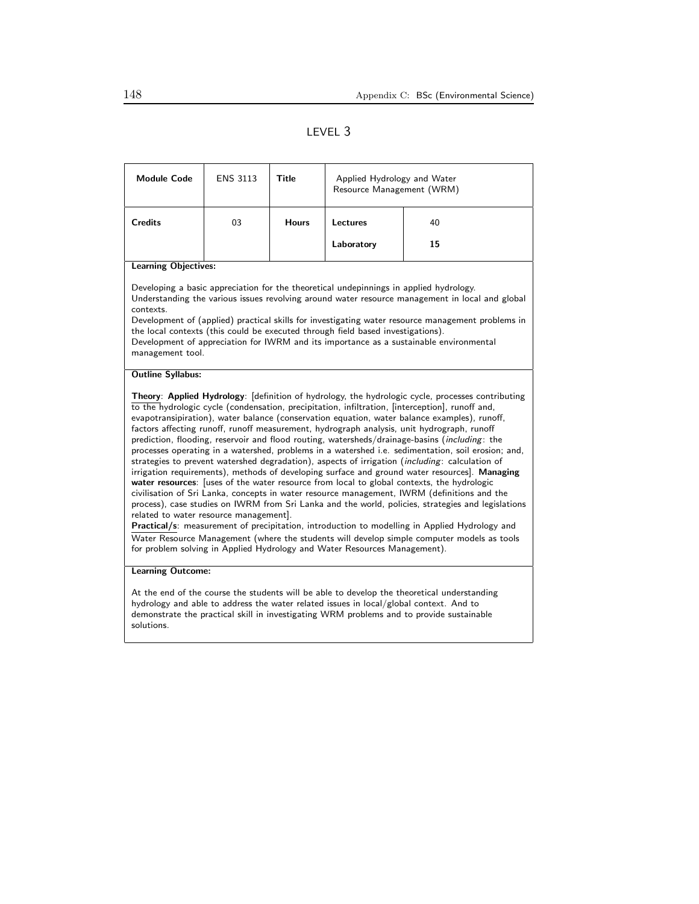## LEVEL 3

| Module Code | ENS 3113 | Title | Applied Hydrology and Water Resource Management (WRM) | |
|---|---|---|---|---|
| Credits | 03 | Hours | Lectures | 40 |
| | | | Laboratory | **15** |

**Learning Objectives:**

Developing a basic appreciation for the theoretical undepinnings in applied hydrology.
Understanding the various issues revolving around water resource management in local and global contexts.
Development of (applied) practical skills for investigating water resource management problems in the local contexts (this could be executed through field based investigations).
Development of appreciation for IWRM and its importance as a sustainable environmental management tool.

**Outline Syllabus:**

**Theory**: **Applied Hydrology**: [definition of hydrology, the hydrologic cycle, processes contributing to the hydrologic cycle (condensation, precipitation, infiltration, [interception], runoff and, evapotransipiration), water balance (conservation equation, water balance examples), runoff, factors affecting runoff, runoff measurement, hydrograph analysis, unit hydrograph, runoff prediction, flooding, reservoir and flood routing, watersheds/drainage-basins (*including*: the processes operating in a watershed, problems in a watershed i.e. sedimentation, soil erosion; and, strategies to prevent watershed degradation), aspects of irrigation (*including*: calculation of irrigation requirements), methods of developing surface and ground water resources]. **Managing water resources**: [uses of the water resource from local to global contexts, the hydrologic civilisation of Sri Lanka, concepts in water resource management, IWRM (definitions and the process), case studies on IWRM from Sri Lanka and the world, policies, strategies and legislations related to water resource management].
**Practical/s**: measurement of precipitation, introduction to modelling in Applied Hydrology and Water Resource Management (where the students will develop simple computer models as tools for problem solving in Applied Hydrology and Water Resources Management).

**Learning Outcome:**

At the end of the course the students will be able to develop the theoretical understanding hydrology and able to address the water related issues in local/global context. And to demonstrate the practical skill in investigating WRM problems and to provide sustainable solutions.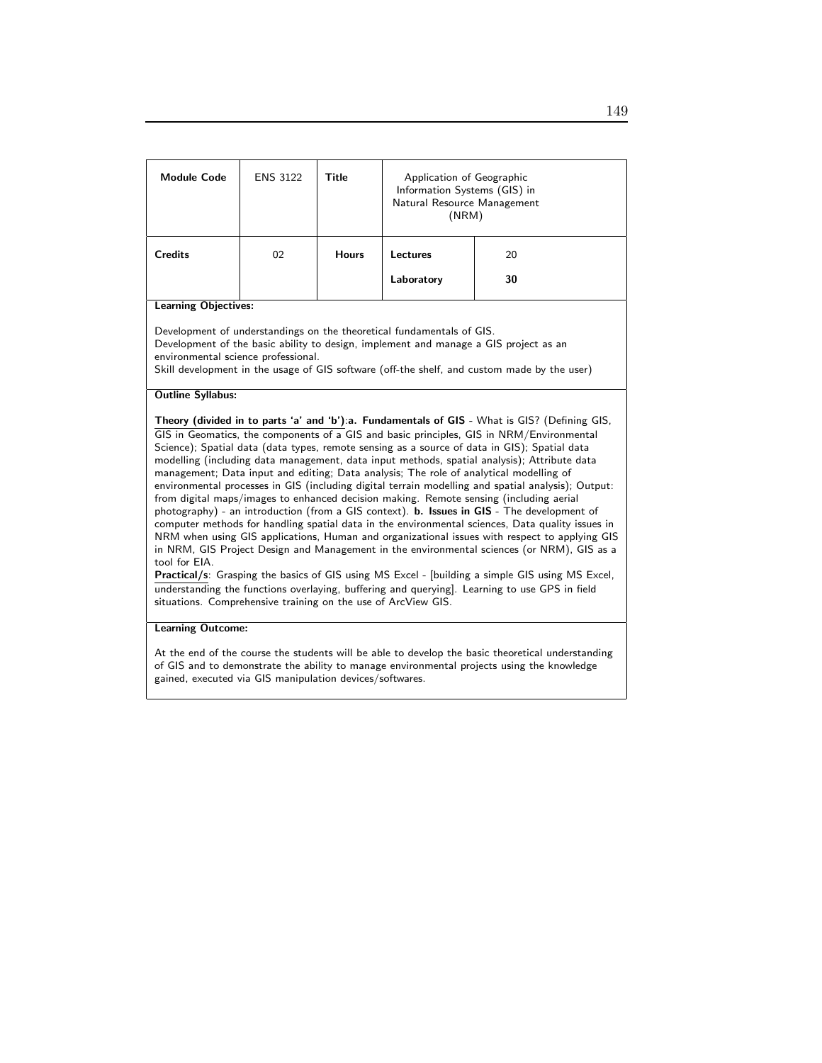| **Module Code** | ENS 3122 | **Title** | Application of Geographic Information Systems (GIS) in Natural Resource Management (NRM) | |
|---|---|---|---|---|
| **Credits** | 02 | **Hours** | **Lectures** | 20 |
| | | | **Laboratory** | **30** |

**Learning Objectives:**

Development of understandings on the theoretical fundamentals of GIS.
Development of the basic ability to design, implement and manage a GIS project as an environmental science professional.
Skill development in the usage of GIS software (off-the shelf, and custom made by the user)

**Outline Syllabus:**

**Theory (divided in to parts 'a' and 'b')**:**a. Fundamentals of GIS** - What is GIS? (Defining GIS, GIS in Geomatics, the components of a GIS and basic principles, GIS in NRM/Environmental Science); Spatial data (data types, remote sensing as a source of data in GIS); Spatial data modelling (including data management, data input methods, spatial analysis); Attribute data management; Data input and editing; Data analysis; The role of analytical modelling of environmental processes in GIS (including digital terrain modelling and spatial analysis); Output: from digital maps/images to enhanced decision making. Remote sensing (including aerial photography) - an introduction (from a GIS context). **b. Issues in GIS** - The development of computer methods for handling spatial data in the environmental sciences, Data quality issues in NRM when using GIS applications, Human and organizational issues with respect to applying GIS in NRM, GIS Project Design and Management in the environmental sciences (or NRM), GIS as a tool for EIA.
**Practical/s**: Grasping the basics of GIS using MS Excel - [building a simple GIS using MS Excel, understanding the functions overlaying, buffering and querying]. Learning to use GPS in field situations. Comprehensive training on the use of ArcView GIS.

**Learning Outcome:**

At the end of the course the students will be able to develop the basic theoretical understanding of GIS and to demonstrate the ability to manage environmental projects using the knowledge gained, executed via GIS manipulation devices/softwares.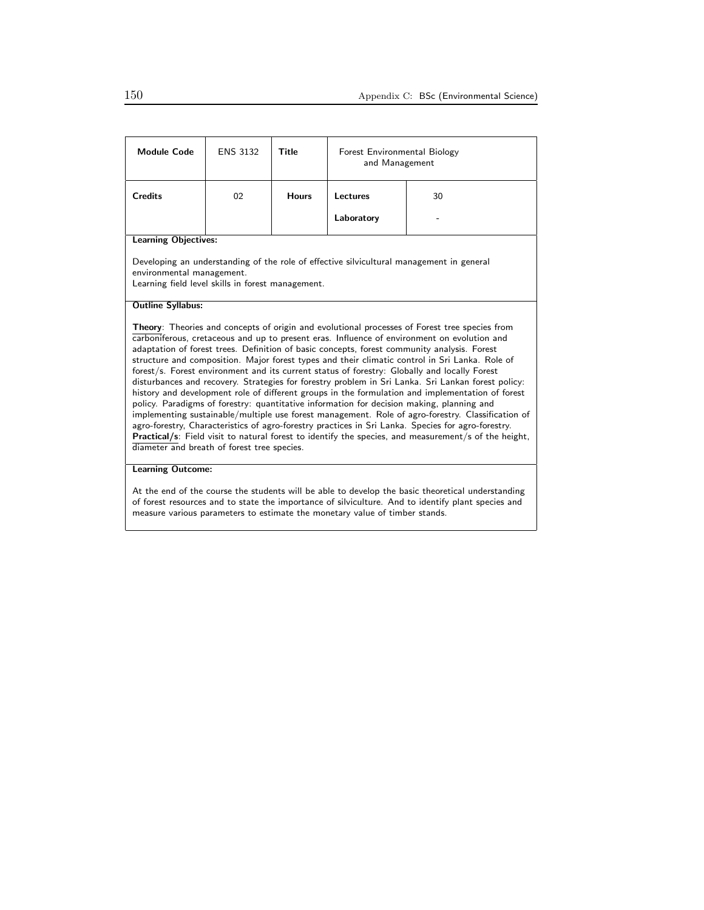| **Module Code** | ENS 3132 | **Title** | Forest Environmental Biology and Management | |
|---|---|---|---|---|
| **Credits** | 02 | **Hours** | **Lectures** | 30 |
| | | | **Laboratory** | - |

**Learning Objectives:**

Developing an understanding of the role of effective silvicultural management in general environmental management.
Learning field level skills in forest management.

**Outline Syllabus:**

**Theory**: Theories and concepts of origin and evolutional processes of Forest tree species from carboniferous, cretaceous and up to present eras. Influence of environment on evolution and adaptation of forest trees. Definition of basic concepts, forest community analysis. Forest structure and composition. Major forest types and their climatic control in Sri Lanka. Role of forest/s. Forest environment and its current status of forestry: Globally and locally Forest disturbances and recovery. Strategies for forestry problem in Sri Lanka. Sri Lankan forest policy: history and development role of different groups in the formulation and implementation of forest policy. Paradigms of forestry: quantitative information for decision making, planning and implementing sustainable/multiple use forest management. Role of agro-forestry. Classification of agro-forestry, Characteristics of agro-forestry practices in Sri Lanka. Species for agro-forestry.
**Practical/s**: Field visit to natural forest to identify the species, and measurement/s of the height, diameter and breath of forest tree species.

**Learning Outcome:**

At the end of the course the students will be able to develop the basic theoretical understanding of forest resources and to state the importance of silviculture. And to identify plant species and measure various parameters to estimate the monetary value of timber stands.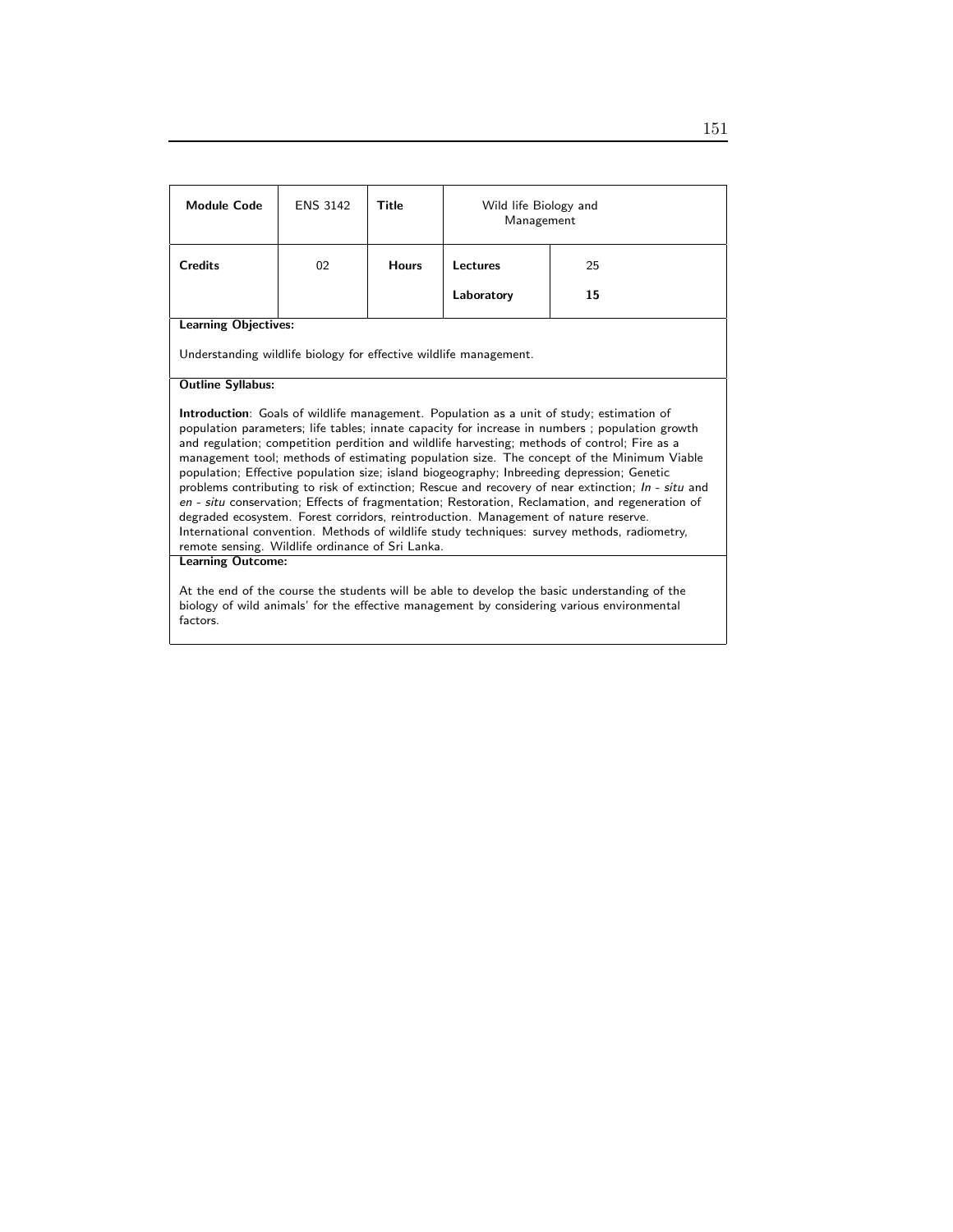| **Module Code** | ENS 3142 | **Title** | Wild life Biology and Management | |
|---|---|---|---|---|
| **Credits** | 02 | **Hours** | **Lectures** | 25 |
| | | | **Laboratory** | **15** |

**Learning Objectives:**

Understanding wildlife biology for effective wildlife management.

**Outline Syllabus:**

**Introduction**: Goals of wildlife management. Population as a unit of study; estimation of population parameters; life tables; innate capacity for increase in numbers ; population growth and regulation; competition perdition and wildlife harvesting; methods of control; Fire as a management tool; methods of estimating population size. The concept of the Minimum Viable population; Effective population size; island biogeography; Inbreeding depression; Genetic problems contributing to risk of extinction; Rescue and recovery of near extinction; *In - situ* and *en - situ* conservation; Effects of fragmentation; Restoration, Reclamation, and regeneration of degraded ecosystem. Forest corridors, reintroduction. Management of nature reserve. International convention. Methods of wildlife study techniques: survey methods, radiometry, remote sensing. Wildlife ordinance of Sri Lanka.

**Learning Outcome:**

At the end of the course the students will be able to develop the basic understanding of the biology of wild animals' for the effective management by considering various environmental factors.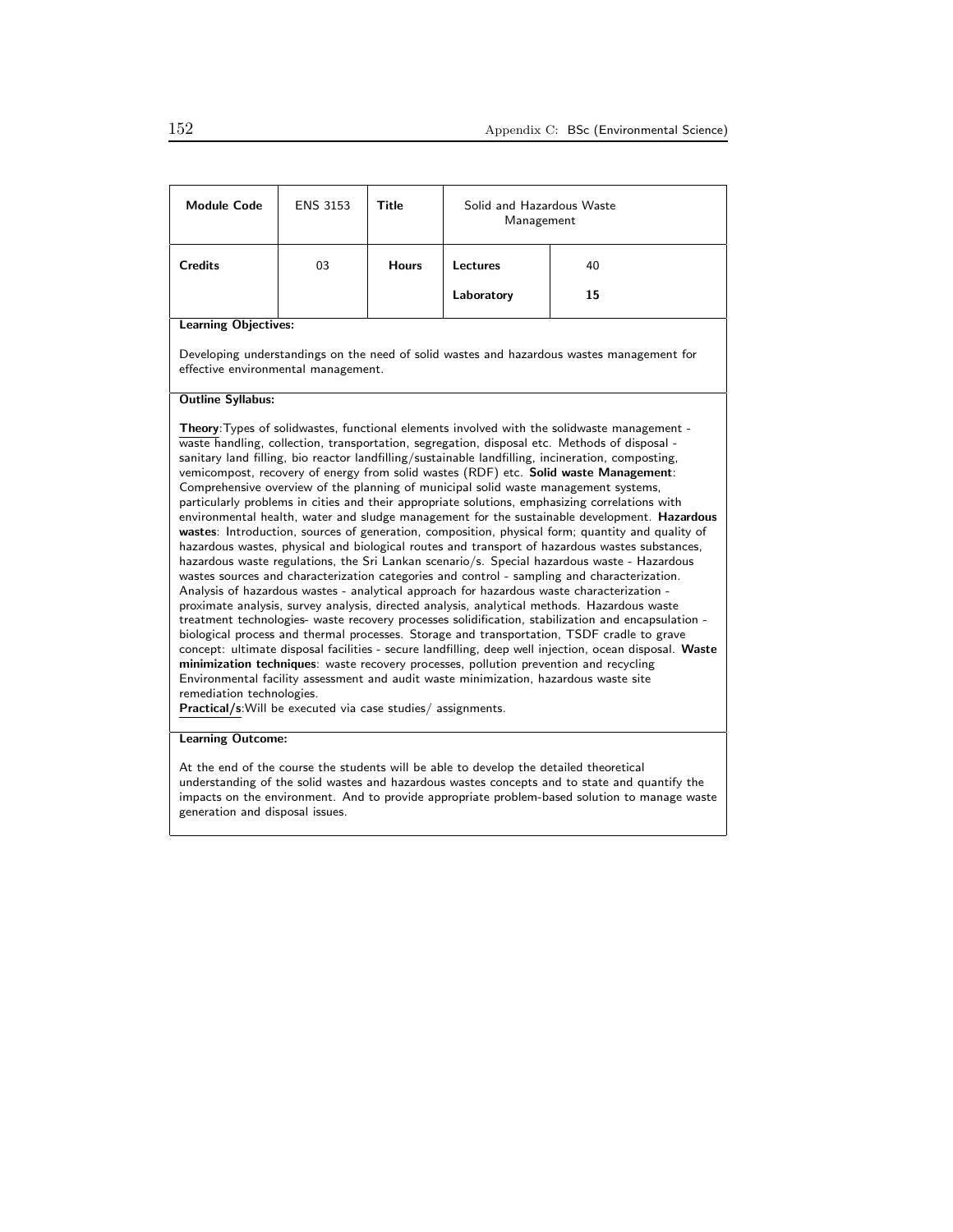| Module Code | ENS 3153 | Title | Solid and Hazardous Waste Management | |
|---|---|---|---|---|
| **Credits** | 03 | **Hours** | **Lectures** | 40 |
| | | | **Laboratory** | **15** |

**Learning Objectives:**

Developing understandings on the need of solid wastes and hazardous wastes management for effective environmental management.

**Outline Syllabus:**

**Theory**:Types of solidwastes, functional elements involved with the solidwaste management - waste handling, collection, transportation, segregation, disposal etc. Methods of disposal - sanitary land filling, bio reactor landfilling/sustainable landfilling, incineration, composting, vemicompost, recovery of energy from solid wastes (RDF) etc. **Solid waste Management**: Comprehensive overview of the planning of municipal solid waste management systems, particularly problems in cities and their appropriate solutions, emphasizing correlations with environmental health, water and sludge management for the sustainable development. **Hazardous wastes**: Introduction, sources of generation, composition, physical form; quantity and quality of hazardous wastes, physical and biological routes and transport of hazardous wastes substances, hazardous waste regulations, the Sri Lankan scenario/s. Special hazardous waste - Hazardous wastes sources and characterization categories and control - sampling and characterization. Analysis of hazardous wastes - analytical approach for hazardous waste characterization - proximate analysis, survey analysis, directed analysis, analytical methods. Hazardous waste treatment technologies- waste recovery processes solidification, stabilization and encapsulation - biological process and thermal processes. Storage and transportation, TSDF cradle to grave concept: ultimate disposal facilities - secure landfilling, deep well injection, ocean disposal. **Waste minimization techniques**: waste recovery processes, pollution prevention and recycling Environmental facility assessment and audit waste minimization, hazardous waste site remediation technologies.

**Practical/s**:Will be executed via case studies/ assignments.

**Learning Outcome:**

At the end of the course the students will be able to develop the detailed theoretical understanding of the solid wastes and hazardous wastes concepts and to state and quantify the impacts on the environment. And to provide appropriate problem-based solution to manage waste generation and disposal issues.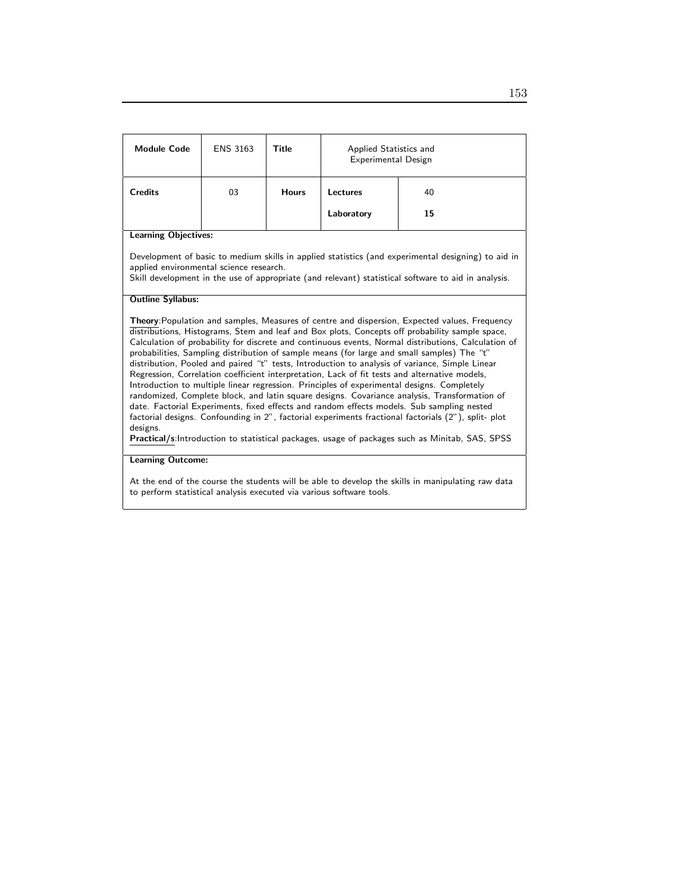| **Module Code** | ENS 3163 | **Title** | Applied Statistics and Experimental Design | |
|---|---|---|---|---|
| **Credits** | 03 | **Hours** | **Lectures** | 40 |
| | | | **Laboratory** | **15** |

**Learning Objectives:**

Development of basic to medium skills in applied statistics (and experimental designing) to aid in applied environmental science research.
Skill development in the use of appropriate (and relevant) statistical software to aid in analysis.

**Outline Syllabus:**

**Theory**:Population and samples, Measures of centre and dispersion, Expected values, Frequency distributions, Histograms, Stem and leaf and Box plots, Concepts off probability sample space, Calculation of probability for discrete and continuous events, Normal distributions, Calculation of probabilities, Sampling distribution of sample means (for large and small samples) The "t" distribution, Pooled and paired "t" tests, Introduction to analysis of variance, Simple Linear Regression, Correlation coefficient interpretation, Lack of fit tests and alternative models, Introduction to multiple linear regression. Principles of experimental designs. Completely randomized, Complete block, and latin square designs. Covariance analysis, Transformation of date. Factorial Experiments, fixed effects and random effects models. Sub sampling nested factorial designs. Confounding in 2", factorial experiments fractional factorials (2"), split- plot designs.
**Practical/s**:Introduction to statistical packages, usage of packages such as Minitab, SAS, SPSS

**Learning Outcome:**

At the end of the course the students will be able to develop the skills in manipulating raw data to perform statistical analysis executed via various software tools.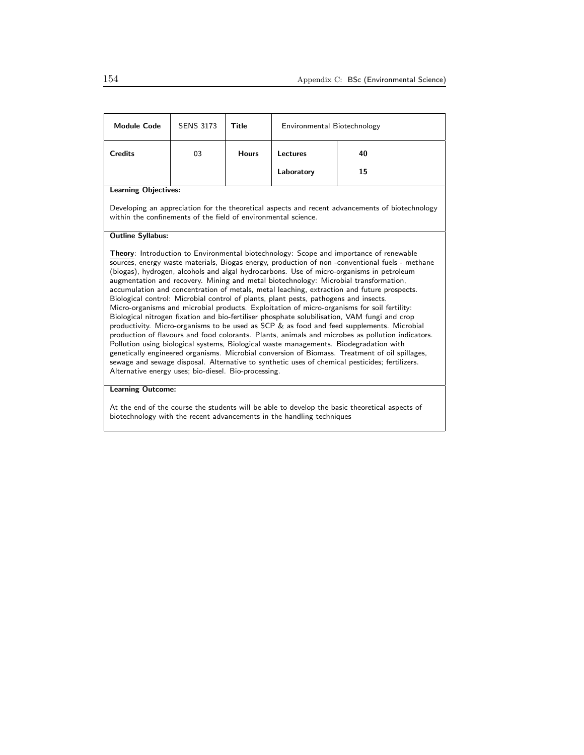| **Module Code** | SENS 3173 | **Title** | Environmental Biotechnology | |
|---|---|---|---|---|
| **Credits** | 03 | **Hours** | **Lectures** | **40** |
| | | | **Laboratory** | **15** |

**Learning Objectives:**

Developing an appreciation for the theoretical aspects and recent advancements of biotechnology within the confinements of the field of environmental science.

**Outline Syllabus:**

**Theory**: Introduction to Environmental biotechnology: Scope and importance of renewable sources, energy waste materials, Biogas energy, production of non -conventional fuels - methane (biogas), hydrogen, alcohols and algal hydrocarbons. Use of micro-organisms in petroleum augmentation and recovery. Mining and metal biotechnology: Microbial transformation, accumulation and concentration of metals, metal leaching, extraction and future prospects. Biological control: Microbial control of plants, plant pests, pathogens and insects. Micro-organisms and microbial products. Exploitation of micro-organisms for soil fertility: Biological nitrogen fixation and bio-fertiliser phosphate solubilisation, VAM fungi and crop productivity. Micro-organisms to be used as SCP & as food and feed supplements. Microbial production of flavours and food colorants. Plants, animals and microbes as pollution indicators. Pollution using biological systems, Biological waste managements. Biodegradation with genetically engineered organisms. Microbial conversion of Biomass. Treatment of oil spillages, sewage and sewage disposal. Alternative to synthetic uses of chemical pesticides; fertilizers. Alternative energy uses; bio-diesel. Bio-processing.

**Learning Outcome:**

At the end of the course the students will be able to develop the basic theoretical aspects of biotechnology with the recent advancements in the handling techniques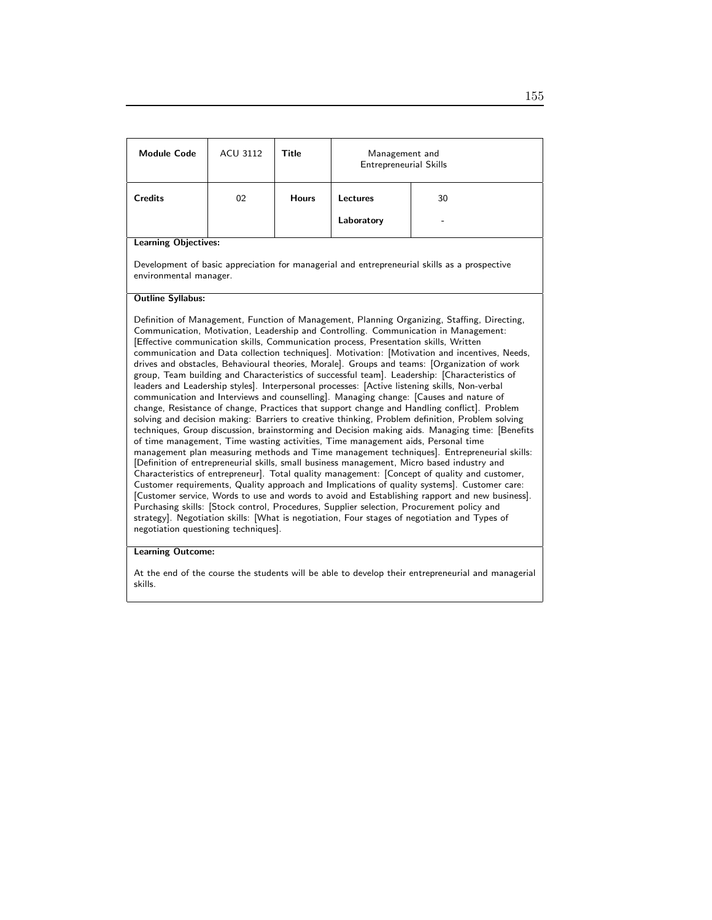| Module Code | ACU 3112 | Title | Management and Entrepreneurial Skills | |
|---|---|---|---|---|
| Credits | 02 | Hours | Lectures | 30 |
| | | | Laboratory | - |

**Learning Objectives:**

Development of basic appreciation for managerial and entrepreneurial skills as a prospective environmental manager.

**Outline Syllabus:**

Definition of Management, Function of Management, Planning Organizing, Staffing, Directing, Communication, Motivation, Leadership and Controlling. Communication in Management: [Effective communication skills, Communication process, Presentation skills, Written communication and Data collection techniques]. Motivation: [Motivation and incentives, Needs, drives and obstacles, Behavioural theories, Morale]. Groups and teams: [Organization of work group, Team building and Characteristics of successful team]. Leadership: [Characteristics of leaders and Leadership styles]. Interpersonal processes: [Active listening skills, Non-verbal communication and Interviews and counselling]. Managing change: [Causes and nature of change, Resistance of change, Practices that support change and Handling conflict]. Problem solving and decision making: Barriers to creative thinking, Problem definition, Problem solving techniques, Group discussion, brainstorming and Decision making aids. Managing time: [Benefits of time management, Time wasting activities, Time management aids, Personal time management plan measuring methods and Time management techniques]. Entrepreneurial skills: [Definition of entrepreneurial skills, small business management, Micro based industry and Characteristics of entrepreneur]. Total quality management: [Concept of quality and customer, Customer requirements, Quality approach and Implications of quality systems]. Customer care: [Customer service, Words to use and words to avoid and Establishing rapport and new business]. Purchasing skills: [Stock control, Procedures, Supplier selection, Procurement policy and strategy]. Negotiation skills: [What is negotiation, Four stages of negotiation and Types of negotiation questioning techniques].

**Learning Outcome:**

At the end of the course the students will be able to develop their entrepreneurial and managerial skills.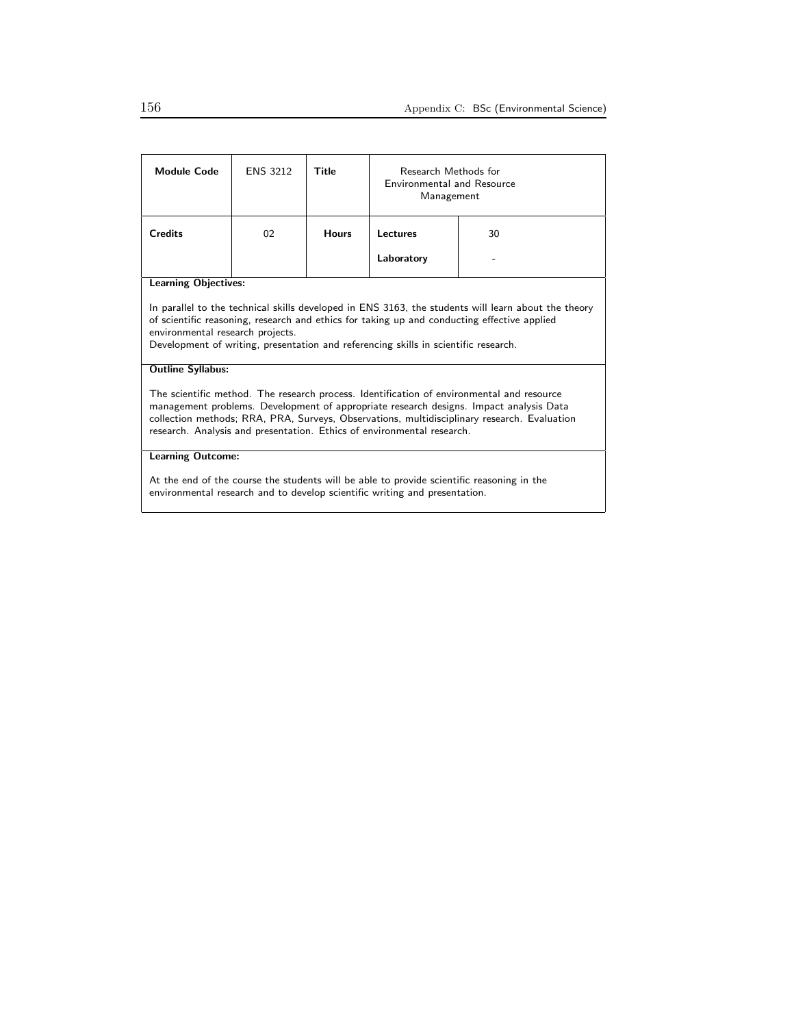| Module Code | ENS 3212 | Title | Research Methods for Environmental and Resource Management | |
|---|---|---|---|---|
| Credits | 02 | Hours | Lectures | 30 |
| | | | Laboratory | - |

**Learning Objectives:**

In parallel to the technical skills developed in ENS 3163, the students will learn about the theory of scientific reasoning, research and ethics for taking up and conducting effective applied environmental research projects.
Development of writing, presentation and referencing skills in scientific research.

**Outline Syllabus:**

The scientific method. The research process. Identification of environmental and resource management problems. Development of appropriate research designs. Impact analysis Data collection methods; RRA, PRA, Surveys, Observations, multidisciplinary research. Evaluation research. Analysis and presentation. Ethics of environmental research.

**Learning Outcome:**

At the end of the course the students will be able to provide scientific reasoning in the environmental research and to develop scientific writing and presentation.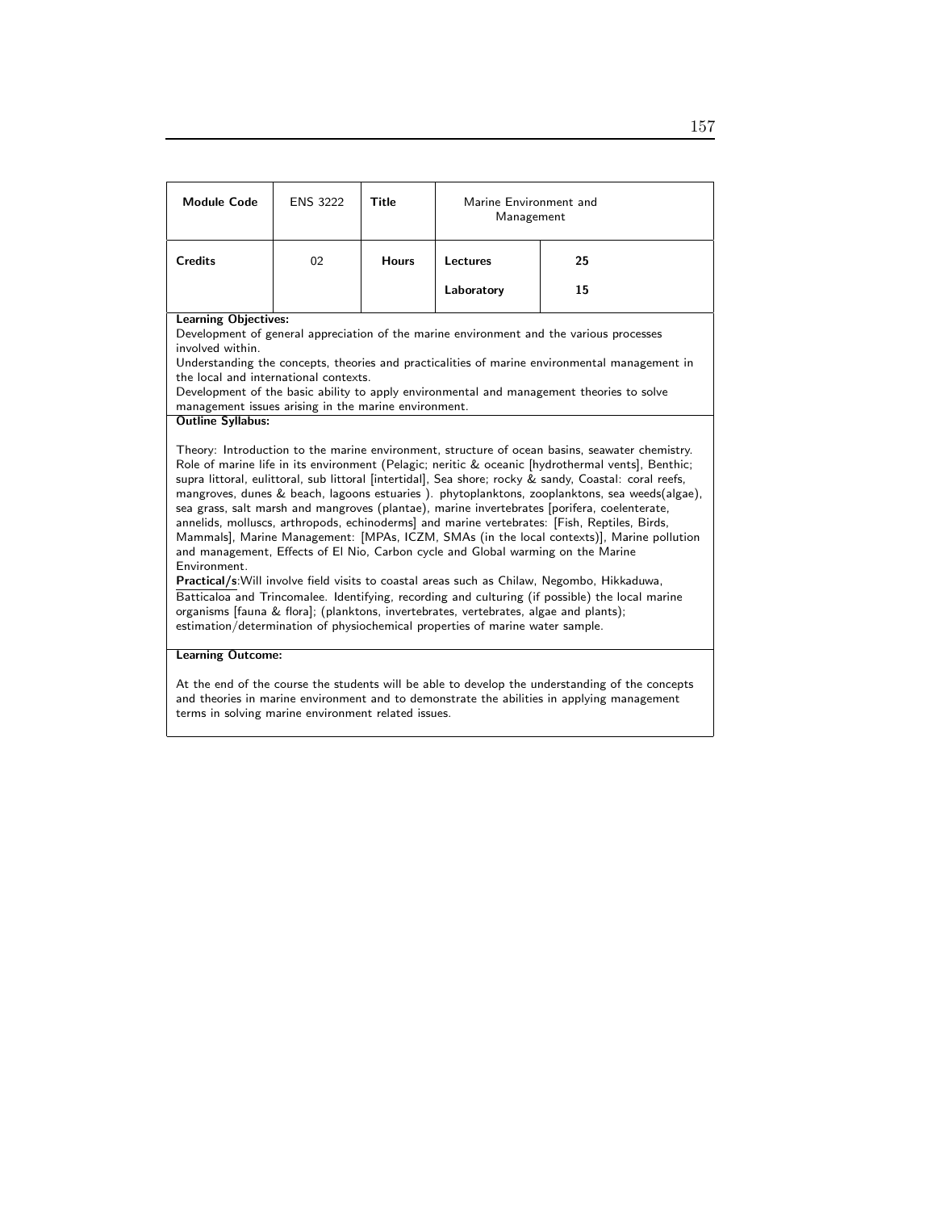| **Module Code** | ENS 3222 | **Title** | Marine Environment and Management | |
|---|---|---|---|---|
| **Credits** | 02 | **Hours** | **Lectures** | **25** |
| | | | **Laboratory** | **15** |

**Learning Objectives:**

Development of general appreciation of the marine environment and the various processes involved within.

Understanding the concepts, theories and practicalities of marine environmental management in the local and international contexts.

Development of the basic ability to apply environmental and management theories to solve management issues arising in the marine environment.

**Outline Syllabus:**

Theory: Introduction to the marine environment, structure of ocean basins, seawater chemistry. Role of marine life in its environment (Pelagic; neritic & oceanic [hydrothermal vents], Benthic; supra littoral, eulittoral, sub littoral [intertidal], Sea shore; rocky & sandy, Coastal: coral reefs, mangroves, dunes & beach, lagoons estuaries ). phytoplanktons, zooplanktons, sea weeds(algae), sea grass, salt marsh and mangroves (plantae), marine invertebrates [porifera, coelenterate, annelids, molluscs, arthropods, echinoderms] and marine vertebrates: [Fish, Reptiles, Birds, Mammals], Marine Management: [MPAs, ICZM, SMAs (in the local contexts)], Marine pollution and management, Effects of El Nio, Carbon cycle and Global warming on the Marine Environment.

**Practical/s**:Will involve field visits to coastal areas such as Chilaw, Negombo, Hikkaduwa, Batticaloa and Trincomalee. Identifying, recording and culturing (if possible) the local marine organisms [fauna & flora]; (planktons, invertebrates, vertebrates, algae and plants); estimation/determination of physiochemical properties of marine water sample.

**Learning Outcome:**

At the end of the course the students will be able to develop the understanding of the concepts and theories in marine environment and to demonstrate the abilities in applying management terms in solving marine environment related issues.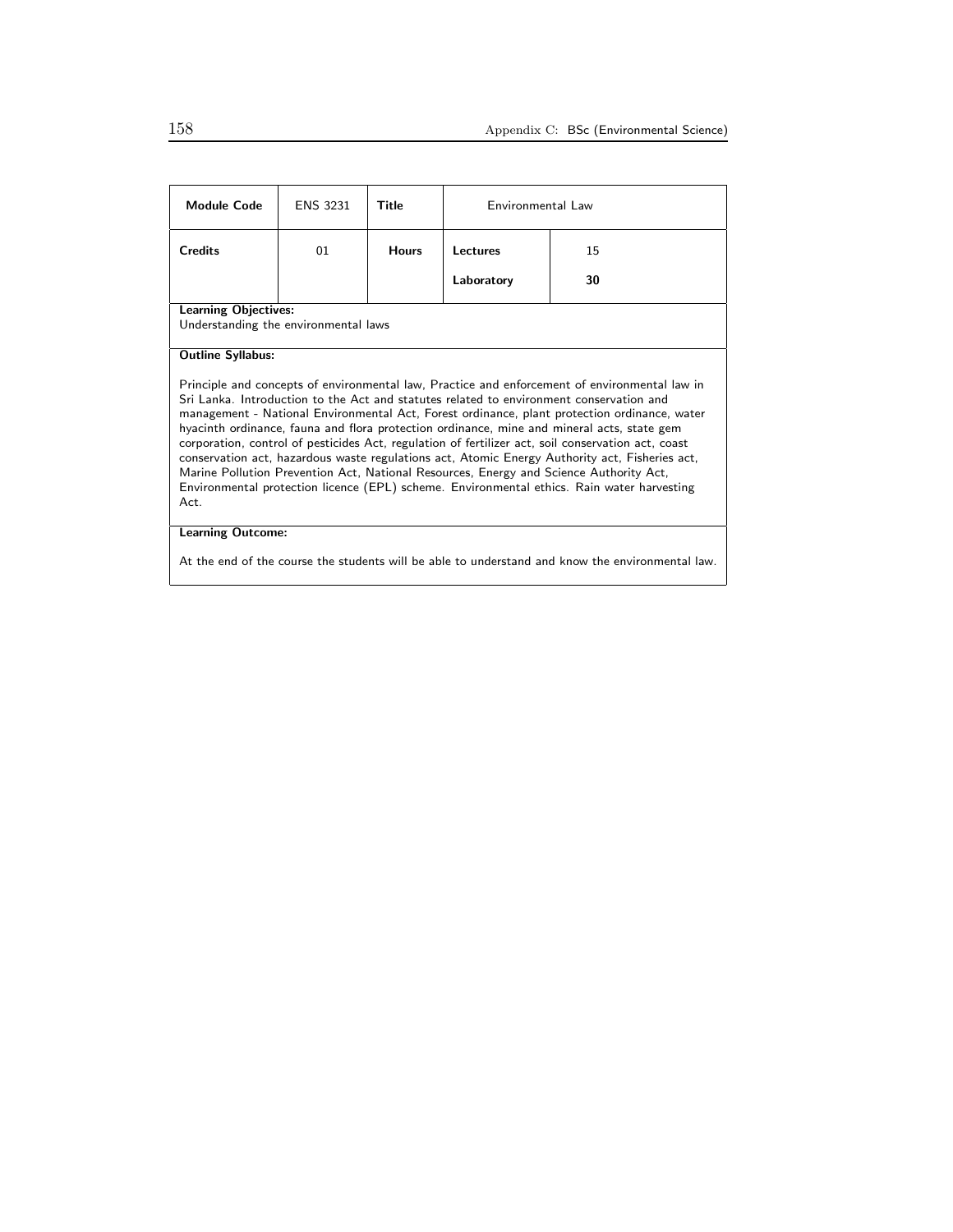| **Module Code** | ENS 3231 | **Title** | Environmental Law | |
|---|---|---|---|---|
| **Credits** | 01 | **Hours** | **Lectures** | 15 |
| | | | **Laboratory** | **30** |

**Learning Objectives:**
Understanding the environmental laws

**Outline Syllabus:**

Principle and concepts of environmental law, Practice and enforcement of environmental law in Sri Lanka. Introduction to the Act and statutes related to environment conservation and management - National Environmental Act, Forest ordinance, plant protection ordinance, water hyacinth ordinance, fauna and flora protection ordinance, mine and mineral acts, state gem corporation, control of pesticides Act, regulation of fertilizer act, soil conservation act, coast conservation act, hazardous waste regulations act, Atomic Energy Authority act, Fisheries act, Marine Pollution Prevention Act, National Resources, Energy and Science Authority Act, Environmental protection licence (EPL) scheme. Environmental ethics. Rain water harvesting Act.

**Learning Outcome:**

At the end of the course the students will be able to understand and know the environmental law.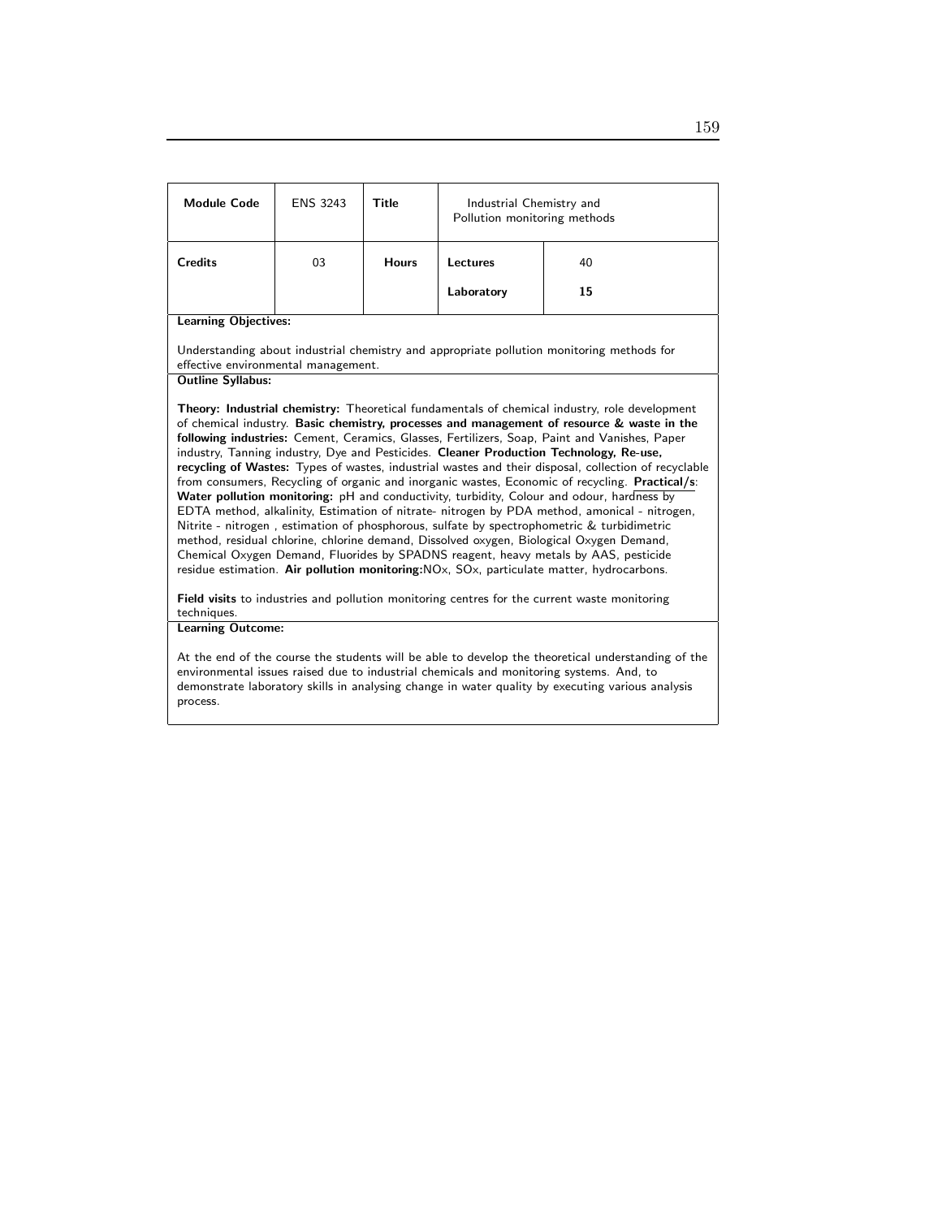| Module Code | ENS 3243 | Title | Industrial Chemistry and Pollution monitoring methods | |
|---|---|---|---|---|
| Credits | 03 | Hours | Lectures | 40 |
| | | | Laboratory | **15** |

**Learning Objectives:**

Understanding about industrial chemistry and appropriate pollution monitoring methods for effective environmental management.

**Outline Syllabus:**

**Theory: Industrial chemistry:** Theoretical fundamentals of chemical industry, role development of chemical industry. **Basic chemistry, processes and management of resource & waste in the following industries:** Cement, Ceramics, Glasses, Fertilizers, Soap, Paint and Vanishes, Paper industry, Tanning industry, Dye and Pesticides. **Cleaner Production Technology, Re-use, recycling of Wastes:** Types of wastes, industrial wastes and their disposal, collection of recyclable from consumers, Recycling of organic and inorganic wastes, Economic of recycling. **Practical/s: Water pollution monitoring:** pH and conductivity, turbidity, Colour and odour, hardness by EDTA method, alkalinity, Estimation of nitrate- nitrogen by PDA method, amonical - nitrogen, Nitrite - nitrogen , estimation of phosphorous, sulfate by spectrophometric & turbidimetric method, residual chlorine, chlorine demand, Dissolved oxygen, Biological Oxygen Demand, Chemical Oxygen Demand, Fluorides by SPADNS reagent, heavy metals by AAS, pesticide residue estimation. **Air pollution monitoring:** $NO_x$, $SO_x$, particulate matter, hydrocarbons.

**Field visits** to industries and pollution monitoring centres for the current waste monitoring techniques.

**Learning Outcome:**

At the end of the course the students will be able to develop the theoretical understanding of the environmental issues raised due to industrial chemicals and monitoring systems. And, to demonstrate laboratory skills in analysing change in water quality by executing various analysis process.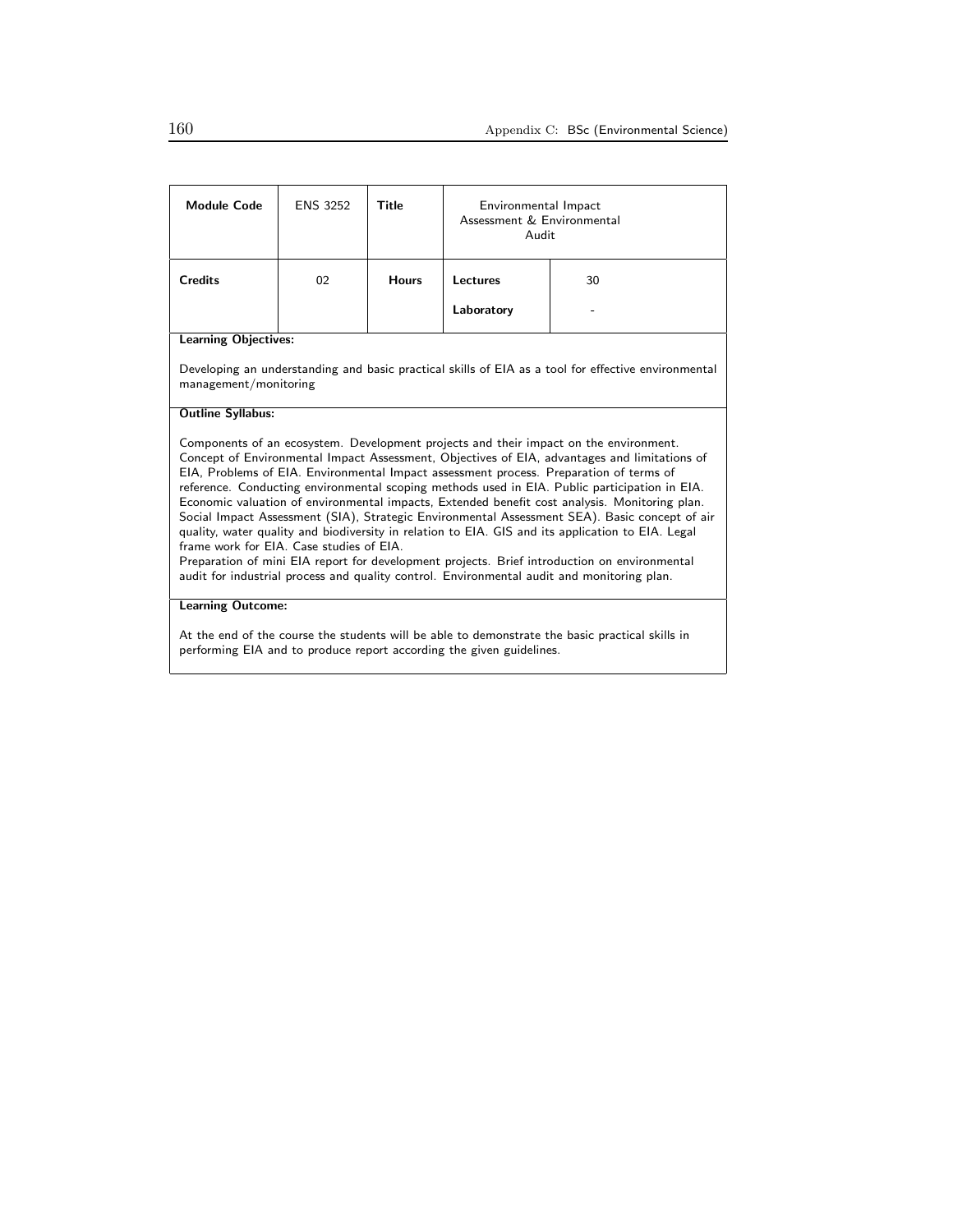| Module Code | ENS 3252 | Title | Environmental Impact Assessment & Environmental Audit | |
|---|---|---|---|---|
| Credits | 02 | Hours | Lectures | 30 |
| | | | Laboratory | - |

**Learning Objectives:**

Developing an understanding and basic practical skills of EIA as a tool for effective environmental management/monitoring

**Outline Syllabus:**

Components of an ecosystem. Development projects and their impact on the environment. Concept of Environmental Impact Assessment, Objectives of EIA, advantages and limitations of EIA, Problems of EIA. Environmental Impact assessment process. Preparation of terms of reference. Conducting environmental scoping methods used in EIA. Public participation in EIA. Economic valuation of environmental impacts, Extended benefit cost analysis. Monitoring plan. Social Impact Assessment (SIA), Strategic Environmental Assessment SEA). Basic concept of air quality, water quality and biodiversity in relation to EIA. GIS and its application to EIA. Legal frame work for EIA. Case studies of EIA.
Preparation of mini EIA report for development projects. Brief introduction on environmental audit for industrial process and quality control. Environmental audit and monitoring plan.

**Learning Outcome:**

At the end of the course the students will be able to demonstrate the basic practical skills in performing EIA and to produce report according the given guidelines.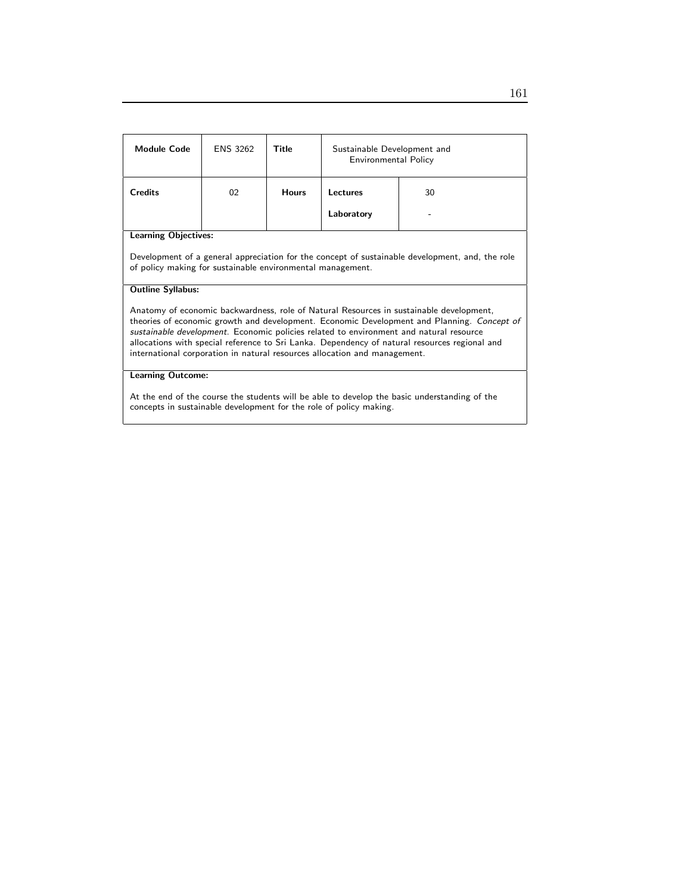| **Module Code** | ENS 3262 | **Title** | Sustainable Development and Environmental Policy | |
|---|---|---|---|---|
| **Credits** | 02 | **Hours** | **Lectures** | 30 |
| | | | **Laboratory** | - |

**Learning Objectives:**

Development of a general appreciation for the concept of sustainable development, and, the role of policy making for sustainable environmental management.

**Outline Syllabus:**

Anatomy of economic backwardness, role of Natural Resources in sustainable development, theories of economic growth and development. Economic Development and Planning. *Concept of sustainable development.* Economic policies related to environment and natural resource allocations with special reference to Sri Lanka. Dependency of natural resources regional and international corporation in natural resources allocation and management.

**Learning Outcome:**

At the end of the course the students will be able to develop the basic understanding of the concepts in sustainable development for the role of policy making.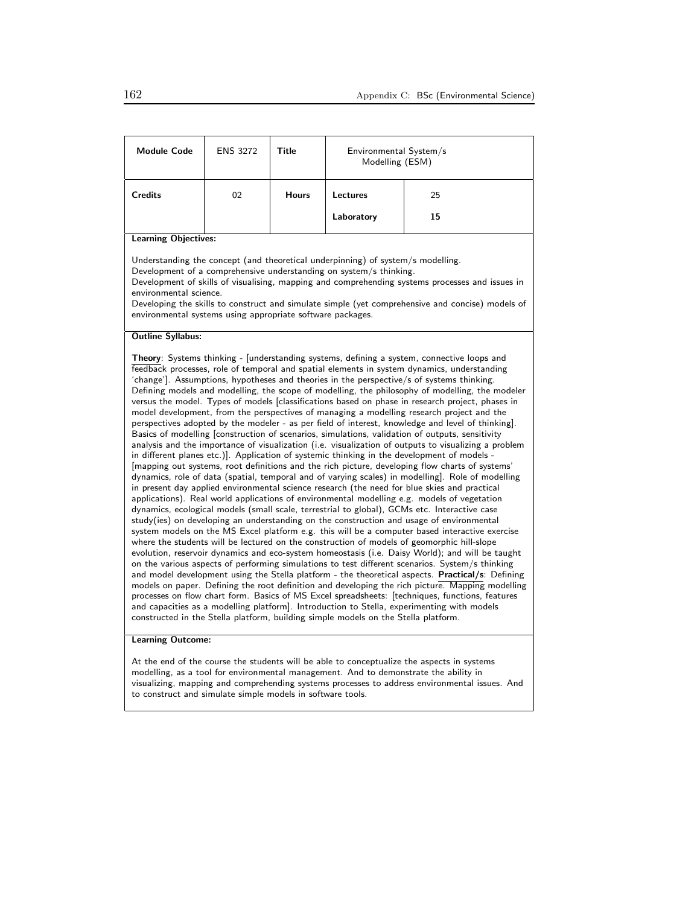| **Module Code** | ENS 3272 | **Title** | Environmental System/s Modelling (ESM) | |
|---|---|---|---|---|
| **Credits** | 02 | **Hours** | **Lectures** | 25 |
| | | | **Laboratory** | **15** |

**Learning Objectives:**

Understanding the concept (and theoretical underpinning) of system/s modelling.
Development of a comprehensive understanding on system/s thinking.
Development of skills of visualising, mapping and comprehending systems processes and issues in environmental science.
Developing the skills to construct and simulate simple (yet comprehensive and concise) models of environmental systems using appropriate software packages.

**Outline Syllabus:**

**Theory**: Systems thinking - [understanding systems, defining a system, connective loops and feedback processes, role of temporal and spatial elements in system dynamics, understanding 'change']. Assumptions, hypotheses and theories in the perspective/s of systems thinking. Defining models and modelling, the scope of modelling, the philosophy of modelling, the modeler versus the model. Types of models [classifications based on phase in research project, phases in model development, from the perspectives of managing a modelling research project and the perspectives adopted by the modeler - as per field of interest, knowledge and level of thinking]. Basics of modelling [construction of scenarios, simulations, validation of outputs, sensitivity analysis and the importance of visualization (i.e. visualization of outputs to visualizing a problem in different planes etc.)]. Application of systemic thinking in the development of models - [mapping out systems, root definitions and the rich picture, developing flow charts of systems' dynamics, role of data (spatial, temporal and of varying scales) in modelling]. Role of modelling in present day applied environmental science research (the need for blue skies and practical applications). Real world applications of environmental modelling e.g. models of vegetation dynamics, ecological models (small scale, terrestrial to global), GCMs etc. Interactive case study(ies) on developing an understanding on the construction and usage of environmental system models on the MS Excel platform e.g. this will be a computer based interactive exercise where the students will be lectured on the construction of models of geomorphic hill-slope evolution, reservoir dynamics and eco-system homeostasis (i.e. Daisy World); and will be taught on the various aspects of performing simulations to test different scenarios. System/s thinking and model development using the Stella platform - the theoretical aspects. **Practical/s**: Defining models on paper. Defining the root definition and developing the rich picture. Mapping modelling processes on flow chart form. Basics of MS Excel spreadsheets: [techniques, functions, features and capacities as a modelling platform]. Introduction to Stella, experimenting with models constructed in the Stella platform, building simple models on the Stella platform.

**Learning Outcome:**

At the end of the course the students will be able to conceptualize the aspects in systems modelling, as a tool for environmental management. And to demonstrate the ability in visualizing, mapping and comprehending systems processes to address environmental issues. And to construct and simulate simple models in software tools.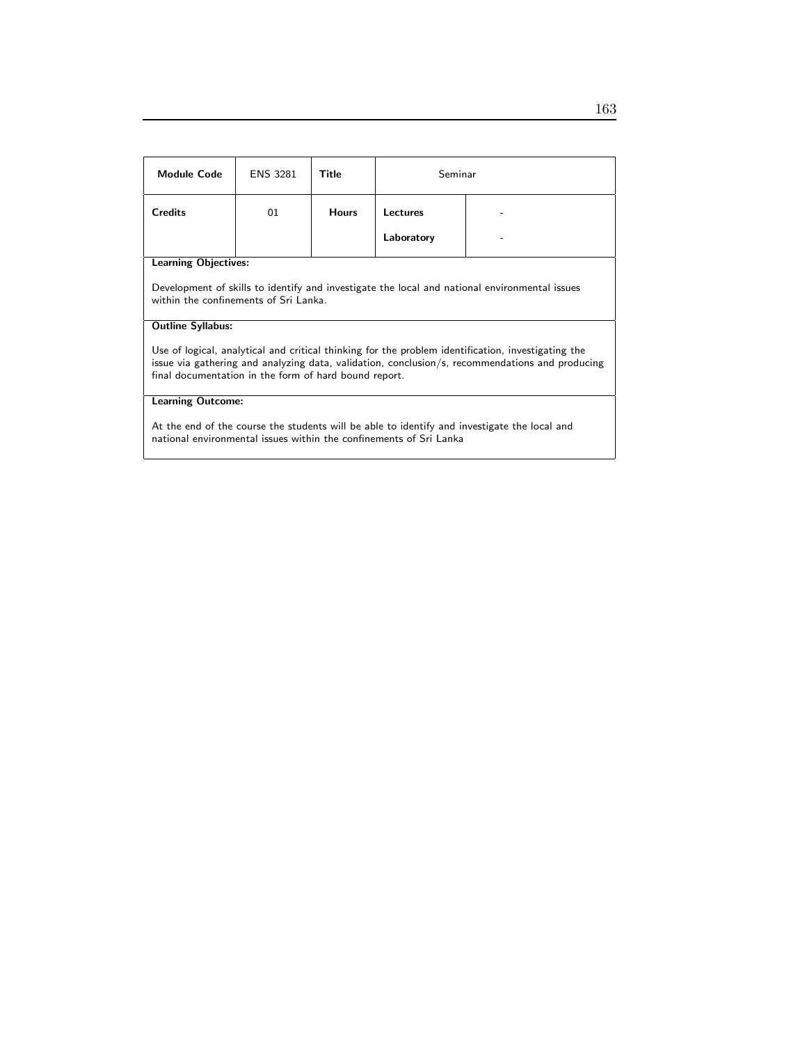| **Module Code** | ENS 3281 | **Title** | Seminar | |
|---|---|---|---|---|
| **Credits** | 01 | **Hours** | **Lectures** | - |
| | | | **Laboratory** | - |

**Learning Objectives:**

Development of skills to identify and investigate the local and national environmental issues within the confinements of Sri Lanka.

**Outline Syllabus:**

Use of logical, analytical and critical thinking for the problem identification, investigating the issue via gathering and analyzing data, validation, conclusion/s, recommendations and producing final documentation in the form of hard bound report.

**Learning Outcome:**

At the end of the course the students will be able to identify and investigate the local and national environmental issues within the confinements of Sri Lanka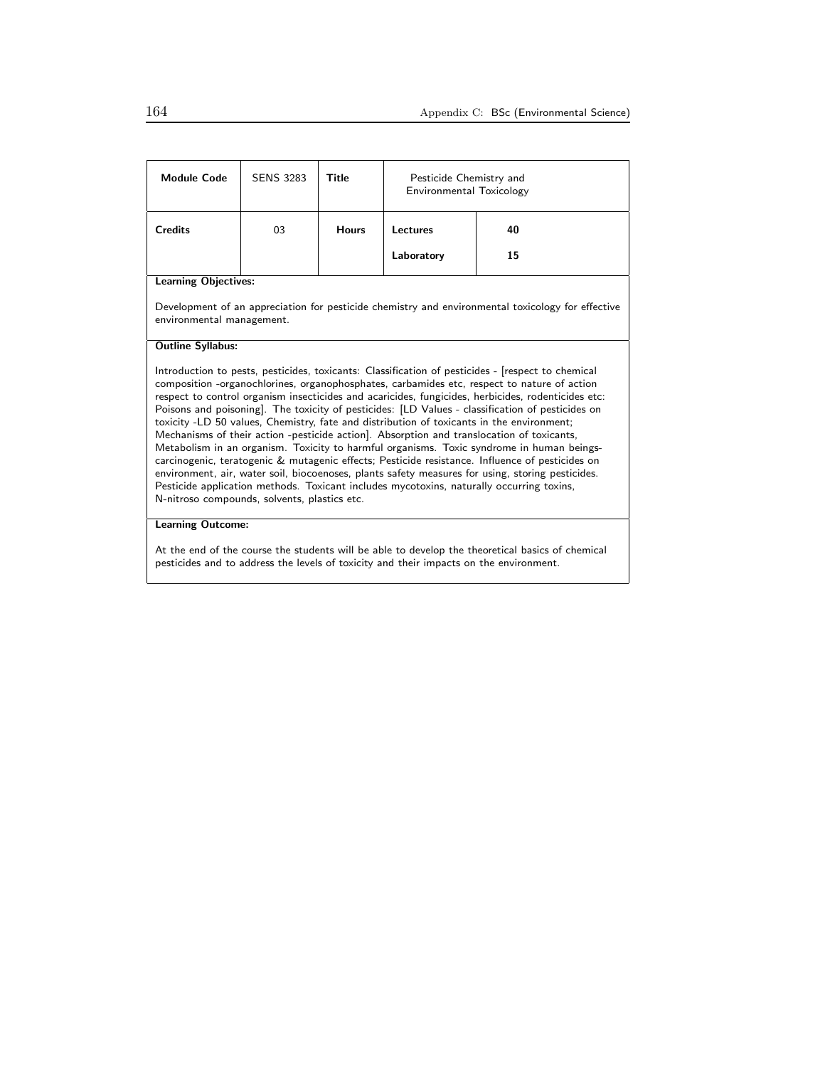| Module Code | SENS 3283 | Title | Pesticide Chemistry and Environmental Toxicology | |
|---|---|---|---|---|
| **Credits** | 03 | **Hours** | **Lectures** | **40** |
| | | | **Laboratory** | **15** |

**Learning Objectives:**

Development of an appreciation for pesticide chemistry and environmental toxicology for effective environmental management.

**Outline Syllabus:**

Introduction to pests, pesticides, toxicants: Classification of pesticides - [respect to chemical composition -organochlorines, organophosphates, carbamides etc, respect to nature of action respect to control organism insecticides and acaricides, fungicides, herbicides, rodenticides etc: Poisons and poisoning]. The toxicity of pesticides: [LD Values - classification of pesticides on toxicity -LD 50 values, Chemistry, fate and distribution of toxicants in the environment; Mechanisms of their action -pesticide action]. Absorption and translocation of toxicants, Metabolism in an organism. Toxicity to harmful organisms. Toxic syndrome in human beings-carcinogenic, teratogenic & mutagenic effects; Pesticide resistance. Influence of pesticides on environment, air, water soil, biocoenoses, plants safety measures for using, storing pesticides. Pesticide application methods. Toxicant includes mycotoxins, naturally occurring toxins, N-nitroso compounds, solvents, plastics etc.

**Learning Outcome:**

At the end of the course the students will be able to develop the theoretical basics of chemical pesticides and to address the levels of toxicity and their impacts on the environment.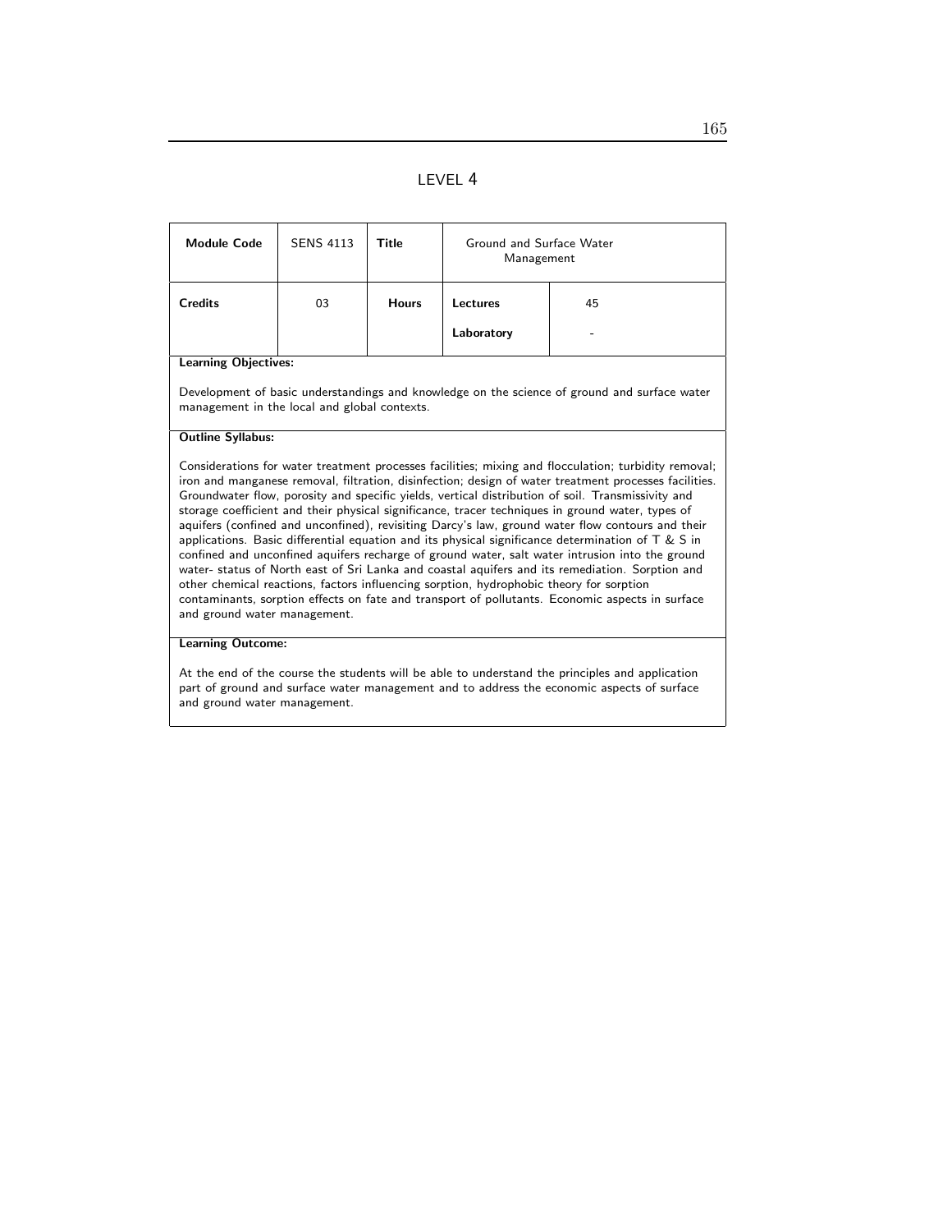LEVEL 4

| Module Code | SENS 4113 | Title | Ground and Surface Water Management | |
|---|---|---|---|---|
| Credits | 03 | Hours | Lectures | 45 |
| | | | Laboratory | - |

**Learning Objectives:**

Development of basic understandings and knowledge on the science of ground and surface water management in the local and global contexts.

**Outline Syllabus:**

Considerations for water treatment processes facilities; mixing and flocculation; turbidity removal; iron and manganese removal, filtration, disinfection; design of water treatment processes facilities. Groundwater flow, porosity and specific yields, vertical distribution of soil. Transmissivity and storage coefficient and their physical significance, tracer techniques in ground water, types of aquifers (confined and unconfined), revisiting Darcy's law, ground water flow contours and their applications. Basic differential equation and its physical significance determination of T & S in confined and unconfined aquifers recharge of ground water, salt water intrusion into the ground water- status of North east of Sri Lanka and coastal aquifers and its remediation. Sorption and other chemical reactions, factors influencing sorption, hydrophobic theory for sorption contaminants, sorption effects on fate and transport of pollutants. Economic aspects in surface and ground water management.

**Learning Outcome:**

At the end of the course the students will be able to understand the principles and application part of ground and surface water management and to address the economic aspects of surface and ground water management.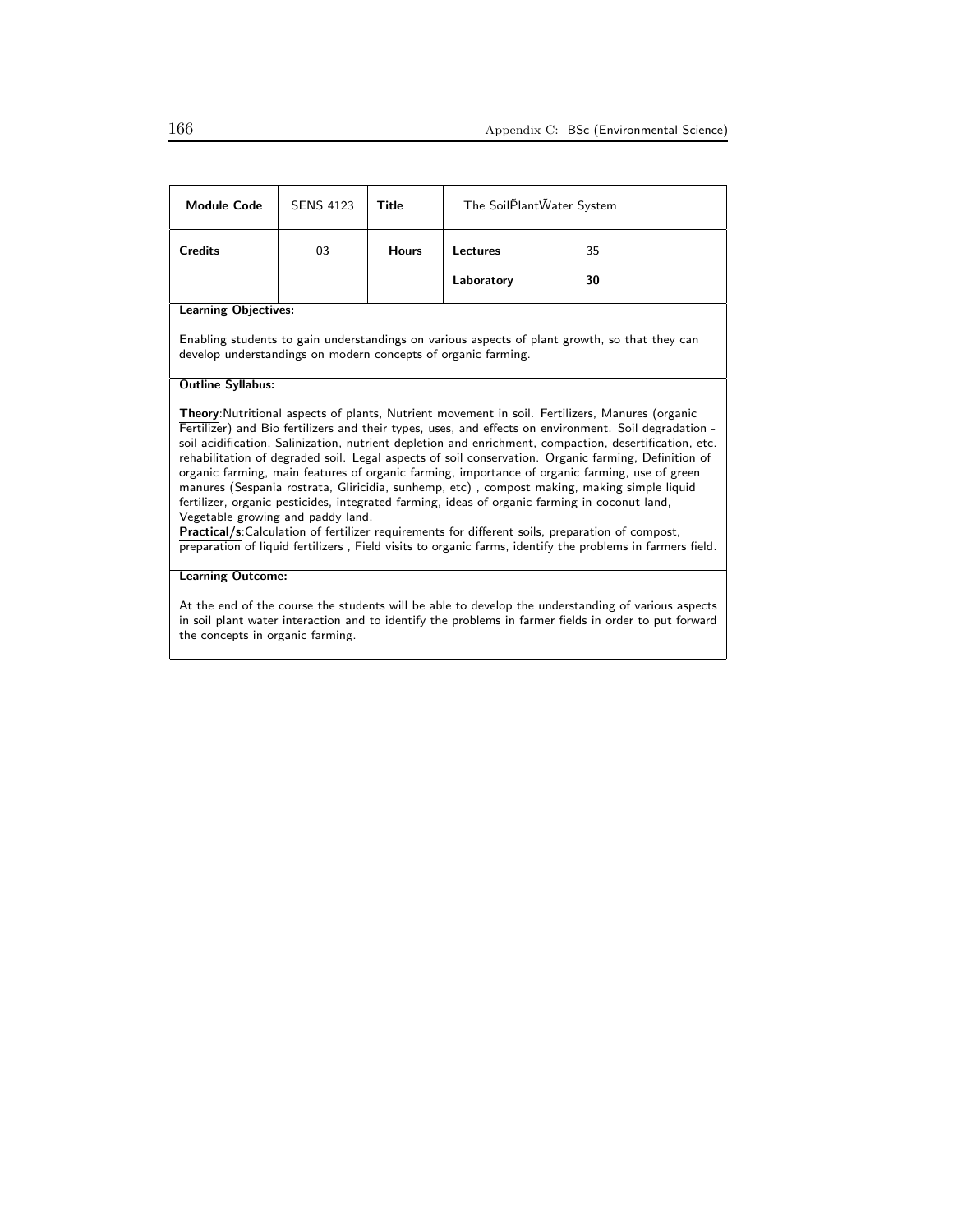| Module Code | SENS 4123 | Title | The SoilP̃lantW̃ater System | |
|---|---|---|---|---|
| Credits | 03 | Hours | Lectures | 35 |
| | | | Laboratory | 30 |

**Learning Objectives:**

Enabling students to gain understandings on various aspects of plant growth, so that they can develop understandings on modern concepts of organic farming.

**Outline Syllabus:**

**Theory**:Nutritional aspects of plants, Nutrient movement in soil. Fertilizers, Manures (organic Fertilizer) and Bio fertilizers and their types, uses, and effects on environment. Soil degradation - soil acidification, Salinization, nutrient depletion and enrichment, compaction, desertification, etc. rehabilitation of degraded soil. Legal aspects of soil conservation. Organic farming, Definition of organic farming, main features of organic farming, importance of organic farming, use of green manures (Sespania rostrata, Gliricidia, sunhemp, etc) , compost making, making simple liquid fertilizer, organic pesticides, integrated farming, ideas of organic farming in coconut land, Vegetable growing and paddy land.
**Practical/s**:Calculation of fertilizer requirements for different soils, preparation of compost, preparation of liquid fertilizers , Field visits to organic farms, identify the problems in farmers field.

**Learning Outcome:**

At the end of the course the students will be able to develop the understanding of various aspects in soil plant water interaction and to identify the problems in farmer fields in order to put forward the concepts in organic farming.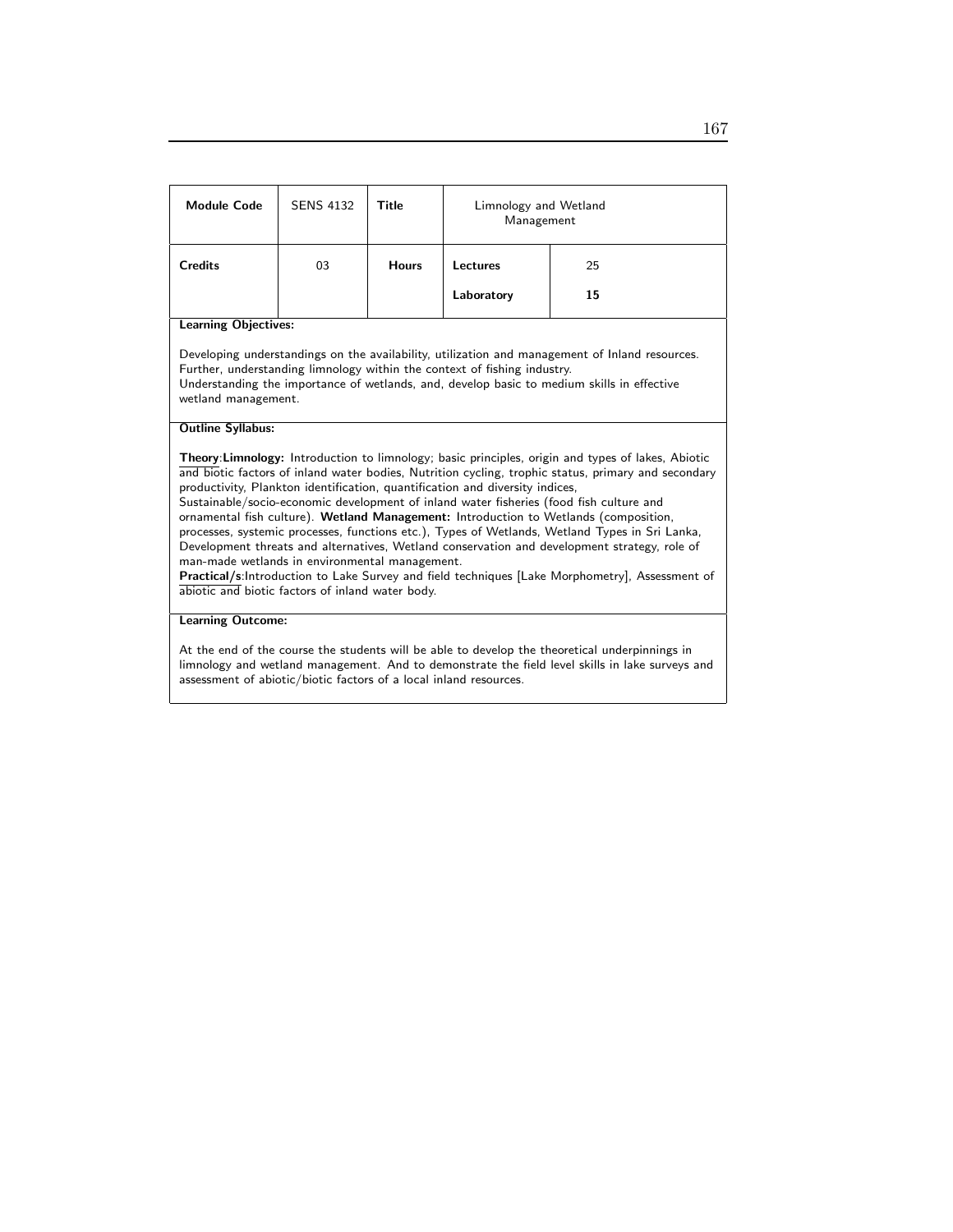| Module Code | SENS 4132 | Title | Limnology and Wetland Management | |
|---|---|---|---|---|
| Credits | 03 | Hours | Lectures | 25 |
| | | | Laboratory | **15** |

**Learning Objectives:**

Developing understandings on the availability, utilization and management of Inland resources. Further, understanding limnology within the context of fishing industry.
Understanding the importance of wetlands, and, develop basic to medium skills in effective wetland management.

**Outline Syllabus:**

**Theory**:**Limnology:** Introduction to limnology; basic principles, origin and types of lakes, Abiotic and biotic factors of inland water bodies, Nutrition cycling, trophic status, primary and secondary productivity, Plankton identification, quantification and diversity indices,
Sustainable/socio-economic development of inland water fisheries (food fish culture and ornamental fish culture). **Wetland Management:** Introduction to Wetlands (composition, processes, systemic processes, functions etc.), Types of Wetlands, Wetland Types in Sri Lanka, Development threats and alternatives, Wetland conservation and development strategy, role of man-made wetlands in environmental management.
**Practical/s**:Introduction to Lake Survey and field techniques [Lake Morphometry], Assessment of abiotic and biotic factors of inland water body.

**Learning Outcome:**

At the end of the course the students will be able to develop the theoretical underpinnings in limnology and wetland management. And to demonstrate the field level skills in lake surveys and assessment of abiotic/biotic factors of a local inland resources.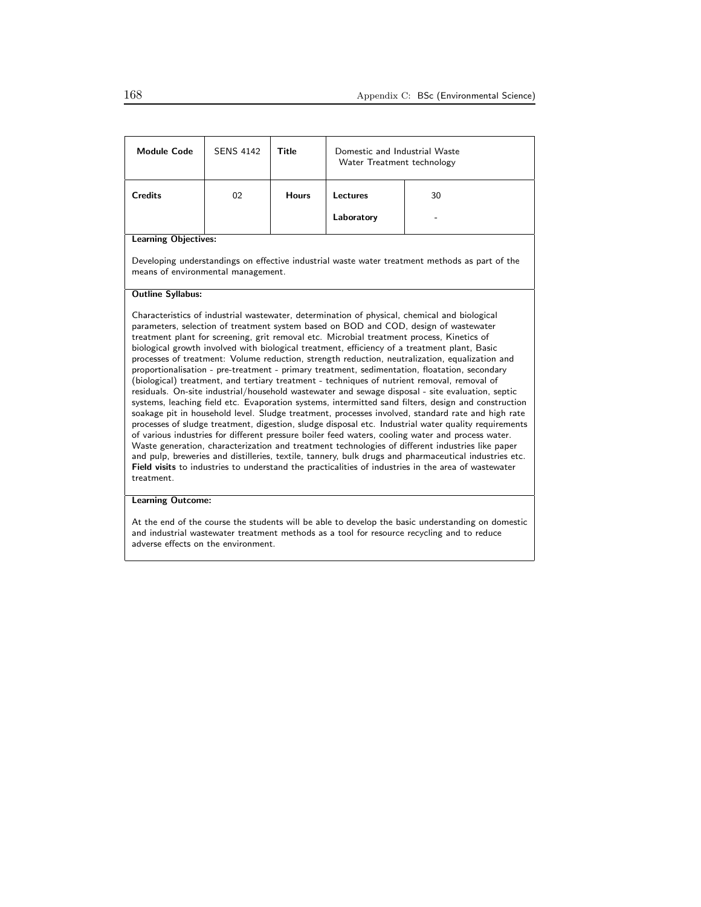| Module Code | SENS 4142 | Title | Domestic and Industrial Waste Water Treatment technology | |
|---|---|---|---|---|
| Credits | 02 | Hours | Lectures | 30 |
| | | | Laboratory | - |

**Learning Objectives:**

Developing understandings on effective industrial waste water treatment methods as part of the means of environmental management.

**Outline Syllabus:**

Characteristics of industrial wastewater, determination of physical, chemical and biological parameters, selection of treatment system based on BOD and COD, design of wastewater treatment plant for screening, grit removal etc. Microbial treatment process, Kinetics of biological growth involved with biological treatment, efficiency of a treatment plant, Basic processes of treatment: Volume reduction, strength reduction, neutralization, equalization and proportionalisation - pre-treatment - primary treatment, sedimentation, floatation, secondary (biological) treatment, and tertiary treatment - techniques of nutrient removal, removal of residuals. On-site industrial/household wastewater and sewage disposal - site evaluation, septic systems, leaching field etc. Evaporation systems, intermitted sand filters, design and construction soakage pit in household level. Sludge treatment, processes involved, standard rate and high rate processes of sludge treatment, digestion, sludge disposal etc. Industrial water quality requirements of various industries for different pressure boiler feed waters, cooling water and process water. Waste generation, characterization and treatment technologies of different industries like paper and pulp, breweries and distilleries, textile, tannery, bulk drugs and pharmaceutical industries etc. **Field visits** to industries to understand the practicalities of industries in the area of wastewater treatment.

**Learning Outcome:**

At the end of the course the students will be able to develop the basic understanding on domestic and industrial wastewater treatment methods as a tool for resource recycling and to reduce adverse effects on the environment.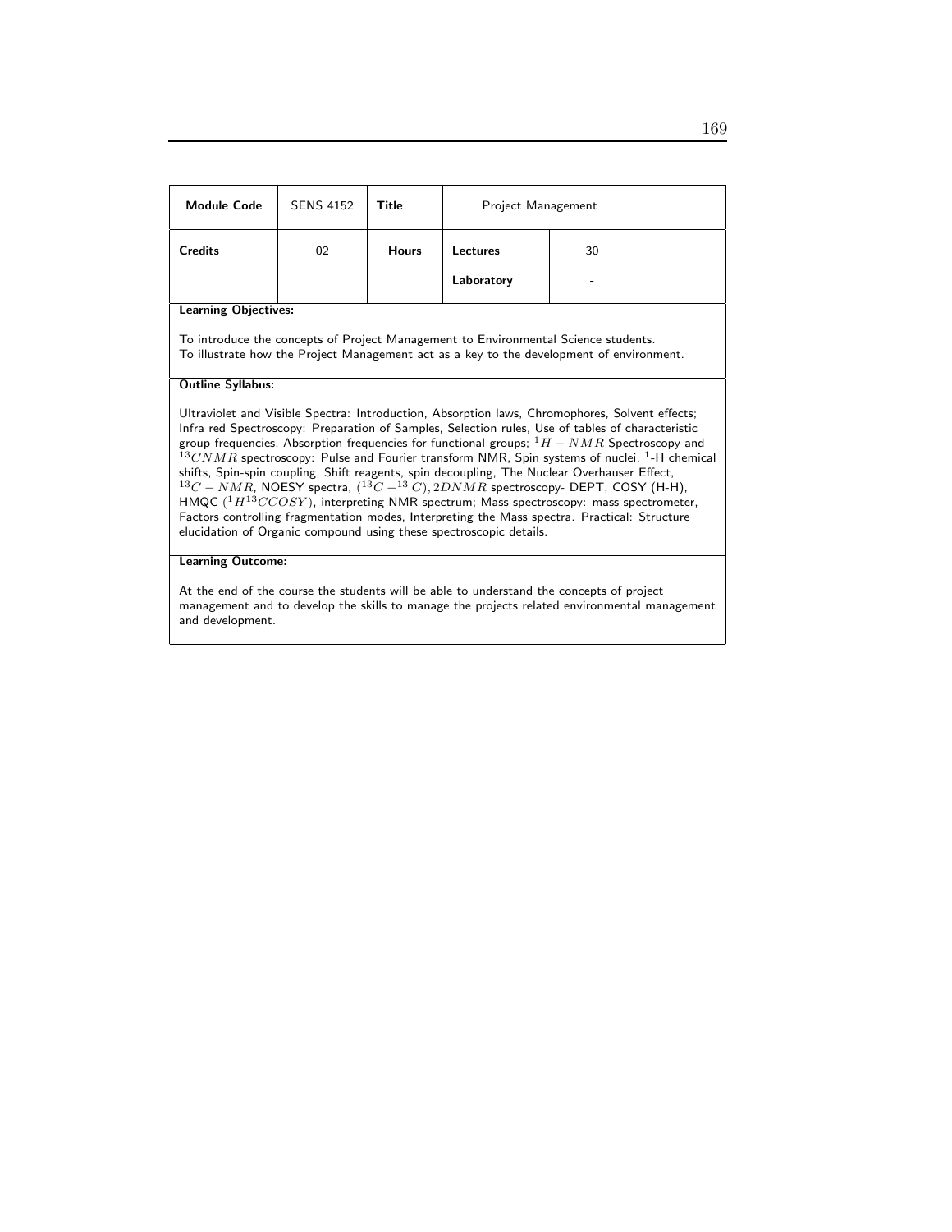| Module Code | SENS 4152 | Title | Project Management | |
|---|---|---|---|---|
| Credits | 02 | Hours | Lectures | 30 |
| | | | Laboratory | - |

**Learning Objectives:**

To introduce the concepts of Project Management to Environmental Science students.
To illustrate how the Project Management act as a key to the development of environment.

**Outline Syllabus:**

Ultraviolet and Visible Spectra: Introduction, Absorption laws, Chromophores, Solvent effects; Infra red Spectroscopy: Preparation of Samples, Selection rules, Use of tables of characteristic group frequencies, Absorption frequencies for functional groups; $^1H-NMR$ Spectroscopy and $^{13}CNMR$ spectroscopy: Pulse and Fourier transform NMR, Spin systems of nuclei, $^1$-H chemical shifts, Spin-spin coupling, Shift reagents, spin decoupling, The Nuclear Overhauser Effect, $^{13}C-NMR$, NOESY spectra, $(^{13}C-^{13}C), 2DNMR$ spectroscopy- DEPT, COSY (H-H), HMQC $(^1H^{13}CCOSY)$, interpreting NMR spectrum; Mass spectroscopy: mass spectrometer, Factors controlling fragmentation modes, Interpreting the Mass spectra. Practical: Structure elucidation of Organic compound using these spectroscopic details.

**Learning Outcome:**

At the end of the course the students will be able to understand the concepts of project management and to develop the skills to manage the projects related environmental management and development.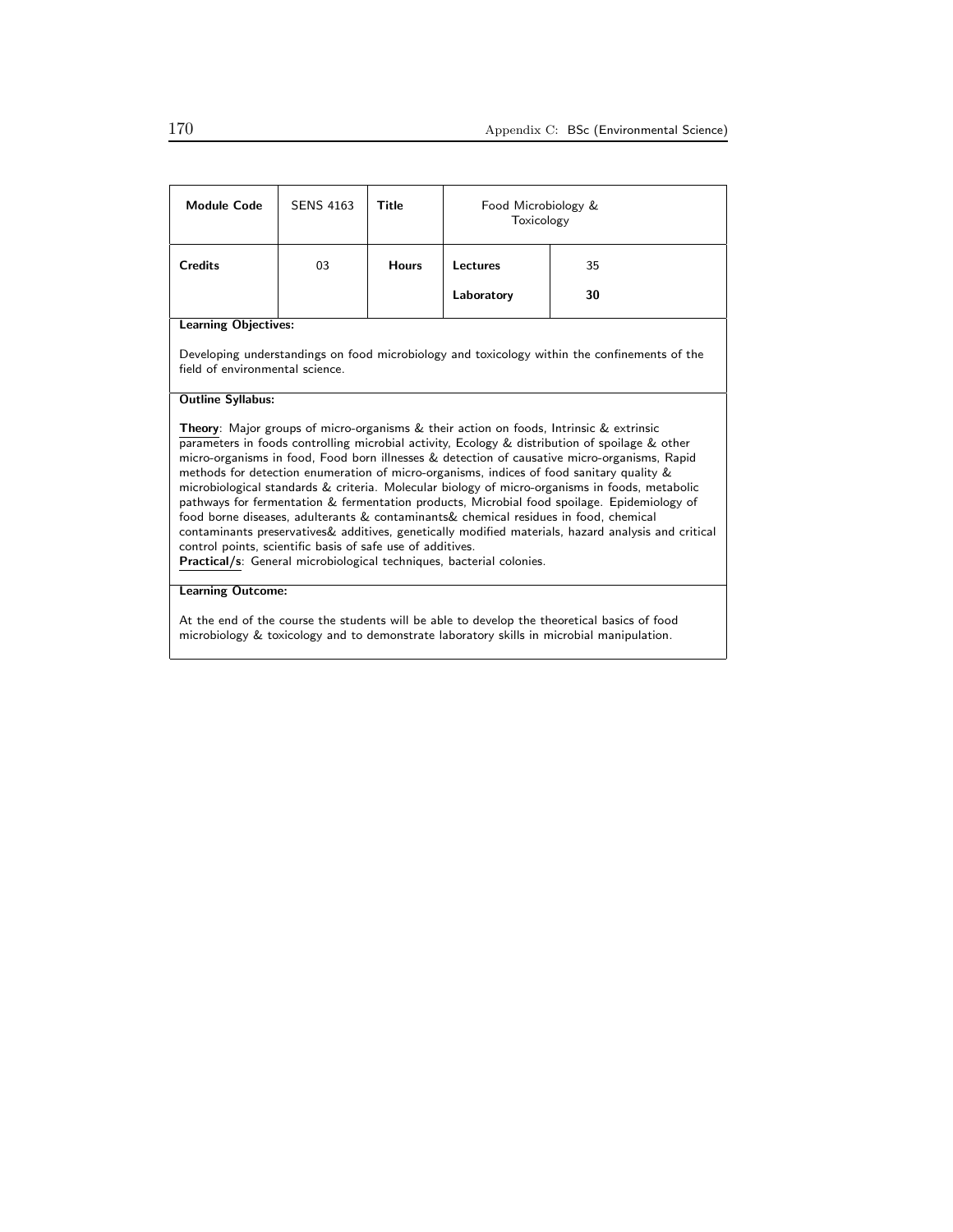| **Module Code** | SENS 4163 | **Title** | Food Microbiology & Toxicology | |
|---|---|---|---|---|
| **Credits** | 03 | **Hours** | **Lectures** | 35 |
| | | | **Laboratory** | **30** |

**Learning Objectives:**

Developing understandings on food microbiology and toxicology within the confinements of the field of environmental science.

**Outline Syllabus:**

**Theory**: Major groups of micro-organisms & their action on foods, Intrinsic & extrinsic parameters in foods controlling microbial activity, Ecology & distribution of spoilage & other micro-organisms in food, Food born illnesses & detection of causative micro-organisms, Rapid methods for detection enumeration of micro-organisms, indices of food sanitary quality & microbiological standards & criteria. Molecular biology of micro-organisms in foods, metabolic pathways for fermentation & fermentation products, Microbial food spoilage. Epidemiology of food borne diseases, adulterants & contaminants& chemical residues in food, chemical contaminants preservatives& additives, genetically modified materials, hazard analysis and critical control points, scientific basis of safe use of additives.
**Practical/s**: General microbiological techniques, bacterial colonies.

**Learning Outcome:**

At the end of the course the students will be able to develop the theoretical basics of food microbiology & toxicology and to demonstrate laboratory skills in microbial manipulation.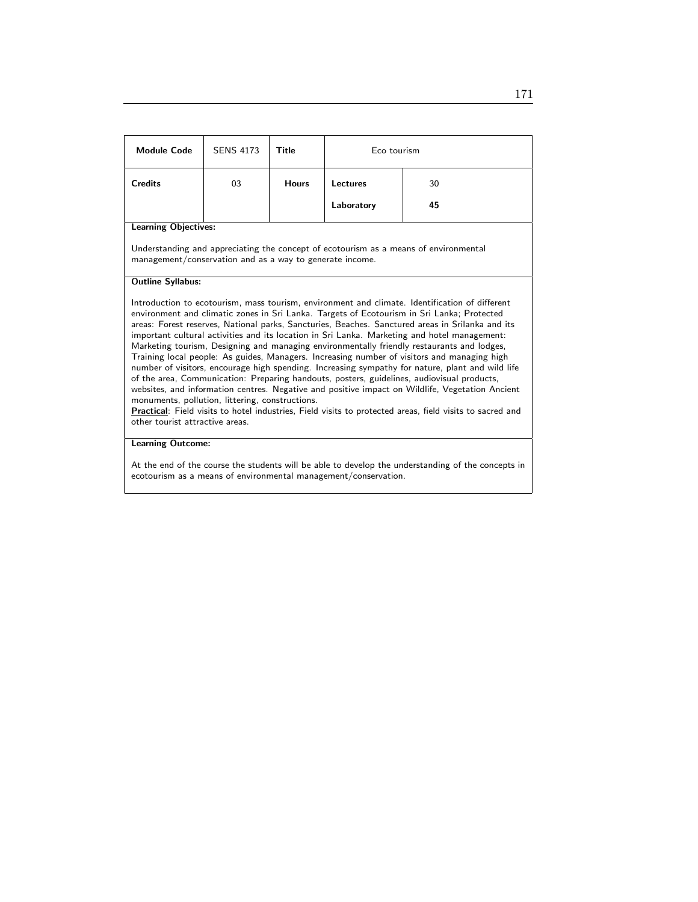| **Module Code** | SENS 4173 | **Title** | Eco tourism | |
|---|---|---|---|---|
| **Credits** | 03 | **Hours** | **Lectures** | 30 |
| | | | **Laboratory** | **45** |

**Learning Objectives:**

Understanding and appreciating the concept of ecotourism as a means of environmental management/conservation and as a way to generate income.

**Outline Syllabus:**

Introduction to ecotourism, mass tourism, environment and climate. Identification of different environment and climatic zones in Sri Lanka. Targets of Ecotourism in Sri Lanka; Protected areas: Forest reserves, National parks, Sancturies, Beaches. Sanctured areas in Srilanka and its important cultural activities and its location in Sri Lanka. Marketing and hotel management: Marketing tourism, Designing and managing environmentally friendly restaurants and lodges, Training local people: As guides, Managers. Increasing number of visitors and managing high number of visitors, encourage high spending. Increasing sympathy for nature, plant and wild life of the area, Communication: Preparing handouts, posters, guidelines, audiovisual products, websites, and information centres. Negative and positive impact on Wildlife, Vegetation Ancient monuments, pollution, littering, constructions.
**Practical**: Field visits to hotel industries, Field visits to protected areas, field visits to sacred and other tourist attractive areas.

**Learning Outcome:**

At the end of the course the students will be able to develop the understanding of the concepts in ecotourism as a means of environmental management/conservation.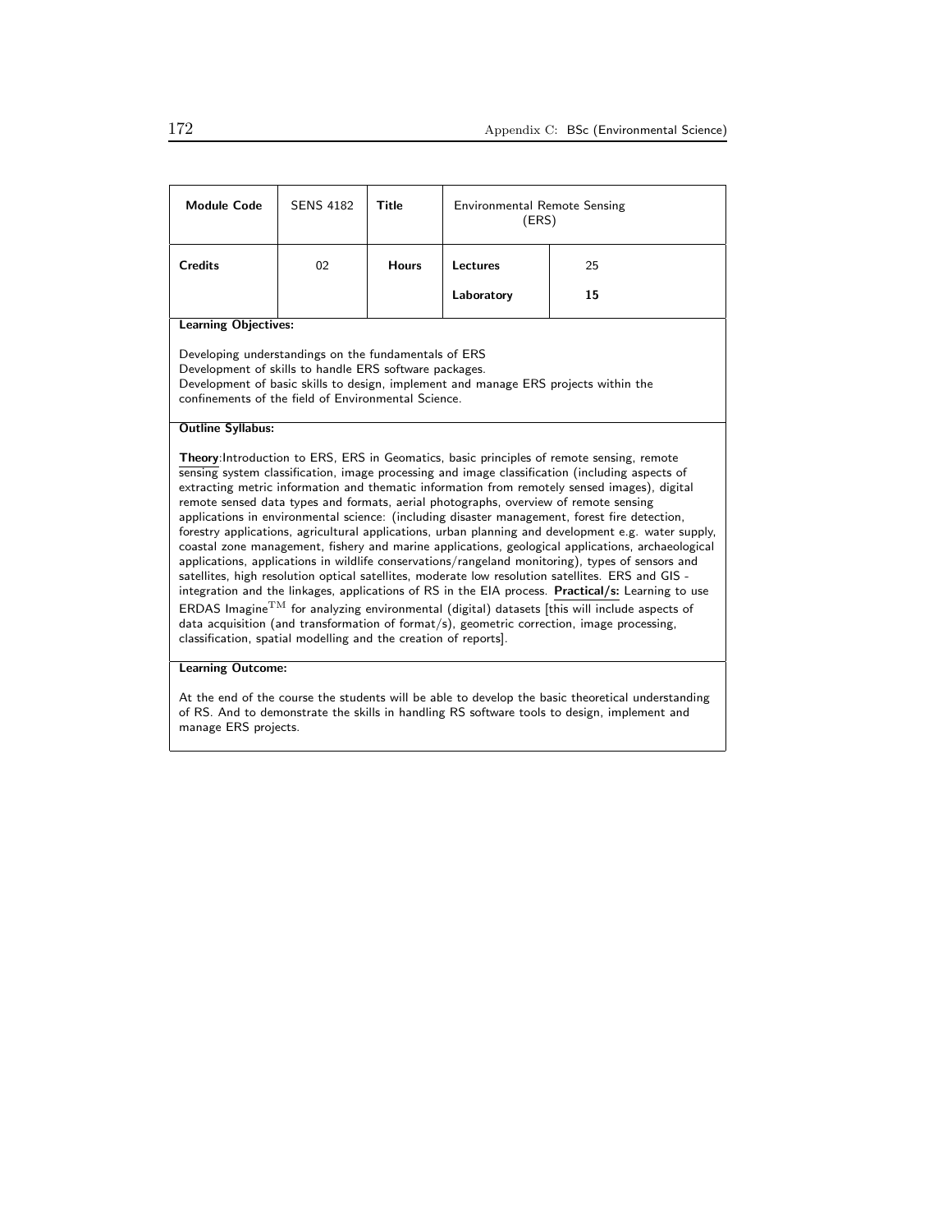| Module Code | SENS 4182 | Title | Environmental Remote Sensing (ERS) | |
|---|---|---|---|---|
| Credits | 02 | Hours | Lectures | 25 |
| | | | Laboratory | **15** |

**Learning Objectives:**

Developing understandings on the fundamentals of ERS
Development of skills to handle ERS software packages.
Development of basic skills to design, implement and manage ERS projects within the confinements of the field of Environmental Science.

**Outline Syllabus:**

**Theory**:Introduction to ERS, ERS in Geomatics, basic principles of remote sensing, remote sensing system classification, image processing and image classification (including aspects of extracting metric information and thematic information from remotely sensed images), digital remote sensed data types and formats, aerial photographs, overview of remote sensing applications in environmental science: (including disaster management, forest fire detection, forestry applications, agricultural applications, urban planning and development e.g. water supply, coastal zone management, fishery and marine applications, geological applications, archaeological applications, applications in wildlife conservations/rangeland monitoring), types of sensors and satellites, high resolution optical satellites, moderate low resolution satellites. ERS and GIS - integration and the linkages, applications of RS in the EIA process. **Practical/s:** Learning to use ERDAS Imagine$^{\rm TM}$ for analyzing environmental (digital) datasets [this will include aspects of data acquisition (and transformation of format/s), geometric correction, image processing, classification, spatial modelling and the creation of reports].

**Learning Outcome:**

At the end of the course the students will be able to develop the basic theoretical understanding of RS. And to demonstrate the skills in handling RS software tools to design, implement and manage ERS projects.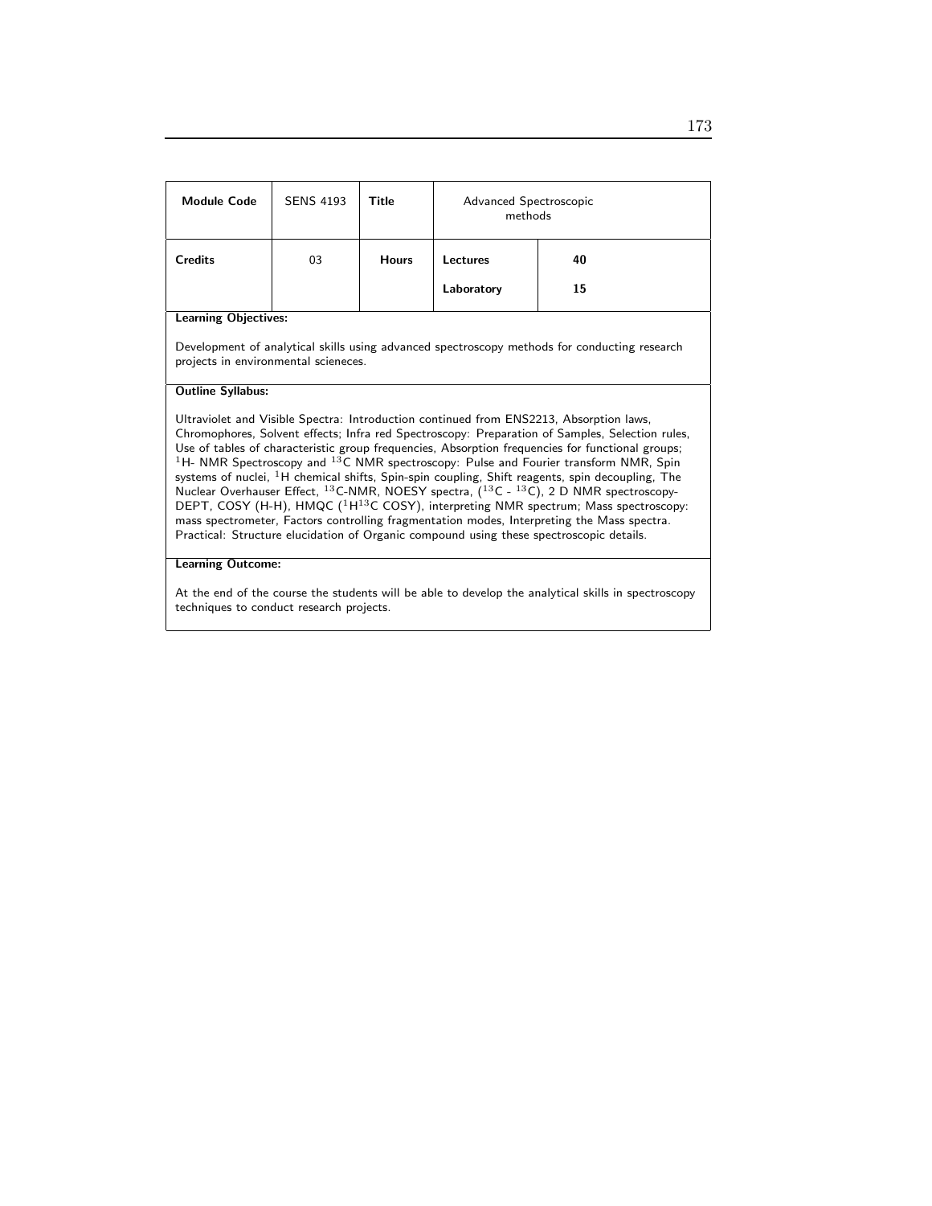| Module Code | SENS 4193 | Title | Advanced Spectroscopic methods | |
|---|---|---|---|---|
| Credits | 03 | Hours | Lectures | 40 |
| | | | Laboratory | 15 |

**Learning Objectives:**

Development of analytical skills using advanced spectroscopy methods for conducting research projects in environmental scieneces.

**Outline Syllabus:**

Ultraviolet and Visible Spectra: Introduction continued from ENS2213, Absorption laws, Chromophores, Solvent effects; Infra red Spectroscopy: Preparation of Samples, Selection rules, Use of tables of characteristic group frequencies, Absorption frequencies for functional groups; $^{1}$H- NMR Spectroscopy and $^{13}$C NMR spectroscopy: Pulse and Fourier transform NMR, Spin systems of nuclei, $^{1}$H chemical shifts, Spin-spin coupling, Shift reagents, spin decoupling, The Nuclear Overhauser Effect, $^{13}$C-NMR, NOESY spectra, ($^{13}$C - $^{13}$C), 2 D NMR spectroscopy-DEPT, COSY (H-H), HMQC ($^{1}$H$^{13}$C COSY), interpreting NMR spectrum; Mass spectroscopy: mass spectrometer, Factors controlling fragmentation modes, Interpreting the Mass spectra. Practical: Structure elucidation of Organic compound using these spectroscopic details.

**Learning Outcome:**

At the end of the course the students will be able to develop the analytical skills in spectroscopy techniques to conduct research projects.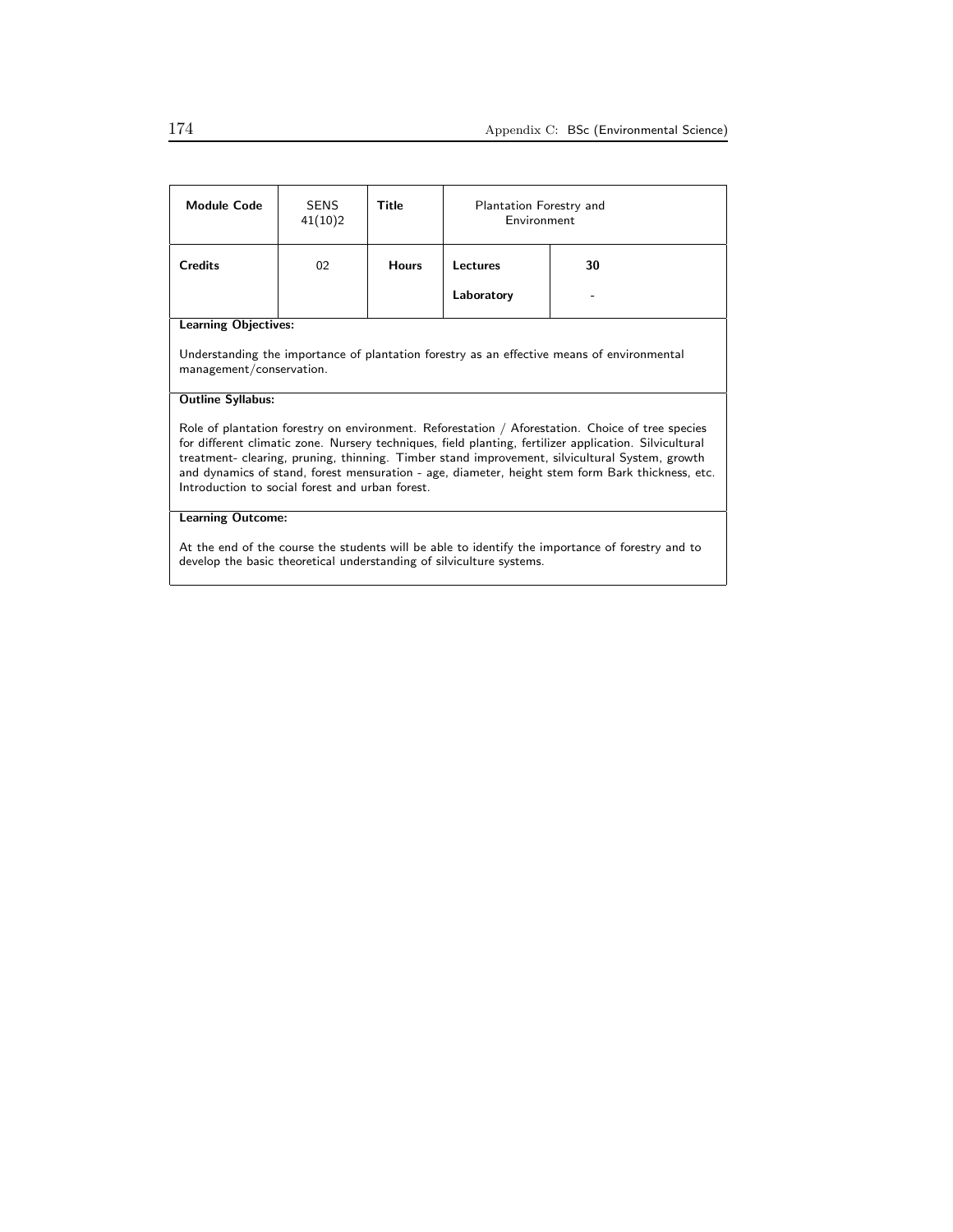| Module Code | SENS 41(10)2 | Title | Plantation Forestry and Environment | |
|---|---|---|---|---|
| Credits | 02 | Hours | Lectures | 30 |
| | | | Laboratory | - |

**Learning Objectives:**

Understanding the importance of plantation forestry as an effective means of environmental management/conservation.

**Outline Syllabus:**

Role of plantation forestry on environment. Reforestation / Aforestation. Choice of tree species for different climatic zone. Nursery techniques, field planting, fertilizer application. Silvicultural treatment- clearing, pruning, thinning. Timber stand improvement, silvicultural System, growth and dynamics of stand, forest mensuration - age, diameter, height stem form Bark thickness, etc. Introduction to social forest and urban forest.

**Learning Outcome:**

At the end of the course the students will be able to identify the importance of forestry and to develop the basic theoretical understanding of silviculture systems.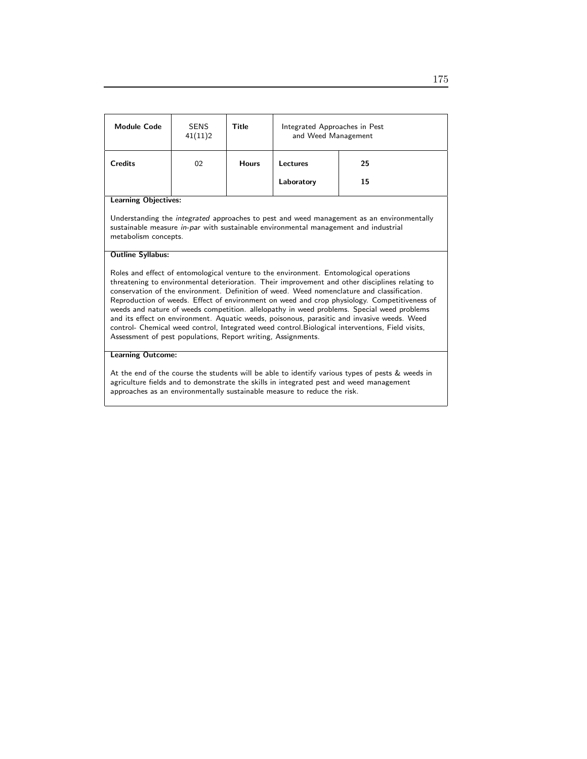| Module Code | SENS 41(11)2 | Title | Integrated Approaches in Pest and Weed Management | |
|---|---|---|---|---|
| Credits | 02 | Hours | Lectures | 25 |
| | | | Laboratory | 15 |

**Learning Objectives:**

Understanding the *integrated* approaches to pest and weed management as an environmentally sustainable measure *in-par* with sustainable environmental management and industrial metabolism concepts.

**Outline Syllabus:**

Roles and effect of entomological venture to the environment. Entomological operations threatening to environmental deterioration. Their improvement and other disciplines relating to conservation of the environment. Definition of weed. Weed nomenclature and classification. Reproduction of weeds. Effect of environment on weed and crop physiology. Competitiveness of weeds and nature of weeds competition. allelopathy in weed problems. Special weed problems and its effect on environment. Aquatic weeds, poisonous, parasitic and invasive weeds. Weed control- Chemical weed control, Integrated weed control.Biological interventions, Field visits, Assessment of pest populations, Report writing, Assignments.

**Learning Outcome:**

At the end of the course the students will be able to identify various types of pests & weeds in agriculture fields and to demonstrate the skills in integrated pest and weed management approaches as an environmentally sustainable measure to reduce the risk.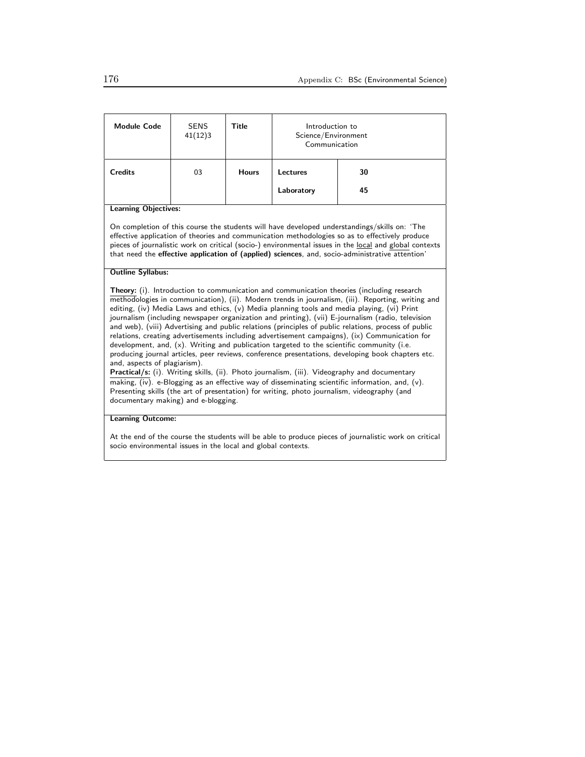| **Module Code** | SENS 41(12)3 | **Title** | Introduction to Science/Environment Communication | |
|---|---|---|---|---|
| **Credits** | 03 | **Hours** | **Lectures** | **30** |
| | | | **Laboratory** | **45** |

**Learning Objectives:**

On completion of this course the students will have developed understandings/skills on: 'The effective application of theories and communication methodologies so as to effectively produce pieces of journalistic work on critical (socio-) environmental issues in the local and global contexts that need the **effective application of (applied) sciences**, and, socio-administrative attention'

**Outline Syllabus:**

**Theory:** (i). Introduction to communication and communication theories (including research methodologies in communication), (ii). Modern trends in journalism, (iii). Reporting, writing and editing, (iv) Media Laws and ethics, (v) Media planning tools and media playing, (vi) Print journalism (including newspaper organization and printing), (vii) E-journalism (radio, television and web), (viii) Advertising and public relations (principles of public relations, process of public relations, creating advertisements including advertisement campaigns), (ix) Communication for development, and, (x). Writing and publication targeted to the scientific community (i.e. producing journal articles, peer reviews, conference presentations, developing book chapters etc. and, aspects of plagiarism).

**Practical/s:** (i). Writing skills, (ii). Photo journalism, (iii). Videography and documentary making, (iv). e-Blogging as an effective way of disseminating scientific information, and, (v). Presenting skills (the art of presentation) for writing, photo journalism, videography (and documentary making) and e-blogging.

**Learning Outcome:**

At the end of the course the students will be able to produce pieces of journalistic work on critical socio environmental issues in the local and global contexts.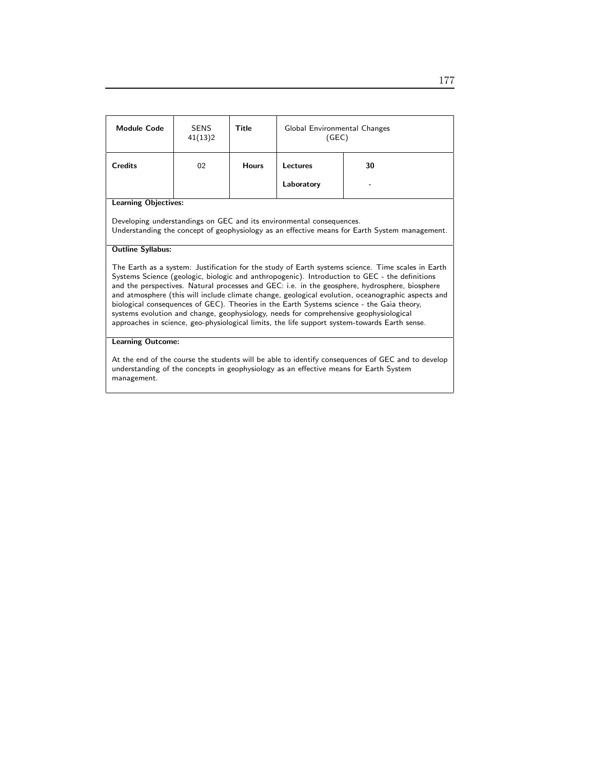| **Module Code** | SENS 41(13)2 | **Title** | Global Environmental Changes (GEC) | |
|---|---|---|---|---|
| **Credits** | 02 | **Hours** | **Lectures** | **30** |
| | | | **Laboratory** | - |

**Learning Objectives:**

Developing understandings on GEC and its environmental consequences.
Understanding the concept of geophysiology as an effective means for Earth System management.

**Outline Syllabus:**

The Earth as a system: Justification for the study of Earth systems science. Time scales in Earth Systems Science (geologic, biologic and anthropogenic). Introduction to GEC - the definitions and the perspectives. Natural processes and GEC: i.e. in the geosphere, hydrosphere, biosphere and atmosphere (this will include climate change, geological evolution, oceanographic aspects and biological consequences of GEC). Theories in the Earth Systems science - the Gaia theory, systems evolution and change, geophysiology, needs for comprehensive geophysiological approaches in science, geo-physiological limits, the life support system-towards Earth sense.

**Learning Outcome:**

At the end of the course the students will be able to identify consequences of GEC and to develop understanding of the concepts in geophysiology as an effective means for Earth System management.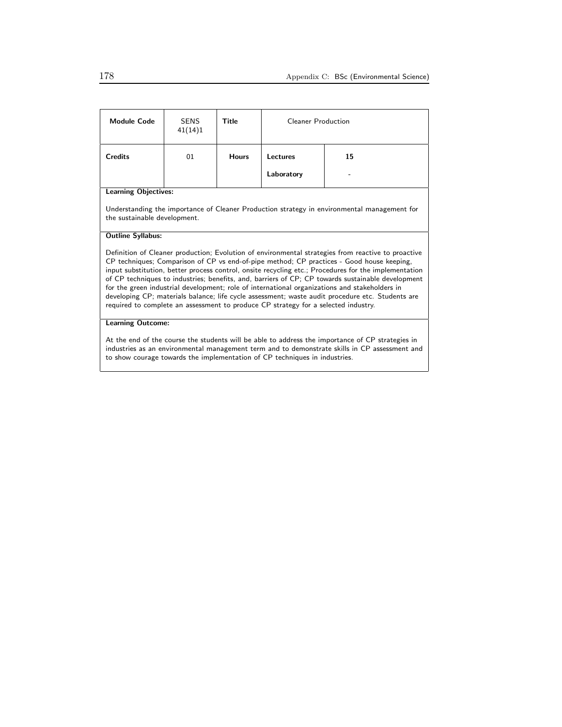| Module Code | SENS 41(14)1 | Title | Cleaner Production | |
|---|---|---|---|---|
| Credits | 01 | Hours | Lectures | 15 |
| | | | Laboratory | - |

**Learning Objectives:**

Understanding the importance of Cleaner Production strategy in environmental management for the sustainable development.

**Outline Syllabus:**

Definition of Cleaner production; Evolution of environmental strategies from reactive to proactive CP techniques; Comparison of CP vs end-of-pipe method; CP practices - Good house keeping, input substitution, better process control, onsite recycling etc.; Procedures for the implementation of CP techniques to industries; benefits, and, barriers of CP; CP towards sustainable development for the green industrial development; role of international organizations and stakeholders in developing CP; materials balance; life cycle assessment; waste audit procedure etc. Students are required to complete an assessment to produce CP strategy for a selected industry.

**Learning Outcome:**

At the end of the course the students will be able to address the importance of CP strategies in industries as an environmental management term and to demonstrate skills in CP assessment and to show courage towards the implementation of CP techniques in industries.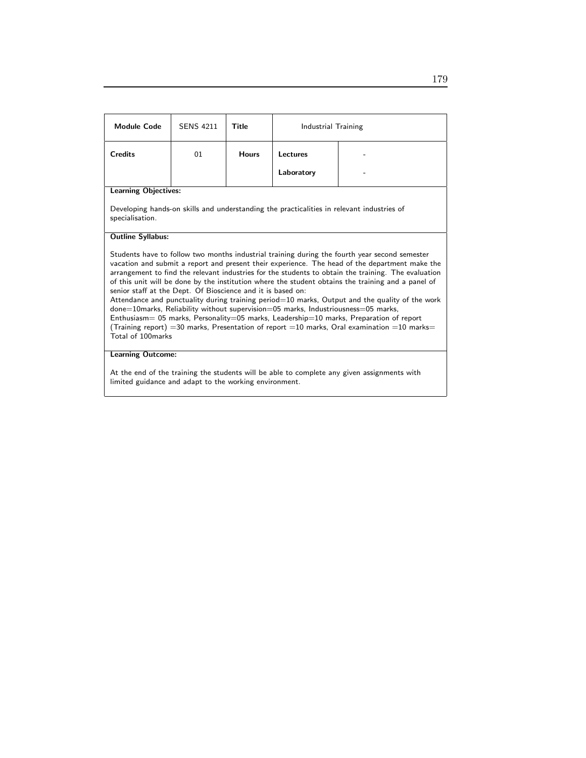| **Module Code** | SENS 4211 | **Title** | Industrial Training | |
|---|---|---|---|---|
| **Credits** | 01 | **Hours** | **Lectures** | - |
| | | | **Laboratory** | - |

**Learning Objectives:**

Developing hands-on skills and understanding the practicalities in relevant industries of specialisation.

**Outline Syllabus:**

Students have to follow two months industrial training during the fourth year second semester vacation and submit a report and present their experience. The head of the department make the arrangement to find the relevant industries for the students to obtain the training. The evaluation of this unit will be done by the institution where the student obtains the training and a panel of senior staff at the Dept. Of Bioscience and it is based on:
Attendance and punctuality during training period=10 marks, Output and the quality of the work done=10marks, Reliability without supervision=05 marks, Industriousness=05 marks, Enthusiasm= 05 marks, Personality=05 marks, Leadership=10 marks, Preparation of report (Training report) =30 marks, Presentation of report =10 marks, Oral examination =10 marks= Total of 100marks

**Learning Outcome:**

At the end of the training the students will be able to complete any given assignments with limited guidance and adapt to the working environment.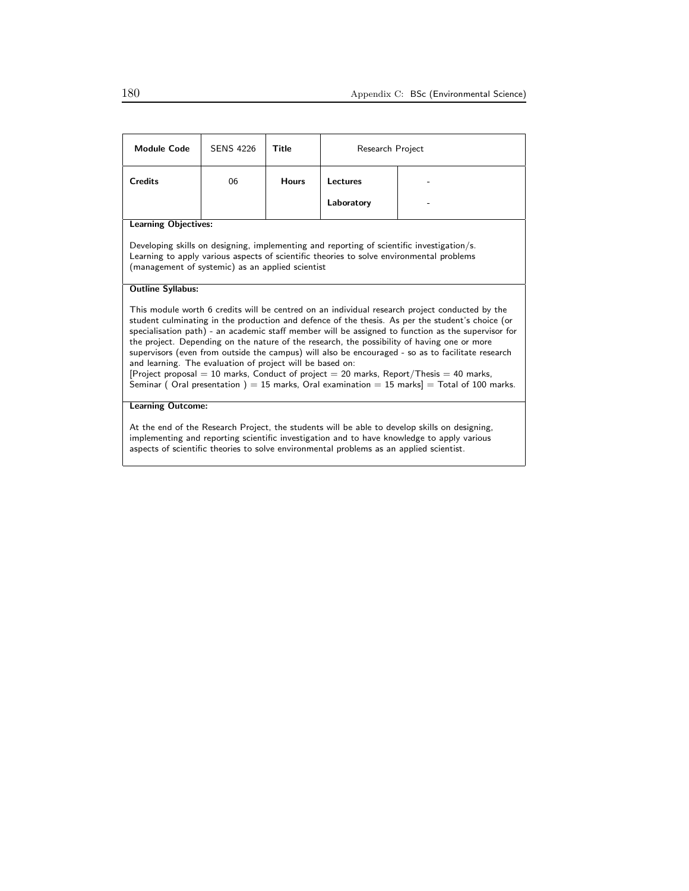| Module Code | SENS 4226 | Title | Research Project | |
|---|---|---|---|---|
| **Credits** | 06 | **Hours** | **Lectures** | - |
| | | | **Laboratory** | - |

**Learning Objectives:**

Developing skills on designing, implementing and reporting of scientific investigation/s.
Learning to apply various aspects of scientific theories to solve environmental problems (management of systemic) as an applied scientist

**Outline Syllabus:**

This module worth 6 credits will be centred on an individual research project conducted by the student culminating in the production and defence of the thesis. As per the student's choice (or specialisation path) - an academic staff member will be assigned to function as the supervisor for the project. Depending on the nature of the research, the possibility of having one or more supervisors (even from outside the campus) will also be encouraged - so as to facilitate research and learning. The evaluation of project will be based on:
[Project proposal = 10 marks, Conduct of project = 20 marks, Report/Thesis = 40 marks, Seminar ( Oral presentation ) = 15 marks, Oral examination = 15 marks] = Total of 100 marks.

**Learning Outcome:**

At the end of the Research Project, the students will be able to develop skills on designing, implementing and reporting scientific investigation and to have knowledge to apply various aspects of scientific theories to solve environmental problems as an applied scientist.